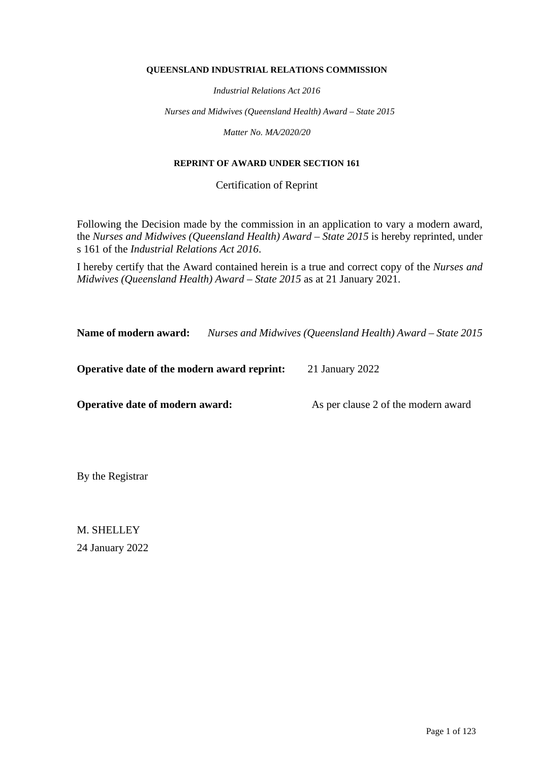**QUEENSLAND INDUSTRIAL RELATIONS COMMISSION**

*Industrial Relations Act 2016*

*Nurses and Midwives (Queensland Health) Award – State 2015*

*Matter No. MA/2020/20*

**REPRINT OF AWARD UNDER SECTION 161**

Certification of Reprint

Following the Decision made by the commission in an application to vary a modern award, the *Nurses and Midwives (Queensland Health) Award – State 2015* is hereby reprinted, under s 161 of the *Industrial Relations Act 2016*.

I hereby certify that the Award contained herein is a true and correct copy of the *Nurses and Midwives (Queensland Health) Award – State 2015* as at 21 January 2021.

**Name of modern award:** *Nurses and Midwives (Queensland Health) Award – State 2015*

**Operative date of the modern award reprint:** 21 January 2022

**Operative date of modern award:** As per clause 2 of the modern award

By the Registrar

M. SHELLEY

24 January 2022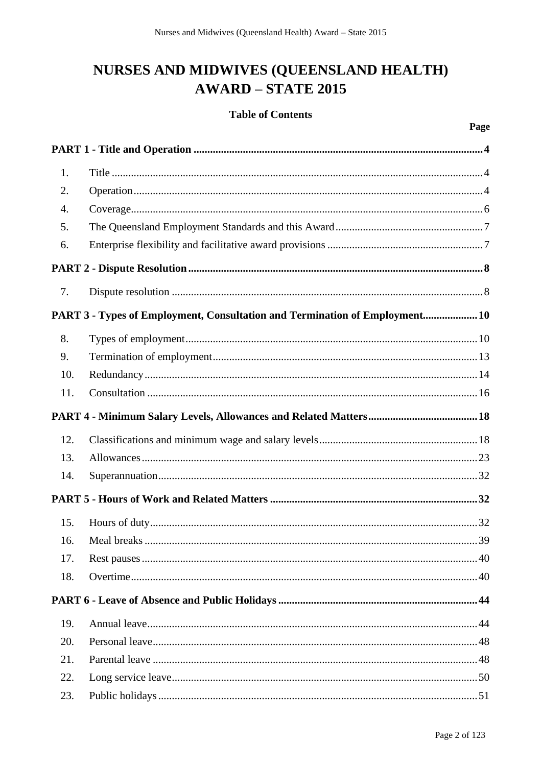# NURSES AND MIDWIVES (QUEENSLAND HEALTH) AWARD – STATE 2015

## Table of Contents

| | | Page |
|---|---|---|
| **PART 1 - Title and Operation** | | **4** |
| 1. | Title | 4 |
| 2. | Operation | 4 |
| 4. | Coverage | 6 |
| 5. | The Queensland Employment Standards and this Award | 7 |
| 6. | Enterprise flexibility and facilitative award provisions | 7 |
| **PART 2 - Dispute Resolution** | | **8** |
| 7. | Dispute resolution | 8 |
| **PART 3 - Types of Employment, Consultation and Termination of Employment** | | **10** |
| 8. | Types of employment | 10 |
| 9. | Termination of employment | 13 |
| 10. | Redundancy | 14 |
| 11. | Consultation | 16 |
| **PART 4 - Minimum Salary Levels, Allowances and Related Matters** | | **18** |
| 12. | Classifications and minimum wage and salary levels | 18 |
| 13. | Allowances | 23 |
| 14. | Superannuation | 32 |
| **PART 5 - Hours of Work and Related Matters** | | **32** |
| 15. | Hours of duty | 32 |
| 16. | Meal breaks | 39 |
| 17. | Rest pauses | 40 |
| 18. | Overtime | 40 |
| **PART 6 - Leave of Absence and Public Holidays** | | **44** |
| 19. | Annual leave | 44 |
| 20. | Personal leave | 48 |
| 21. | Parental leave | 48 |
| 22. | Long service leave | 50 |
| 23. | Public holidays | 51 |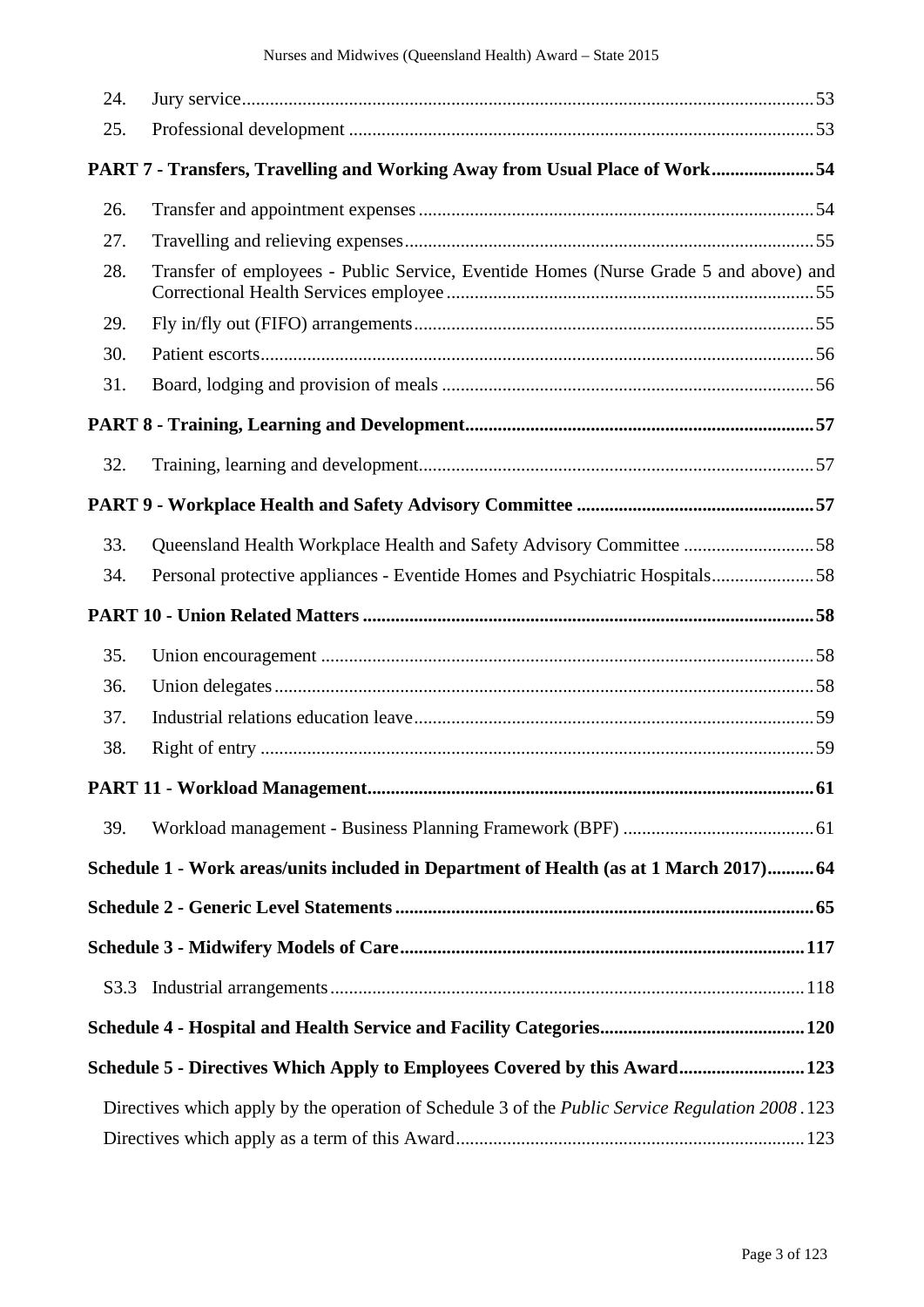24. Jury service 53
25. Professional development 53

**PART 7 - Transfers, Travelling and Working Away from Usual Place of Work 54**

26. Transfer and appointment expenses 54
27. Travelling and relieving expenses 55
28. Transfer of employees - Public Service, Eventide Homes (Nurse Grade 5 and above) and Correctional Health Services employee 55
29. Fly in/fly out (FIFO) arrangements 55
30. Patient escorts 56
31. Board, lodging and provision of meals 56

**PART 8 - Training, Learning and Development 57**

32. Training, learning and development 57

**PART 9 - Workplace Health and Safety Advisory Committee 57**

33. Queensland Health Workplace Health and Safety Advisory Committee 58
34. Personal protective appliances - Eventide Homes and Psychiatric Hospitals 58

**PART 10 - Union Related Matters 58**

35. Union encouragement 58
36. Union delegates 58
37. Industrial relations education leave 59
38. Right of entry 59

**PART 11 - Workload Management 61**

39. Workload management - Business Planning Framework (BPF) 61

**Schedule 1 - Work areas/units included in Department of Health (as at 1 March 2017) 64**

**Schedule 2 - Generic Level Statements 65**

**Schedule 3 - Midwifery Models of Care 117**

S3.3 Industrial arrangements 118

**Schedule 4 - Hospital and Health Service and Facility Categories 120**

**Schedule 5 - Directives Which Apply to Employees Covered by this Award 123**

Directives which apply by the operation of Schedule 3 of the *Public Service Regulation 2008* 123

Directives which apply as a term of this Award 123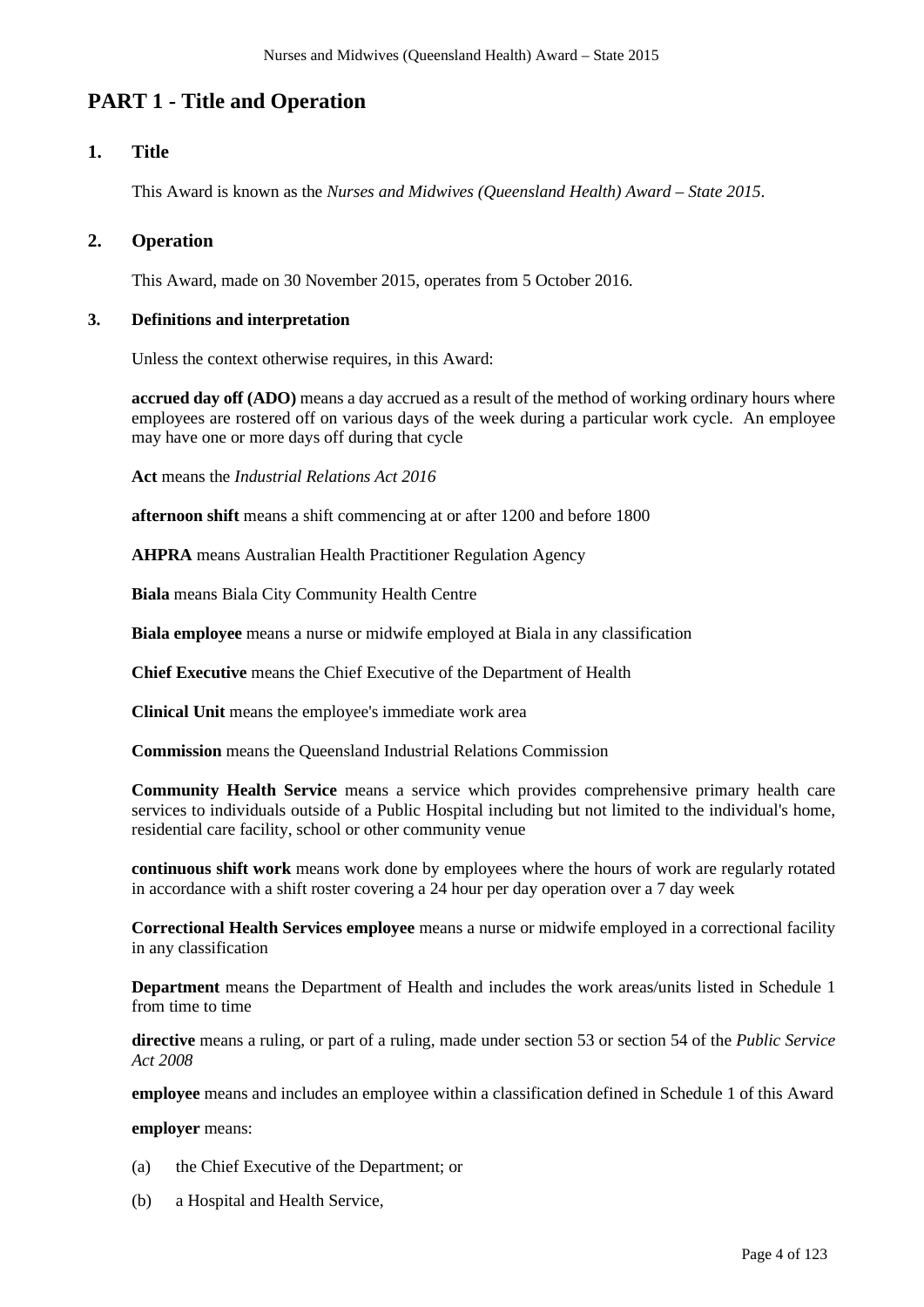# PART 1 - Title and Operation

## 1. Title

This Award is known as the *Nurses and Midwives (Queensland Health) Award – State 2015*.

## 2. Operation

This Award, made on 30 November 2015, operates from 5 October 2016.

### 3. Definitions and interpretation

Unless the context otherwise requires, in this Award:

**accrued day off (ADO)** means a day accrued as a result of the method of working ordinary hours where employees are rostered off on various days of the week during a particular work cycle. An employee may have one or more days off during that cycle

**Act** means the *Industrial Relations Act 2016*

**afternoon shift** means a shift commencing at or after 1200 and before 1800

**AHPRA** means Australian Health Practitioner Regulation Agency

**Biala** means Biala City Community Health Centre

**Biala employee** means a nurse or midwife employed at Biala in any classification

**Chief Executive** means the Chief Executive of the Department of Health

**Clinical Unit** means the employee's immediate work area

**Commission** means the Queensland Industrial Relations Commission

**Community Health Service** means a service which provides comprehensive primary health care services to individuals outside of a Public Hospital including but not limited to the individual's home, residential care facility, school or other community venue

**continuous shift work** means work done by employees where the hours of work are regularly rotated in accordance with a shift roster covering a 24 hour per day operation over a 7 day week

**Correctional Health Services employee** means a nurse or midwife employed in a correctional facility in any classification

**Department** means the Department of Health and includes the work areas/units listed in Schedule 1 from time to time

**directive** means a ruling, or part of a ruling, made under section 53 or section 54 of the *Public Service Act 2008*

**employee** means and includes an employee within a classification defined in Schedule 1 of this Award

**employer** means:

(a) the Chief Executive of the Department; or

(b) a Hospital and Health Service,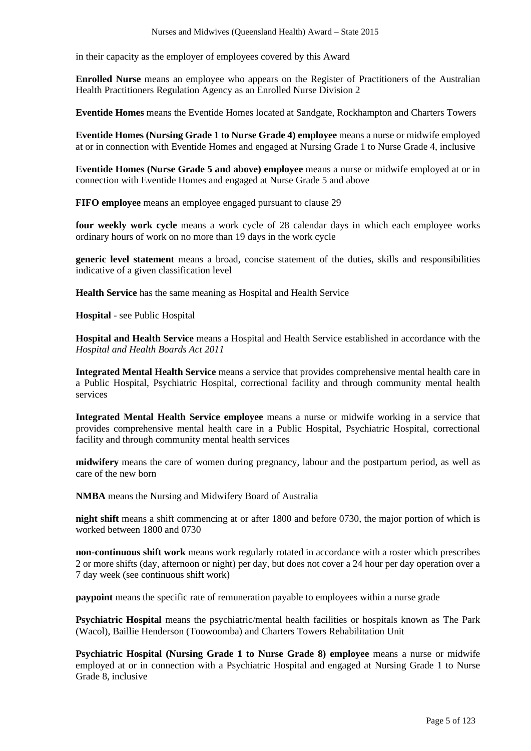in their capacity as the employer of employees covered by this Award

**Enrolled Nurse** means an employee who appears on the Register of Practitioners of the Australian Health Practitioners Regulation Agency as an Enrolled Nurse Division 2

**Eventide Homes** means the Eventide Homes located at Sandgate, Rockhampton and Charters Towers

**Eventide Homes (Nursing Grade 1 to Nurse Grade 4) employee** means a nurse or midwife employed at or in connection with Eventide Homes and engaged at Nursing Grade 1 to Nurse Grade 4, inclusive

**Eventide Homes (Nurse Grade 5 and above) employee** means a nurse or midwife employed at or in connection with Eventide Homes and engaged at Nurse Grade 5 and above

**FIFO employee** means an employee engaged pursuant to clause 29

**four weekly work cycle** means a work cycle of 28 calendar days in which each employee works ordinary hours of work on no more than 19 days in the work cycle

**generic level statement** means a broad, concise statement of the duties, skills and responsibilities indicative of a given classification level

**Health Service** has the same meaning as Hospital and Health Service

**Hospital** - see Public Hospital

**Hospital and Health Service** means a Hospital and Health Service established in accordance with the *Hospital and Health Boards Act 2011*

**Integrated Mental Health Service** means a service that provides comprehensive mental health care in a Public Hospital, Psychiatric Hospital, correctional facility and through community mental health services

**Integrated Mental Health Service employee** means a nurse or midwife working in a service that provides comprehensive mental health care in a Public Hospital, Psychiatric Hospital, correctional facility and through community mental health services

**midwifery** means the care of women during pregnancy, labour and the postpartum period, as well as care of the new born

**NMBA** means the Nursing and Midwifery Board of Australia

**night shift** means a shift commencing at or after 1800 and before 0730, the major portion of which is worked between 1800 and 0730

**non-continuous shift work** means work regularly rotated in accordance with a roster which prescribes 2 or more shifts (day, afternoon or night) per day, but does not cover a 24 hour per day operation over a 7 day week (see continuous shift work)

**paypoint** means the specific rate of remuneration payable to employees within a nurse grade

**Psychiatric Hospital** means the psychiatric/mental health facilities or hospitals known as The Park (Wacol), Baillie Henderson (Toowoomba) and Charters Towers Rehabilitation Unit

**Psychiatric Hospital (Nursing Grade 1 to Nurse Grade 8) employee** means a nurse or midwife employed at or in connection with a Psychiatric Hospital and engaged at Nursing Grade 1 to Nurse Grade 8, inclusive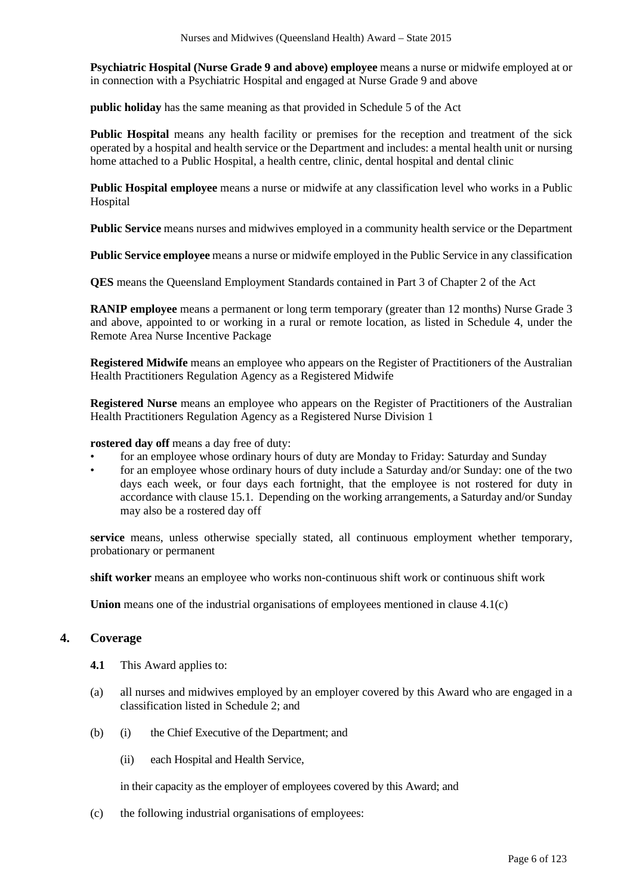**Psychiatric Hospital (Nurse Grade 9 and above) employee** means a nurse or midwife employed at or in connection with a Psychiatric Hospital and engaged at Nurse Grade 9 and above

**public holiday** has the same meaning as that provided in Schedule 5 of the Act

**Public Hospital** means any health facility or premises for the reception and treatment of the sick operated by a hospital and health service or the Department and includes: a mental health unit or nursing home attached to a Public Hospital, a health centre, clinic, dental hospital and dental clinic

**Public Hospital employee** means a nurse or midwife at any classification level who works in a Public Hospital

**Public Service** means nurses and midwives employed in a community health service or the Department

**Public Service employee** means a nurse or midwife employed in the Public Service in any classification

**QES** means the Queensland Employment Standards contained in Part 3 of Chapter 2 of the Act

**RANIP employee** means a permanent or long term temporary (greater than 12 months) Nurse Grade 3 and above, appointed to or working in a rural or remote location, as listed in Schedule 4, under the Remote Area Nurse Incentive Package

**Registered Midwife** means an employee who appears on the Register of Practitioners of the Australian Health Practitioners Regulation Agency as a Registered Midwife

**Registered Nurse** means an employee who appears on the Register of Practitioners of the Australian Health Practitioners Regulation Agency as a Registered Nurse Division 1

**rostered day off** means a day free of duty:

- for an employee whose ordinary hours of duty are Monday to Friday: Saturday and Sunday
- for an employee whose ordinary hours of duty include a Saturday and/or Sunday: one of the two days each week, or four days each fortnight, that the employee is not rostered for duty in accordance with clause 15.1. Depending on the working arrangements, a Saturday and/or Sunday may also be a rostered day off

**service** means, unless otherwise specially stated, all continuous employment whether temporary, probationary or permanent

**shift worker** means an employee who works non-continuous shift work or continuous shift work

**Union** means one of the industrial organisations of employees mentioned in clause 4.1(c)

## 4. Coverage

**4.1** This Award applies to:

(a) all nurses and midwives employed by an employer covered by this Award who are engaged in a classification listed in Schedule 2; and

(b) (i) the Chief Executive of the Department; and

(ii) each Hospital and Health Service,

in their capacity as the employer of employees covered by this Award; and

(c) the following industrial organisations of employees: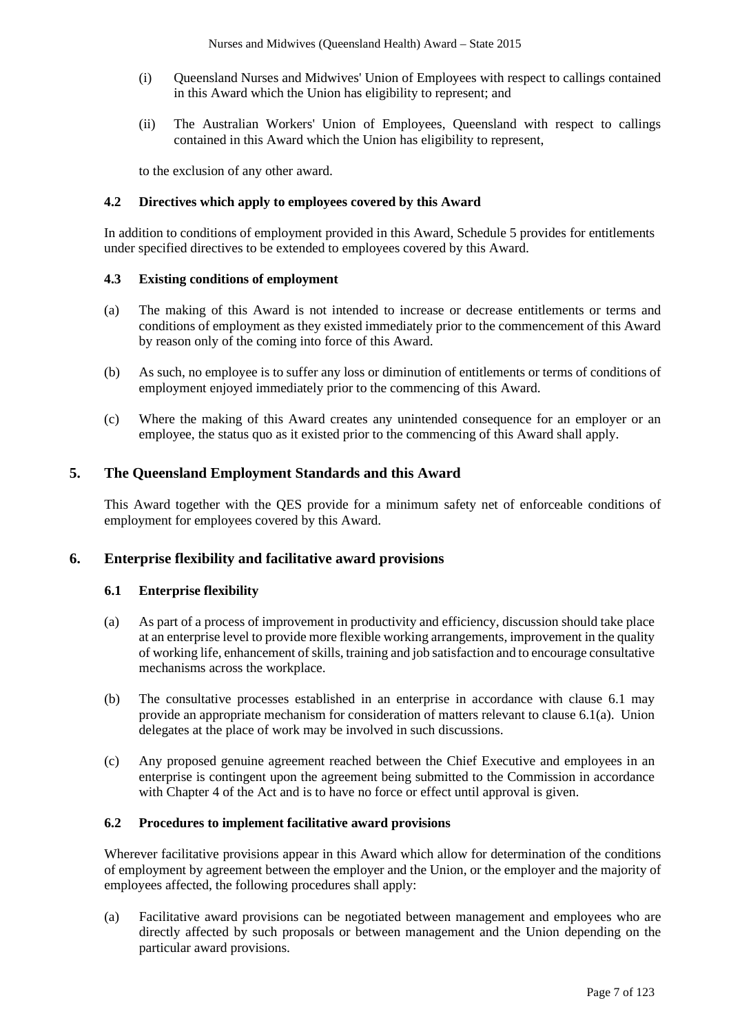(i) Queensland Nurses and Midwives' Union of Employees with respect to callings contained in this Award which the Union has eligibility to represent; and

(ii) The Australian Workers' Union of Employees, Queensland with respect to callings contained in this Award which the Union has eligibility to represent,

to the exclusion of any other award.

### 4.2 Directives which apply to employees covered by this Award

In addition to conditions of employment provided in this Award, Schedule 5 provides for entitlements under specified directives to be extended to employees covered by this Award.

### 4.3 Existing conditions of employment

(a) The making of this Award is not intended to increase or decrease entitlements or terms and conditions of employment as they existed immediately prior to the commencement of this Award by reason only of the coming into force of this Award.

(b) As such, no employee is to suffer any loss or diminution of entitlements or terms of conditions of employment enjoyed immediately prior to the commencing of this Award.

(c) Where the making of this Award creates any unintended consequence for an employer or an employee, the status quo as it existed prior to the commencing of this Award shall apply.

## 5. The Queensland Employment Standards and this Award

This Award together with the QES provide for a minimum safety net of enforceable conditions of employment for employees covered by this Award.

## 6. Enterprise flexibility and facilitative award provisions

### 6.1 Enterprise flexibility

(a) As part of a process of improvement in productivity and efficiency, discussion should take place at an enterprise level to provide more flexible working arrangements, improvement in the quality of working life, enhancement of skills, training and job satisfaction and to encourage consultative mechanisms across the workplace.

(b) The consultative processes established in an enterprise in accordance with clause 6.1 may provide an appropriate mechanism for consideration of matters relevant to clause 6.1(a). Union delegates at the place of work may be involved in such discussions.

(c) Any proposed genuine agreement reached between the Chief Executive and employees in an enterprise is contingent upon the agreement being submitted to the Commission in accordance with Chapter 4 of the Act and is to have no force or effect until approval is given.

### 6.2 Procedures to implement facilitative award provisions

Wherever facilitative provisions appear in this Award which allow for determination of the conditions of employment by agreement between the employer and the Union, or the employer and the majority of employees affected, the following procedures shall apply:

(a) Facilitative award provisions can be negotiated between management and employees who are directly affected by such proposals or between management and the Union depending on the particular award provisions.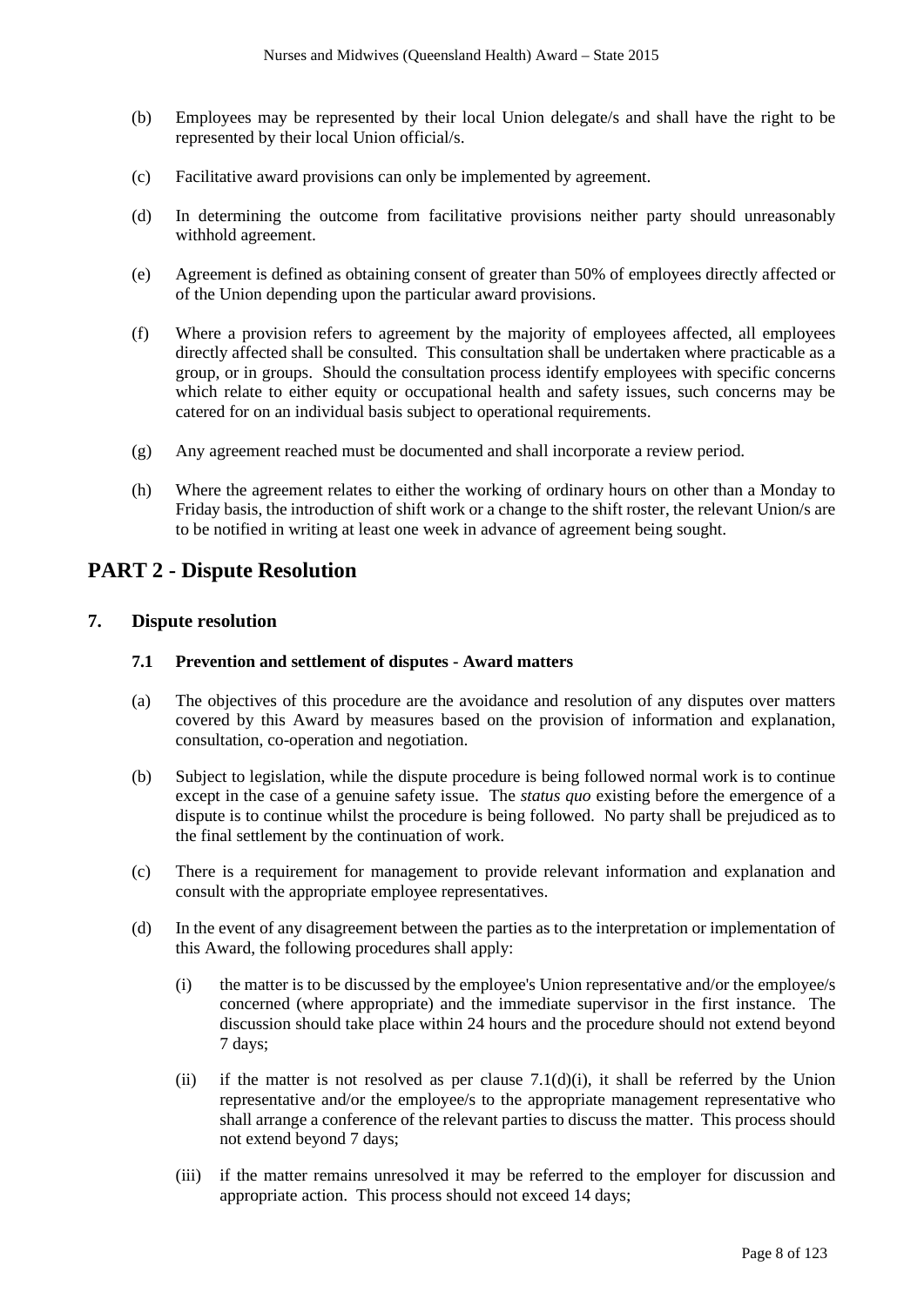(b) Employees may be represented by their local Union delegate/s and shall have the right to be represented by their local Union official/s.

(c) Facilitative award provisions can only be implemented by agreement.

(d) In determining the outcome from facilitative provisions neither party should unreasonably withhold agreement.

(e) Agreement is defined as obtaining consent of greater than 50% of employees directly affected or of the Union depending upon the particular award provisions.

(f) Where a provision refers to agreement by the majority of employees affected, all employees directly affected shall be consulted. This consultation shall be undertaken where practicable as a group, or in groups. Should the consultation process identify employees with specific concerns which relate to either equity or occupational health and safety issues, such concerns may be catered for on an individual basis subject to operational requirements.

(g) Any agreement reached must be documented and shall incorporate a review period.

(h) Where the agreement relates to either the working of ordinary hours on other than a Monday to Friday basis, the introduction of shift work or a change to the shift roster, the relevant Union/s are to be notified in writing at least one week in advance of agreement being sought.

# PART 2 - Dispute Resolution

## 7. Dispute resolution

### 7.1 Prevention and settlement of disputes - Award matters

(a) The objectives of this procedure are the avoidance and resolution of any disputes over matters covered by this Award by measures based on the provision of information and explanation, consultation, co-operation and negotiation.

(b) Subject to legislation, while the dispute procedure is being followed normal work is to continue except in the case of a genuine safety issue. The *status quo* existing before the emergence of a dispute is to continue whilst the procedure is being followed. No party shall be prejudiced as to the final settlement by the continuation of work.

(c) There is a requirement for management to provide relevant information and explanation and consult with the appropriate employee representatives.

(d) In the event of any disagreement between the parties as to the interpretation or implementation of this Award, the following procedures shall apply:

(i) the matter is to be discussed by the employee's Union representative and/or the employee/s concerned (where appropriate) and the immediate supervisor in the first instance. The discussion should take place within 24 hours and the procedure should not extend beyond 7 days;

(ii) if the matter is not resolved as per clause 7.1(d)(i), it shall be referred by the Union representative and/or the employee/s to the appropriate management representative who shall arrange a conference of the relevant parties to discuss the matter. This process should not extend beyond 7 days;

(iii) if the matter remains unresolved it may be referred to the employer for discussion and appropriate action. This process should not exceed 14 days;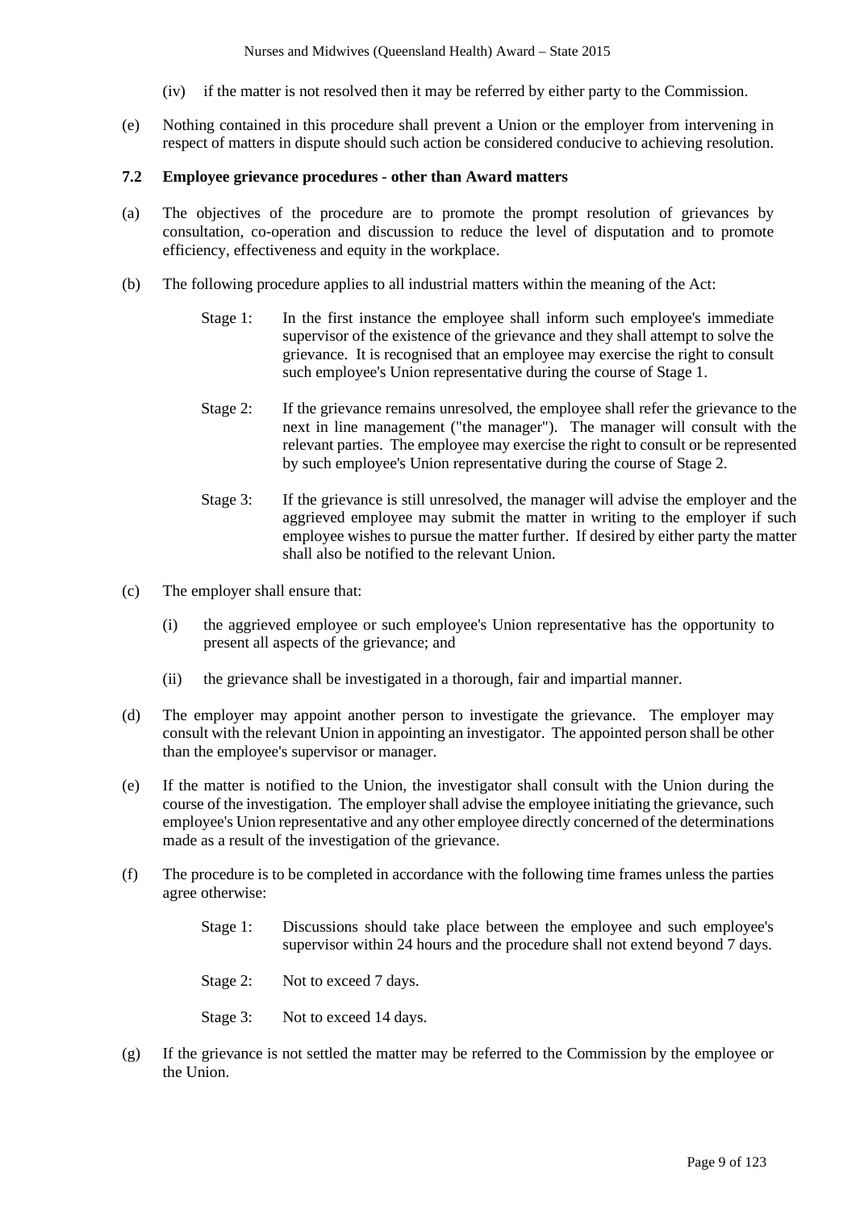(iv) if the matter is not resolved then it may be referred by either party to the Commission.

(e) Nothing contained in this procedure shall prevent a Union or the employer from intervening in respect of matters in dispute should such action be considered conducive to achieving resolution.

### 7.2 Employee grievance procedures - other than Award matters

(a) The objectives of the procedure are to promote the prompt resolution of grievances by consultation, co-operation and discussion to reduce the level of disputation and to promote efficiency, effectiveness and equity in the workplace.

(b) The following procedure applies to all industrial matters within the meaning of the Act:

Stage 1: In the first instance the employee shall inform such employee's immediate supervisor of the existence of the grievance and they shall attempt to solve the grievance. It is recognised that an employee may exercise the right to consult such employee's Union representative during the course of Stage 1.

Stage 2: If the grievance remains unresolved, the employee shall refer the grievance to the next in line management ("the manager"). The manager will consult with the relevant parties. The employee may exercise the right to consult or be represented by such employee's Union representative during the course of Stage 2.

Stage 3: If the grievance is still unresolved, the manager will advise the employer and the aggrieved employee may submit the matter in writing to the employer if such employee wishes to pursue the matter further. If desired by either party the matter shall also be notified to the relevant Union.

(c) The employer shall ensure that:

(i) the aggrieved employee or such employee's Union representative has the opportunity to present all aspects of the grievance; and

(ii) the grievance shall be investigated in a thorough, fair and impartial manner.

(d) The employer may appoint another person to investigate the grievance. The employer may consult with the relevant Union in appointing an investigator. The appointed person shall be other than the employee's supervisor or manager.

(e) If the matter is notified to the Union, the investigator shall consult with the Union during the course of the investigation. The employer shall advise the employee initiating the grievance, such employee's Union representative and any other employee directly concerned of the determinations made as a result of the investigation of the grievance.

(f) The procedure is to be completed in accordance with the following time frames unless the parties agree otherwise:

Stage 1: Discussions should take place between the employee and such employee's supervisor within 24 hours and the procedure shall not extend beyond 7 days.

Stage 2: Not to exceed 7 days.

Stage 3: Not to exceed 14 days.

(g) If the grievance is not settled the matter may be referred to the Commission by the employee or the Union.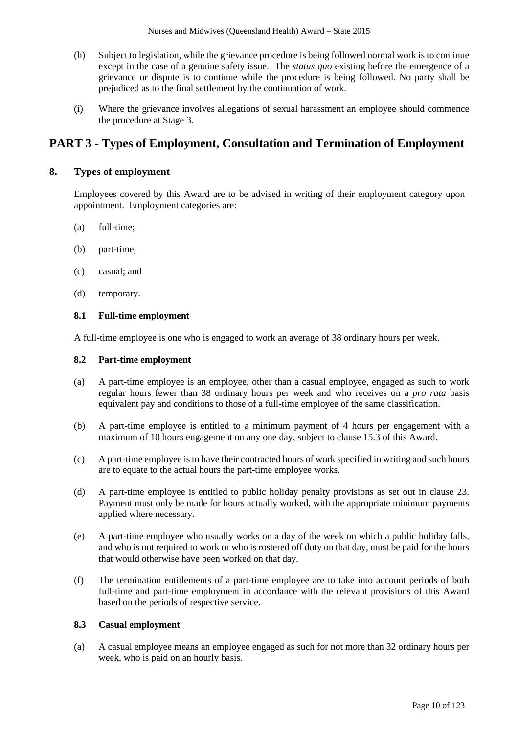(h) Subject to legislation, while the grievance procedure is being followed normal work is to continue except in the case of a genuine safety issue. The *status quo* existing before the emergence of a grievance or dispute is to continue while the procedure is being followed. No party shall be prejudiced as to the final settlement by the continuation of work.

(i) Where the grievance involves allegations of sexual harassment an employee should commence the procedure at Stage 3.

# PART 3 - Types of Employment, Consultation and Termination of Employment

## 8. Types of employment

Employees covered by this Award are to be advised in writing of their employment category upon appointment. Employment categories are:

(a) full-time;

(b) part-time;

(c) casual; and

(d) temporary.

### 8.1 Full-time employment

A full-time employee is one who is engaged to work an average of 38 ordinary hours per week.

### 8.2 Part-time employment

(a) A part-time employee is an employee, other than a casual employee, engaged as such to work regular hours fewer than 38 ordinary hours per week and who receives on a *pro rata* basis equivalent pay and conditions to those of a full-time employee of the same classification.

(b) A part-time employee is entitled to a minimum payment of 4 hours per engagement with a maximum of 10 hours engagement on any one day, subject to clause 15.3 of this Award.

(c) A part-time employee is to have their contracted hours of work specified in writing and such hours are to equate to the actual hours the part-time employee works.

(d) A part-time employee is entitled to public holiday penalty provisions as set out in clause 23. Payment must only be made for hours actually worked, with the appropriate minimum payments applied where necessary.

(e) A part-time employee who usually works on a day of the week on which a public holiday falls, and who is not required to work or who is rostered off duty on that day, must be paid for the hours that would otherwise have been worked on that day.

(f) The termination entitlements of a part-time employee are to take into account periods of both full-time and part-time employment in accordance with the relevant provisions of this Award based on the periods of respective service.

### 8.3 Casual employment

(a) A casual employee means an employee engaged as such for not more than 32 ordinary hours per week, who is paid on an hourly basis.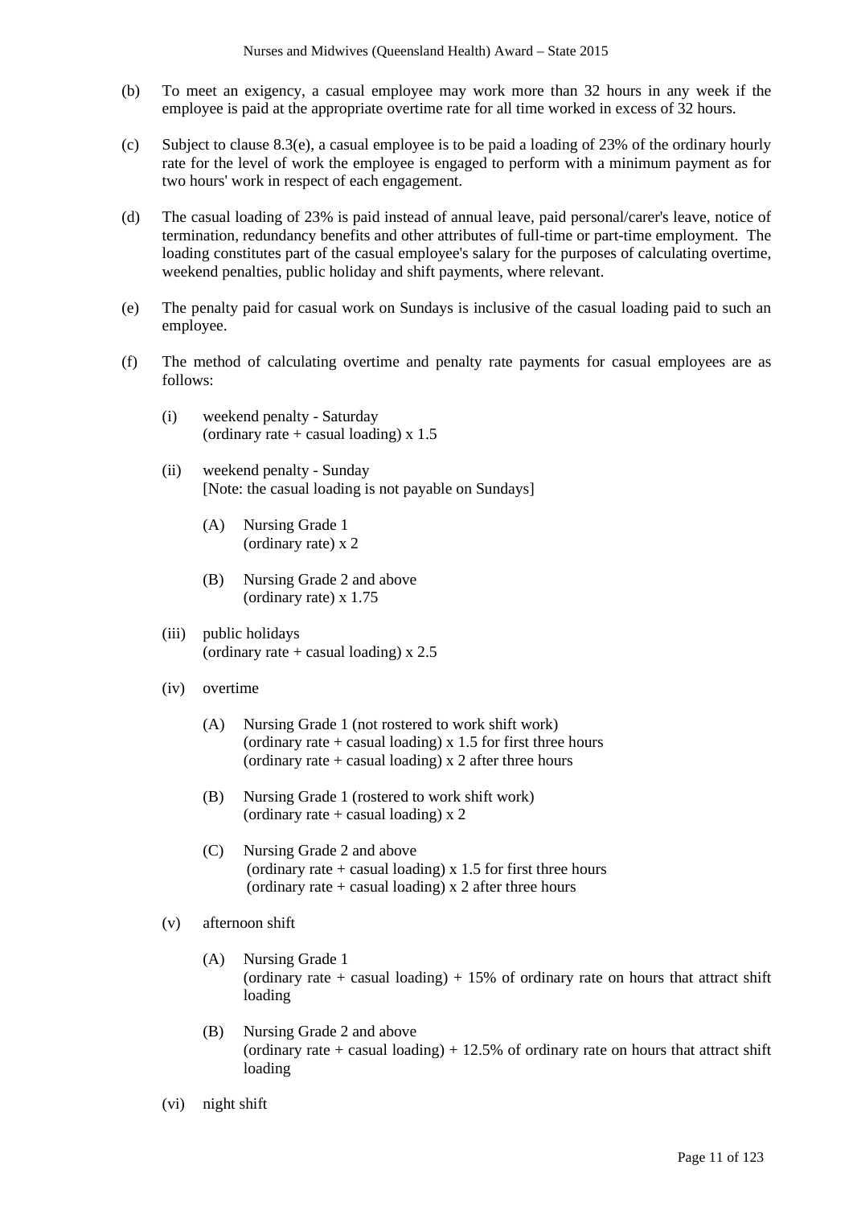(b) To meet an exigency, a casual employee may work more than 32 hours in any week if the employee is paid at the appropriate overtime rate for all time worked in excess of 32 hours.

(c) Subject to clause 8.3(e), a casual employee is to be paid a loading of 23% of the ordinary hourly rate for the level of work the employee is engaged to perform with a minimum payment as for two hours' work in respect of each engagement.

(d) The casual loading of 23% is paid instead of annual leave, paid personal/carer's leave, notice of termination, redundancy benefits and other attributes of full-time or part-time employment. The loading constitutes part of the casual employee's salary for the purposes of calculating overtime, weekend penalties, public holiday and shift payments, where relevant.

(e) The penalty paid for casual work on Sundays is inclusive of the casual loading paid to such an employee.

(f) The method of calculating overtime and penalty rate payments for casual employees are as follows:

   (i) weekend penalty - Saturday
   (ordinary rate + casual loading) x 1.5

   (ii) weekend penalty - Sunday
   [Note: the casual loading is not payable on Sundays]

      (A) Nursing Grade 1
      (ordinary rate) x 2

      (B) Nursing Grade 2 and above
      (ordinary rate) x 1.75

   (iii) public holidays
   (ordinary rate + casual loading) x 2.5

   (iv) overtime

      (A) Nursing Grade 1 (not rostered to work shift work)
      (ordinary rate + casual loading) x 1.5 for first three hours
      (ordinary rate + casual loading) x 2 after three hours

      (B) Nursing Grade 1 (rostered to work shift work)
      (ordinary rate + casual loading) x 2

      (C) Nursing Grade 2 and above
      (ordinary rate + casual loading) x 1.5 for first three hours
      (ordinary rate + casual loading) x 2 after three hours

   (v) afternoon shift

      (A) Nursing Grade 1
      (ordinary rate + casual loading) + 15% of ordinary rate on hours that attract shift loading

      (B) Nursing Grade 2 and above
      (ordinary rate + casual loading) + 12.5% of ordinary rate on hours that attract shift loading

   (vi) night shift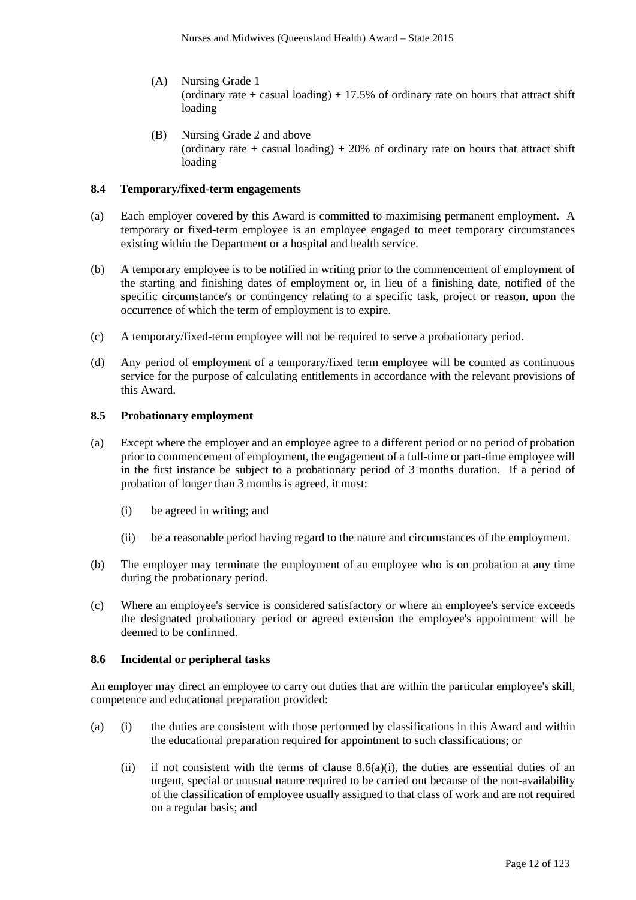(A) Nursing Grade 1
(ordinary rate + casual loading) + 17.5% of ordinary rate on hours that attract shift loading

(B) Nursing Grade 2 and above
(ordinary rate + casual loading) + 20% of ordinary rate on hours that attract shift loading

### 8.4 Temporary/fixed-term engagements

(a) Each employer covered by this Award is committed to maximising permanent employment. A temporary or fixed-term employee is an employee engaged to meet temporary circumstances existing within the Department or a hospital and health service.

(b) A temporary employee is to be notified in writing prior to the commencement of employment of the starting and finishing dates of employment or, in lieu of a finishing date, notified of the specific circumstance/s or contingency relating to a specific task, project or reason, upon the occurrence of which the term of employment is to expire.

(c) A temporary/fixed-term employee will not be required to serve a probationary period.

(d) Any period of employment of a temporary/fixed term employee will be counted as continuous service for the purpose of calculating entitlements in accordance with the relevant provisions of this Award.

### 8.5 Probationary employment

(a) Except where the employer and an employee agree to a different period or no period of probation prior to commencement of employment, the engagement of a full-time or part-time employee will in the first instance be subject to a probationary period of 3 months duration. If a period of probation of longer than 3 months is agreed, it must:

(i) be agreed in writing; and

(ii) be a reasonable period having regard to the nature and circumstances of the employment.

(b) The employer may terminate the employment of an employee who is on probation at any time during the probationary period.

(c) Where an employee's service is considered satisfactory or where an employee's service exceeds the designated probationary period or agreed extension the employee's appointment will be deemed to be confirmed.

### 8.6 Incidental or peripheral tasks

An employer may direct an employee to carry out duties that are within the particular employee's skill, competence and educational preparation provided:

(a) (i) the duties are consistent with those performed by classifications in this Award and within the educational preparation required for appointment to such classifications; or

(ii) if not consistent with the terms of clause 8.6(a)(i), the duties are essential duties of an urgent, special or unusual nature required to be carried out because of the non-availability of the classification of employee usually assigned to that class of work and are not required on a regular basis; and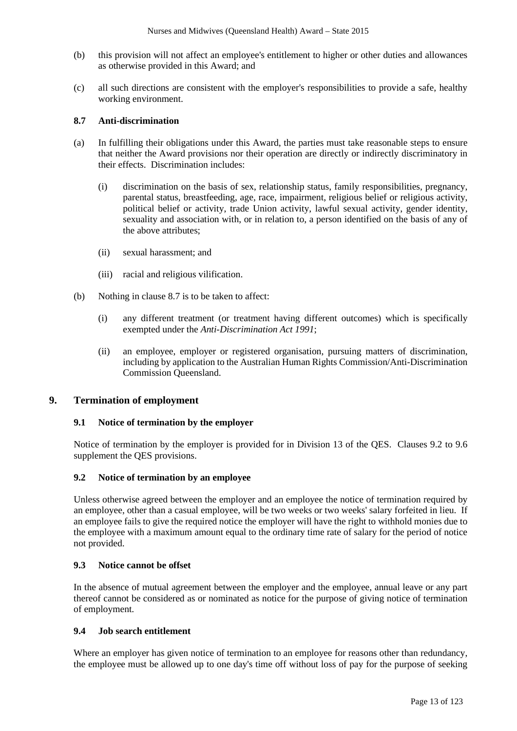(b) this provision will not affect an employee's entitlement to higher or other duties and allowances as otherwise provided in this Award; and

(c) all such directions are consistent with the employer's responsibilities to provide a safe, healthy working environment.

### 8.7 Anti-discrimination

(a) In fulfilling their obligations under this Award, the parties must take reasonable steps to ensure that neither the Award provisions nor their operation are directly or indirectly discriminatory in their effects. Discrimination includes:

  (i) discrimination on the basis of sex, relationship status, family responsibilities, pregnancy, parental status, breastfeeding, age, race, impairment, religious belief or religious activity, political belief or activity, trade Union activity, lawful sexual activity, gender identity, sexuality and association with, or in relation to, a person identified on the basis of any of the above attributes;

  (ii) sexual harassment; and

  (iii) racial and religious vilification.

(b) Nothing in clause 8.7 is to be taken to affect:

  (i) any different treatment (or treatment having different outcomes) which is specifically exempted under the *Anti-Discrimination Act 1991*;

  (ii) an employee, employer or registered organisation, pursuing matters of discrimination, including by application to the Australian Human Rights Commission/Anti-Discrimination Commission Queensland.

## 9. Termination of employment

### 9.1 Notice of termination by the employer

Notice of termination by the employer is provided for in Division 13 of the QES. Clauses 9.2 to 9.6 supplement the QES provisions.

### 9.2 Notice of termination by an employee

Unless otherwise agreed between the employer and an employee the notice of termination required by an employee, other than a casual employee, will be two weeks or two weeks' salary forfeited in lieu. If an employee fails to give the required notice the employer will have the right to withhold monies due to the employee with a maximum amount equal to the ordinary time rate of salary for the period of notice not provided.

### 9.3 Notice cannot be offset

In the absence of mutual agreement between the employer and the employee, annual leave or any part thereof cannot be considered as or nominated as notice for the purpose of giving notice of termination of employment.

### 9.4 Job search entitlement

Where an employer has given notice of termination to an employee for reasons other than redundancy, the employee must be allowed up to one day's time off without loss of pay for the purpose of seeking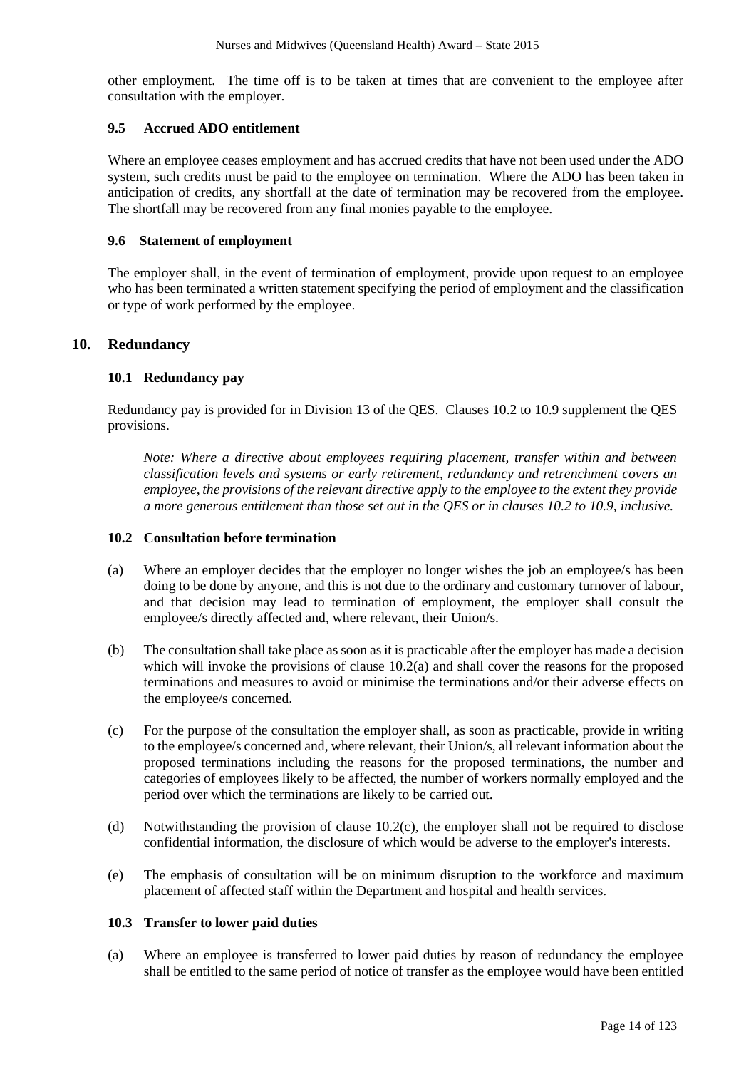other employment. The time off is to be taken at times that are convenient to the employee after consultation with the employer.

### 9.5 Accrued ADO entitlement

Where an employee ceases employment and has accrued credits that have not been used under the ADO system, such credits must be paid to the employee on termination. Where the ADO has been taken in anticipation of credits, any shortfall at the date of termination may be recovered from the employee. The shortfall may be recovered from any final monies payable to the employee.

### 9.6 Statement of employment

The employer shall, in the event of termination of employment, provide upon request to an employee who has been terminated a written statement specifying the period of employment and the classification or type of work performed by the employee.

## 10. Redundancy

### 10.1 Redundancy pay

Redundancy pay is provided for in Division 13 of the QES. Clauses 10.2 to 10.9 supplement the QES provisions.

*Note: Where a directive about employees requiring placement, transfer within and between classification levels and systems or early retirement, redundancy and retrenchment covers an employee, the provisions of the relevant directive apply to the employee to the extent they provide a more generous entitlement than those set out in the QES or in clauses 10.2 to 10.9, inclusive.*

### 10.2 Consultation before termination

(a) Where an employer decides that the employer no longer wishes the job an employee/s has been doing to be done by anyone, and this is not due to the ordinary and customary turnover of labour, and that decision may lead to termination of employment, the employer shall consult the employee/s directly affected and, where relevant, their Union/s.

(b) The consultation shall take place as soon as it is practicable after the employer has made a decision which will invoke the provisions of clause 10.2(a) and shall cover the reasons for the proposed terminations and measures to avoid or minimise the terminations and/or their adverse effects on the employee/s concerned.

(c) For the purpose of the consultation the employer shall, as soon as practicable, provide in writing to the employee/s concerned and, where relevant, their Union/s, all relevant information about the proposed terminations including the reasons for the proposed terminations, the number and categories of employees likely to be affected, the number of workers normally employed and the period over which the terminations are likely to be carried out.

(d) Notwithstanding the provision of clause 10.2(c), the employer shall not be required to disclose confidential information, the disclosure of which would be adverse to the employer's interests.

(e) The emphasis of consultation will be on minimum disruption to the workforce and maximum placement of affected staff within the Department and hospital and health services.

### 10.3 Transfer to lower paid duties

(a) Where an employee is transferred to lower paid duties by reason of redundancy the employee shall be entitled to the same period of notice of transfer as the employee would have been entitled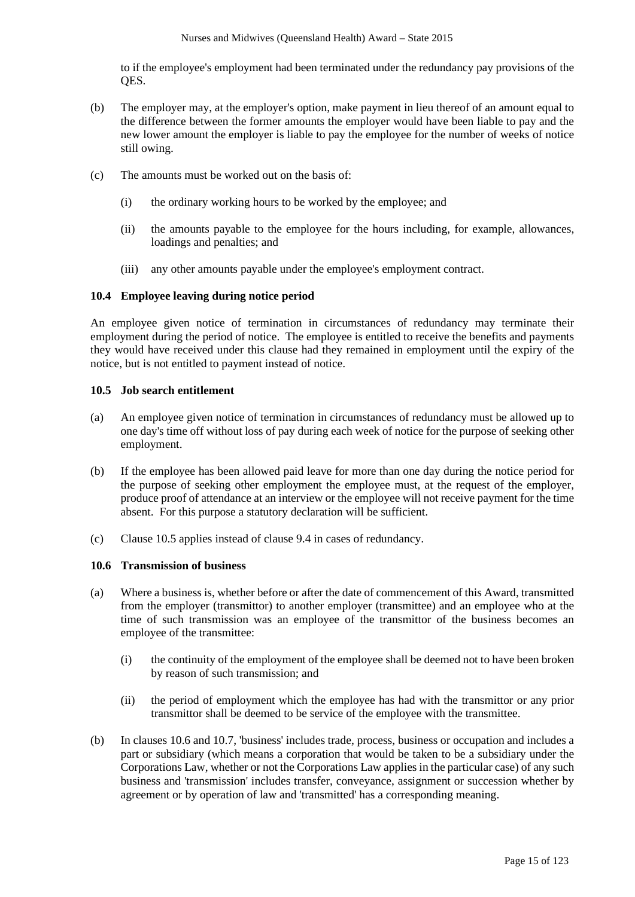to if the employee's employment had been terminated under the redundancy pay provisions of the QES.

(b) The employer may, at the employer's option, make payment in lieu thereof of an amount equal to the difference between the former amounts the employer would have been liable to pay and the new lower amount the employer is liable to pay the employee for the number of weeks of notice still owing.

(c) The amounts must be worked out on the basis of:

(i) the ordinary working hours to be worked by the employee; and

(ii) the amounts payable to the employee for the hours including, for example, allowances, loadings and penalties; and

(iii) any other amounts payable under the employee's employment contract.

### 10.4 Employee leaving during notice period

An employee given notice of termination in circumstances of redundancy may terminate their employment during the period of notice. The employee is entitled to receive the benefits and payments they would have received under this clause had they remained in employment until the expiry of the notice, but is not entitled to payment instead of notice.

### 10.5 Job search entitlement

(a) An employee given notice of termination in circumstances of redundancy must be allowed up to one day's time off without loss of pay during each week of notice for the purpose of seeking other employment.

(b) If the employee has been allowed paid leave for more than one day during the notice period for the purpose of seeking other employment the employee must, at the request of the employer, produce proof of attendance at an interview or the employee will not receive payment for the time absent. For this purpose a statutory declaration will be sufficient.

(c) Clause 10.5 applies instead of clause 9.4 in cases of redundancy.

### 10.6 Transmission of business

(a) Where a business is, whether before or after the date of commencement of this Award, transmitted from the employer (transmittor) to another employer (transmittee) and an employee who at the time of such transmission was an employee of the transmittor of the business becomes an employee of the transmittee:

(i) the continuity of the employment of the employee shall be deemed not to have been broken by reason of such transmission; and

(ii) the period of employment which the employee has had with the transmittor or any prior transmittor shall be deemed to be service of the employee with the transmittee.

(b) In clauses 10.6 and 10.7, 'business' includes trade, process, business or occupation and includes a part or subsidiary (which means a corporation that would be taken to be a subsidiary under the Corporations Law, whether or not the Corporations Law applies in the particular case) of any such business and 'transmission' includes transfer, conveyance, assignment or succession whether by agreement or by operation of law and 'transmitted' has a corresponding meaning.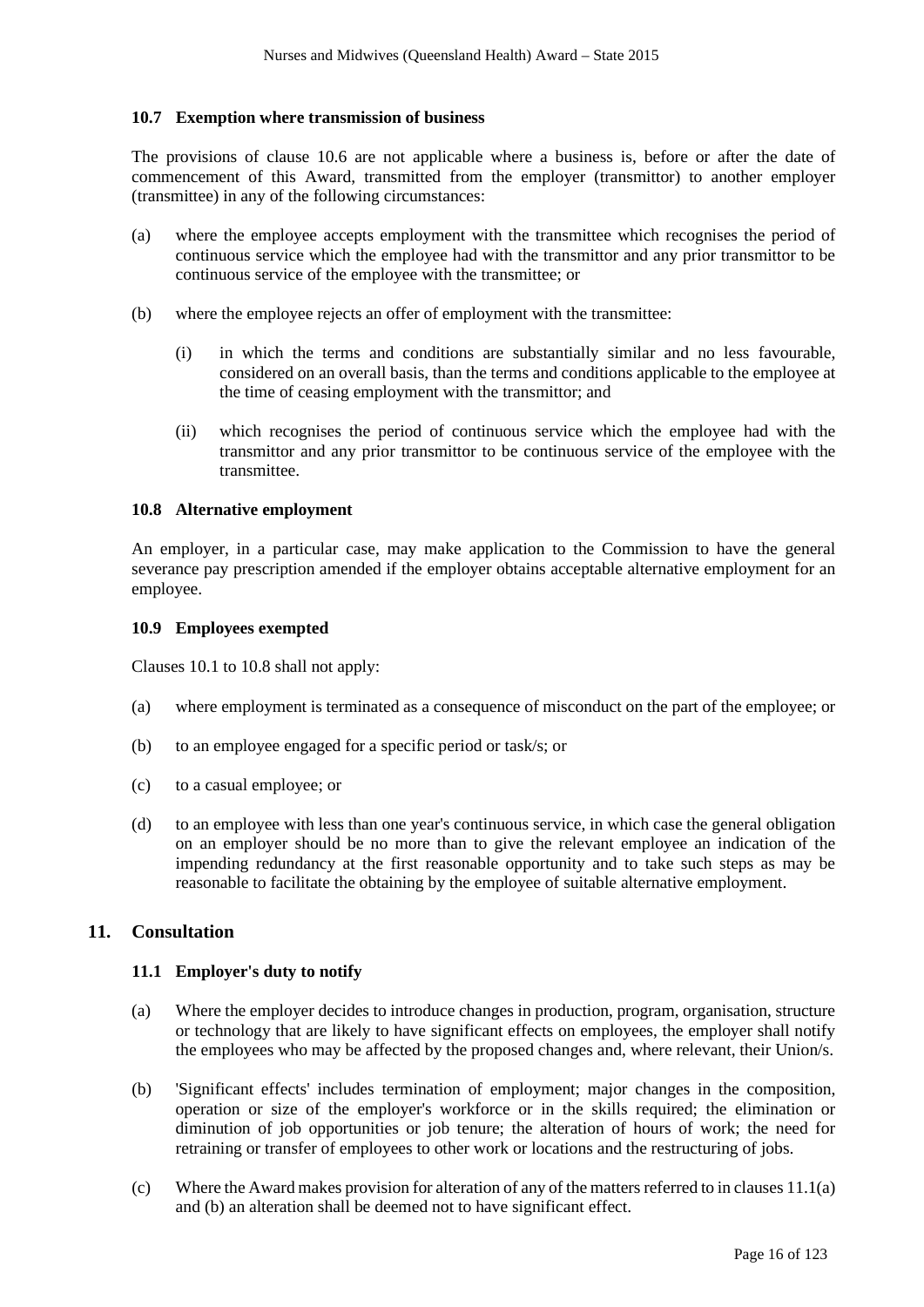### 10.7 Exemption where transmission of business

The provisions of clause 10.6 are not applicable where a business is, before or after the date of commencement of this Award, transmitted from the employer (transmittor) to another employer (transmittee) in any of the following circumstances:

(a) where the employee accepts employment with the transmittee which recognises the period of continuous service which the employee had with the transmittor and any prior transmittor to be continuous service of the employee with the transmittee; or

(b) where the employee rejects an offer of employment with the transmittee:

  (i) in which the terms and conditions are substantially similar and no less favourable, considered on an overall basis, than the terms and conditions applicable to the employee at the time of ceasing employment with the transmittor; and

  (ii) which recognises the period of continuous service which the employee had with the transmittor and any prior transmittor to be continuous service of the employee with the transmittee.

### 10.8 Alternative employment

An employer, in a particular case, may make application to the Commission to have the general severance pay prescription amended if the employer obtains acceptable alternative employment for an employee.

### 10.9 Employees exempted

Clauses 10.1 to 10.8 shall not apply:

(a) where employment is terminated as a consequence of misconduct on the part of the employee; or

(b) to an employee engaged for a specific period or task/s; or

(c) to a casual employee; or

(d) to an employee with less than one year's continuous service, in which case the general obligation on an employer should be no more than to give the relevant employee an indication of the impending redundancy at the first reasonable opportunity and to take such steps as may be reasonable to facilitate the obtaining by the employee of suitable alternative employment.

## 11. Consultation

### 11.1 Employer's duty to notify

(a) Where the employer decides to introduce changes in production, program, organisation, structure or technology that are likely to have significant effects on employees, the employer shall notify the employees who may be affected by the proposed changes and, where relevant, their Union/s.

(b) 'Significant effects' includes termination of employment; major changes in the composition, operation or size of the employer's workforce or in the skills required; the elimination or diminution of job opportunities or job tenure; the alteration of hours of work; the need for retraining or transfer of employees to other work or locations and the restructuring of jobs.

(c) Where the Award makes provision for alteration of any of the matters referred to in clauses 11.1(a) and (b) an alteration shall be deemed not to have significant effect.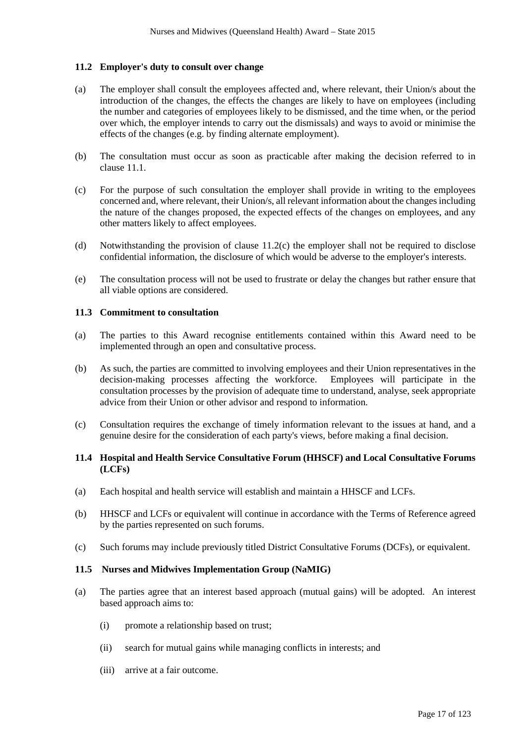### 11.2 Employer's duty to consult over change

(a) The employer shall consult the employees affected and, where relevant, their Union/s about the introduction of the changes, the effects the changes are likely to have on employees (including the number and categories of employees likely to be dismissed, and the time when, or the period over which, the employer intends to carry out the dismissals) and ways to avoid or minimise the effects of the changes (e.g. by finding alternate employment).

(b) The consultation must occur as soon as practicable after making the decision referred to in clause 11.1.

(c) For the purpose of such consultation the employer shall provide in writing to the employees concerned and, where relevant, their Union/s, all relevant information about the changes including the nature of the changes proposed, the expected effects of the changes on employees, and any other matters likely to affect employees.

(d) Notwithstanding the provision of clause 11.2(c) the employer shall not be required to disclose confidential information, the disclosure of which would be adverse to the employer's interests.

(e) The consultation process will not be used to frustrate or delay the changes but rather ensure that all viable options are considered.

### 11.3 Commitment to consultation

(a) The parties to this Award recognise entitlements contained within this Award need to be implemented through an open and consultative process.

(b) As such, the parties are committed to involving employees and their Union representatives in the decision-making processes affecting the workforce. Employees will participate in the consultation processes by the provision of adequate time to understand, analyse, seek appropriate advice from their Union or other advisor and respond to information.

(c) Consultation requires the exchange of timely information relevant to the issues at hand, and a genuine desire for the consideration of each party's views, before making a final decision.

### 11.4 Hospital and Health Service Consultative Forum (HHSCF) and Local Consultative Forums (LCFs)

(a) Each hospital and health service will establish and maintain a HHSCF and LCFs.

(b) HHSCF and LCFs or equivalent will continue in accordance with the Terms of Reference agreed by the parties represented on such forums.

(c) Such forums may include previously titled District Consultative Forums (DCFs), or equivalent.

### 11.5 Nurses and Midwives Implementation Group (NaMIG)

(a) The parties agree that an interest based approach (mutual gains) will be adopted. An interest based approach aims to:

  (i) promote a relationship based on trust;

  (ii) search for mutual gains while managing conflicts in interests; and

  (iii) arrive at a fair outcome.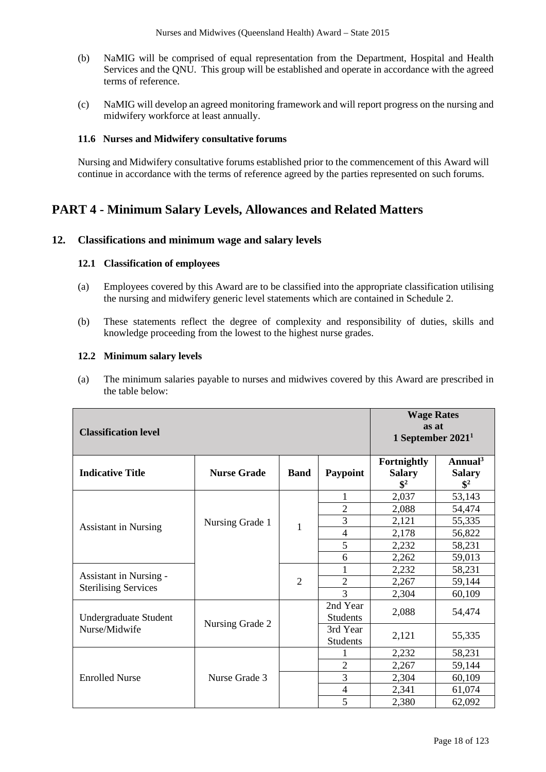(b) NaMIG will be comprised of equal representation from the Department, Hospital and Health Services and the QNU. This group will be established and operate in accordance with the agreed terms of reference.

(c) NaMIG will develop an agreed monitoring framework and will report progress on the nursing and midwifery workforce at least annually.

#### 11.6 Nurses and Midwifery consultative forums

Nursing and Midwifery consultative forums established prior to the commencement of this Award will continue in accordance with the terms of reference agreed by the parties represented on such forums.

# PART 4 - Minimum Salary Levels, Allowances and Related Matters

## 12. Classifications and minimum wage and salary levels

#### 12.1 Classification of employees

(a) Employees covered by this Award are to be classified into the appropriate classification utilising the nursing and midwifery generic level statements which are contained in Schedule 2.

(b) These statements reflect the degree of complexity and responsibility of duties, skills and knowledge proceeding from the lowest to the highest nurse grades.

#### 12.2 Minimum salary levels

(a) The minimum salaries payable to nurses and midwives covered by this Award are prescribed in the table below:

| **Classification level** | | | | **Wage Rates as at 1 September 2021**[1] | |
|---|---|---|---|---|---|
| **Indicative Title** | **Nurse Grade** | **Band** | **Paypoint** | **Fortnightly Salary $**[2] | **Annual**[3] **Salary $**[2] |
| Assistant in Nursing | Nursing Grade 1 | 1 | 1 | 2,037 | 53,143 |
| | | | 2 | 2,088 | 54,474 |
| | | | 3 | 2,121 | 55,335 |
| | | | 4 | 2,178 | 56,822 |
| | | | 5 | 2,232 | 58,231 |
| | | | 6 | 2,262 | 59,013 |
| Assistant in Nursing - Sterilising Services | | 2 | 1 | 2,232 | 58,231 |
| | | | 2 | 2,267 | 59,144 |
| | | | 3 | 2,304 | 60,109 |
| Undergraduate Student Nurse/Midwife | Nursing Grade 2 | | 2nd Year Students | 2,088 | 54,474 |
| | | | 3rd Year Students | 2,121 | 55,335 |
| Enrolled Nurse | Nurse Grade 3 | | 1 | 2,232 | 58,231 |
| | | | 2 | 2,267 | 59,144 |
| | | | 3 | 2,304 | 60,109 |
| | | | 4 | 2,341 | 61,074 |
| | | | 5 | 2,380 | 62,092 |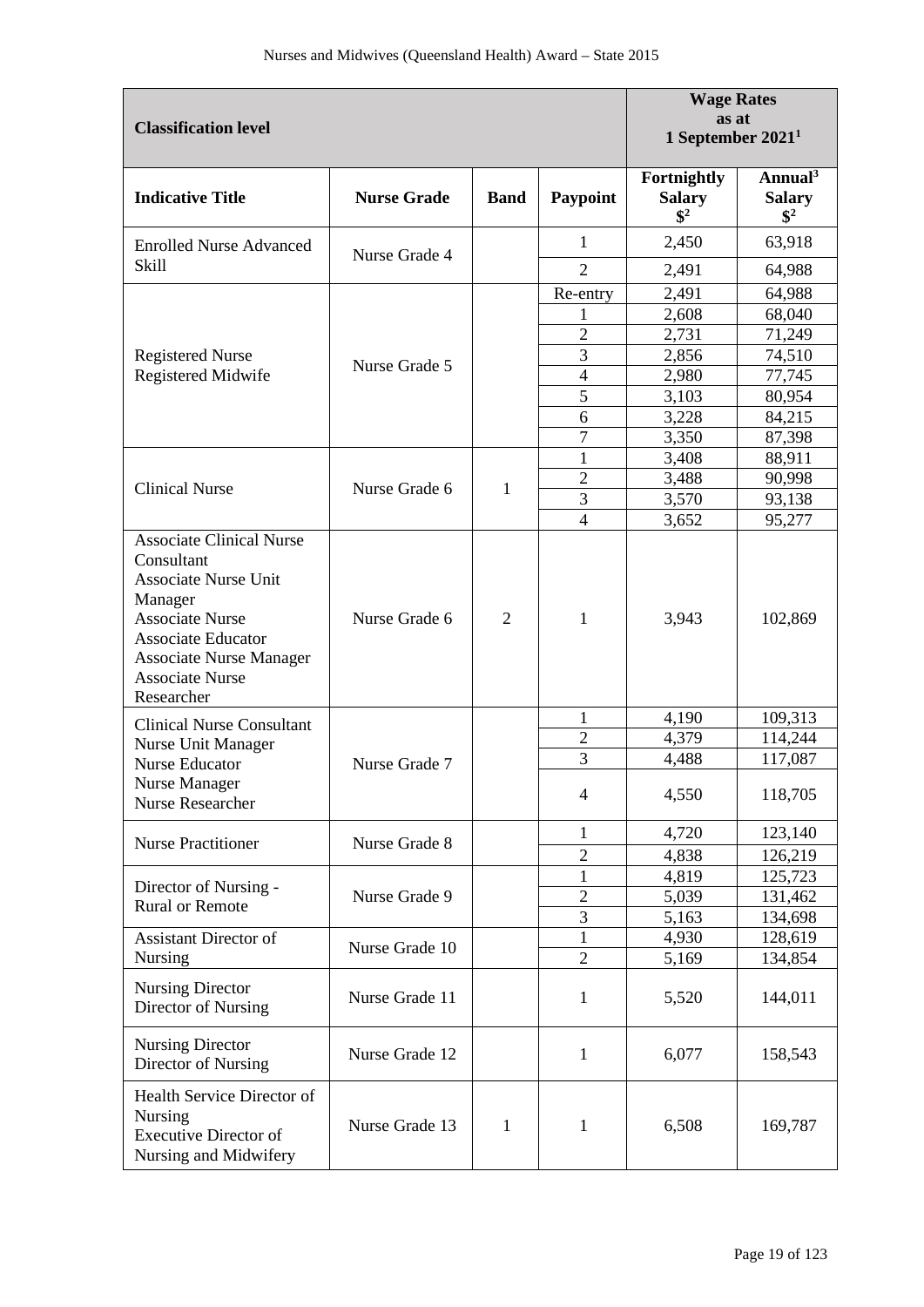| Classification level | | | | Wage Rates as at 1 September 2021[1] | |
|---|---|---|---|---|---|
| **Indicative Title** | **Nurse Grade** | **Band** | **Paypoint** | **Fortnightly Salary $[2]** | **Annual[3] Salary $[2]** |
| Enrolled Nurse Advanced Skill | Nurse Grade 4 | | 1 | 2,450 | 63,918 |
| | | | 2 | 2,491 | 64,988 |
| Registered Nurse<br>Registered Midwife | Nurse Grade 5 | | Re-entry | 2,491 | 64,988 |
| | | | 1 | 2,608 | 68,040 |
| | | | 2 | 2,731 | 71,249 |
| | | | 3 | 2,856 | 74,510 |
| | | | 4 | 2,980 | 77,745 |
| | | | 5 | 3,103 | 80,954 |
| | | | 6 | 3,228 | 84,215 |
| | | | 7 | 3,350 | 87,398 |
| Clinical Nurse | Nurse Grade 6 | 1 | 1 | 3,408 | 88,911 |
| | | | 2 | 3,488 | 90,998 |
| | | | 3 | 3,570 | 93,138 |
| | | | 4 | 3,652 | 95,277 |
| Associate Clinical Nurse Consultant<br>Associate Nurse Unit Manager<br>Associate Nurse<br>Associate Educator<br>Associate Nurse Manager<br>Associate Nurse Researcher | Nurse Grade 6 | 2 | 1 | 3,943 | 102,869 |
| Clinical Nurse Consultant<br>Nurse Unit Manager<br>Nurse Educator<br>Nurse Manager<br>Nurse Researcher | Nurse Grade 7 | | 1 | 4,190 | 109,313 |
| | | | 2 | 4,379 | 114,244 |
| | | | 3 | 4,488 | 117,087 |
| | | | 4 | 4,550 | 118,705 |
| Nurse Practitioner | Nurse Grade 8 | | 1 | 4,720 | 123,140 |
| | | | 2 | 4,838 | 126,219 |
| Director of Nursing - Rural or Remote | Nurse Grade 9 | | 1 | 4,819 | 125,723 |
| | | | 2 | 5,039 | 131,462 |
| | | | 3 | 5,163 | 134,698 |
| Assistant Director of Nursing | Nurse Grade 10 | | 1 | 4,930 | 128,619 |
| | | | 2 | 5,169 | 134,854 |
| Nursing Director<br>Director of Nursing | Nurse Grade 11 | | 1 | 5,520 | 144,011 |
| Nursing Director<br>Director of Nursing | Nurse Grade 12 | | 1 | 6,077 | 158,543 |
| Health Service Director of Nursing<br>Executive Director of Nursing and Midwifery | Nurse Grade 13 | 1 | 1 | 6,508 | 169,787 |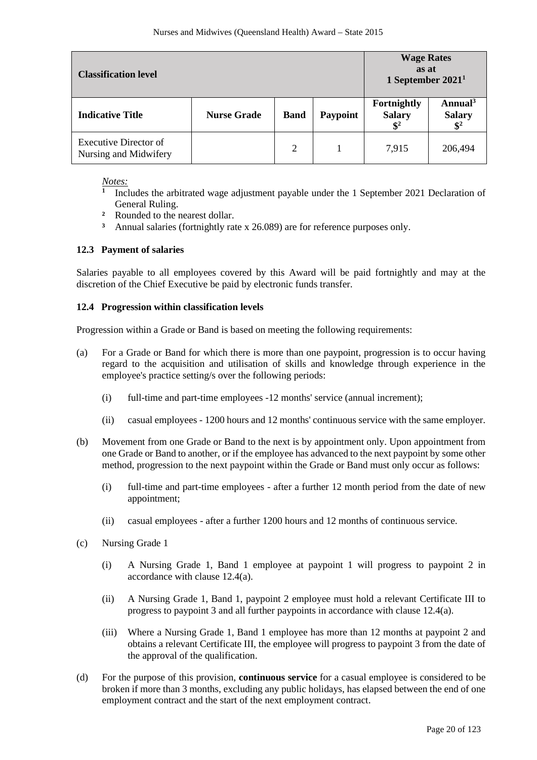| Classification level | | | | Wage Rates as at 1 September 2021[1] | |
|---|---|---|---|---|---|
| **Indicative Title** | **Nurse Grade** | **Band** | **Paypoint** | **Fortnightly Salary $[2]** | **Annual[3] Salary $[2]** |
| Executive Director of Nursing and Midwifery | | 2 | 1 | 7,915 | 206,494 |

*Notes:*

[1] Includes the arbitrated wage adjustment payable under the 1 September 2021 Declaration of General Ruling.

[2] Rounded to the nearest dollar.

[3] Annual salaries (fortnightly rate x 26.089) are for reference purposes only.

### 12.3 Payment of salaries

Salaries payable to all employees covered by this Award will be paid fortnightly and may at the discretion of the Chief Executive be paid by electronic funds transfer.

### 12.4 Progression within classification levels

Progression within a Grade or Band is based on meeting the following requirements:

(a) For a Grade or Band for which there is more than one paypoint, progression is to occur having regard to the acquisition and utilisation of skills and knowledge through experience in the employee's practice setting/s over the following periods:

 (i) full-time and part-time employees -12 months' service (annual increment);

 (ii) casual employees - 1200 hours and 12 months' continuous service with the same employer.

(b) Movement from one Grade or Band to the next is by appointment only. Upon appointment from one Grade or Band to another, or if the employee has advanced to the next paypoint by some other method, progression to the next paypoint within the Grade or Band must only occur as follows:

 (i) full-time and part-time employees - after a further 12 month period from the date of new appointment;

 (ii) casual employees - after a further 1200 hours and 12 months of continuous service.

(c) Nursing Grade 1

 (i) A Nursing Grade 1, Band 1 employee at paypoint 1 will progress to paypoint 2 in accordance with clause 12.4(a).

 (ii) A Nursing Grade 1, Band 1, paypoint 2 employee must hold a relevant Certificate III to progress to paypoint 3 and all further paypoints in accordance with clause 12.4(a).

 (iii) Where a Nursing Grade 1, Band 1 employee has more than 12 months at paypoint 2 and obtains a relevant Certificate III, the employee will progress to paypoint 3 from the date of the approval of the qualification.

(d) For the purpose of this provision, **continuous service** for a casual employee is considered to be broken if more than 3 months, excluding any public holidays, has elapsed between the end of one employment contract and the start of the next employment contract.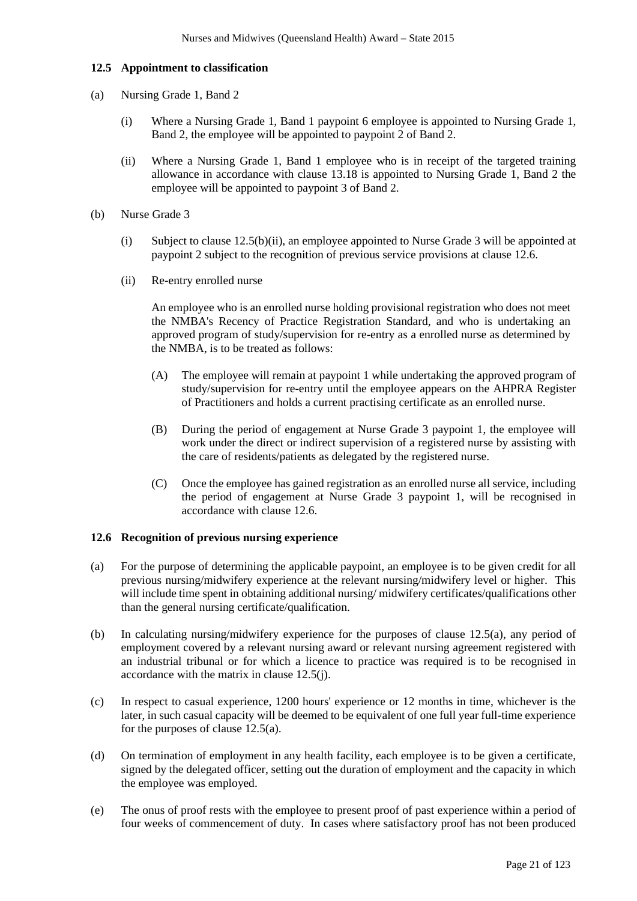### 12.5 Appointment to classification

(a) Nursing Grade 1, Band 2

(i) Where a Nursing Grade 1, Band 1 paypoint 6 employee is appointed to Nursing Grade 1, Band 2, the employee will be appointed to paypoint 2 of Band 2.

(ii) Where a Nursing Grade 1, Band 1 employee who is in receipt of the targeted training allowance in accordance with clause 13.18 is appointed to Nursing Grade 1, Band 2 the employee will be appointed to paypoint 3 of Band 2.

(b) Nurse Grade 3

(i) Subject to clause 12.5(b)(ii), an employee appointed to Nurse Grade 3 will be appointed at paypoint 2 subject to the recognition of previous service provisions at clause 12.6.

(ii) Re-entry enrolled nurse

An employee who is an enrolled nurse holding provisional registration who does not meet the NMBA's Recency of Practice Registration Standard, and who is undertaking an approved program of study/supervision for re-entry as a enrolled nurse as determined by the NMBA, is to be treated as follows:

(A) The employee will remain at paypoint 1 while undertaking the approved program of study/supervision for re-entry until the employee appears on the AHPRA Register of Practitioners and holds a current practising certificate as an enrolled nurse.

(B) During the period of engagement at Nurse Grade 3 paypoint 1, the employee will work under the direct or indirect supervision of a registered nurse by assisting with the care of residents/patients as delegated by the registered nurse.

(C) Once the employee has gained registration as an enrolled nurse all service, including the period of engagement at Nurse Grade 3 paypoint 1, will be recognised in accordance with clause 12.6.

### 12.6 Recognition of previous nursing experience

(a) For the purpose of determining the applicable paypoint, an employee is to be given credit for all previous nursing/midwifery experience at the relevant nursing/midwifery level or higher. This will include time spent in obtaining additional nursing/ midwifery certificates/qualifications other than the general nursing certificate/qualification.

(b) In calculating nursing/midwifery experience for the purposes of clause 12.5(a), any period of employment covered by a relevant nursing award or relevant nursing agreement registered with an industrial tribunal or for which a licence to practice was required is to be recognised in accordance with the matrix in clause 12.5(j).

(c) In respect to casual experience, 1200 hours' experience or 12 months in time, whichever is the later, in such casual capacity will be deemed to be equivalent of one full year full-time experience for the purposes of clause 12.5(a).

(d) On termination of employment in any health facility, each employee is to be given a certificate, signed by the delegated officer, setting out the duration of employment and the capacity in which the employee was employed.

(e) The onus of proof rests with the employee to present proof of past experience within a period of four weeks of commencement of duty. In cases where satisfactory proof has not been produced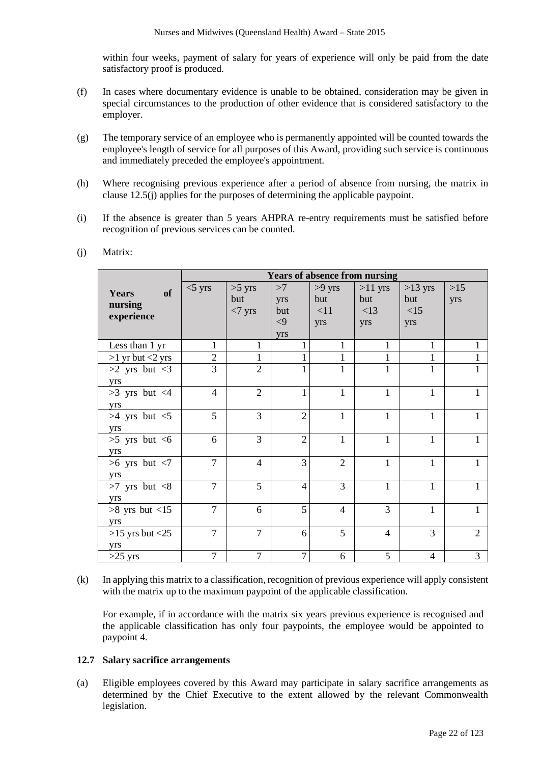within four weeks, payment of salary for years of experience will only be paid from the date satisfactory proof is produced.

(f) In cases where documentary evidence is unable to be obtained, consideration may be given in special circumstances to the production of other evidence that is considered satisfactory to the employer.

(g) The temporary service of an employee who is permanently appointed will be counted towards the employee's length of service for all purposes of this Award, providing such service is continuous and immediately preceded the employee's appointment.

(h) Where recognising previous experience after a period of absence from nursing, the matrix in clause 12.5(j) applies for the purposes of determining the applicable paypoint.

(i) If the absence is greater than 5 years AHPRA re-entry requirements must be satisfied before recognition of previous services can be counted.

(j) Matrix:

| **Years of nursing experience** | **Years of absence from nursing** | | | | | | |
|---|---|---|---|---|---|---|---|
| | <5 yrs | >5 yrs but <7 yrs | >7 yrs but <9 yrs | >9 yrs but <11 yrs | >11 yrs but <13 yrs | >13 yrs but <15 yrs | >15 yrs |
| Less than 1 yr | 1 | 1 | 1 | 1 | 1 | 1 | 1 |
| >1 yr but <2 yrs | 2 | 1 | 1 | 1 | 1 | 1 | 1 |
| >2 yrs but <3 yrs | 3 | 2 | 1 | 1 | 1 | 1 | 1 |
| >3 yrs but <4 yrs | 4 | 2 | 1 | 1 | 1 | 1 | 1 |
| >4 yrs but <5 yrs | 5 | 3 | 2 | 1 | 1 | 1 | 1 |
| >5 yrs but <6 yrs | 6 | 3 | 2 | 1 | 1 | 1 | 1 |
| >6 yrs but <7 yrs | 7 | 4 | 3 | 2 | 1 | 1 | 1 |
| >7 yrs but <8 yrs | 7 | 5 | 4 | 3 | 1 | 1 | 1 |
| >8 yrs but <15 yrs | 7 | 6 | 5 | 4 | 3 | 1 | 1 |
| >15 yrs but <25 yrs | 7 | 7 | 6 | 5 | 4 | 3 | 2 |
| >25 yrs | 7 | 7 | 7 | 6 | 5 | 4 | 3 |

(k) In applying this matrix to a classification, recognition of previous experience will apply consistent with the matrix up to the maximum paypoint of the applicable classification.

For example, if in accordance with the matrix six years previous experience is recognised and the applicable classification has only four paypoints, the employee would be appointed to paypoint 4.

### 12.7 Salary sacrifice arrangements

(a) Eligible employees covered by this Award may participate in salary sacrifice arrangements as determined by the Chief Executive to the extent allowed by the relevant Commonwealth legislation.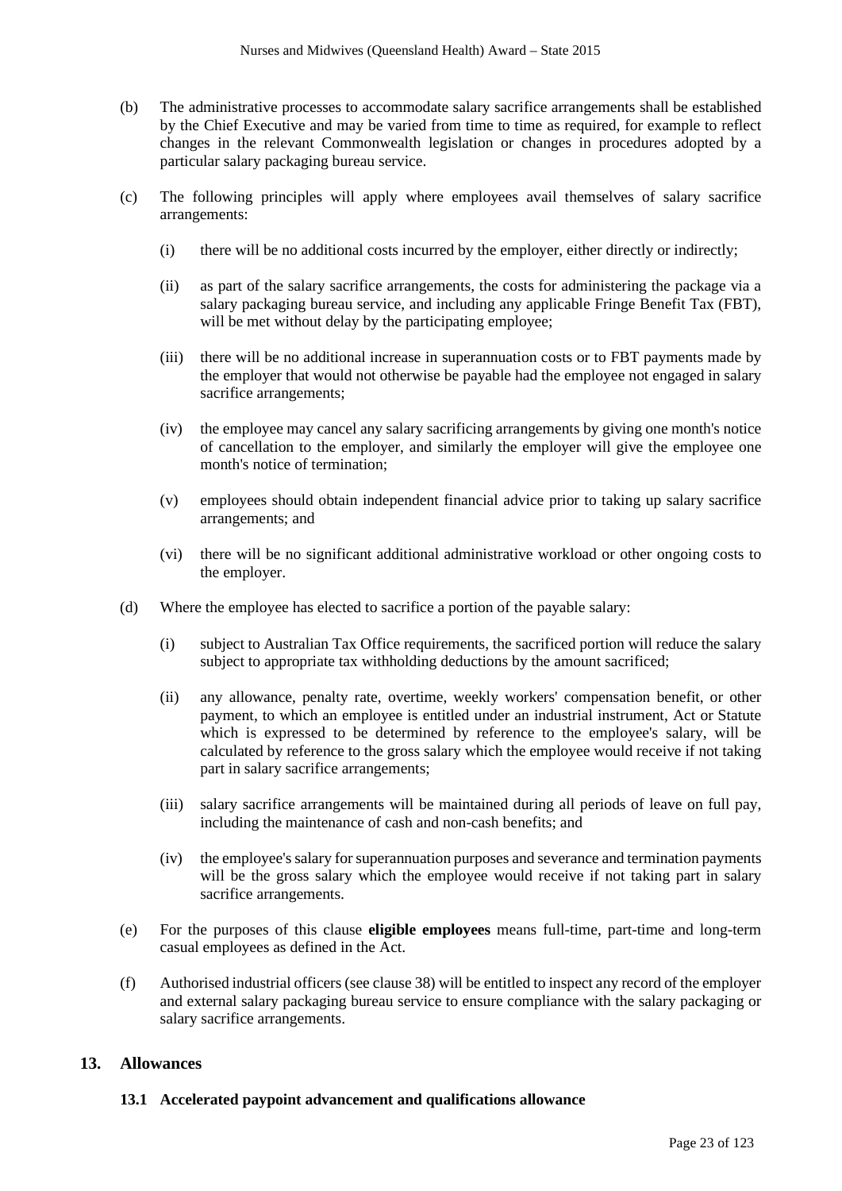(b) The administrative processes to accommodate salary sacrifice arrangements shall be established by the Chief Executive and may be varied from time to time as required, for example to reflect changes in the relevant Commonwealth legislation or changes in procedures adopted by a particular salary packaging bureau service.

(c) The following principles will apply where employees avail themselves of salary sacrifice arrangements:

  (i) there will be no additional costs incurred by the employer, either directly or indirectly;

  (ii) as part of the salary sacrifice arrangements, the costs for administering the package via a salary packaging bureau service, and including any applicable Fringe Benefit Tax (FBT), will be met without delay by the participating employee;

  (iii) there will be no additional increase in superannuation costs or to FBT payments made by the employer that would not otherwise be payable had the employee not engaged in salary sacrifice arrangements;

  (iv) the employee may cancel any salary sacrificing arrangements by giving one month's notice of cancellation to the employer, and similarly the employer will give the employee one month's notice of termination;

  (v) employees should obtain independent financial advice prior to taking up salary sacrifice arrangements; and

  (vi) there will be no significant additional administrative workload or other ongoing costs to the employer.

(d) Where the employee has elected to sacrifice a portion of the payable salary:

  (i) subject to Australian Tax Office requirements, the sacrificed portion will reduce the salary subject to appropriate tax withholding deductions by the amount sacrificed;

  (ii) any allowance, penalty rate, overtime, weekly workers' compensation benefit, or other payment, to which an employee is entitled under an industrial instrument, Act or Statute which is expressed to be determined by reference to the employee's salary, will be calculated by reference to the gross salary which the employee would receive if not taking part in salary sacrifice arrangements;

  (iii) salary sacrifice arrangements will be maintained during all periods of leave on full pay, including the maintenance of cash and non-cash benefits; and

  (iv) the employee's salary for superannuation purposes and severance and termination payments will be the gross salary which the employee would receive if not taking part in salary sacrifice arrangements.

(e) For the purposes of this clause **eligible employees** means full-time, part-time and long-term casual employees as defined in the Act.

(f) Authorised industrial officers (see clause 38) will be entitled to inspect any record of the employer and external salary packaging bureau service to ensure compliance with the salary packaging or salary sacrifice arrangements.

## 13. Allowances

### 13.1 Accelerated paypoint advancement and qualifications allowance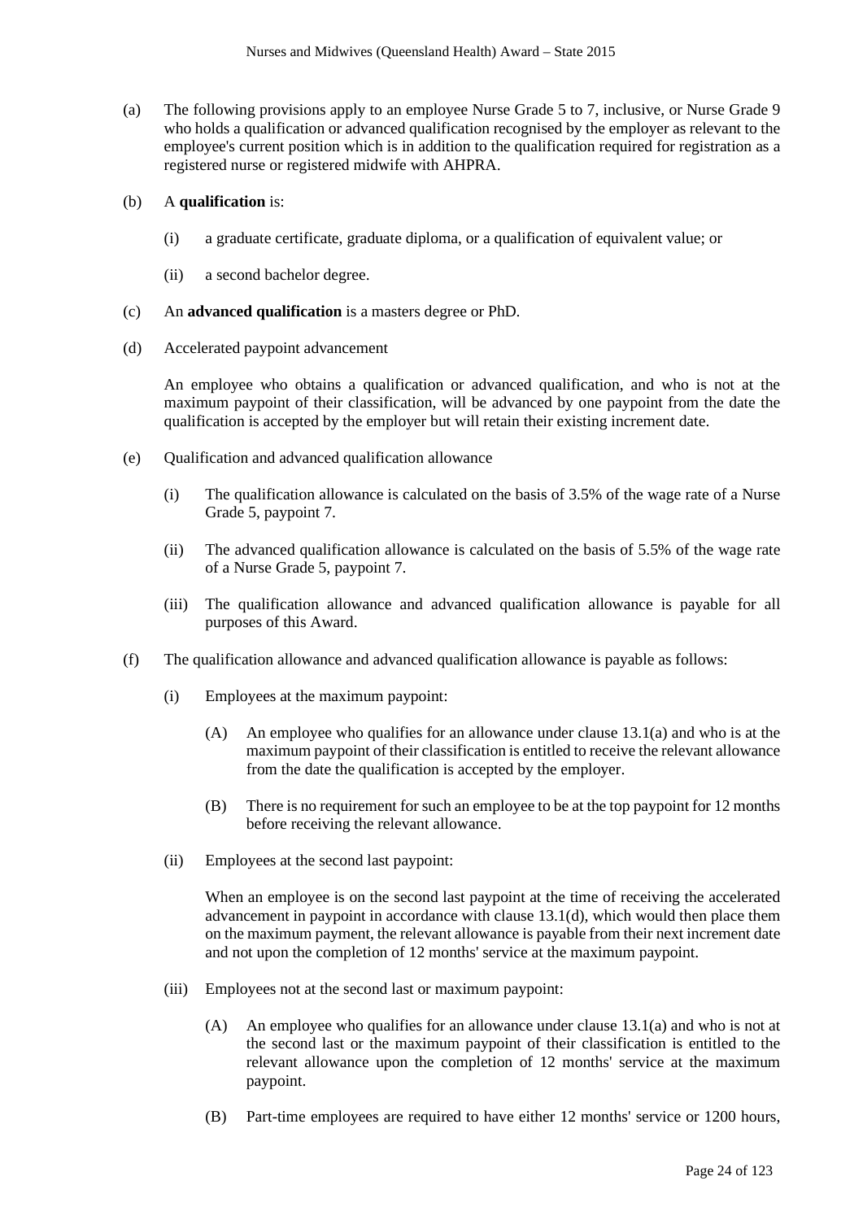(a) The following provisions apply to an employee Nurse Grade 5 to 7, inclusive, or Nurse Grade 9 who holds a qualification or advanced qualification recognised by the employer as relevant to the employee's current position which is in addition to the qualification required for registration as a registered nurse or registered midwife with AHPRA.

(b) A **qualification** is:

  (i) a graduate certificate, graduate diploma, or a qualification of equivalent value; or

  (ii) a second bachelor degree.

(c) An **advanced qualification** is a masters degree or PhD.

(d) Accelerated paypoint advancement

  An employee who obtains a qualification or advanced qualification, and who is not at the maximum paypoint of their classification, will be advanced by one paypoint from the date the qualification is accepted by the employer but will retain their existing increment date.

(e) Qualification and advanced qualification allowance

  (i) The qualification allowance is calculated on the basis of 3.5% of the wage rate of a Nurse Grade 5, paypoint 7.

  (ii) The advanced qualification allowance is calculated on the basis of 5.5% of the wage rate of a Nurse Grade 5, paypoint 7.

  (iii) The qualification allowance and advanced qualification allowance is payable for all purposes of this Award.

(f) The qualification allowance and advanced qualification allowance is payable as follows:

  (i) Employees at the maximum paypoint:

    (A) An employee who qualifies for an allowance under clause 13.1(a) and who is at the maximum paypoint of their classification is entitled to receive the relevant allowance from the date the qualification is accepted by the employer.

    (B) There is no requirement for such an employee to be at the top paypoint for 12 months before receiving the relevant allowance.

  (ii) Employees at the second last paypoint:

    When an employee is on the second last paypoint at the time of receiving the accelerated advancement in paypoint in accordance with clause 13.1(d), which would then place them on the maximum payment, the relevant allowance is payable from their next increment date and not upon the completion of 12 months' service at the maximum paypoint.

  (iii) Employees not at the second last or maximum paypoint:

    (A) An employee who qualifies for an allowance under clause 13.1(a) and who is not at the second last or the maximum paypoint of their classification is entitled to the relevant allowance upon the completion of 12 months' service at the maximum paypoint.

    (B) Part-time employees are required to have either 12 months' service or 1200 hours,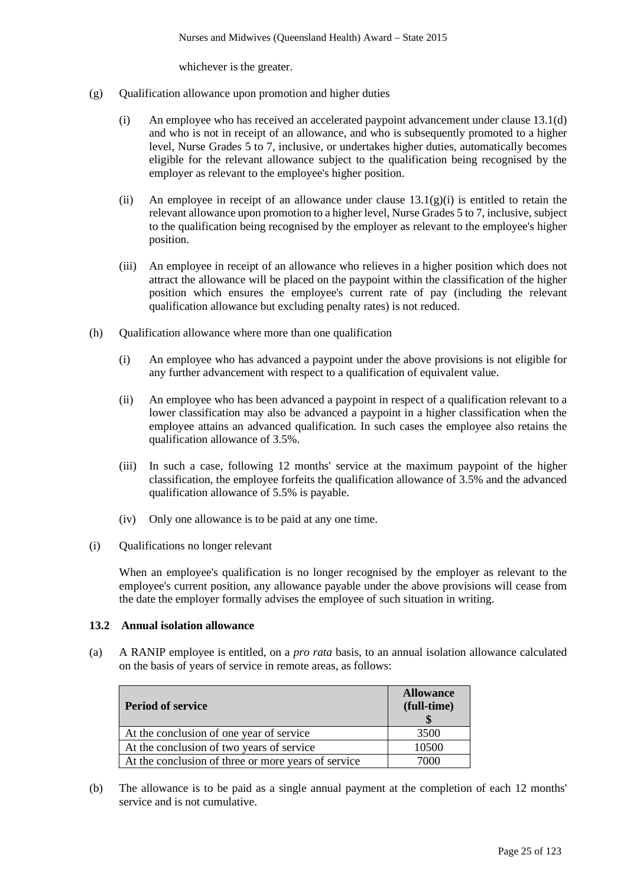whichever is the greater.

(g) Qualification allowance upon promotion and higher duties

(i) An employee who has received an accelerated paypoint advancement under clause 13.1(d) and who is not in receipt of an allowance, and who is subsequently promoted to a higher level, Nurse Grades 5 to 7, inclusive, or undertakes higher duties, automatically becomes eligible for the relevant allowance subject to the qualification being recognised by the employer as relevant to the employee's higher position.

(ii) An employee in receipt of an allowance under clause 13.1(g)(i) is entitled to retain the relevant allowance upon promotion to a higher level, Nurse Grades 5 to 7, inclusive, subject to the qualification being recognised by the employer as relevant to the employee's higher position.

(iii) An employee in receipt of an allowance who relieves in a higher position which does not attract the allowance will be placed on the paypoint within the classification of the higher position which ensures the employee's current rate of pay (including the relevant qualification allowance but excluding penalty rates) is not reduced.

(h) Qualification allowance where more than one qualification

(i) An employee who has advanced a paypoint under the above provisions is not eligible for any further advancement with respect to a qualification of equivalent value.

(ii) An employee who has been advanced a paypoint in respect of a qualification relevant to a lower classification may also be advanced a paypoint in a higher classification when the employee attains an advanced qualification. In such cases the employee also retains the qualification allowance of 3.5%.

(iii) In such a case, following 12 months' service at the maximum paypoint of the higher classification, the employee forfeits the qualification allowance of 3.5% and the advanced qualification allowance of 5.5% is payable.

(iv) Only one allowance is to be paid at any one time.

(i) Qualifications no longer relevant

When an employee's qualification is no longer recognised by the employer as relevant to the employee's current position, any allowance payable under the above provisions will cease from the date the employer formally advises the employee of such situation in writing.

**13.2 Annual isolation allowance**

(a) A RANIP employee is entitled, on a *pro rata* basis, to an annual isolation allowance calculated on the basis of years of service in remote areas, as follows:

| Period of service | Allowance (full-time) $ |
|---|---|
| At the conclusion of one year of service | 3500 |
| At the conclusion of two years of service | 10500 |
| At the conclusion of three or more years of service | 7000 |

(b) The allowance is to be paid as a single annual payment at the completion of each 12 months' service and is not cumulative.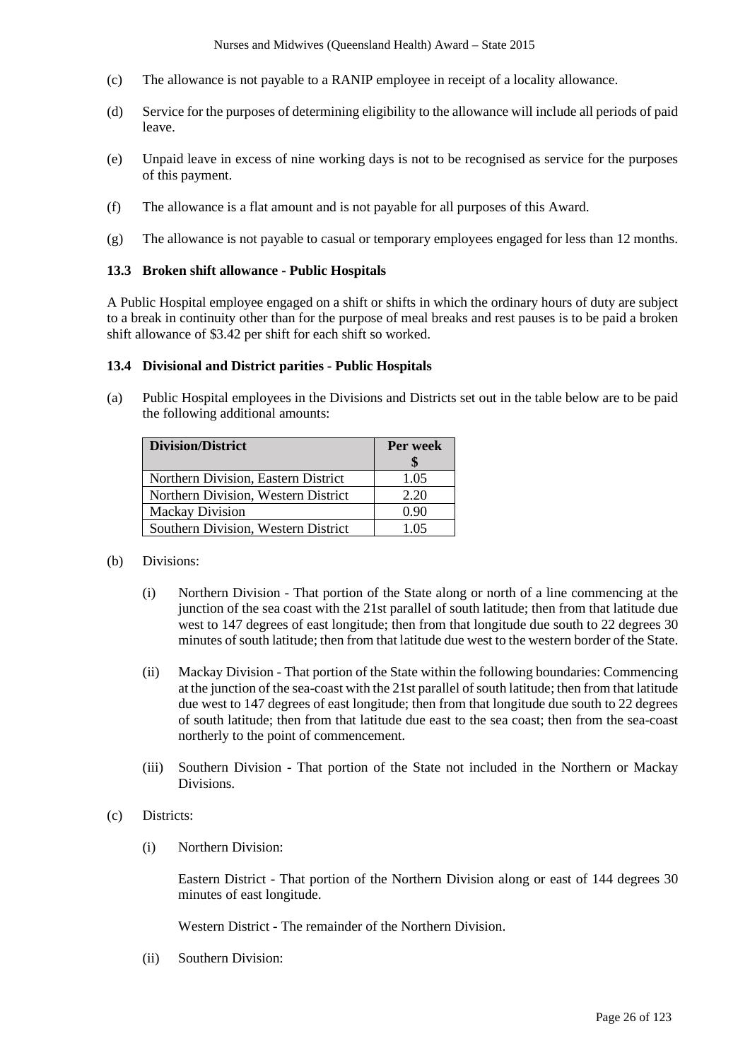(c) The allowance is not payable to a RANIP employee in receipt of a locality allowance.

(d) Service for the purposes of determining eligibility to the allowance will include all periods of paid leave.

(e) Unpaid leave in excess of nine working days is not to be recognised as service for the purposes of this payment.

(f) The allowance is a flat amount and is not payable for all purposes of this Award.

(g) The allowance is not payable to casual or temporary employees engaged for less than 12 months.

### 13.3 Broken shift allowance - Public Hospitals

A Public Hospital employee engaged on a shift or shifts in which the ordinary hours of duty are subject to a break in continuity other than for the purpose of meal breaks and rest pauses is to be paid a broken shift allowance of $3.42 per shift for each shift so worked.

### 13.4 Divisional and District parities - Public Hospitals

(a) Public Hospital employees in the Divisions and Districts set out in the table below are to be paid the following additional amounts:

| Division/District | Per week $ |
|---|---|
| Northern Division, Eastern District | 1.05 |
| Northern Division, Western District | 2.20 |
| Mackay Division | 0.90 |
| Southern Division, Western District | 1.05 |

(b) Divisions:

(i) Northern Division - That portion of the State along or north of a line commencing at the junction of the sea coast with the 21st parallel of south latitude; then from that latitude due west to 147 degrees of east longitude; then from that longitude due south to 22 degrees 30 minutes of south latitude; then from that latitude due west to the western border of the State.

(ii) Mackay Division - That portion of the State within the following boundaries: Commencing at the junction of the sea-coast with the 21st parallel of south latitude; then from that latitude due west to 147 degrees of east longitude; then from that longitude due south to 22 degrees of south latitude; then from that latitude due east to the sea coast; then from the sea-coast northerly to the point of commencement.

(iii) Southern Division - That portion of the State not included in the Northern or Mackay Divisions.

(c) Districts:

(i) Northern Division:

Eastern District - That portion of the Northern Division along or east of 144 degrees 30 minutes of east longitude.

Western District - The remainder of the Northern Division.

(ii) Southern Division: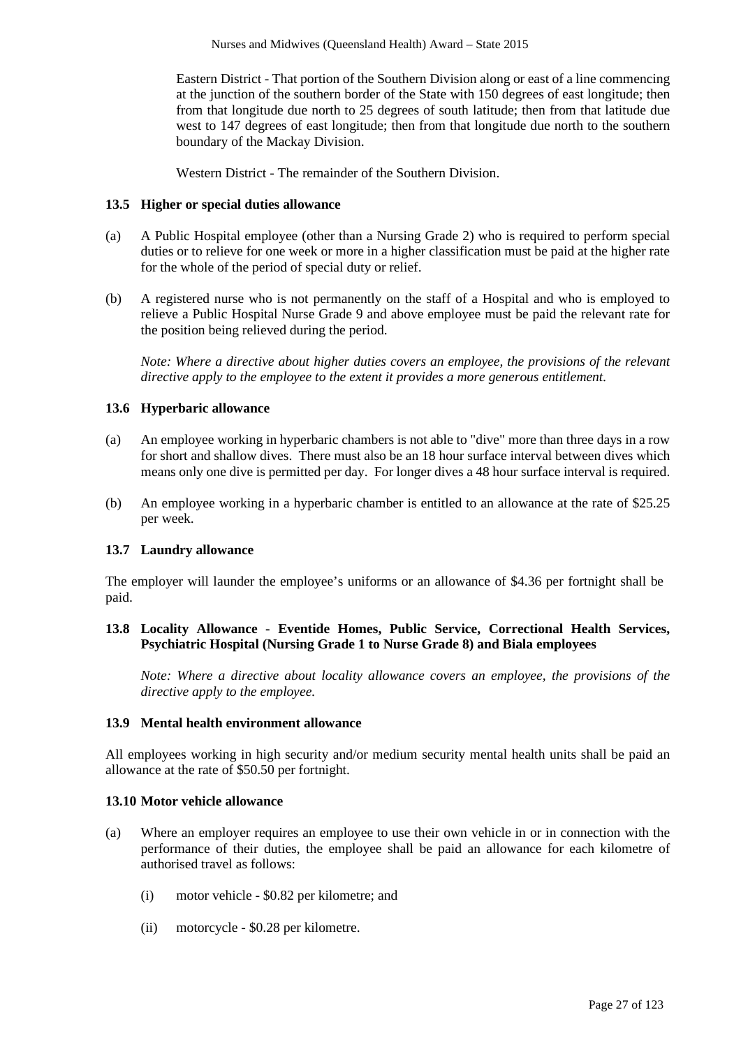Eastern District - That portion of the Southern Division along or east of a line commencing at the junction of the southern border of the State with 150 degrees of east longitude; then from that longitude due north to 25 degrees of south latitude; then from that latitude due west to 147 degrees of east longitude; then from that longitude due north to the southern boundary of the Mackay Division.

Western District - The remainder of the Southern Division.

### 13.5 Higher or special duties allowance

(a) A Public Hospital employee (other than a Nursing Grade 2) who is required to perform special duties or to relieve for one week or more in a higher classification must be paid at the higher rate for the whole of the period of special duty or relief.

(b) A registered nurse who is not permanently on the staff of a Hospital and who is employed to relieve a Public Hospital Nurse Grade 9 and above employee must be paid the relevant rate for the position being relieved during the period.

*Note: Where a directive about higher duties covers an employee, the provisions of the relevant directive apply to the employee to the extent it provides a more generous entitlement.*

### 13.6 Hyperbaric allowance

(a) An employee working in hyperbaric chambers is not able to "dive" more than three days in a row for short and shallow dives. There must also be an 18 hour surface interval between dives which means only one dive is permitted per day. For longer dives a 48 hour surface interval is required.

(b) An employee working in a hyperbaric chamber is entitled to an allowance at the rate of $25.25 per week.

### 13.7 Laundry allowance

The employer will launder the employee's uniforms or an allowance of $4.36 per fortnight shall be paid.

### 13.8 Locality Allowance - Eventide Homes, Public Service, Correctional Health Services, Psychiatric Hospital (Nursing Grade 1 to Nurse Grade 8) and Biala employees

*Note: Where a directive about locality allowance covers an employee, the provisions of the directive apply to the employee.*

### 13.9 Mental health environment allowance

All employees working in high security and/or medium security mental health units shall be paid an allowance at the rate of $50.50 per fortnight.

### 13.10 Motor vehicle allowance

(a) Where an employer requires an employee to use their own vehicle in or in connection with the performance of their duties, the employee shall be paid an allowance for each kilometre of authorised travel as follows:

(i) motor vehicle - $0.82 per kilometre; and

(ii) motorcycle - $0.28 per kilometre.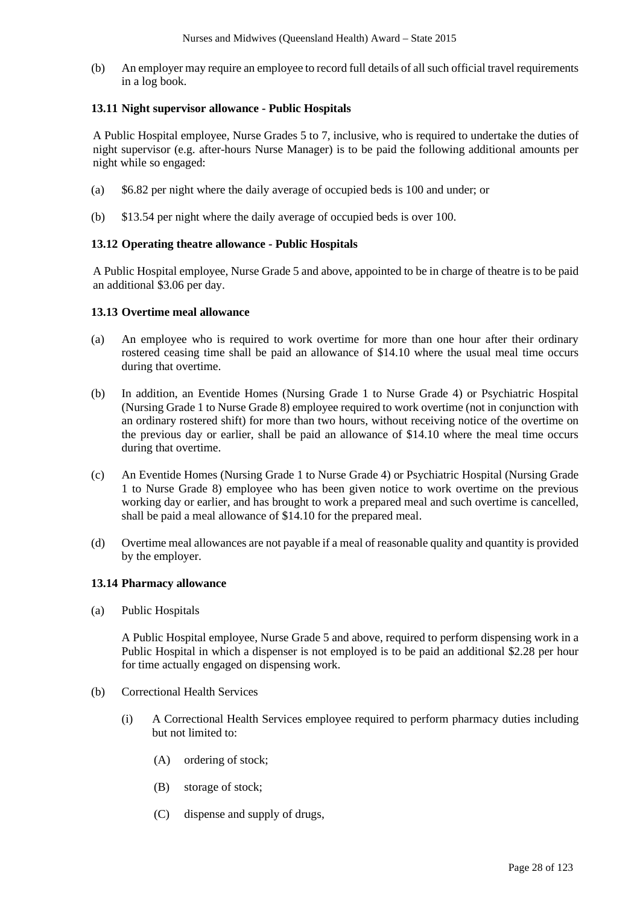(b) An employer may require an employee to record full details of all such official travel requirements in a log book.

### 13.11 Night supervisor allowance - Public Hospitals

A Public Hospital employee, Nurse Grades 5 to 7, inclusive, who is required to undertake the duties of night supervisor (e.g. after-hours Nurse Manager) is to be paid the following additional amounts per night while so engaged:

(a) $6.82 per night where the daily average of occupied beds is 100 and under; or

(b) $13.54 per night where the daily average of occupied beds is over 100.

### 13.12 Operating theatre allowance - Public Hospitals

A Public Hospital employee, Nurse Grade 5 and above, appointed to be in charge of theatre is to be paid an additional $3.06 per day.

### 13.13 Overtime meal allowance

(a) An employee who is required to work overtime for more than one hour after their ordinary rostered ceasing time shall be paid an allowance of $14.10 where the usual meal time occurs during that overtime.

(b) In addition, an Eventide Homes (Nursing Grade 1 to Nurse Grade 4) or Psychiatric Hospital (Nursing Grade 1 to Nurse Grade 8) employee required to work overtime (not in conjunction with an ordinary rostered shift) for more than two hours, without receiving notice of the overtime on the previous day or earlier, shall be paid an allowance of $14.10 where the meal time occurs during that overtime.

(c) An Eventide Homes (Nursing Grade 1 to Nurse Grade 4) or Psychiatric Hospital (Nursing Grade 1 to Nurse Grade 8) employee who has been given notice to work overtime on the previous working day or earlier, and has brought to work a prepared meal and such overtime is cancelled, shall be paid a meal allowance of $14.10 for the prepared meal.

(d) Overtime meal allowances are not payable if a meal of reasonable quality and quantity is provided by the employer.

### 13.14 Pharmacy allowance

(a) Public Hospitals

A Public Hospital employee, Nurse Grade 5 and above, required to perform dispensing work in a Public Hospital in which a dispenser is not employed is to be paid an additional $2.28 per hour for time actually engaged on dispensing work.

(b) Correctional Health Services

(i) A Correctional Health Services employee required to perform pharmacy duties including but not limited to:

(A) ordering of stock;

(B) storage of stock;

(C) dispense and supply of drugs,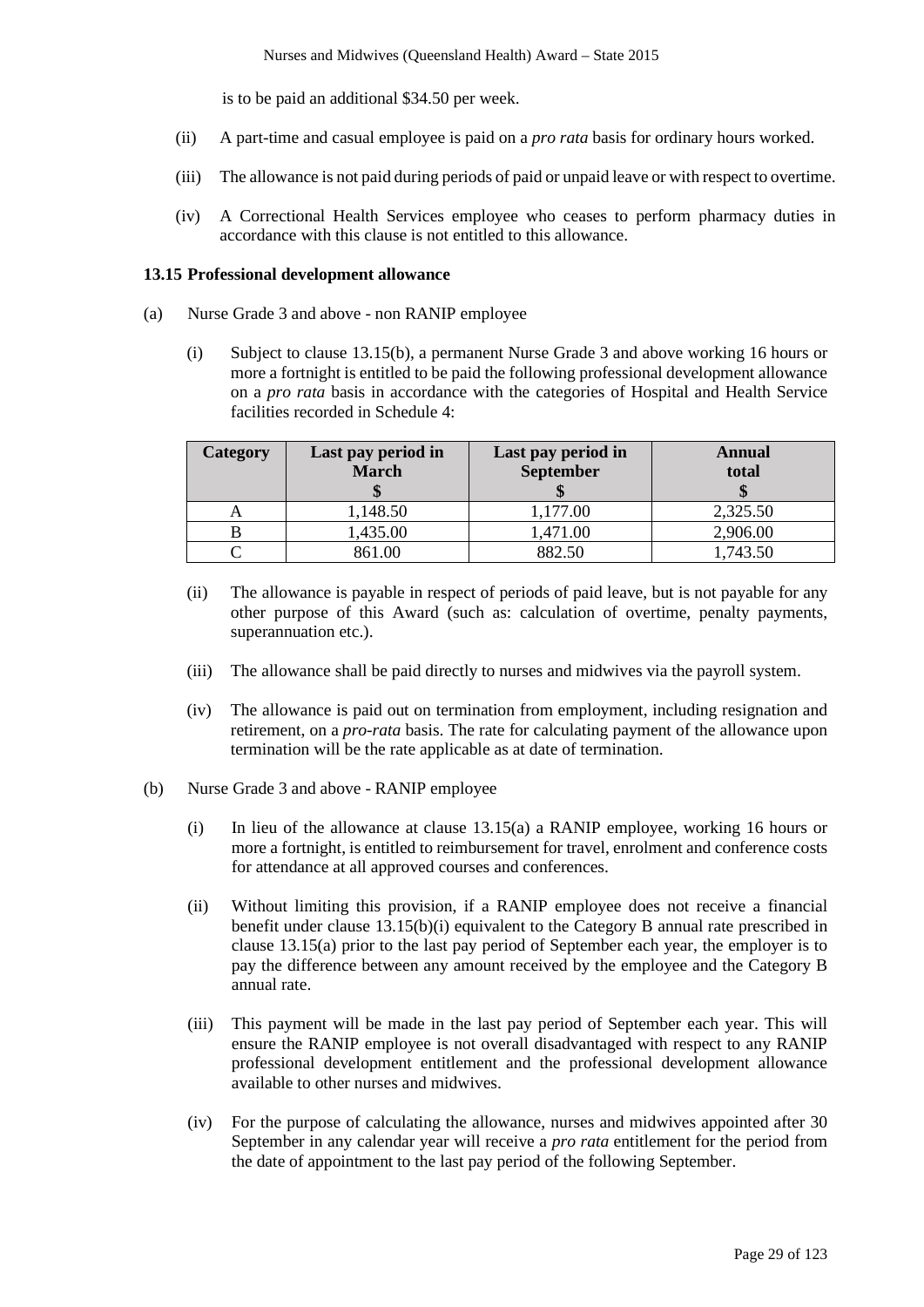is to be paid an additional $34.50 per week.

(ii) A part-time and casual employee is paid on a *pro rata* basis for ordinary hours worked.

(iii) The allowance is not paid during periods of paid or unpaid leave or with respect to overtime.

(iv) A Correctional Health Services employee who ceases to perform pharmacy duties in accordance with this clause is not entitled to this allowance.

**13.15 Professional development allowance**

(a) Nurse Grade 3 and above - non RANIP employee

(i) Subject to clause 13.15(b), a permanent Nurse Grade 3 and above working 16 hours or more a fortnight is entitled to be paid the following professional development allowance on a *pro rata* basis in accordance with the categories of Hospital and Health Service facilities recorded in Schedule 4:

| Category | Last pay period in March $ | Last pay period in September $ | Annual total $ |
|---|---|---|---|
| A | 1,148.50 | 1,177.00 | 2,325.50 |
| B | 1,435.00 | 1,471.00 | 2,906.00 |
| C | 861.00 | 882.50 | 1,743.50 |

(ii) The allowance is payable in respect of periods of paid leave, but is not payable for any other purpose of this Award (such as: calculation of overtime, penalty payments, superannuation etc.).

(iii) The allowance shall be paid directly to nurses and midwives via the payroll system.

(iv) The allowance is paid out on termination from employment, including resignation and retirement, on a *pro-rata* basis. The rate for calculating payment of the allowance upon termination will be the rate applicable as at date of termination.

(b) Nurse Grade 3 and above - RANIP employee

(i) In lieu of the allowance at clause 13.15(a) a RANIP employee, working 16 hours or more a fortnight, is entitled to reimbursement for travel, enrolment and conference costs for attendance at all approved courses and conferences.

(ii) Without limiting this provision, if a RANIP employee does not receive a financial benefit under clause 13.15(b)(i) equivalent to the Category B annual rate prescribed in clause 13.15(a) prior to the last pay period of September each year, the employer is to pay the difference between any amount received by the employee and the Category B annual rate.

(iii) This payment will be made in the last pay period of September each year. This will ensure the RANIP employee is not overall disadvantaged with respect to any RANIP professional development entitlement and the professional development allowance available to other nurses and midwives.

(iv) For the purpose of calculating the allowance, nurses and midwives appointed after 30 September in any calendar year will receive a *pro rata* entitlement for the period from the date of appointment to the last pay period of the following September.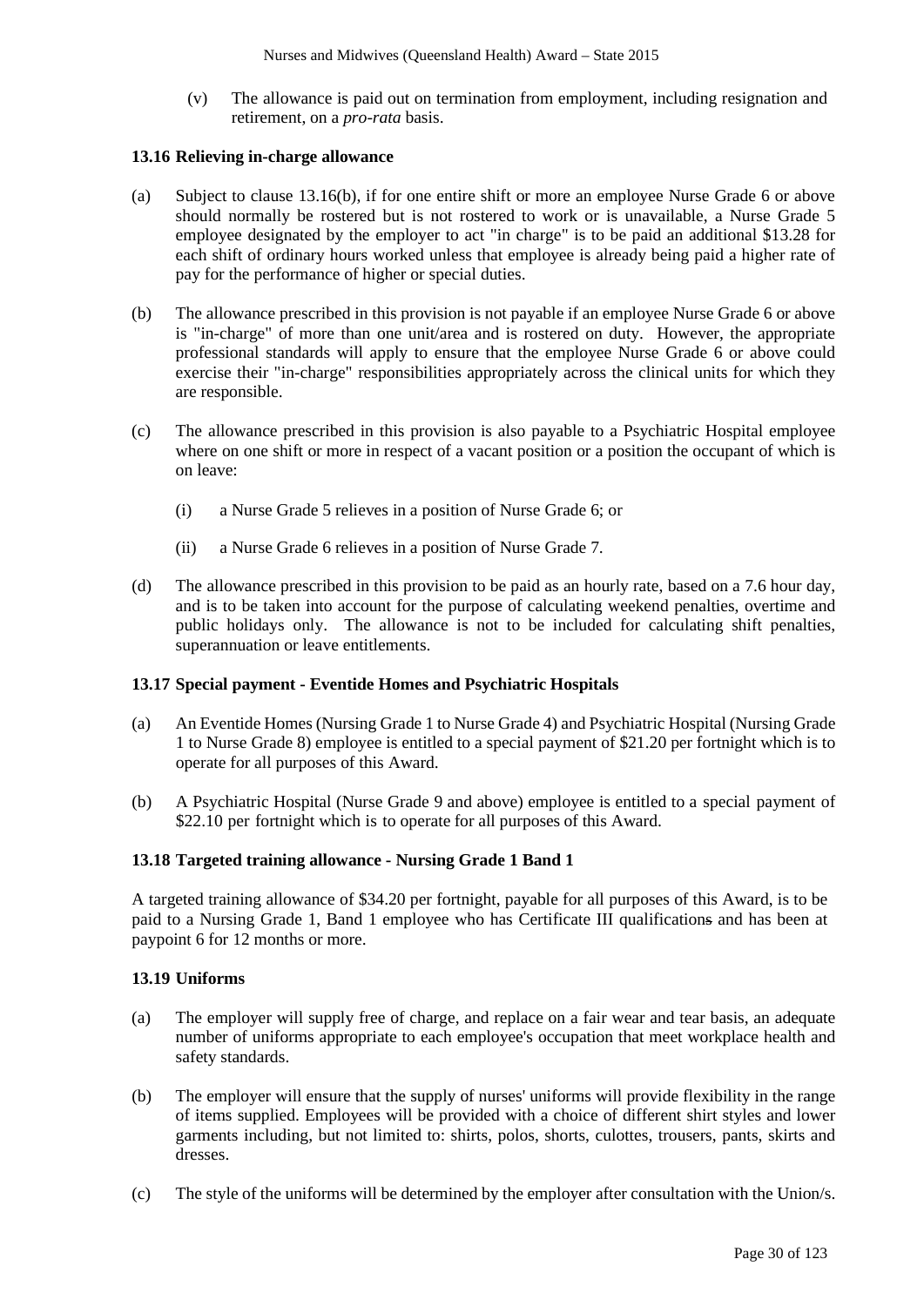(v) The allowance is paid out on termination from employment, including resignation and retirement, on a *pro-rata* basis.

### 13.16 Relieving in-charge allowance

(a) Subject to clause 13.16(b), if for one entire shift or more an employee Nurse Grade 6 or above should normally be rostered but is not rostered to work or is unavailable, a Nurse Grade 5 employee designated by the employer to act "in charge" is to be paid an additional $13.28 for each shift of ordinary hours worked unless that employee is already being paid a higher rate of pay for the performance of higher or special duties.

(b) The allowance prescribed in this provision is not payable if an employee Nurse Grade 6 or above is "in-charge" of more than one unit/area and is rostered on duty. However, the appropriate professional standards will apply to ensure that the employee Nurse Grade 6 or above could exercise their "in-charge" responsibilities appropriately across the clinical units for which they are responsible.

(c) The allowance prescribed in this provision is also payable to a Psychiatric Hospital employee where on one shift or more in respect of a vacant position or a position the occupant of which is on leave:

(i) a Nurse Grade 5 relieves in a position of Nurse Grade 6; or

(ii) a Nurse Grade 6 relieves in a position of Nurse Grade 7.

(d) The allowance prescribed in this provision to be paid as an hourly rate, based on a 7.6 hour day, and is to be taken into account for the purpose of calculating weekend penalties, overtime and public holidays only. The allowance is not to be included for calculating shift penalties, superannuation or leave entitlements.

### 13.17 Special payment - Eventide Homes and Psychiatric Hospitals

(a) An Eventide Homes (Nursing Grade 1 to Nurse Grade 4) and Psychiatric Hospital (Nursing Grade 1 to Nurse Grade 8) employee is entitled to a special payment of $21.20 per fortnight which is to operate for all purposes of this Award.

(b) A Psychiatric Hospital (Nurse Grade 9 and above) employee is entitled to a special payment of $22.10 per fortnight which is to operate for all purposes of this Award.

### 13.18 Targeted training allowance - Nursing Grade 1 Band 1

A targeted training allowance of $34.20 per fortnight, payable for all purposes of this Award, is to be paid to a Nursing Grade 1, Band 1 employee who has Certificate III qualifications and has been at paypoint 6 for 12 months or more.

### 13.19 Uniforms

(a) The employer will supply free of charge, and replace on a fair wear and tear basis, an adequate number of uniforms appropriate to each employee's occupation that meet workplace health and safety standards.

(b) The employer will ensure that the supply of nurses' uniforms will provide flexibility in the range of items supplied. Employees will be provided with a choice of different shirt styles and lower garments including, but not limited to: shirts, polos, shorts, culottes, trousers, pants, skirts and dresses.

(c) The style of the uniforms will be determined by the employer after consultation with the Union/s.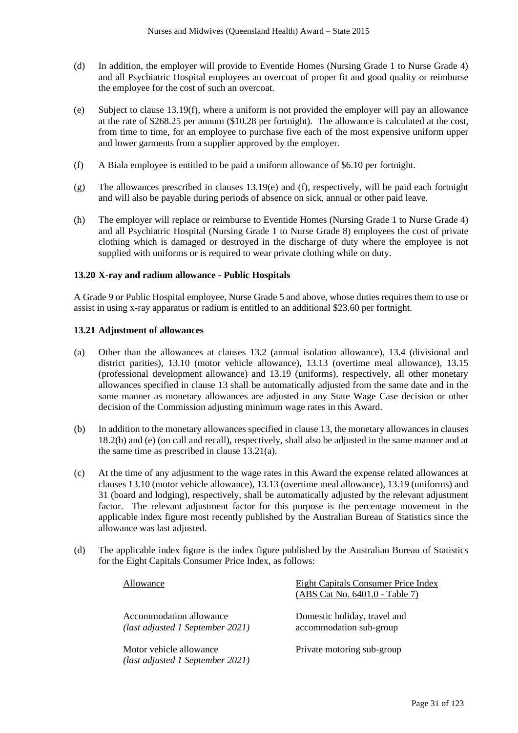(d) In addition, the employer will provide to Eventide Homes (Nursing Grade 1 to Nurse Grade 4) and all Psychiatric Hospital employees an overcoat of proper fit and good quality or reimburse the employee for the cost of such an overcoat.

(e) Subject to clause 13.19(f), where a uniform is not provided the employer will pay an allowance at the rate of $268.25 per annum ($10.28 per fortnight). The allowance is calculated at the cost, from time to time, for an employee to purchase five each of the most expensive uniform upper and lower garments from a supplier approved by the employer.

(f) A Biala employee is entitled to be paid a uniform allowance of $6.10 per fortnight.

(g) The allowances prescribed in clauses 13.19(e) and (f), respectively, will be paid each fortnight and will also be payable during periods of absence on sick, annual or other paid leave.

(h) The employer will replace or reimburse to Eventide Homes (Nursing Grade 1 to Nurse Grade 4) and all Psychiatric Hospital (Nursing Grade 1 to Nurse Grade 8) employees the cost of private clothing which is damaged or destroyed in the discharge of duty where the employee is not supplied with uniforms or is required to wear private clothing while on duty.

### 13.20 X-ray and radium allowance - Public Hospitals

A Grade 9 or Public Hospital employee, Nurse Grade 5 and above, whose duties requires them to use or assist in using x-ray apparatus or radium is entitled to an additional $23.60 per fortnight.

### 13.21 Adjustment of allowances

(a) Other than the allowances at clauses 13.2 (annual isolation allowance), 13.4 (divisional and district parities), 13.10 (motor vehicle allowance), 13.13 (overtime meal allowance), 13.15 (professional development allowance) and 13.19 (uniforms), respectively, all other monetary allowances specified in clause 13 shall be automatically adjusted from the same date and in the same manner as monetary allowances are adjusted in any State Wage Case decision or other decision of the Commission adjusting minimum wage rates in this Award.

(b) In addition to the monetary allowances specified in clause 13, the monetary allowances in clauses 18.2(b) and (e) (on call and recall), respectively, shall also be adjusted in the same manner and at the same time as prescribed in clause 13.21(a).

(c) At the time of any adjustment to the wage rates in this Award the expense related allowances at clauses 13.10 (motor vehicle allowance), 13.13 (overtime meal allowance), 13.19 (uniforms) and 31 (board and lodging), respectively, shall be automatically adjusted by the relevant adjustment factor. The relevant adjustment factor for this purpose is the percentage movement in the applicable index figure most recently published by the Australian Bureau of Statistics since the allowance was last adjusted.

(d) The applicable index figure is the index figure published by the Australian Bureau of Statistics for the Eight Capitals Consumer Price Index, as follows:

| Allowance | Eight Capitals Consumer Price Index (ABS Cat No. 6401.0 - Table 7) |
|---|---|
| Accommodation allowance *(last adjusted 1 September 2021)* | Domestic holiday, travel and accommodation sub-group |
| Motor vehicle allowance *(last adjusted 1 September 2021)* | Private motoring sub-group |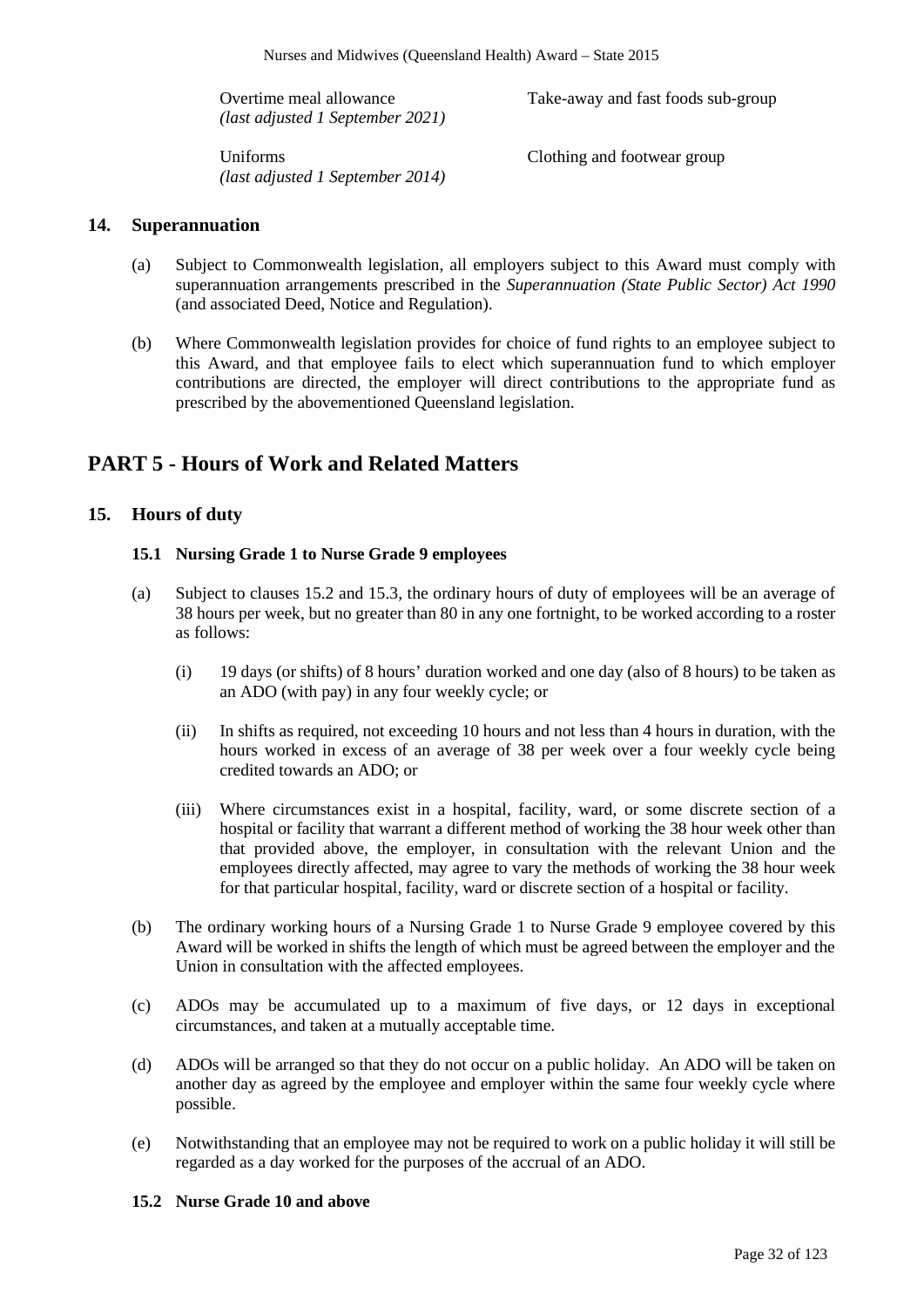| | |
|---|---|
| Overtime meal allowance *(last adjusted 1 September 2021)* | Take-away and fast foods sub-group |
| Uniforms *(last adjusted 1 September 2014)* | Clothing and footwear group |

## 14. Superannuation

(a) Subject to Commonwealth legislation, all employers subject to this Award must comply with superannuation arrangements prescribed in the *Superannuation (State Public Sector) Act 1990* (and associated Deed, Notice and Regulation).

(b) Where Commonwealth legislation provides for choice of fund rights to an employee subject to this Award, and that employee fails to elect which superannuation fund to which employer contributions are directed, the employer will direct contributions to the appropriate fund as prescribed by the abovementioned Queensland legislation.

# PART 5 - Hours of Work and Related Matters

## 15. Hours of duty

### 15.1 Nursing Grade 1 to Nurse Grade 9 employees

(a) Subject to clauses 15.2 and 15.3, the ordinary hours of duty of employees will be an average of 38 hours per week, but no greater than 80 in any one fortnight, to be worked according to a roster as follows:

(i) 19 days (or shifts) of 8 hours' duration worked and one day (also of 8 hours) to be taken as an ADO (with pay) in any four weekly cycle; or

(ii) In shifts as required, not exceeding 10 hours and not less than 4 hours in duration, with the hours worked in excess of an average of 38 per week over a four weekly cycle being credited towards an ADO; or

(iii) Where circumstances exist in a hospital, facility, ward, or some discrete section of a hospital or facility that warrant a different method of working the 38 hour week other than that provided above, the employer, in consultation with the relevant Union and the employees directly affected, may agree to vary the methods of working the 38 hour week for that particular hospital, facility, ward or discrete section of a hospital or facility.

(b) The ordinary working hours of a Nursing Grade 1 to Nurse Grade 9 employee covered by this Award will be worked in shifts the length of which must be agreed between the employer and the Union in consultation with the affected employees.

(c) ADOs may be accumulated up to a maximum of five days, or 12 days in exceptional circumstances, and taken at a mutually acceptable time.

(d) ADOs will be arranged so that they do not occur on a public holiday. An ADO will be taken on another day as agreed by the employee and employer within the same four weekly cycle where possible.

(e) Notwithstanding that an employee may not be required to work on a public holiday it will still be regarded as a day worked for the purposes of the accrual of an ADO.

### 15.2 Nurse Grade 10 and above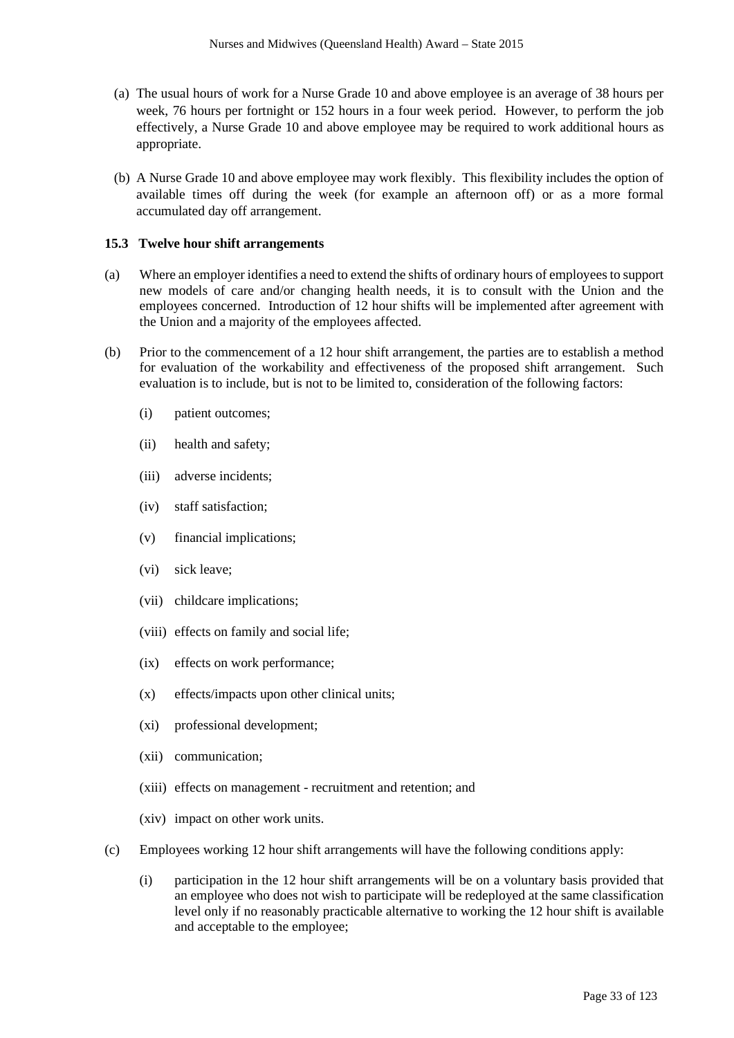(a) The usual hours of work for a Nurse Grade 10 and above employee is an average of 38 hours per week, 76 hours per fortnight or 152 hours in a four week period. However, to perform the job effectively, a Nurse Grade 10 and above employee may be required to work additional hours as appropriate.

(b) A Nurse Grade 10 and above employee may work flexibly. This flexibility includes the option of available times off during the week (for example an afternoon off) or as a more formal accumulated day off arrangement.

**15.3 Twelve hour shift arrangements**

(a) Where an employer identifies a need to extend the shifts of ordinary hours of employees to support new models of care and/or changing health needs, it is to consult with the Union and the employees concerned. Introduction of 12 hour shifts will be implemented after agreement with the Union and a majority of the employees affected.

(b) Prior to the commencement of a 12 hour shift arrangement, the parties are to establish a method for evaluation of the workability and effectiveness of the proposed shift arrangement. Such evaluation is to include, but is not to be limited to, consideration of the following factors:

- (i) patient outcomes;
- (ii) health and safety;
- (iii) adverse incidents;
- (iv) staff satisfaction;
- (v) financial implications;
- (vi) sick leave;
- (vii) childcare implications;
- (viii) effects on family and social life;
- (ix) effects on work performance;
- (x) effects/impacts upon other clinical units;
- (xi) professional development;
- (xii) communication;
- (xiii) effects on management - recruitment and retention; and
- (xiv) impact on other work units.

(c) Employees working 12 hour shift arrangements will have the following conditions apply:

- (i) participation in the 12 hour shift arrangements will be on a voluntary basis provided that an employee who does not wish to participate will be redeployed at the same classification level only if no reasonably practicable alternative to working the 12 hour shift is available and acceptable to the employee;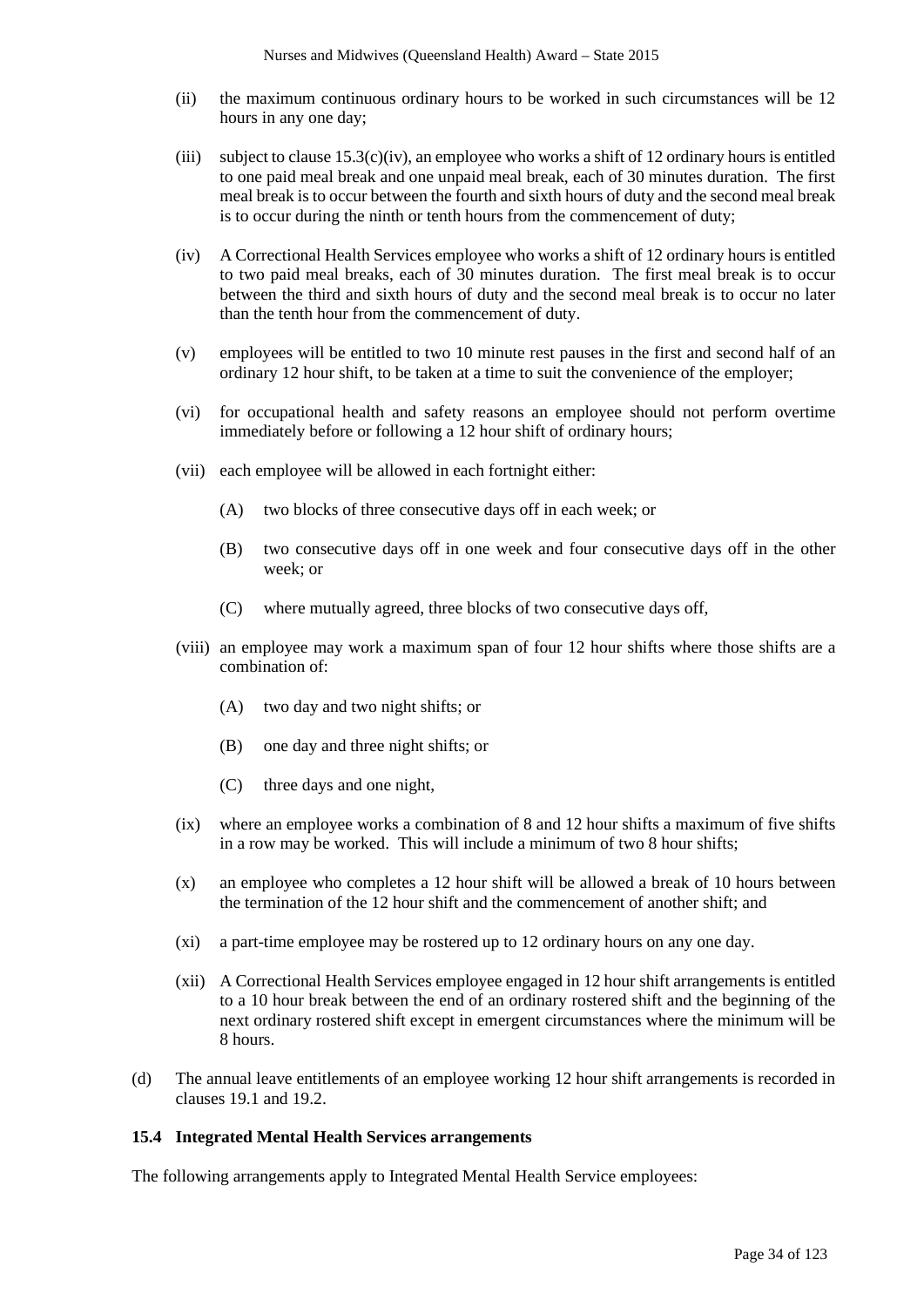(ii) the maximum continuous ordinary hours to be worked in such circumstances will be 12 hours in any one day;

(iii) subject to clause 15.3(c)(iv), an employee who works a shift of 12 ordinary hours is entitled to one paid meal break and one unpaid meal break, each of 30 minutes duration. The first meal break is to occur between the fourth and sixth hours of duty and the second meal break is to occur during the ninth or tenth hours from the commencement of duty;

(iv) A Correctional Health Services employee who works a shift of 12 ordinary hours is entitled to two paid meal breaks, each of 30 minutes duration. The first meal break is to occur between the third and sixth hours of duty and the second meal break is to occur no later than the tenth hour from the commencement of duty.

(v) employees will be entitled to two 10 minute rest pauses in the first and second half of an ordinary 12 hour shift, to be taken at a time to suit the convenience of the employer;

(vi) for occupational health and safety reasons an employee should not perform overtime immediately before or following a 12 hour shift of ordinary hours;

(vii) each employee will be allowed in each fortnight either:

(A) two blocks of three consecutive days off in each week; or

(B) two consecutive days off in one week and four consecutive days off in the other week; or

(C) where mutually agreed, three blocks of two consecutive days off,

(viii) an employee may work a maximum span of four 12 hour shifts where those shifts are a combination of:

(A) two day and two night shifts; or

(B) one day and three night shifts; or

(C) three days and one night,

(ix) where an employee works a combination of 8 and 12 hour shifts a maximum of five shifts in a row may be worked. This will include a minimum of two 8 hour shifts;

(x) an employee who completes a 12 hour shift will be allowed a break of 10 hours between the termination of the 12 hour shift and the commencement of another shift; and

(xi) a part-time employee may be rostered up to 12 ordinary hours on any one day.

(xii) A Correctional Health Services employee engaged in 12 hour shift arrangements is entitled to a 10 hour break between the end of an ordinary rostered shift and the beginning of the next ordinary rostered shift except in emergent circumstances where the minimum will be 8 hours.

(d) The annual leave entitlements of an employee working 12 hour shift arrangements is recorded in clauses 19.1 and 19.2.

### 15.4 Integrated Mental Health Services arrangements

The following arrangements apply to Integrated Mental Health Service employees: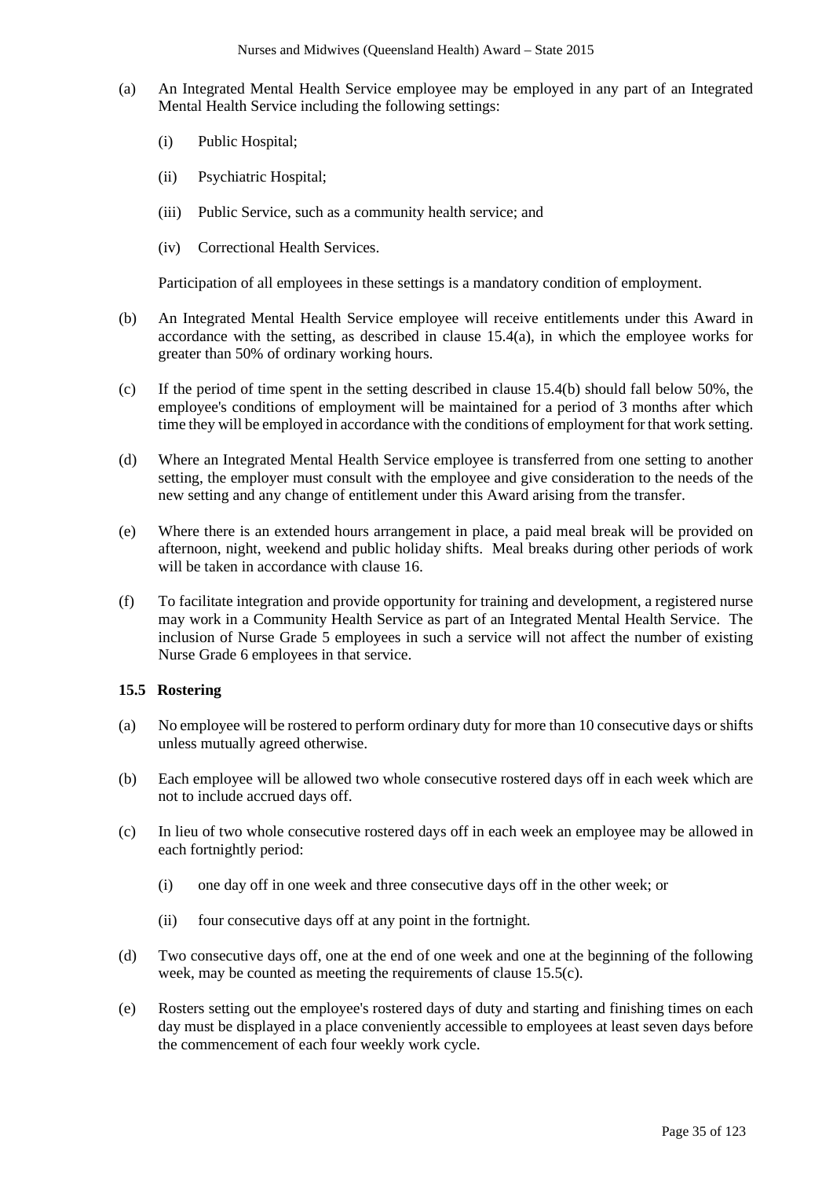(a) An Integrated Mental Health Service employee may be employed in any part of an Integrated Mental Health Service including the following settings:

   (i) Public Hospital;

   (ii) Psychiatric Hospital;

   (iii) Public Service, such as a community health service; and

   (iv) Correctional Health Services.

   Participation of all employees in these settings is a mandatory condition of employment.

(b) An Integrated Mental Health Service employee will receive entitlements under this Award in accordance with the setting, as described in clause 15.4(a), in which the employee works for greater than 50% of ordinary working hours.

(c) If the period of time spent in the setting described in clause 15.4(b) should fall below 50%, the employee's conditions of employment will be maintained for a period of 3 months after which time they will be employed in accordance with the conditions of employment for that work setting.

(d) Where an Integrated Mental Health Service employee is transferred from one setting to another setting, the employer must consult with the employee and give consideration to the needs of the new setting and any change of entitlement under this Award arising from the transfer.

(e) Where there is an extended hours arrangement in place, a paid meal break will be provided on afternoon, night, weekend and public holiday shifts. Meal breaks during other periods of work will be taken in accordance with clause 16.

(f) To facilitate integration and provide opportunity for training and development, a registered nurse may work in a Community Health Service as part of an Integrated Mental Health Service. The inclusion of Nurse Grade 5 employees in such a service will not affect the number of existing Nurse Grade 6 employees in that service.

### 15.5 Rostering

(a) No employee will be rostered to perform ordinary duty for more than 10 consecutive days or shifts unless mutually agreed otherwise.

(b) Each employee will be allowed two whole consecutive rostered days off in each week which are not to include accrued days off.

(c) In lieu of two whole consecutive rostered days off in each week an employee may be allowed in each fortnightly period:

   (i) one day off in one week and three consecutive days off in the other week; or

   (ii) four consecutive days off at any point in the fortnight.

(d) Two consecutive days off, one at the end of one week and one at the beginning of the following week, may be counted as meeting the requirements of clause 15.5(c).

(e) Rosters setting out the employee's rostered days of duty and starting and finishing times on each day must be displayed in a place conveniently accessible to employees at least seven days before the commencement of each four weekly work cycle.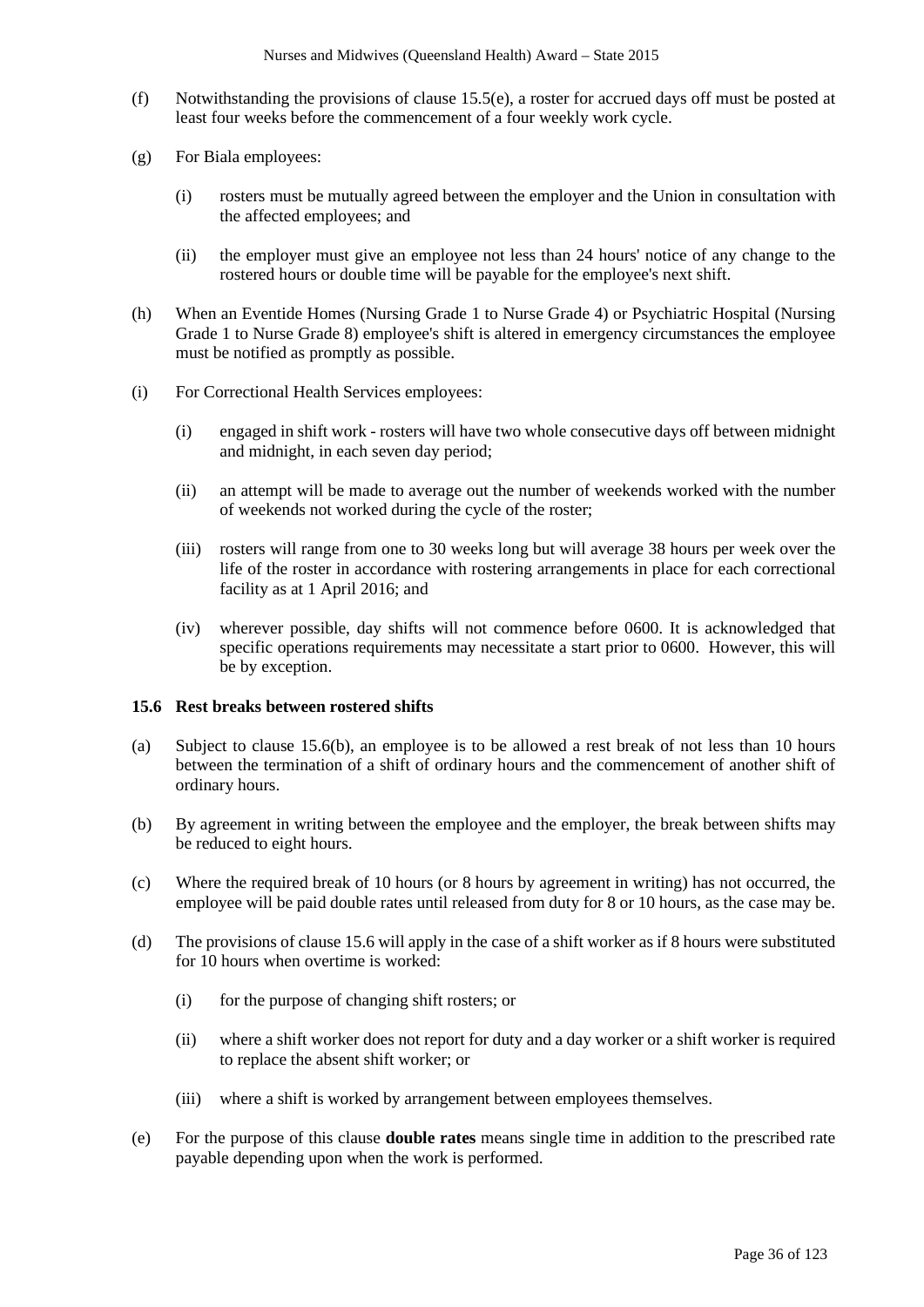(f) Notwithstanding the provisions of clause 15.5(e), a roster for accrued days off must be posted at least four weeks before the commencement of a four weekly work cycle.

(g) For Biala employees:

(i) rosters must be mutually agreed between the employer and the Union in consultation with the affected employees; and

(ii) the employer must give an employee not less than 24 hours' notice of any change to the rostered hours or double time will be payable for the employee's next shift.

(h) When an Eventide Homes (Nursing Grade 1 to Nurse Grade 4) or Psychiatric Hospital (Nursing Grade 1 to Nurse Grade 8) employee's shift is altered in emergency circumstances the employee must be notified as promptly as possible.

(i) For Correctional Health Services employees:

(i) engaged in shift work - rosters will have two whole consecutive days off between midnight and midnight, in each seven day period;

(ii) an attempt will be made to average out the number of weekends worked with the number of weekends not worked during the cycle of the roster;

(iii) rosters will range from one to 30 weeks long but will average 38 hours per week over the life of the roster in accordance with rostering arrangements in place for each correctional facility as at 1 April 2016; and

(iv) wherever possible, day shifts will not commence before 0600. It is acknowledged that specific operations requirements may necessitate a start prior to 0600. However, this will be by exception.

### 15.6 Rest breaks between rostered shifts

(a) Subject to clause 15.6(b), an employee is to be allowed a rest break of not less than 10 hours between the termination of a shift of ordinary hours and the commencement of another shift of ordinary hours.

(b) By agreement in writing between the employee and the employer, the break between shifts may be reduced to eight hours.

(c) Where the required break of 10 hours (or 8 hours by agreement in writing) has not occurred, the employee will be paid double rates until released from duty for 8 or 10 hours, as the case may be.

(d) The provisions of clause 15.6 will apply in the case of a shift worker as if 8 hours were substituted for 10 hours when overtime is worked:

(i) for the purpose of changing shift rosters; or

(ii) where a shift worker does not report for duty and a day worker or a shift worker is required to replace the absent shift worker; or

(iii) where a shift is worked by arrangement between employees themselves.

(e) For the purpose of this clause **double rates** means single time in addition to the prescribed rate payable depending upon when the work is performed.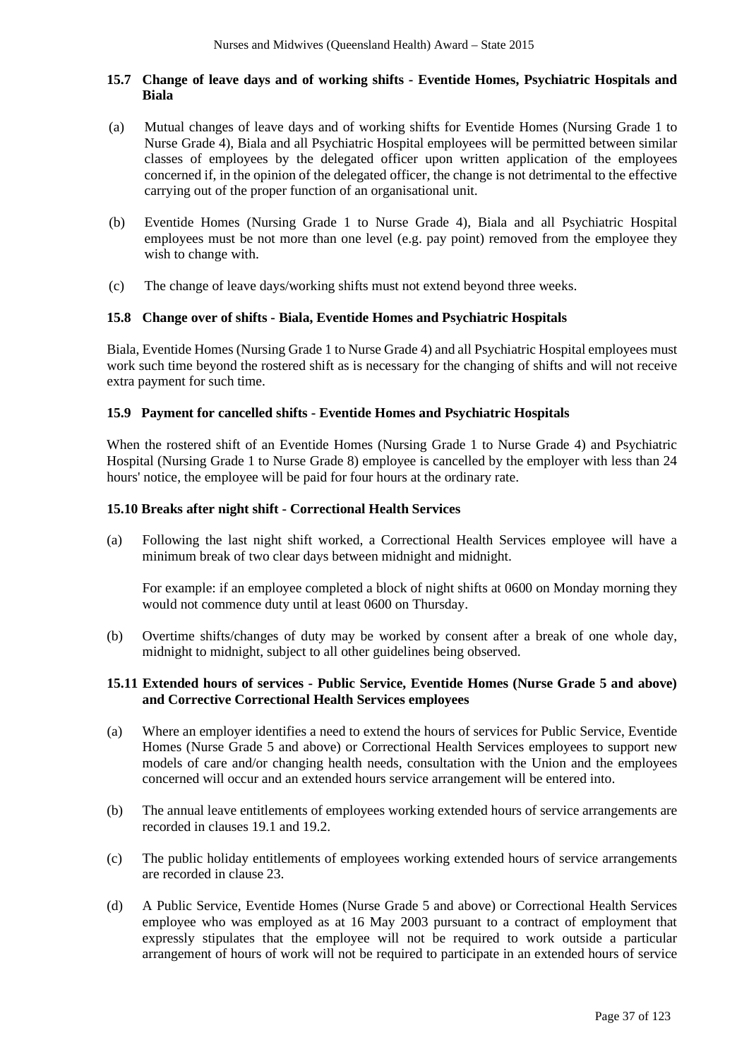### 15.7 Change of leave days and of working shifts - Eventide Homes, Psychiatric Hospitals and Biala

(a) Mutual changes of leave days and of working shifts for Eventide Homes (Nursing Grade 1 to Nurse Grade 4), Biala and all Psychiatric Hospital employees will be permitted between similar classes of employees by the delegated officer upon written application of the employees concerned if, in the opinion of the delegated officer, the change is not detrimental to the effective carrying out of the proper function of an organisational unit.

(b) Eventide Homes (Nursing Grade 1 to Nurse Grade 4), Biala and all Psychiatric Hospital employees must be not more than one level (e.g. pay point) removed from the employee they wish to change with.

(c) The change of leave days/working shifts must not extend beyond three weeks.

### 15.8 Change over of shifts - Biala, Eventide Homes and Psychiatric Hospitals

Biala, Eventide Homes (Nursing Grade 1 to Nurse Grade 4) and all Psychiatric Hospital employees must work such time beyond the rostered shift as is necessary for the changing of shifts and will not receive extra payment for such time.

### 15.9 Payment for cancelled shifts - Eventide Homes and Psychiatric Hospitals

When the rostered shift of an Eventide Homes (Nursing Grade 1 to Nurse Grade 4) and Psychiatric Hospital (Nursing Grade 1 to Nurse Grade 8) employee is cancelled by the employer with less than 24 hours' notice, the employee will be paid for four hours at the ordinary rate.

### 15.10 Breaks after night shift - Correctional Health Services

(a) Following the last night shift worked, a Correctional Health Services employee will have a minimum break of two clear days between midnight and midnight.

For example: if an employee completed a block of night shifts at 0600 on Monday morning they would not commence duty until at least 0600 on Thursday.

(b) Overtime shifts/changes of duty may be worked by consent after a break of one whole day, midnight to midnight, subject to all other guidelines being observed.

### 15.11 Extended hours of services - Public Service, Eventide Homes (Nurse Grade 5 and above) and Corrective Correctional Health Services employees

(a) Where an employer identifies a need to extend the hours of services for Public Service, Eventide Homes (Nurse Grade 5 and above) or Correctional Health Services employees to support new models of care and/or changing health needs, consultation with the Union and the employees concerned will occur and an extended hours service arrangement will be entered into.

(b) The annual leave entitlements of employees working extended hours of service arrangements are recorded in clauses 19.1 and 19.2.

(c) The public holiday entitlements of employees working extended hours of service arrangements are recorded in clause 23.

(d) A Public Service, Eventide Homes (Nurse Grade 5 and above) or Correctional Health Services employee who was employed as at 16 May 2003 pursuant to a contract of employment that expressly stipulates that the employee will not be required to work outside a particular arrangement of hours of work will not be required to participate in an extended hours of service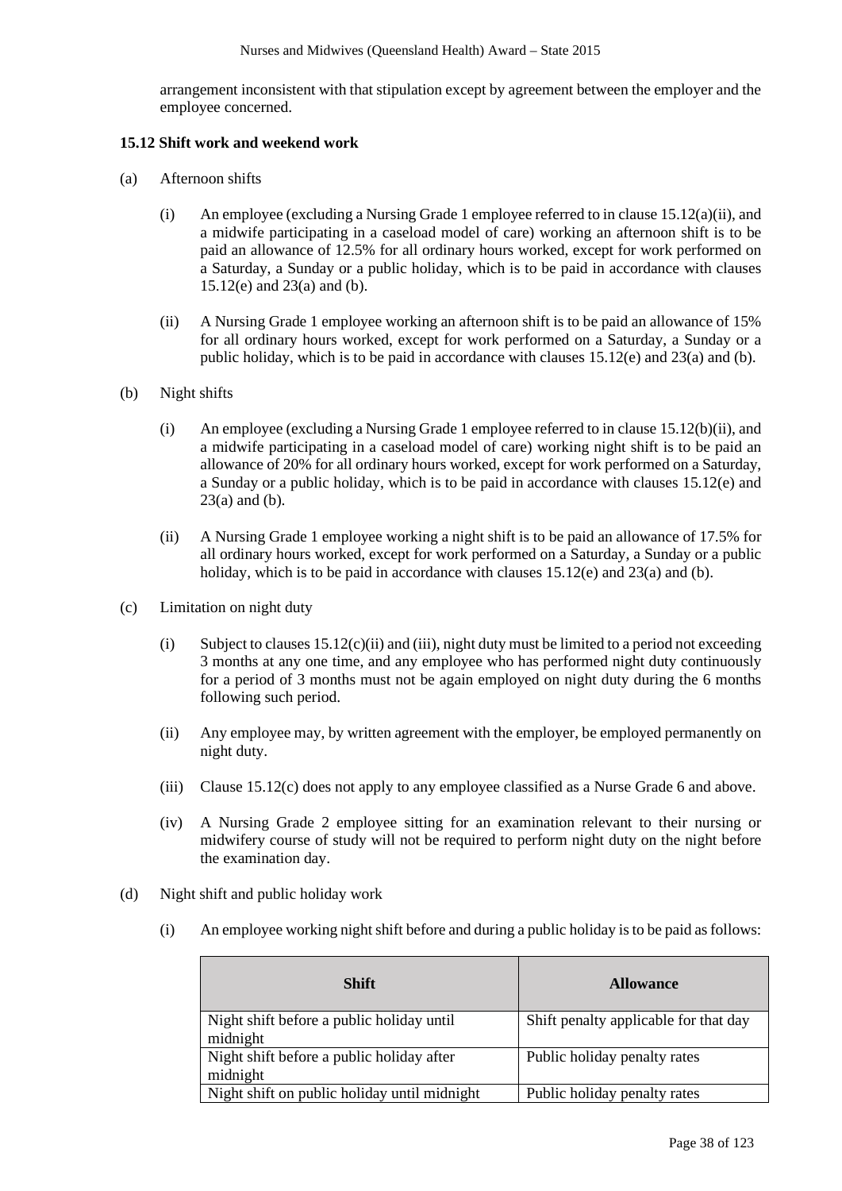arrangement inconsistent with that stipulation except by agreement between the employer and the employee concerned.

**15.12 Shift work and weekend work**

(a) Afternoon shifts

(i) An employee (excluding a Nursing Grade 1 employee referred to in clause 15.12(a)(ii), and a midwife participating in a caseload model of care) working an afternoon shift is to be paid an allowance of 12.5% for all ordinary hours worked, except for work performed on a Saturday, a Sunday or a public holiday, which is to be paid in accordance with clauses 15.12(e) and 23(a) and (b).

(ii) A Nursing Grade 1 employee working an afternoon shift is to be paid an allowance of 15% for all ordinary hours worked, except for work performed on a Saturday, a Sunday or a public holiday, which is to be paid in accordance with clauses 15.12(e) and 23(a) and (b).

(b) Night shifts

(i) An employee (excluding a Nursing Grade 1 employee referred to in clause 15.12(b)(ii), and a midwife participating in a caseload model of care) working night shift is to be paid an allowance of 20% for all ordinary hours worked, except for work performed on a Saturday, a Sunday or a public holiday, which is to be paid in accordance with clauses 15.12(e) and 23(a) and (b).

(ii) A Nursing Grade 1 employee working a night shift is to be paid an allowance of 17.5% for all ordinary hours worked, except for work performed on a Saturday, a Sunday or a public holiday, which is to be paid in accordance with clauses 15.12(e) and 23(a) and (b).

(c) Limitation on night duty

(i) Subject to clauses 15.12(c)(ii) and (iii), night duty must be limited to a period not exceeding 3 months at any one time, and any employee who has performed night duty continuously for a period of 3 months must not be again employed on night duty during the 6 months following such period.

(ii) Any employee may, by written agreement with the employer, be employed permanently on night duty.

(iii) Clause 15.12(c) does not apply to any employee classified as a Nurse Grade 6 and above.

(iv) A Nursing Grade 2 employee sitting for an examination relevant to their nursing or midwifery course of study will not be required to perform night duty on the night before the examination day.

(d) Night shift and public holiday work

(i) An employee working night shift before and during a public holiday is to be paid as follows:

| Shift | Allowance |
|---|---|
| Night shift before a public holiday until midnight | Shift penalty applicable for that day |
| Night shift before a public holiday after midnight | Public holiday penalty rates |
| Night shift on public holiday until midnight | Public holiday penalty rates |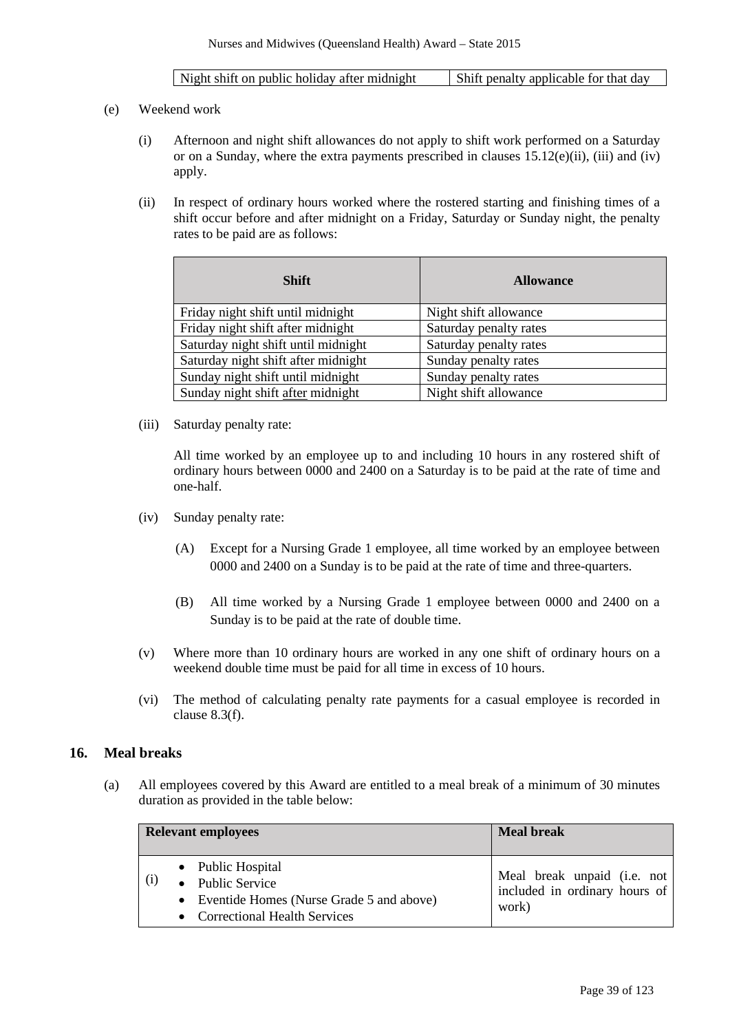| Night shift on public holiday after midnight | Shift penalty applicable for that day |
|---|---|

(e) Weekend work

(i) Afternoon and night shift allowances do not apply to shift work performed on a Saturday or on a Sunday, where the extra payments prescribed in clauses 15.12(e)(ii), (iii) and (iv) apply.

(ii) In respect of ordinary hours worked where the rostered starting and finishing times of a shift occur before and after midnight on a Friday, Saturday or Sunday night, the penalty rates to be paid are as follows:

| **Shift** | **Allowance** |
|---|---|
| Friday night shift until midnight | Night shift allowance |
| Friday night shift after midnight | Saturday penalty rates |
| Saturday night shift until midnight | Saturday penalty rates |
| Saturday night shift after midnight | Sunday penalty rates |
| Sunday night shift until midnight | Sunday penalty rates |
| Sunday night shift after midnight | Night shift allowance |

(iii) Saturday penalty rate:

All time worked by an employee up to and including 10 hours in any rostered shift of ordinary hours between 0000 and 2400 on a Saturday is to be paid at the rate of time and one-half.

(iv) Sunday penalty rate:

(A) Except for a Nursing Grade 1 employee, all time worked by an employee between 0000 and 2400 on a Sunday is to be paid at the rate of time and three-quarters.

(B) All time worked by a Nursing Grade 1 employee between 0000 and 2400 on a Sunday is to be paid at the rate of double time.

(v) Where more than 10 ordinary hours are worked in any one shift of ordinary hours on a weekend double time must be paid for all time in excess of 10 hours.

(vi) The method of calculating penalty rate payments for a casual employee is recorded in clause 8.3(f).

## 16. Meal breaks

(a) All employees covered by this Award are entitled to a meal break of a minimum of 30 minutes duration as provided in the table below:

| **Relevant employees** | | **Meal break** |
|---|---|---|
| (i) | • Public Hospital<br>• Public Service<br>• Eventide Homes (Nurse Grade 5 and above)<br>• Correctional Health Services | Meal break unpaid (i.e. not included in ordinary hours of work) |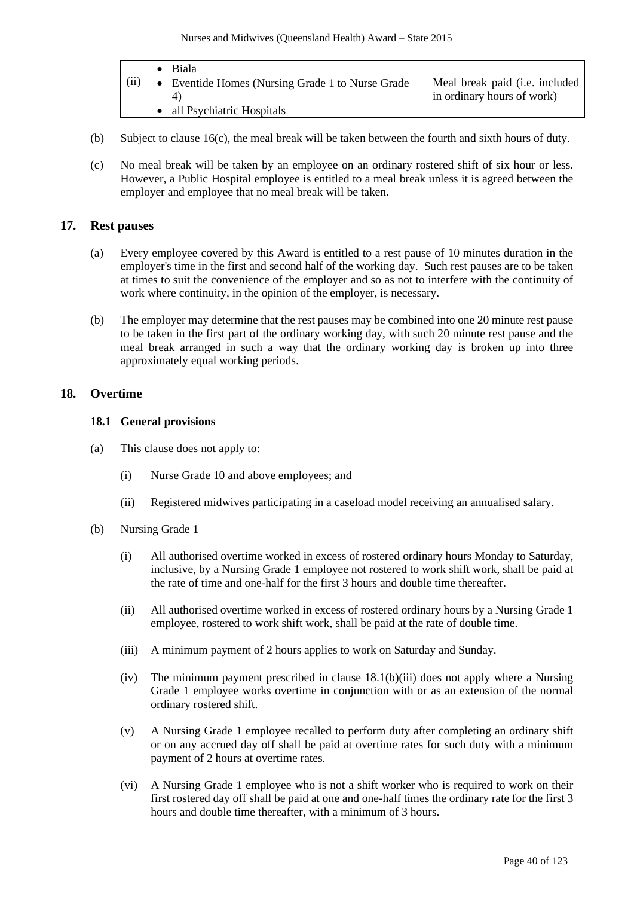| (ii) | • Biala<br>• Eventide Homes (Nursing Grade 1 to Nurse Grade 4)<br>• all Psychiatric Hospitals | Meal break paid (i.e. included in ordinary hours of work) |
|---|---|---|

(b) Subject to clause 16(c), the meal break will be taken between the fourth and sixth hours of duty.

(c) No meal break will be taken by an employee on an ordinary rostered shift of six hour or less. However, a Public Hospital employee is entitled to a meal break unless it is agreed between the employer and employee that no meal break will be taken.

## 17. Rest pauses

(a) Every employee covered by this Award is entitled to a rest pause of 10 minutes duration in the employer's time in the first and second half of the working day. Such rest pauses are to be taken at times to suit the convenience of the employer and so as not to interfere with the continuity of work where continuity, in the opinion of the employer, is necessary.

(b) The employer may determine that the rest pauses may be combined into one 20 minute rest pause to be taken in the first part of the ordinary working day, with such 20 minute rest pause and the meal break arranged in such a way that the ordinary working day is broken up into three approximately equal working periods.

## 18. Overtime

### 18.1 General provisions

(a) This clause does not apply to:

(i) Nurse Grade 10 and above employees; and

(ii) Registered midwives participating in a caseload model receiving an annualised salary.

(b) Nursing Grade 1

(i) All authorised overtime worked in excess of rostered ordinary hours Monday to Saturday, inclusive, by a Nursing Grade 1 employee not rostered to work shift work, shall be paid at the rate of time and one-half for the first 3 hours and double time thereafter.

(ii) All authorised overtime worked in excess of rostered ordinary hours by a Nursing Grade 1 employee, rostered to work shift work, shall be paid at the rate of double time.

(iii) A minimum payment of 2 hours applies to work on Saturday and Sunday.

(iv) The minimum payment prescribed in clause 18.1(b)(iii) does not apply where a Nursing Grade 1 employee works overtime in conjunction with or as an extension of the normal ordinary rostered shift.

(v) A Nursing Grade 1 employee recalled to perform duty after completing an ordinary shift or on any accrued day off shall be paid at overtime rates for such duty with a minimum payment of 2 hours at overtime rates.

(vi) A Nursing Grade 1 employee who is not a shift worker who is required to work on their first rostered day off shall be paid at one and one-half times the ordinary rate for the first 3 hours and double time thereafter, with a minimum of 3 hours.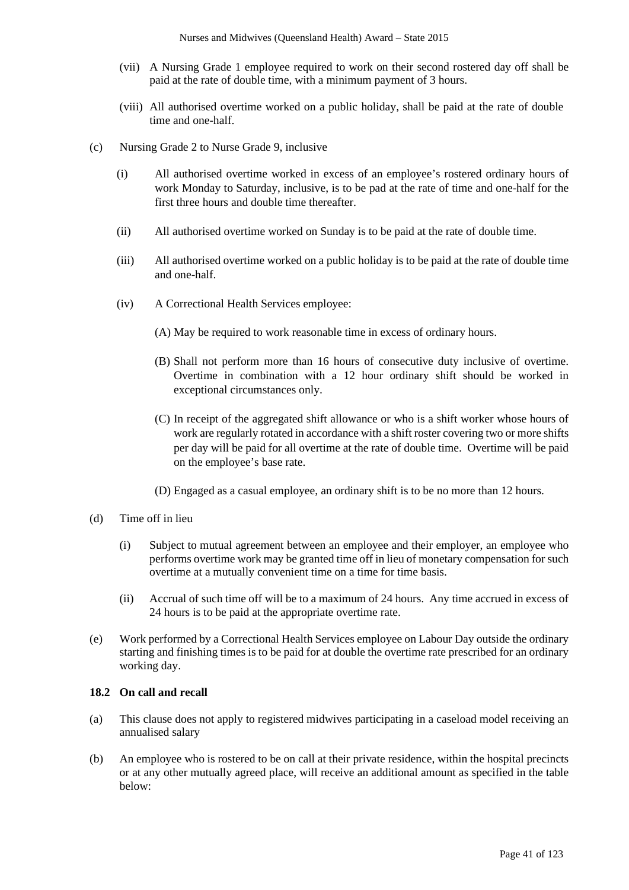(vii) A Nursing Grade 1 employee required to work on their second rostered day off shall be paid at the rate of double time, with a minimum payment of 3 hours.

(viii) All authorised overtime worked on a public holiday, shall be paid at the rate of double time and one-half.

(c) Nursing Grade 2 to Nurse Grade 9, inclusive

(i) All authorised overtime worked in excess of an employee's rostered ordinary hours of work Monday to Saturday, inclusive, is to be pad at the rate of time and one-half for the first three hours and double time thereafter.

(ii) All authorised overtime worked on Sunday is to be paid at the rate of double time.

(iii) All authorised overtime worked on a public holiday is to be paid at the rate of double time and one-half.

(iv) A Correctional Health Services employee:

(A) May be required to work reasonable time in excess of ordinary hours.

(B) Shall not perform more than 16 hours of consecutive duty inclusive of overtime. Overtime in combination with a 12 hour ordinary shift should be worked in exceptional circumstances only.

(C) In receipt of the aggregated shift allowance or who is a shift worker whose hours of work are regularly rotated in accordance with a shift roster covering two or more shifts per day will be paid for all overtime at the rate of double time. Overtime will be paid on the employee's base rate.

(D) Engaged as a casual employee, an ordinary shift is to be no more than 12 hours.

(d) Time off in lieu

(i) Subject to mutual agreement between an employee and their employer, an employee who performs overtime work may be granted time off in lieu of monetary compensation for such overtime at a mutually convenient time on a time for time basis.

(ii) Accrual of such time off will be to a maximum of 24 hours. Any time accrued in excess of 24 hours is to be paid at the appropriate overtime rate.

(e) Work performed by a Correctional Health Services employee on Labour Day outside the ordinary starting and finishing times is to be paid for at double the overtime rate prescribed for an ordinary working day.

**18.2 On call and recall**

(a) This clause does not apply to registered midwives participating in a caseload model receiving an annualised salary

(b) An employee who is rostered to be on call at their private residence, within the hospital precincts or at any other mutually agreed place, will receive an additional amount as specified in the table below: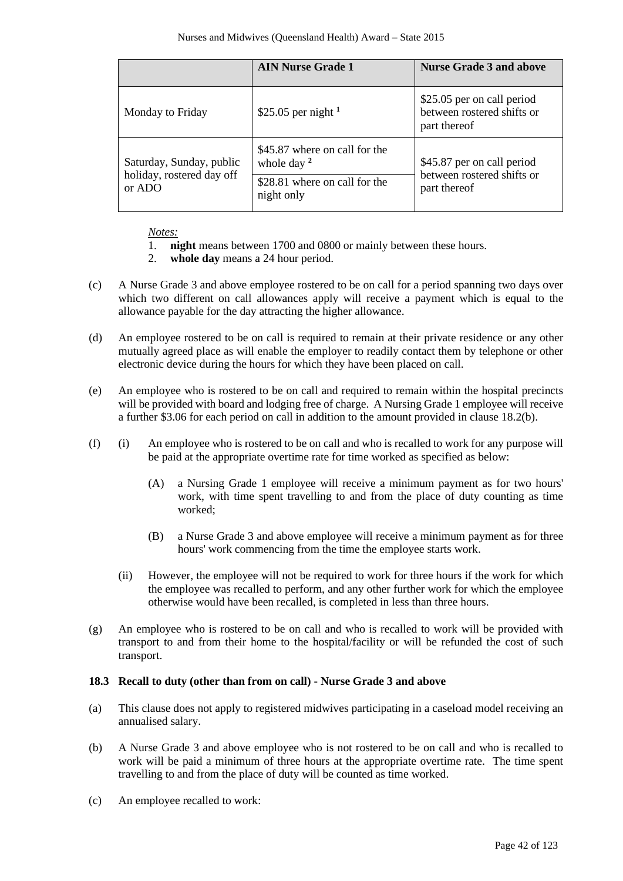| | AIN Nurse Grade 1 | Nurse Grade 3 and above |
|---|---|---|
| Monday to Friday | $25.05 per night [1] | $25.05 per on call period between rostered shifts or part thereof |
| Saturday, Sunday, public holiday, rostered day off or ADO | $45.87 where on call for the whole day [2] | $45.87 per on call period between rostered shifts or part thereof |
| | $28.81 where on call for the night only | |

*Notes:*

1. **night** means between 1700 and 0800 or mainly between these hours.
2. **whole day** means a 24 hour period.

(c) A Nurse Grade 3 and above employee rostered to be on call for a period spanning two days over which two different on call allowances apply will receive a payment which is equal to the allowance payable for the day attracting the higher allowance.

(d) An employee rostered to be on call is required to remain at their private residence or any other mutually agreed place as will enable the employer to readily contact them by telephone or other electronic device during the hours for which they have been placed on call.

(e) An employee who is rostered to be on call and required to remain within the hospital precincts will be provided with board and lodging free of charge. A Nursing Grade 1 employee will receive a further $3.06 for each period on call in addition to the amount provided in clause 18.2(b).

(f) (i) An employee who is rostered to be on call and who is recalled to work for any purpose will be paid at the appropriate overtime rate for time worked as specified as below:

(A) a Nursing Grade 1 employee will receive a minimum payment as for two hours' work, with time spent travelling to and from the place of duty counting as time worked;

(B) a Nurse Grade 3 and above employee will receive a minimum payment as for three hours' work commencing from the time the employee starts work.

(ii) However, the employee will not be required to work for three hours if the work for which the employee was recalled to perform, and any other further work for which the employee otherwise would have been recalled, is completed in less than three hours.

(g) An employee who is rostered to be on call and who is recalled to work will be provided with transport to and from their home to the hospital/facility or will be refunded the cost of such transport.

### 18.3 Recall to duty (other than from on call) - Nurse Grade 3 and above

(a) This clause does not apply to registered midwives participating in a caseload model receiving an annualised salary.

(b) A Nurse Grade 3 and above employee who is not rostered to be on call and who is recalled to work will be paid a minimum of three hours at the appropriate overtime rate. The time spent travelling to and from the place of duty will be counted as time worked.

(c) An employee recalled to work: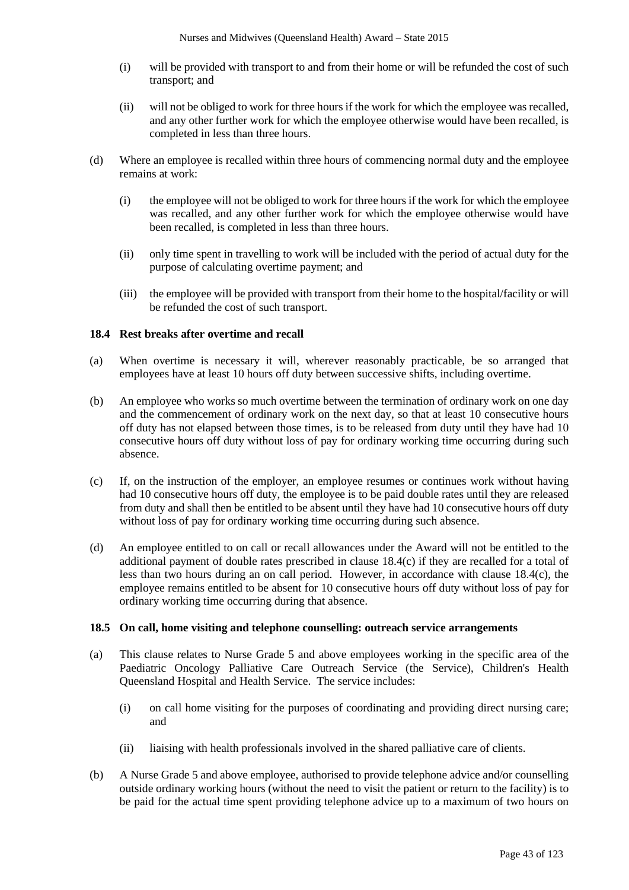(i) will be provided with transport to and from their home or will be refunded the cost of such transport; and

(ii) will not be obliged to work for three hours if the work for which the employee was recalled, and any other further work for which the employee otherwise would have been recalled, is completed in less than three hours.

(d) Where an employee is recalled within three hours of commencing normal duty and the employee remains at work:

(i) the employee will not be obliged to work for three hours if the work for which the employee was recalled, and any other further work for which the employee otherwise would have been recalled, is completed in less than three hours.

(ii) only time spent in travelling to work will be included with the period of actual duty for the purpose of calculating overtime payment; and

(iii) the employee will be provided with transport from their home to the hospital/facility or will be refunded the cost of such transport.

### 18.4 Rest breaks after overtime and recall

(a) When overtime is necessary it will, wherever reasonably practicable, be so arranged that employees have at least 10 hours off duty between successive shifts, including overtime.

(b) An employee who works so much overtime between the termination of ordinary work on one day and the commencement of ordinary work on the next day, so that at least 10 consecutive hours off duty has not elapsed between those times, is to be released from duty until they have had 10 consecutive hours off duty without loss of pay for ordinary working time occurring during such absence.

(c) If, on the instruction of the employer, an employee resumes or continues work without having had 10 consecutive hours off duty, the employee is to be paid double rates until they are released from duty and shall then be entitled to be absent until they have had 10 consecutive hours off duty without loss of pay for ordinary working time occurring during such absence.

(d) An employee entitled to on call or recall allowances under the Award will not be entitled to the additional payment of double rates prescribed in clause 18.4(c) if they are recalled for a total of less than two hours during an on call period. However, in accordance with clause 18.4(c), the employee remains entitled to be absent for 10 consecutive hours off duty without loss of pay for ordinary working time occurring during that absence.

### 18.5 On call, home visiting and telephone counselling: outreach service arrangements

(a) This clause relates to Nurse Grade 5 and above employees working in the specific area of the Paediatric Oncology Palliative Care Outreach Service (the Service), Children's Health Queensland Hospital and Health Service. The service includes:

(i) on call home visiting for the purposes of coordinating and providing direct nursing care; and

(ii) liaising with health professionals involved in the shared palliative care of clients.

(b) A Nurse Grade 5 and above employee, authorised to provide telephone advice and/or counselling outside ordinary working hours (without the need to visit the patient or return to the facility) is to be paid for the actual time spent providing telephone advice up to a maximum of two hours on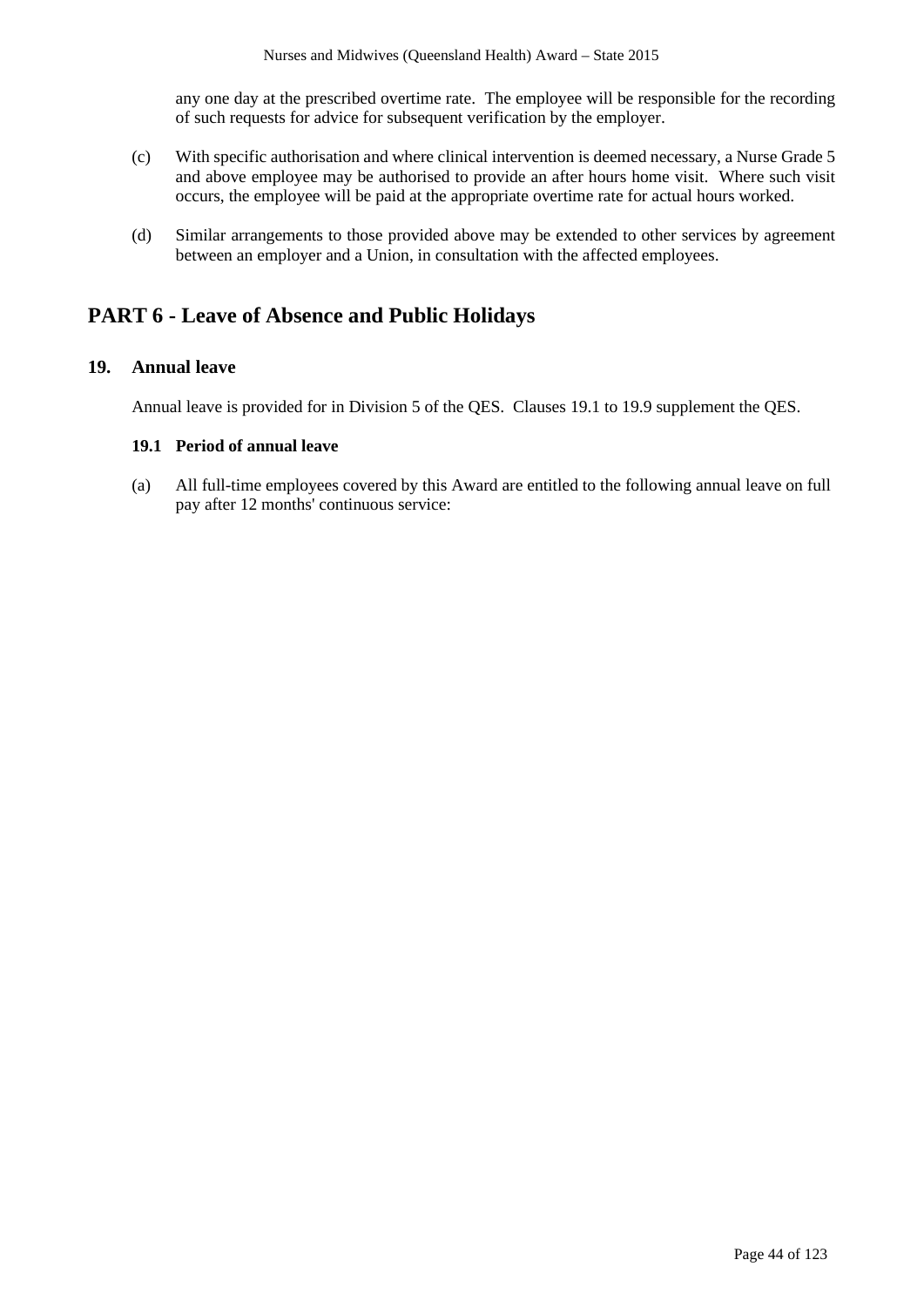any one day at the prescribed overtime rate. The employee will be responsible for the recording of such requests for advice for subsequent verification by the employer.

(c) With specific authorisation and where clinical intervention is deemed necessary, a Nurse Grade 5 and above employee may be authorised to provide an after hours home visit. Where such visit occurs, the employee will be paid at the appropriate overtime rate for actual hours worked.

(d) Similar arrangements to those provided above may be extended to other services by agreement between an employer and a Union, in consultation with the affected employees.

# PART 6 - Leave of Absence and Public Holidays

## 19. Annual leave

Annual leave is provided for in Division 5 of the QES. Clauses 19.1 to 19.9 supplement the QES.

### 19.1 Period of annual leave

(a) All full-time employees covered by this Award are entitled to the following annual leave on full pay after 12 months' continuous service: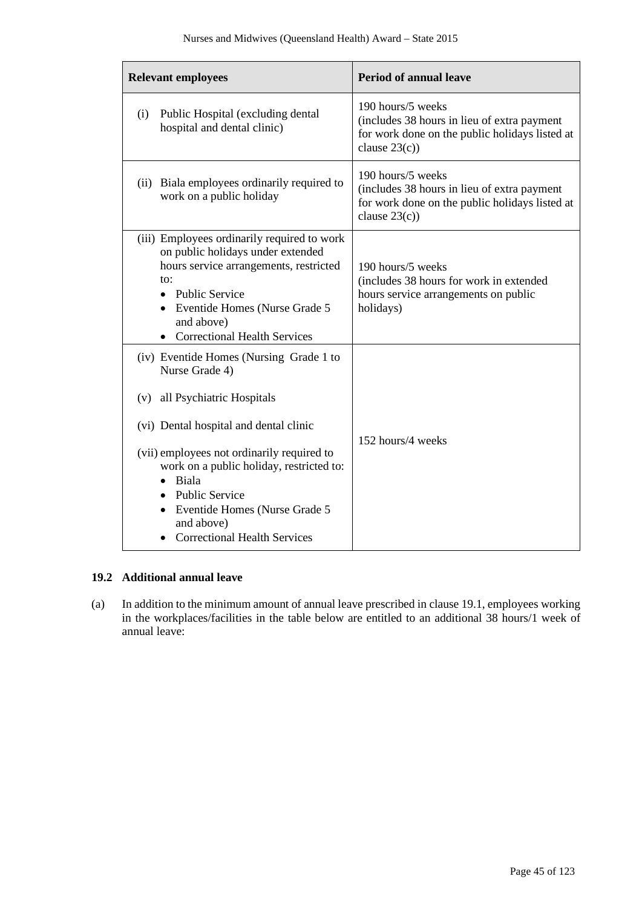| Relevant employees | Period of annual leave |
|---|---|
| (i) Public Hospital (excluding dental hospital and dental clinic) | 190 hours/5 weeks (includes 38 hours in lieu of extra payment for work done on the public holidays listed at clause 23(c)) |
| (ii) Biala employees ordinarily required to work on a public holiday | 190 hours/5 weeks (includes 38 hours in lieu of extra payment for work done on the public holidays listed at clause 23(c)) |
| (iii) Employees ordinarily required to work on public holidays under extended hours service arrangements, restricted to: <br>• Public Service <br>• Eventide Homes (Nurse Grade 5 and above) <br>• Correctional Health Services | 190 hours/5 weeks (includes 38 hours for work in extended hours service arrangements on public holidays) |
| (iv) Eventide Homes (Nursing Grade 1 to Nurse Grade 4) <br><br>(v) all Psychiatric Hospitals <br><br>(vi) Dental hospital and dental clinic <br><br>(vii) employees not ordinarily required to work on a public holiday, restricted to: <br>• Biala <br>• Public Service <br>• Eventide Homes (Nurse Grade 5 and above) <br>• Correctional Health Services | 152 hours/4 weeks |

### 19.2 Additional annual leave

(a) In addition to the minimum amount of annual leave prescribed in clause 19.1, employees working in the workplaces/facilities in the table below are entitled to an additional 38 hours/1 week of annual leave: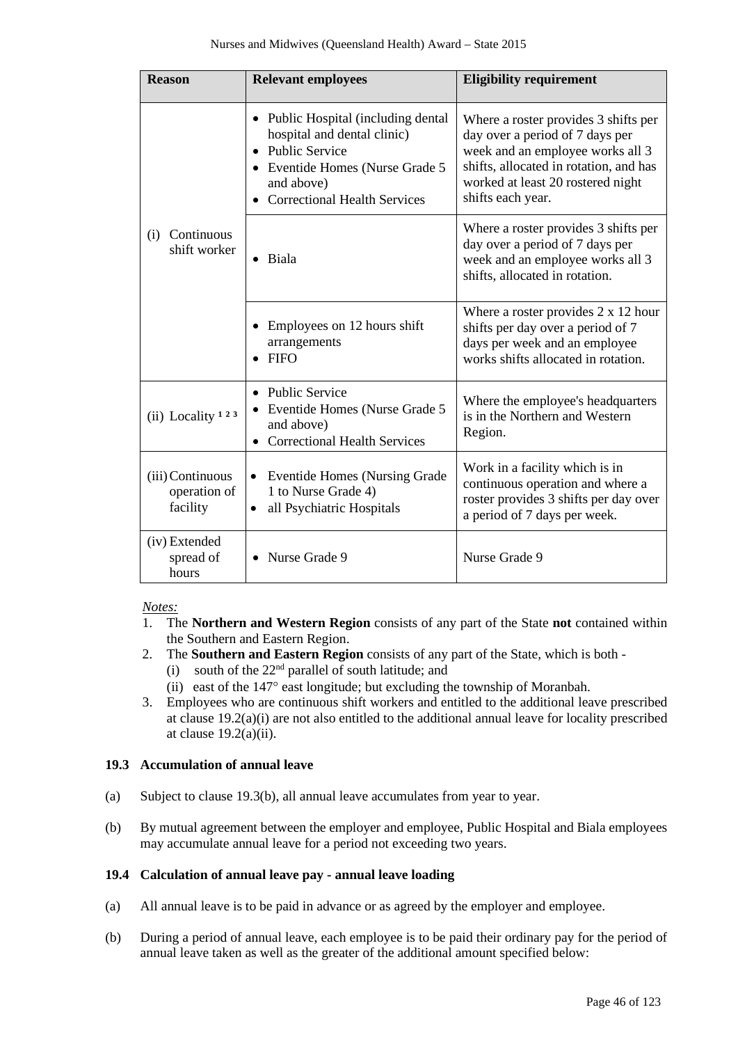| Reason | Relevant employees | Eligibility requirement |
|---|---|---|
| (i) Continuous shift worker | • Public Hospital (including dental hospital and dental clinic)<br>• Public Service<br>• Eventide Homes (Nurse Grade 5 and above)<br>• Correctional Health Services | Where a roster provides 3 shifts per day over a period of 7 days per week and an employee works all 3 shifts, allocated in rotation, and has worked at least 20 rostered night shifts each year. |
| | • Biala | Where a roster provides 3 shifts per day over a period of 7 days per week and an employee works all 3 shifts, allocated in rotation. |
| | • Employees on 12 hours shift arrangements<br>• FIFO | Where a roster provides 2 x 12 hour shifts per day over a period of 7 days per week and an employee works shifts allocated in rotation. |
| (ii) Locality [1 2 3] | • Public Service<br>• Eventide Homes (Nurse Grade 5 and above)<br>• Correctional Health Services | Where the employee's headquarters is in the Northern and Western Region. |
| (iii) Continuous operation of facility | • Eventide Homes (Nursing Grade 1 to Nurse Grade 4)<br>• all Psychiatric Hospitals | Work in a facility which is in continuous operation and where a roster provides 3 shifts per day over a period of 7 days per week. |
| (iv) Extended spread of hours | • Nurse Grade 9 | Nurse Grade 9 |

*Notes:*

1. The **Northern and Western Region** consists of any part of the State **not** contained within the Southern and Eastern Region.
2. The **Southern and Eastern Region** consists of any part of the State, which is both -
   (i) south of the 22nd parallel of south latitude; and
   (ii) east of the 147° east longitude; but excluding the township of Moranbah.
3. Employees who are continuous shift workers and entitled to the additional leave prescribed at clause 19.2(a)(i) are not also entitled to the additional annual leave for locality prescribed at clause 19.2(a)(ii).

### 19.3 Accumulation of annual leave

(a) Subject to clause 19.3(b), all annual leave accumulates from year to year.

(b) By mutual agreement between the employer and employee, Public Hospital and Biala employees may accumulate annual leave for a period not exceeding two years.

### 19.4 Calculation of annual leave pay - annual leave loading

(a) All annual leave is to be paid in advance or as agreed by the employer and employee.

(b) During a period of annual leave, each employee is to be paid their ordinary pay for the period of annual leave taken as well as the greater of the additional amount specified below: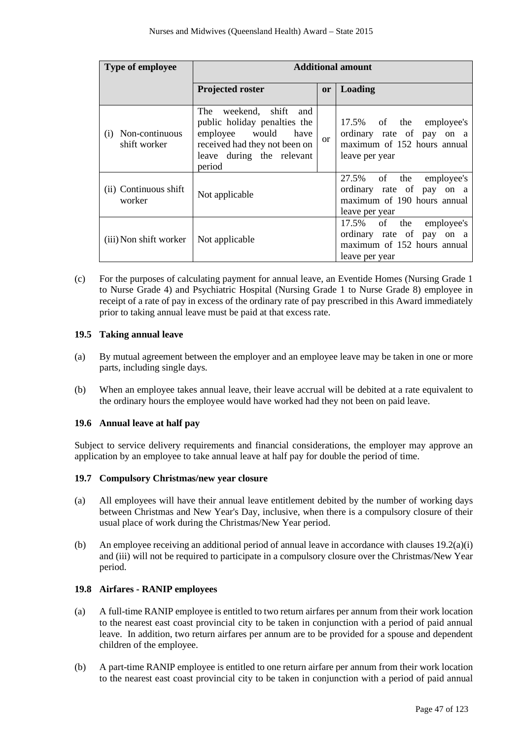| Type of employee | Additional amount | | |
|---|---|---|---|
| | **Projected roster** | **or** | **Loading** |
| (i) Non-continuous shift worker | The weekend, shift and public holiday penalties the employee would have received had they not been on leave during the relevant period | or | 17.5% of the employee's ordinary rate of pay on a maximum of 152 hours annual leave per year |
| (ii) Continuous shift worker | Not applicable | | 27.5% of the employee's ordinary rate of pay on a maximum of 190 hours annual leave per year |
| (iii) Non shift worker | Not applicable | | 17.5% of the employee's ordinary rate of pay on a maximum of 152 hours annual leave per year |

(c) For the purposes of calculating payment for annual leave, an Eventide Homes (Nursing Grade 1 to Nurse Grade 4) and Psychiatric Hospital (Nursing Grade 1 to Nurse Grade 8) employee in receipt of a rate of pay in excess of the ordinary rate of pay prescribed in this Award immediately prior to taking annual leave must be paid at that excess rate.

### 19.5 Taking annual leave

(a) By mutual agreement between the employer and an employee leave may be taken in one or more parts, including single days.

(b) When an employee takes annual leave, their leave accrual will be debited at a rate equivalent to the ordinary hours the employee would have worked had they not been on paid leave.

### 19.6 Annual leave at half pay

Subject to service delivery requirements and financial considerations, the employer may approve an application by an employee to take annual leave at half pay for double the period of time.

### 19.7 Compulsory Christmas/new year closure

(a) All employees will have their annual leave entitlement debited by the number of working days between Christmas and New Year's Day, inclusive, when there is a compulsory closure of their usual place of work during the Christmas/New Year period.

(b) An employee receiving an additional period of annual leave in accordance with clauses 19.2(a)(i) and (iii) will not be required to participate in a compulsory closure over the Christmas/New Year period.

### 19.8 Airfares - RANIP employees

(a) A full-time RANIP employee is entitled to two return airfares per annum from their work location to the nearest east coast provincial city to be taken in conjunction with a period of paid annual leave. In addition, two return airfares per annum are to be provided for a spouse and dependent children of the employee.

(b) A part-time RANIP employee is entitled to one return airfare per annum from their work location to the nearest east coast provincial city to be taken in conjunction with a period of paid annual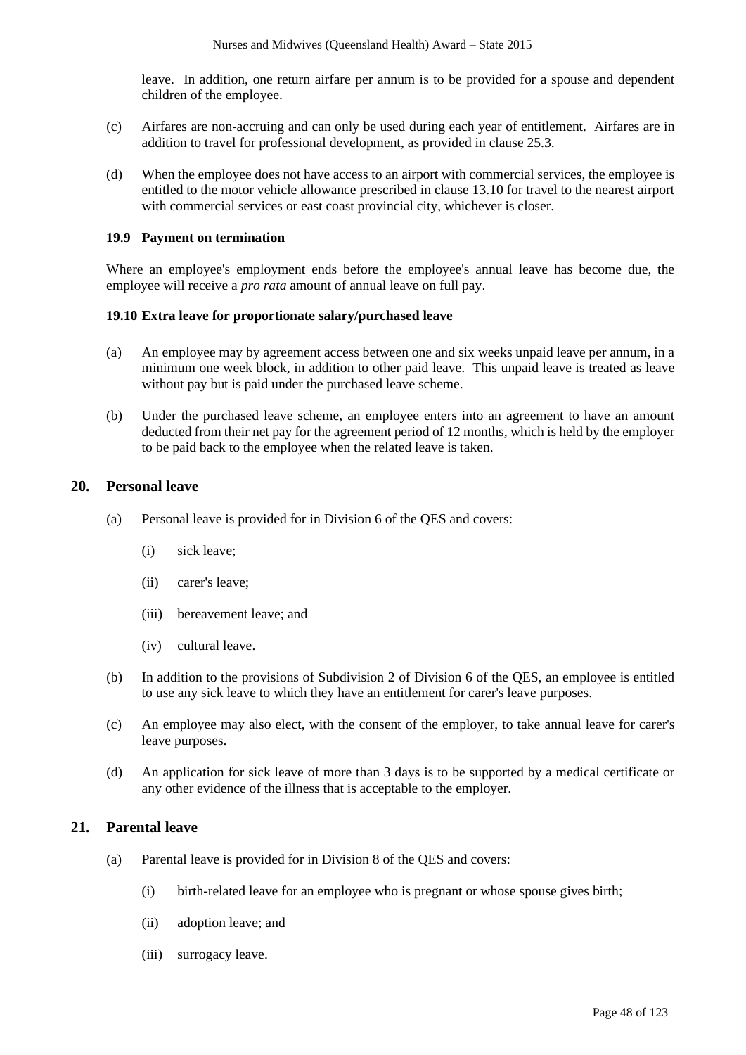leave. In addition, one return airfare per annum is to be provided for a spouse and dependent children of the employee.

(c) Airfares are non-accruing and can only be used during each year of entitlement. Airfares are in addition to travel for professional development, as provided in clause 25.3.

(d) When the employee does not have access to an airport with commercial services, the employee is entitled to the motor vehicle allowance prescribed in clause 13.10 for travel to the nearest airport with commercial services or east coast provincial city, whichever is closer.

### 19.9 Payment on termination

Where an employee's employment ends before the employee's annual leave has become due, the employee will receive a *pro rata* amount of annual leave on full pay.

### 19.10 Extra leave for proportionate salary/purchased leave

(a) An employee may by agreement access between one and six weeks unpaid leave per annum, in a minimum one week block, in addition to other paid leave. This unpaid leave is treated as leave without pay but is paid under the purchased leave scheme.

(b) Under the purchased leave scheme, an employee enters into an agreement to have an amount deducted from their net pay for the agreement period of 12 months, which is held by the employer to be paid back to the employee when the related leave is taken.

## 20. Personal leave

(a) Personal leave is provided for in Division 6 of the QES and covers:

(i) sick leave;

(ii) carer's leave;

(iii) bereavement leave; and

(iv) cultural leave.

(b) In addition to the provisions of Subdivision 2 of Division 6 of the QES, an employee is entitled to use any sick leave to which they have an entitlement for carer's leave purposes.

(c) An employee may also elect, with the consent of the employer, to take annual leave for carer's leave purposes.

(d) An application for sick leave of more than 3 days is to be supported by a medical certificate or any other evidence of the illness that is acceptable to the employer.

## 21. Parental leave

(a) Parental leave is provided for in Division 8 of the QES and covers:

(i) birth-related leave for an employee who is pregnant or whose spouse gives birth;

(ii) adoption leave; and

(iii) surrogacy leave.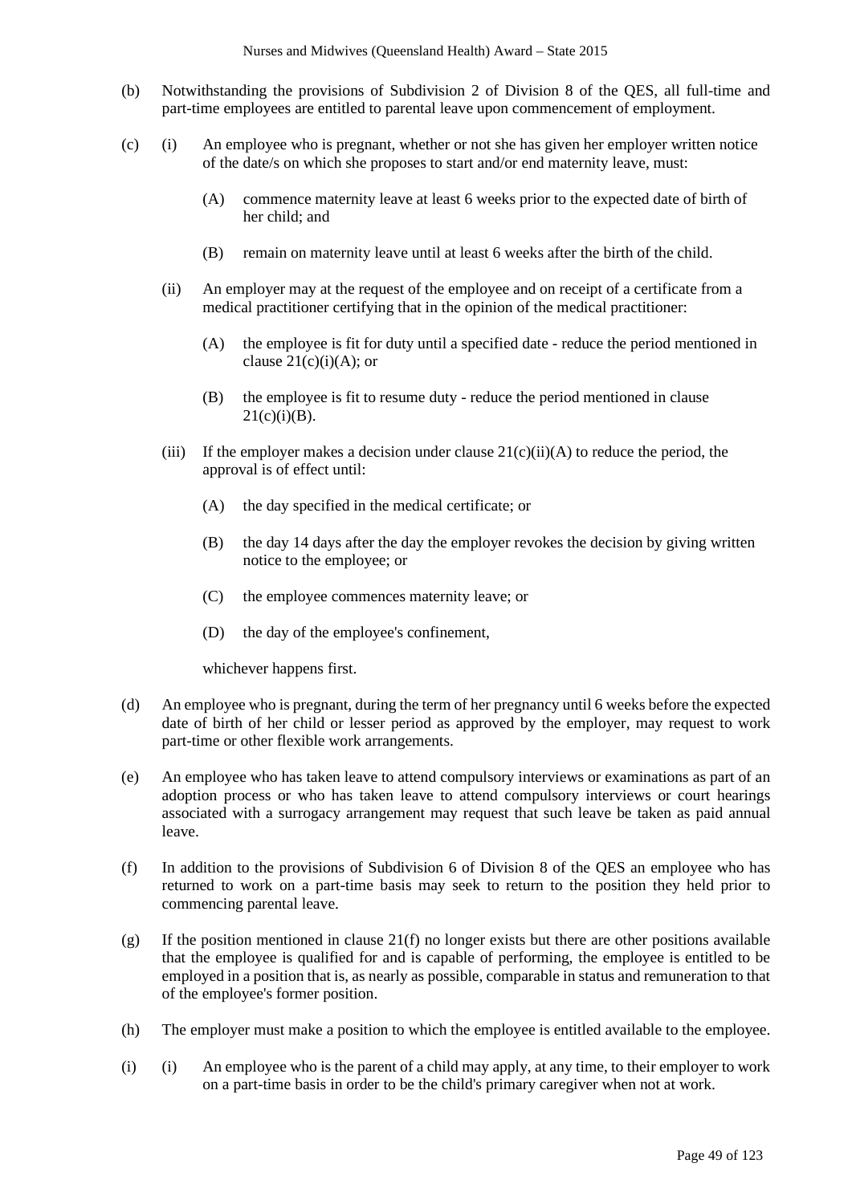(b) Notwithstanding the provisions of Subdivision 2 of Division 8 of the QES, all full-time and part-time employees are entitled to parental leave upon commencement of employment.

(c) (i) An employee who is pregnant, whether or not she has given her employer written notice of the date/s on which she proposes to start and/or end maternity leave, must:

(A) commence maternity leave at least 6 weeks prior to the expected date of birth of her child; and

(B) remain on maternity leave until at least 6 weeks after the birth of the child.

(ii) An employer may at the request of the employee and on receipt of a certificate from a medical practitioner certifying that in the opinion of the medical practitioner:

(A) the employee is fit for duty until a specified date - reduce the period mentioned in clause 21(c)(i)(A); or

(B) the employee is fit to resume duty - reduce the period mentioned in clause 21(c)(i)(B).

(iii) If the employer makes a decision under clause 21(c)(ii)(A) to reduce the period, the approval is of effect until:

(A) the day specified in the medical certificate; or

(B) the day 14 days after the day the employer revokes the decision by giving written notice to the employee; or

(C) the employee commences maternity leave; or

(D) the day of the employee's confinement,

whichever happens first.

(d) An employee who is pregnant, during the term of her pregnancy until 6 weeks before the expected date of birth of her child or lesser period as approved by the employer, may request to work part-time or other flexible work arrangements.

(e) An employee who has taken leave to attend compulsory interviews or examinations as part of an adoption process or who has taken leave to attend compulsory interviews or court hearings associated with a surrogacy arrangement may request that such leave be taken as paid annual leave.

(f) In addition to the provisions of Subdivision 6 of Division 8 of the QES an employee who has returned to work on a part-time basis may seek to return to the position they held prior to commencing parental leave.

(g) If the position mentioned in clause 21(f) no longer exists but there are other positions available that the employee is qualified for and is capable of performing, the employee is entitled to be employed in a position that is, as nearly as possible, comparable in status and remuneration to that of the employee's former position.

(h) The employer must make a position to which the employee is entitled available to the employee.

(i) (i) An employee who is the parent of a child may apply, at any time, to their employer to work on a part-time basis in order to be the child's primary caregiver when not at work.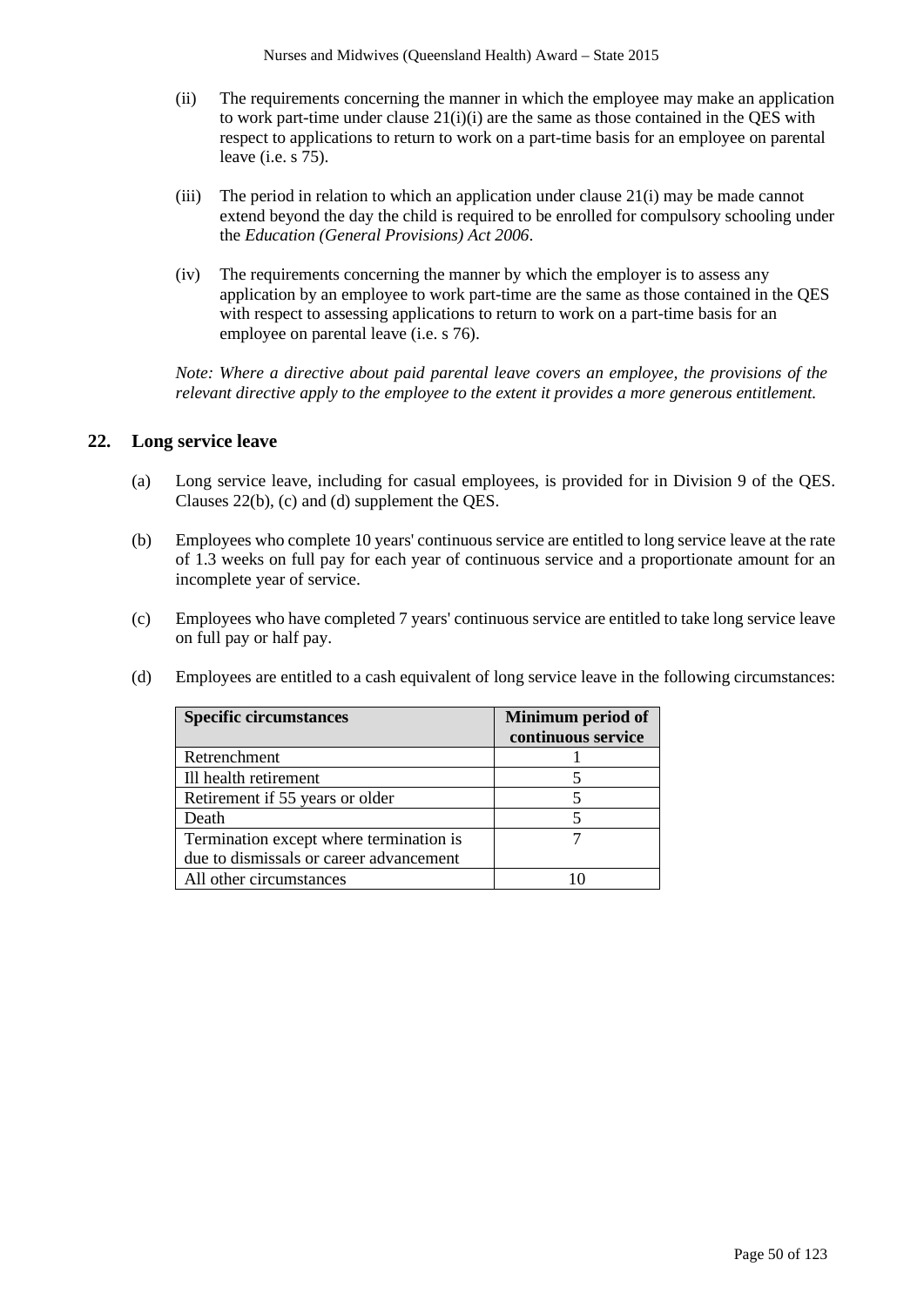(ii) The requirements concerning the manner in which the employee may make an application to work part-time under clause 21(i)(i) are the same as those contained in the QES with respect to applications to return to work on a part-time basis for an employee on parental leave (i.e. s 75).

(iii) The period in relation to which an application under clause 21(i) may be made cannot extend beyond the day the child is required to be enrolled for compulsory schooling under the *Education (General Provisions) Act 2006*.

(iv) The requirements concerning the manner by which the employer is to assess any application by an employee to work part-time are the same as those contained in the QES with respect to assessing applications to return to work on a part-time basis for an employee on parental leave (i.e. s 76).

*Note: Where a directive about paid parental leave covers an employee, the provisions of the relevant directive apply to the employee to the extent it provides a more generous entitlement.*

## 22. Long service leave

(a) Long service leave, including for casual employees, is provided for in Division 9 of the QES. Clauses 22(b), (c) and (d) supplement the QES.

(b) Employees who complete 10 years' continuous service are entitled to long service leave at the rate of 1.3 weeks on full pay for each year of continuous service and a proportionate amount for an incomplete year of service.

(c) Employees who have completed 7 years' continuous service are entitled to take long service leave on full pay or half pay.

(d) Employees are entitled to a cash equivalent of long service leave in the following circumstances:

| **Specific circumstances** | **Minimum period of continuous service** |
|---|---|
| Retrenchment | 1 |
| Ill health retirement | 5 |
| Retirement if 55 years or older | 5 |
| Death | 5 |
| Termination except where termination is due to dismissals or career advancement | 7 |
| All other circumstances | 10 |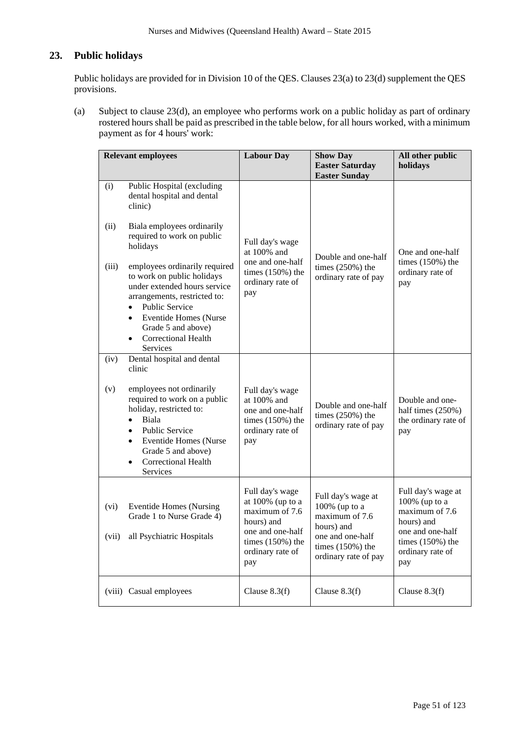## 23. Public holidays

Public holidays are provided for in Division 10 of the QES. Clauses 23(a) to 23(d) supplement the QES provisions.

(a) Subject to clause 23(d), an employee who performs work on a public holiday as part of ordinary rostered hours shall be paid as prescribed in the table below, for all hours worked, with a minimum payment as for 4 hours' work:

| Relevant employees | Labour Day | Show Day<br>Easter Saturday<br>Easter Sunday | All other public holidays |
|---|---|---|---|
| (i) Public Hospital (excluding dental hospital and dental clinic)<br><br>(ii) Biala employees ordinarily required to work on public holidays<br><br>(iii) employees ordinarily required to work on public holidays under extended hours service arrangements, restricted to:<br>• Public Service<br>• Eventide Homes (Nurse Grade 5 and above)<br>• Correctional Health Services | Full day's wage at 100% and one and one-half times (150%) the ordinary rate of pay | Double and one-half times (250%) the ordinary rate of pay | One and one-half times (150%) the ordinary rate of pay |
| (iv) Dental hospital and dental clinic<br><br>(v) employees not ordinarily required to work on a public holiday, restricted to:<br>• Biala<br>• Public Service<br>• Eventide Homes (Nurse Grade 5 and above)<br>• Correctional Health Services | Full day's wage at 100% and one and one-half times (150%) the ordinary rate of pay | Double and one-half times (250%) the ordinary rate of pay | Double and one-half times (250%) the ordinary rate of pay |
| (vi) Eventide Homes (Nursing Grade 1 to Nurse Grade 4)<br><br>(vii) all Psychiatric Hospitals | Full day's wage at 100% (up to a maximum of 7.6 hours) and one and one-half times (150%) the ordinary rate of pay | Full day's wage at 100% (up to a maximum of 7.6 hours) and one and one-half times (150%) the ordinary rate of pay | Full day's wage at 100% (up to a maximum of 7.6 hours) and one and one-half times (150%) the ordinary rate of pay |
| (viii) Casual employees | Clause 8.3(f) | Clause 8.3(f) | Clause 8.3(f) |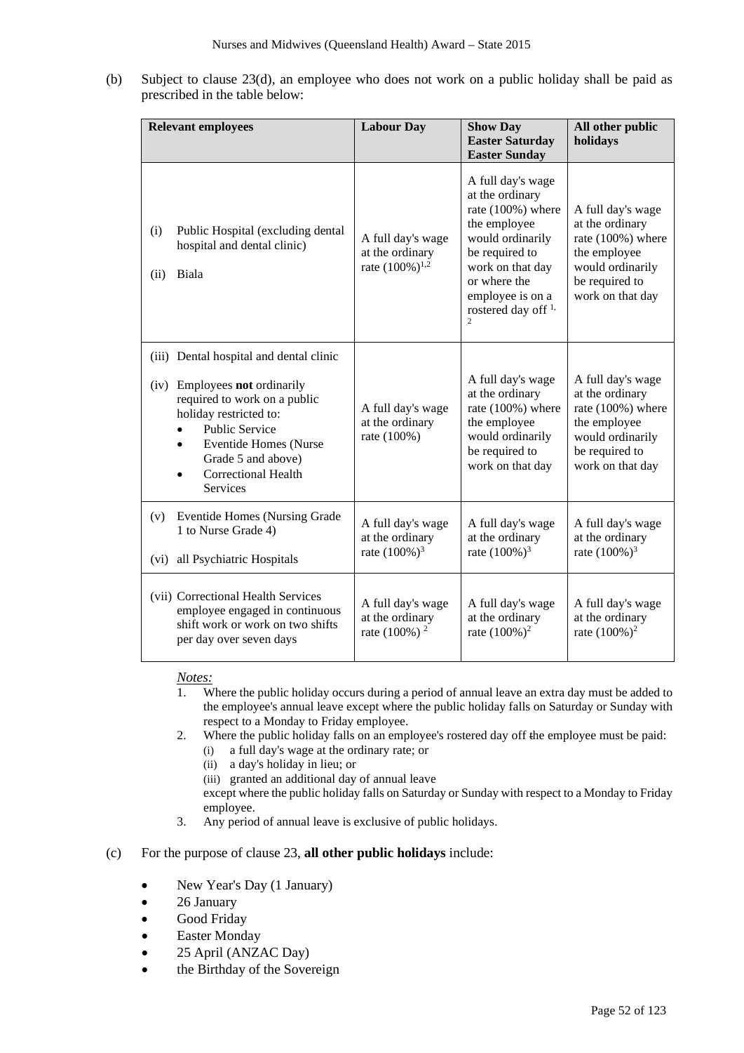(b) Subject to clause 23(d), an employee who does not work on a public holiday shall be paid as prescribed in the table below:

| Relevant employees | Labour Day | Show Day<br>Easter Saturday<br>Easter Sunday | All other public holidays |
|---|---|---|---|
| (i) Public Hospital (excluding dental hospital and dental clinic)<br><br>(ii) Biala | A full day's wage at the ordinary rate (100%)[1,2] | A full day's wage at the ordinary rate (100%) where the employee would ordinarily be required to work on that day or where the employee is on a rostered day off [1,2] | A full day's wage at the ordinary rate (100%) where the employee would ordinarily be required to work on that day |
| (iii) Dental hospital and dental clinic<br><br>(iv) Employees **not** ordinarily required to work on a public holiday restricted to:<br>• Public Service<br>• Eventide Homes (Nurse Grade 5 and above)<br>• Correctional Health Services | A full day's wage at the ordinary rate (100%) | A full day's wage at the ordinary rate (100%) where the employee would ordinarily be required to work on that day | A full day's wage at the ordinary rate (100%) where the employee would ordinarily be required to work on that day |
| (v) Eventide Homes (Nursing Grade 1 to Nurse Grade 4)<br><br>(vi) all Psychiatric Hospitals | A full day's wage at the ordinary rate (100%)[3] | A full day's wage at the ordinary rate (100%)[3] | A full day's wage at the ordinary rate (100%)[3] |
| (vii) Correctional Health Services employee engaged in continuous shift work or work on two shifts per day over seven days | A full day's wage at the ordinary rate (100%) [2] | A full day's wage at the ordinary rate (100%)[2] | A full day's wage at the ordinary rate (100%)[2] |

*Notes:*

1. Where the public holiday occurs during a period of annual leave an extra day must be added to the employee's annual leave except where the public holiday falls on Saturday or Sunday with respect to a Monday to Friday employee.
2. Where the public holiday falls on an employee's rostered day off the employee must be paid:
   (i) a full day's wage at the ordinary rate; or
   (ii) a day's holiday in lieu; or
   (iii) granted an additional day of annual leave

   except where the public holiday falls on Saturday or Sunday with respect to a Monday to Friday employee.
3. Any period of annual leave is exclusive of public holidays.

(c) For the purpose of clause 23, **all other public holidays** include:

- New Year's Day (1 January)
- 26 January
- Good Friday
- Easter Monday
- 25 April (ANZAC Day)
- the Birthday of the Sovereign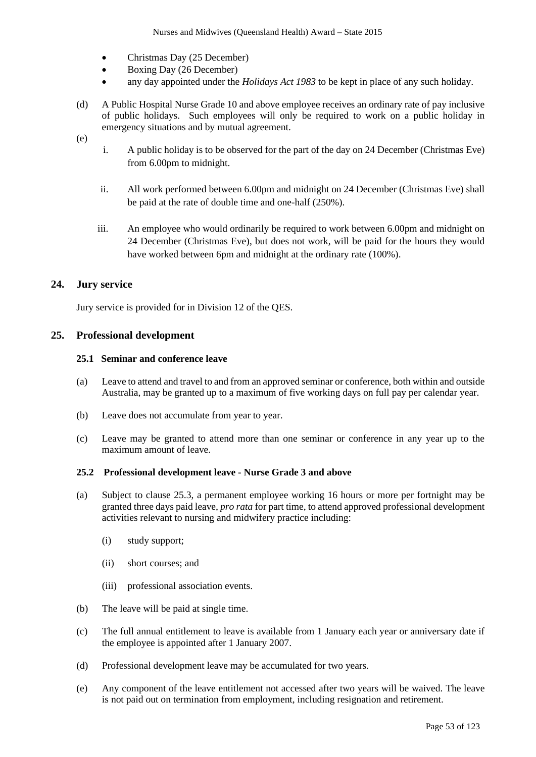- Christmas Day (25 December)
- Boxing Day (26 December)
- any day appointed under the *Holidays Act 1983* to be kept in place of any such holiday.

(d) A Public Hospital Nurse Grade 10 and above employee receives an ordinary rate of pay inclusive of public holidays. Such employees will only be required to work on a public holiday in emergency situations and by mutual agreement.

(e)

i. A public holiday is to be observed for the part of the day on 24 December (Christmas Eve) from 6.00pm to midnight.

ii. All work performed between 6.00pm and midnight on 24 December (Christmas Eve) shall be paid at the rate of double time and one-half (250%).

iii. An employee who would ordinarily be required to work between 6.00pm and midnight on 24 December (Christmas Eve), but does not work, will be paid for the hours they would have worked between 6pm and midnight at the ordinary rate (100%).

## 24. Jury service

Jury service is provided for in Division 12 of the QES.

## 25. Professional development

### 25.1 Seminar and conference leave

(a) Leave to attend and travel to and from an approved seminar or conference, both within and outside Australia, may be granted up to a maximum of five working days on full pay per calendar year.

(b) Leave does not accumulate from year to year.

(c) Leave may be granted to attend more than one seminar or conference in any year up to the maximum amount of leave.

### 25.2 Professional development leave - Nurse Grade 3 and above

(a) Subject to clause 25.3, a permanent employee working 16 hours or more per fortnight may be granted three days paid leave, *pro rata* for part time, to attend approved professional development activities relevant to nursing and midwifery practice including:

(i) study support;

(ii) short courses; and

(iii) professional association events.

(b) The leave will be paid at single time.

(c) The full annual entitlement to leave is available from 1 January each year or anniversary date if the employee is appointed after 1 January 2007.

(d) Professional development leave may be accumulated for two years.

(e) Any component of the leave entitlement not accessed after two years will be waived. The leave is not paid out on termination from employment, including resignation and retirement.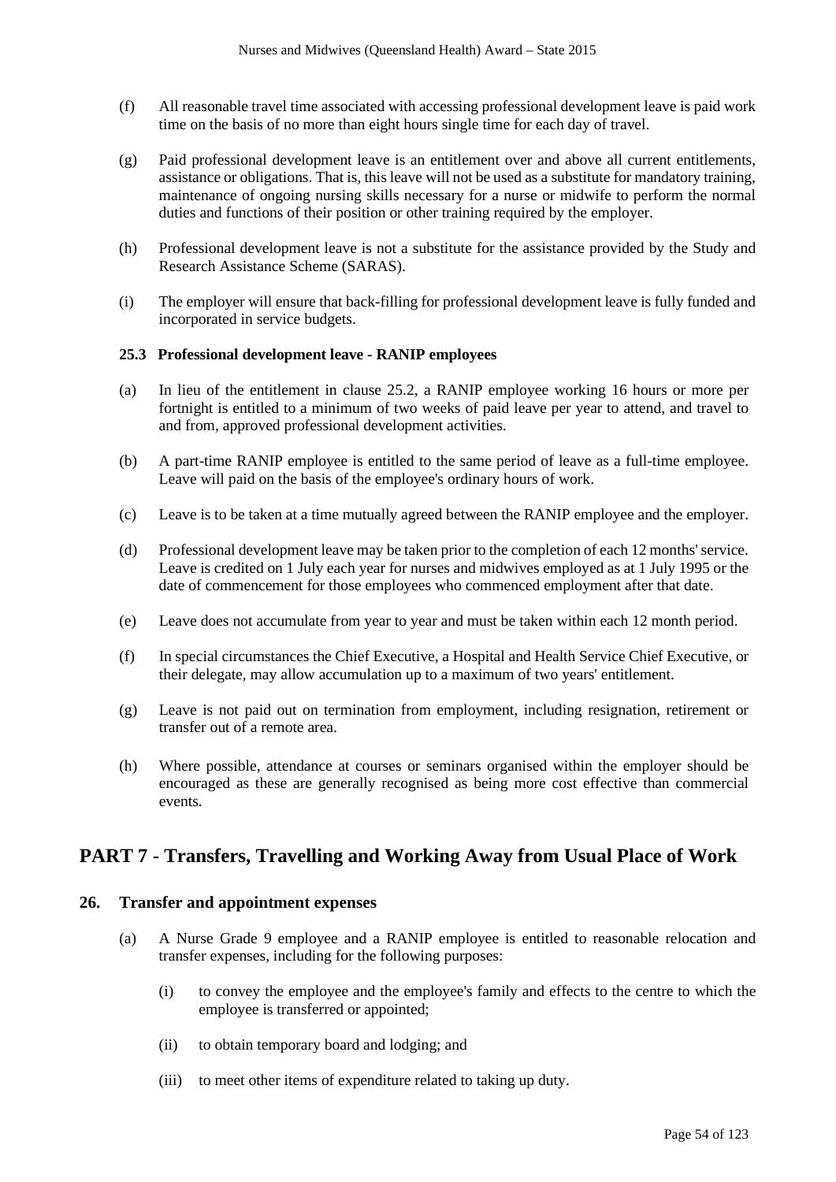(f) All reasonable travel time associated with accessing professional development leave is paid work time on the basis of no more than eight hours single time for each day of travel.

(g) Paid professional development leave is an entitlement over and above all current entitlements, assistance or obligations. That is, this leave will not be used as a substitute for mandatory training, maintenance of ongoing nursing skills necessary for a nurse or midwife to perform the normal duties and functions of their position or other training required by the employer.

(h) Professional development leave is not a substitute for the assistance provided by the Study and Research Assistance Scheme (SARAS).

(i) The employer will ensure that back-filling for professional development leave is fully funded and incorporated in service budgets.

### 25.3 Professional development leave - RANIP employees

(a) In lieu of the entitlement in clause 25.2, a RANIP employee working 16 hours or more per fortnight is entitled to a minimum of two weeks of paid leave per year to attend, and travel to and from, approved professional development activities.

(b) A part-time RANIP employee is entitled to the same period of leave as a full-time employee. Leave will paid on the basis of the employee's ordinary hours of work.

(c) Leave is to be taken at a time mutually agreed between the RANIP employee and the employer.

(d) Professional development leave may be taken prior to the completion of each 12 months' service. Leave is credited on 1 July each year for nurses and midwives employed as at 1 July 1995 or the date of commencement for those employees who commenced employment after that date.

(e) Leave does not accumulate from year to year and must be taken within each 12 month period.

(f) In special circumstances the Chief Executive, a Hospital and Health Service Chief Executive, or their delegate, may allow accumulation up to a maximum of two years' entitlement.

(g) Leave is not paid out on termination from employment, including resignation, retirement or transfer out of a remote area.

(h) Where possible, attendance at courses or seminars organised within the employer should be encouraged as these are generally recognised as being more cost effective than commercial events.

# PART 7 - Transfers, Travelling and Working Away from Usual Place of Work

## 26. Transfer and appointment expenses

(a) A Nurse Grade 9 employee and a RANIP employee is entitled to reasonable relocation and transfer expenses, including for the following purposes:

(i) to convey the employee and the employee's family and effects to the centre to which the employee is transferred or appointed;

(ii) to obtain temporary board and lodging; and

(iii) to meet other items of expenditure related to taking up duty.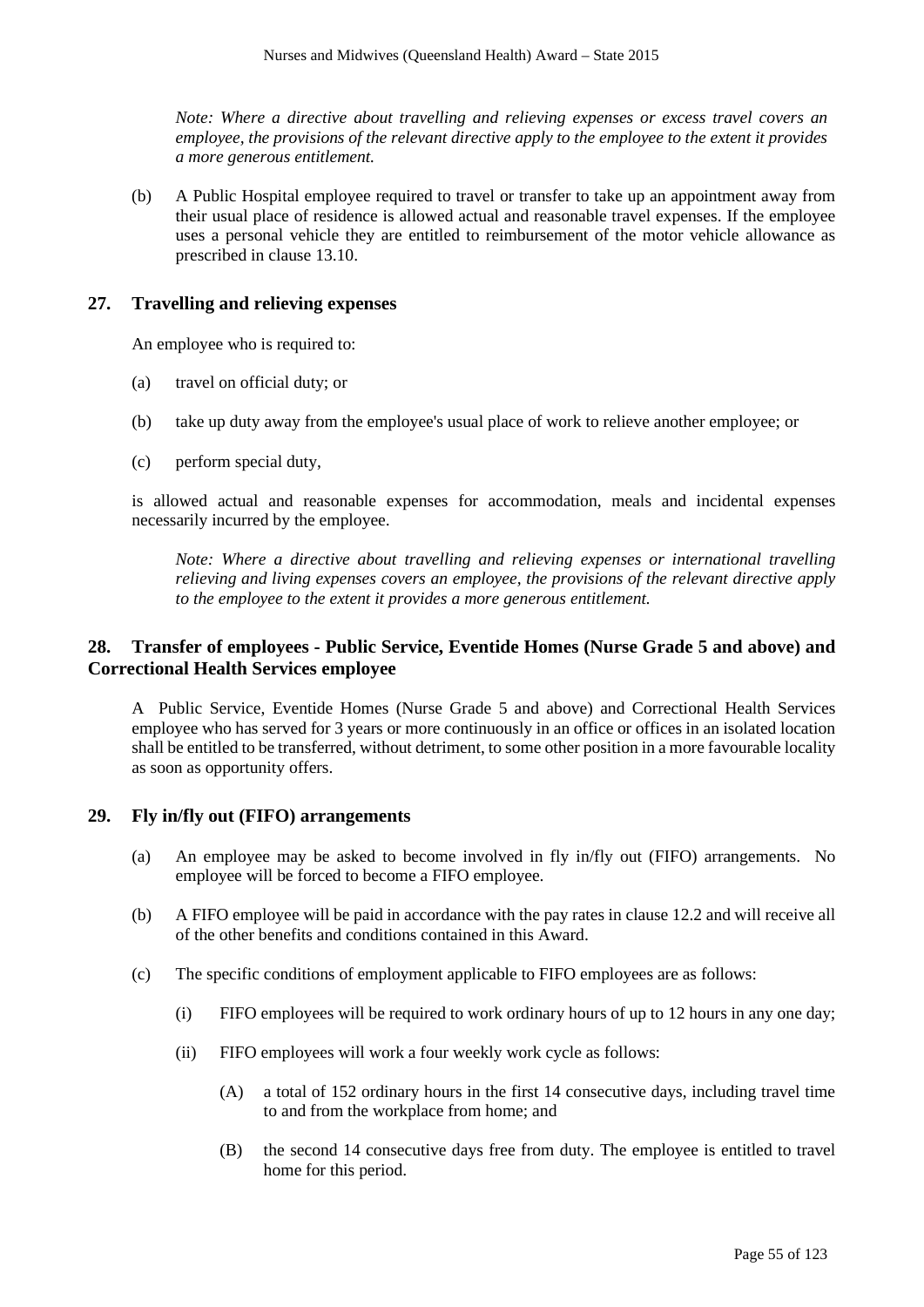*Note: Where a directive about travelling and relieving expenses or excess travel covers an employee, the provisions of the relevant directive apply to the employee to the extent it provides a more generous entitlement.*

(b) A Public Hospital employee required to travel or transfer to take up an appointment away from their usual place of residence is allowed actual and reasonable travel expenses. If the employee uses a personal vehicle they are entitled to reimbursement of the motor vehicle allowance as prescribed in clause 13.10.

## 27. Travelling and relieving expenses

An employee who is required to:

(a) travel on official duty; or

(b) take up duty away from the employee's usual place of work to relieve another employee; or

(c) perform special duty,

is allowed actual and reasonable expenses for accommodation, meals and incidental expenses necessarily incurred by the employee.

*Note: Where a directive about travelling and relieving expenses or international travelling relieving and living expenses covers an employee, the provisions of the relevant directive apply to the employee to the extent it provides a more generous entitlement.*

## 28. Transfer of employees - Public Service, Eventide Homes (Nurse Grade 5 and above) and Correctional Health Services employee

A Public Service, Eventide Homes (Nurse Grade 5 and above) and Correctional Health Services employee who has served for 3 years or more continuously in an office or offices in an isolated location shall be entitled to be transferred, without detriment, to some other position in a more favourable locality as soon as opportunity offers.

## 29. Fly in/fly out (FIFO) arrangements

(a) An employee may be asked to become involved in fly in/fly out (FIFO) arrangements. No employee will be forced to become a FIFO employee.

(b) A FIFO employee will be paid in accordance with the pay rates in clause 12.2 and will receive all of the other benefits and conditions contained in this Award.

(c) The specific conditions of employment applicable to FIFO employees are as follows:

(i) FIFO employees will be required to work ordinary hours of up to 12 hours in any one day;

(ii) FIFO employees will work a four weekly work cycle as follows:

(A) a total of 152 ordinary hours in the first 14 consecutive days, including travel time to and from the workplace from home; and

(B) the second 14 consecutive days free from duty. The employee is entitled to travel home for this period.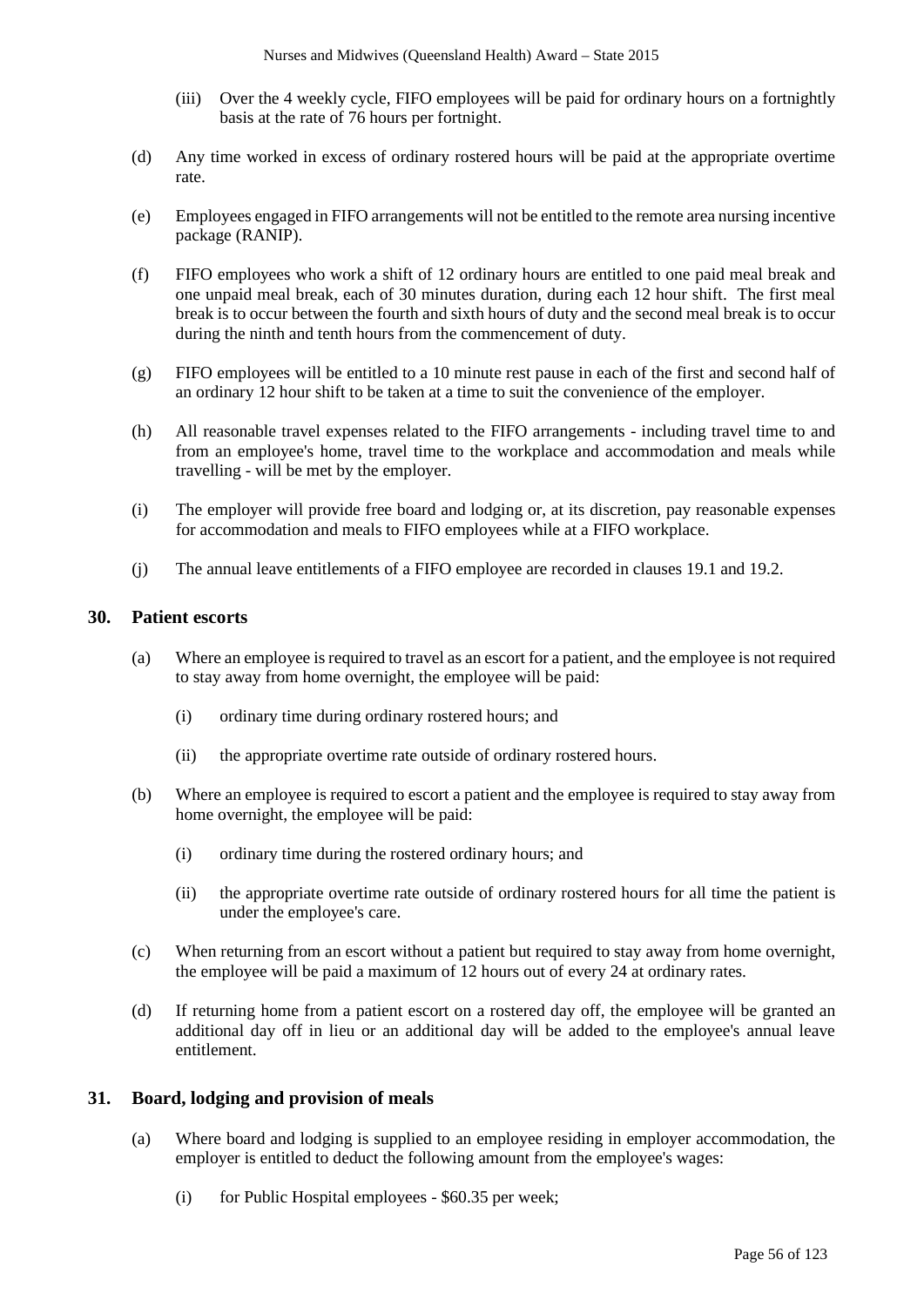(iii) Over the 4 weekly cycle, FIFO employees will be paid for ordinary hours on a fortnightly basis at the rate of 76 hours per fortnight.

(d) Any time worked in excess of ordinary rostered hours will be paid at the appropriate overtime rate.

(e) Employees engaged in FIFO arrangements will not be entitled to the remote area nursing incentive package (RANIP).

(f) FIFO employees who work a shift of 12 ordinary hours are entitled to one paid meal break and one unpaid meal break, each of 30 minutes duration, during each 12 hour shift. The first meal break is to occur between the fourth and sixth hours of duty and the second meal break is to occur during the ninth and tenth hours from the commencement of duty.

(g) FIFO employees will be entitled to a 10 minute rest pause in each of the first and second half of an ordinary 12 hour shift to be taken at a time to suit the convenience of the employer.

(h) All reasonable travel expenses related to the FIFO arrangements - including travel time to and from an employee's home, travel time to the workplace and accommodation and meals while travelling - will be met by the employer.

(i) The employer will provide free board and lodging or, at its discretion, pay reasonable expenses for accommodation and meals to FIFO employees while at a FIFO workplace.

(j) The annual leave entitlements of a FIFO employee are recorded in clauses 19.1 and 19.2.

## 30. Patient escorts

(a) Where an employee is required to travel as an escort for a patient, and the employee is not required to stay away from home overnight, the employee will be paid:

(i) ordinary time during ordinary rostered hours; and

(ii) the appropriate overtime rate outside of ordinary rostered hours.

(b) Where an employee is required to escort a patient and the employee is required to stay away from home overnight, the employee will be paid:

(i) ordinary time during the rostered ordinary hours; and

(ii) the appropriate overtime rate outside of ordinary rostered hours for all time the patient is under the employee's care.

(c) When returning from an escort without a patient but required to stay away from home overnight, the employee will be paid a maximum of 12 hours out of every 24 at ordinary rates.

(d) If returning home from a patient escort on a rostered day off, the employee will be granted an additional day off in lieu or an additional day will be added to the employee's annual leave entitlement.

## 31. Board, lodging and provision of meals

(a) Where board and lodging is supplied to an employee residing in employer accommodation, the employer is entitled to deduct the following amount from the employee's wages:

(i) for Public Hospital employees - $60.35 per week;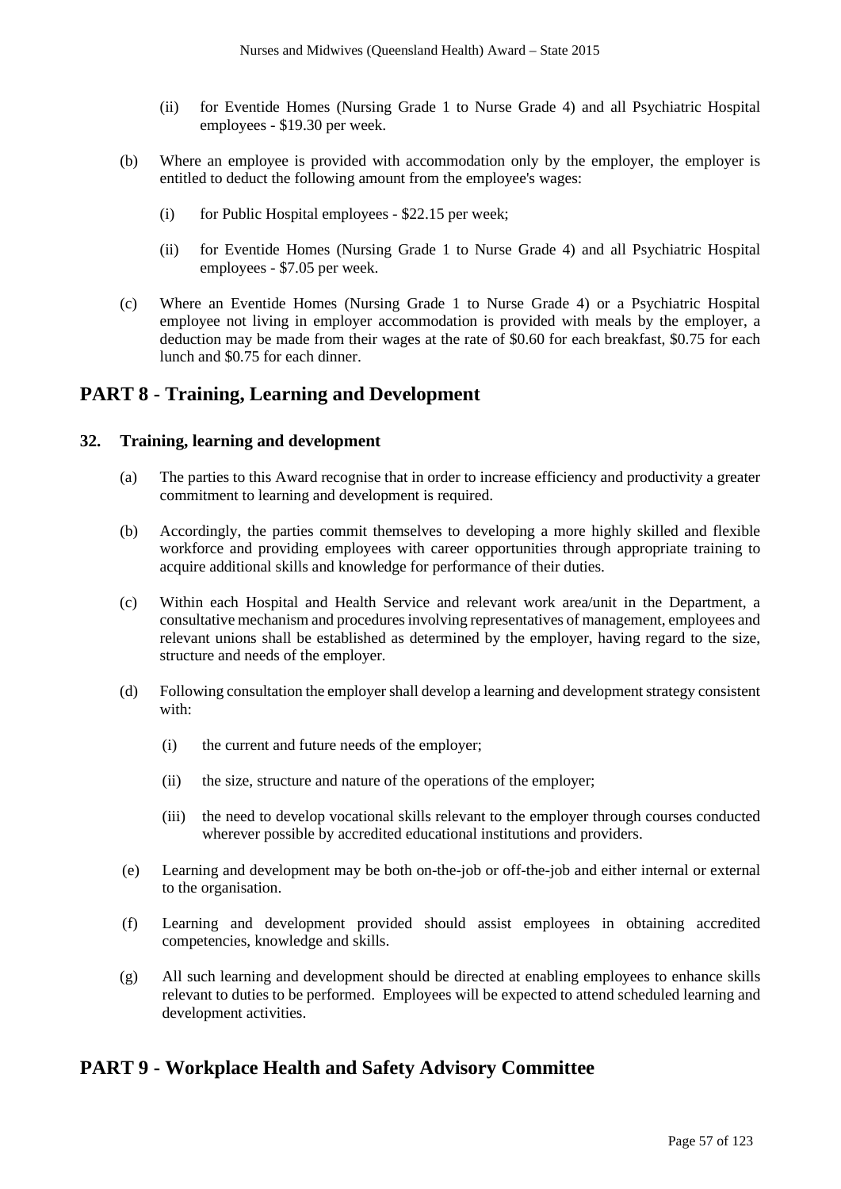(ii) for Eventide Homes (Nursing Grade 1 to Nurse Grade 4) and all Psychiatric Hospital employees - $19.30 per week.

(b) Where an employee is provided with accommodation only by the employer, the employer is entitled to deduct the following amount from the employee's wages:

(i) for Public Hospital employees - $22.15 per week;

(ii) for Eventide Homes (Nursing Grade 1 to Nurse Grade 4) and all Psychiatric Hospital employees - $7.05 per week.

(c) Where an Eventide Homes (Nursing Grade 1 to Nurse Grade 4) or a Psychiatric Hospital employee not living in employer accommodation is provided with meals by the employer, a deduction may be made from their wages at the rate of $0.60 for each breakfast, $0.75 for each lunch and $0.75 for each dinner.

## PART 8 - Training, Learning and Development

### 32. Training, learning and development

(a) The parties to this Award recognise that in order to increase efficiency and productivity a greater commitment to learning and development is required.

(b) Accordingly, the parties commit themselves to developing a more highly skilled and flexible workforce and providing employees with career opportunities through appropriate training to acquire additional skills and knowledge for performance of their duties.

(c) Within each Hospital and Health Service and relevant work area/unit in the Department, a consultative mechanism and procedures involving representatives of management, employees and relevant unions shall be established as determined by the employer, having regard to the size, structure and needs of the employer.

(d) Following consultation the employer shall develop a learning and development strategy consistent with:

(i) the current and future needs of the employer;

(ii) the size, structure and nature of the operations of the employer;

(iii) the need to develop vocational skills relevant to the employer through courses conducted wherever possible by accredited educational institutions and providers.

(e) Learning and development may be both on-the-job or off-the-job and either internal or external to the organisation.

(f) Learning and development provided should assist employees in obtaining accredited competencies, knowledge and skills.

(g) All such learning and development should be directed at enabling employees to enhance skills relevant to duties to be performed. Employees will be expected to attend scheduled learning and development activities.

## PART 9 - Workplace Health and Safety Advisory Committee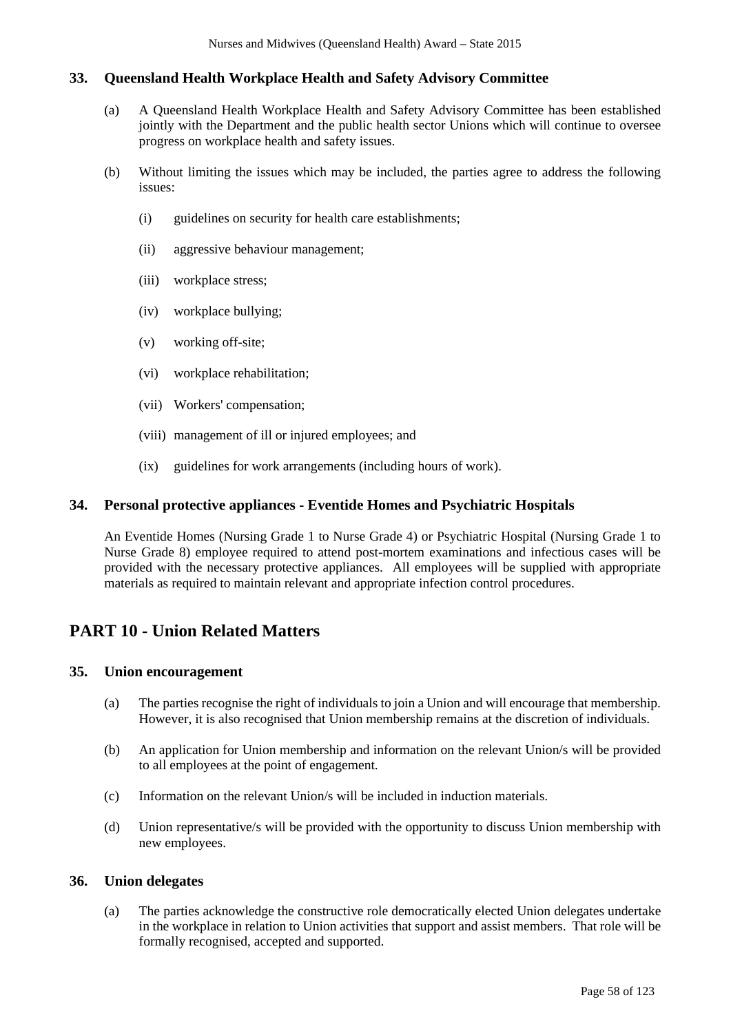### 33. Queensland Health Workplace Health and Safety Advisory Committee

(a) A Queensland Health Workplace Health and Safety Advisory Committee has been established jointly with the Department and the public health sector Unions which will continue to oversee progress on workplace health and safety issues.

(b) Without limiting the issues which may be included, the parties agree to address the following issues:

   (i) guidelines on security for health care establishments;

   (ii) aggressive behaviour management;

   (iii) workplace stress;

   (iv) workplace bullying;

   (v) working off-site;

   (vi) workplace rehabilitation;

   (vii) Workers' compensation;

   (viii) management of ill or injured employees; and

   (ix) guidelines for work arrangements (including hours of work).

### 34. Personal protective appliances - Eventide Homes and Psychiatric Hospitals

An Eventide Homes (Nursing Grade 1 to Nurse Grade 4) or Psychiatric Hospital (Nursing Grade 1 to Nurse Grade 8) employee required to attend post-mortem examinations and infectious cases will be provided with the necessary protective appliances. All employees will be supplied with appropriate materials as required to maintain relevant and appropriate infection control procedures.

## PART 10 - Union Related Matters

### 35. Union encouragement

(a) The parties recognise the right of individuals to join a Union and will encourage that membership. However, it is also recognised that Union membership remains at the discretion of individuals.

(b) An application for Union membership and information on the relevant Union/s will be provided to all employees at the point of engagement.

(c) Information on the relevant Union/s will be included in induction materials.

(d) Union representative/s will be provided with the opportunity to discuss Union membership with new employees.

### 36. Union delegates

(a) The parties acknowledge the constructive role democratically elected Union delegates undertake in the workplace in relation to Union activities that support and assist members. That role will be formally recognised, accepted and supported.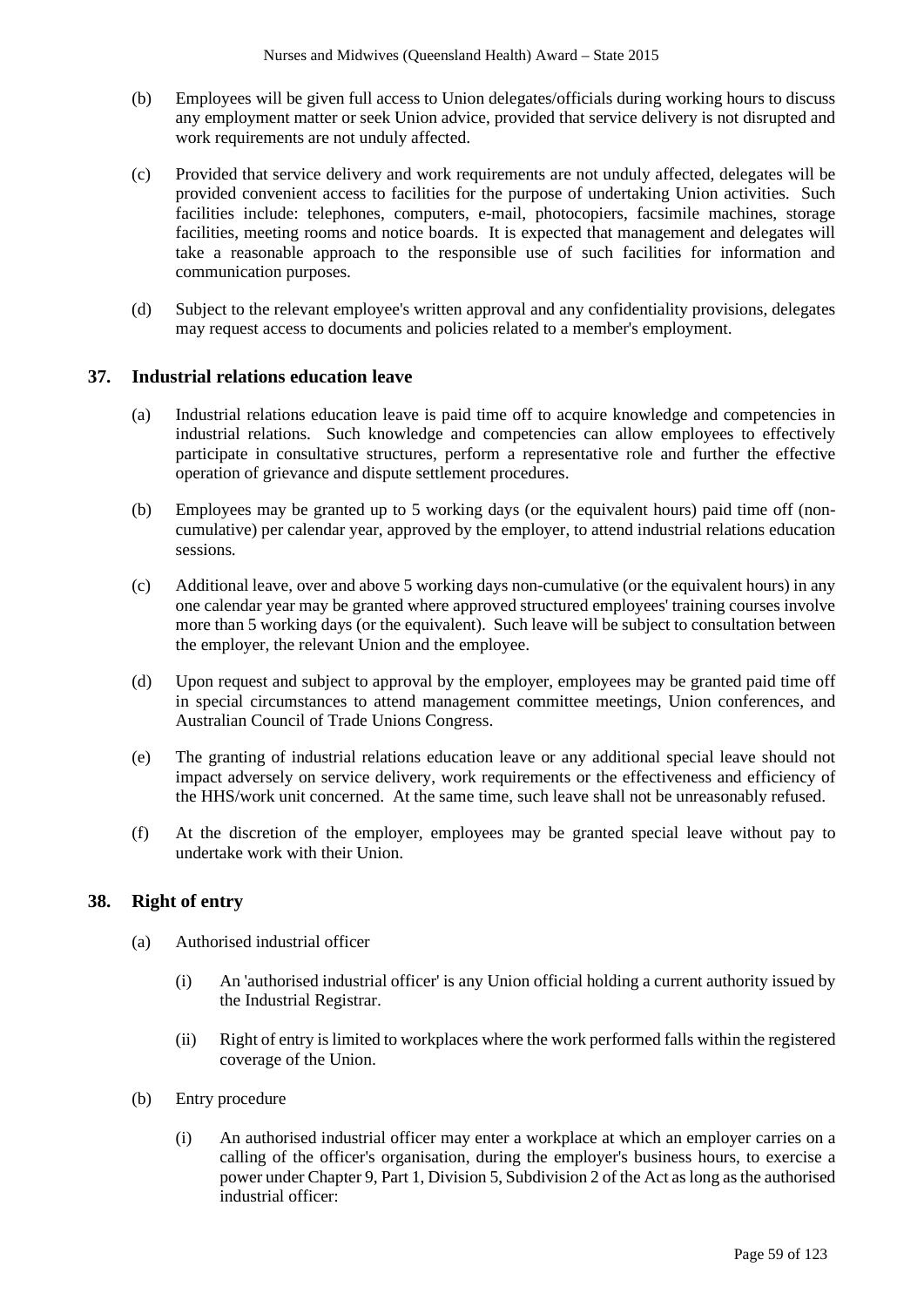(b) Employees will be given full access to Union delegates/officials during working hours to discuss any employment matter or seek Union advice, provided that service delivery is not disrupted and work requirements are not unduly affected.

(c) Provided that service delivery and work requirements are not unduly affected, delegates will be provided convenient access to facilities for the purpose of undertaking Union activities. Such facilities include: telephones, computers, e-mail, photocopiers, facsimile machines, storage facilities, meeting rooms and notice boards. It is expected that management and delegates will take a reasonable approach to the responsible use of such facilities for information and communication purposes.

(d) Subject to the relevant employee's written approval and any confidentiality provisions, delegates may request access to documents and policies related to a member's employment.

## 37. Industrial relations education leave

(a) Industrial relations education leave is paid time off to acquire knowledge and competencies in industrial relations. Such knowledge and competencies can allow employees to effectively participate in consultative structures, perform a representative role and further the effective operation of grievance and dispute settlement procedures.

(b) Employees may be granted up to 5 working days (or the equivalent hours) paid time off (non-cumulative) per calendar year, approved by the employer, to attend industrial relations education sessions.

(c) Additional leave, over and above 5 working days non-cumulative (or the equivalent hours) in any one calendar year may be granted where approved structured employees' training courses involve more than 5 working days (or the equivalent). Such leave will be subject to consultation between the employer, the relevant Union and the employee.

(d) Upon request and subject to approval by the employer, employees may be granted paid time off in special circumstances to attend management committee meetings, Union conferences, and Australian Council of Trade Unions Congress.

(e) The granting of industrial relations education leave or any additional special leave should not impact adversely on service delivery, work requirements or the effectiveness and efficiency of the HHS/work unit concerned. At the same time, such leave shall not be unreasonably refused.

(f) At the discretion of the employer, employees may be granted special leave without pay to undertake work with their Union.

## 38. Right of entry

(a) Authorised industrial officer

(i) An 'authorised industrial officer' is any Union official holding a current authority issued by the Industrial Registrar.

(ii) Right of entry is limited to workplaces where the work performed falls within the registered coverage of the Union.

(b) Entry procedure

(i) An authorised industrial officer may enter a workplace at which an employer carries on a calling of the officer's organisation, during the employer's business hours, to exercise a power under Chapter 9, Part 1, Division 5, Subdivision 2 of the Act as long as the authorised industrial officer: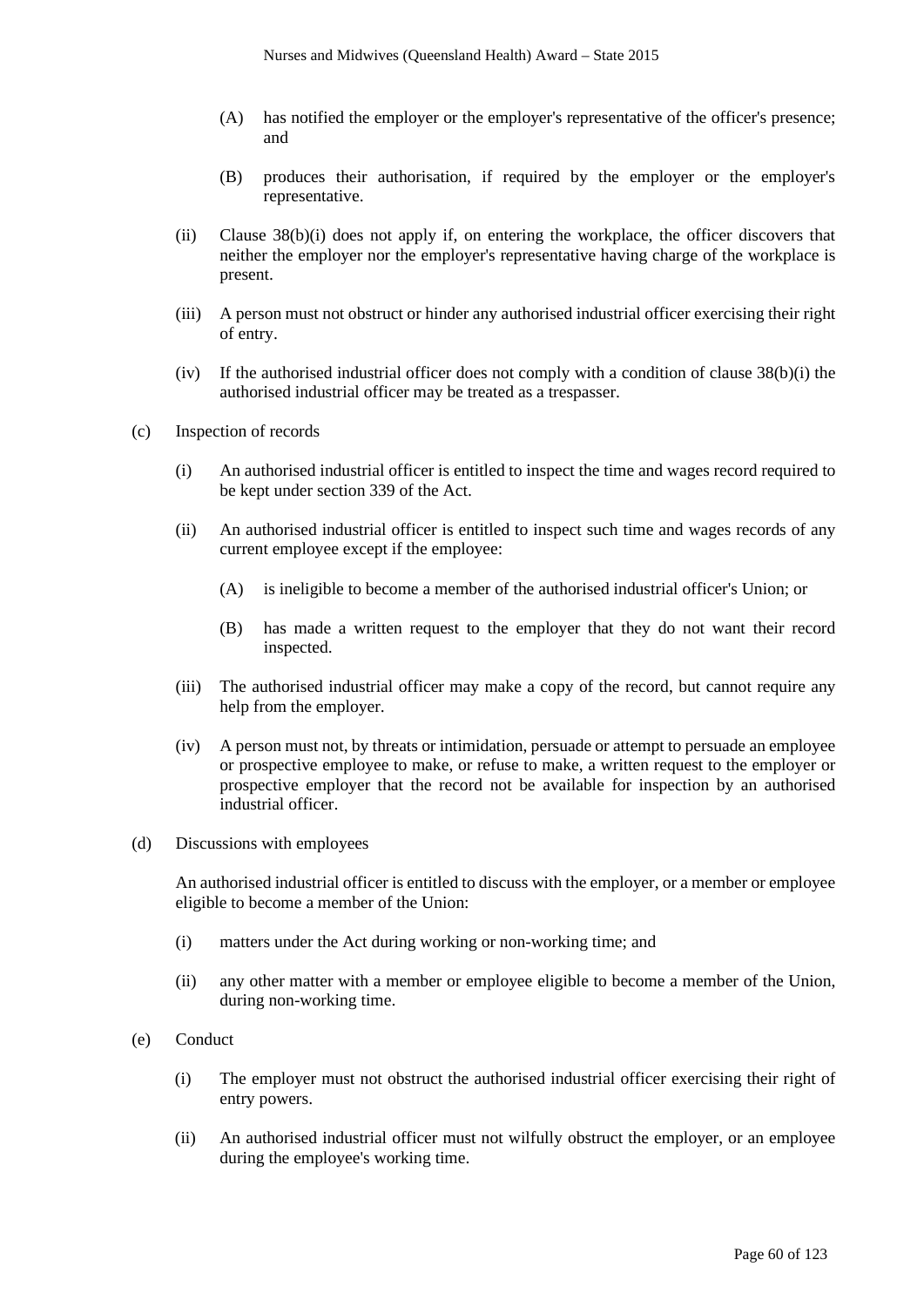(A) has notified the employer or the employer's representative of the officer's presence; and

(B) produces their authorisation, if required by the employer or the employer's representative.

(ii) Clause 38(b)(i) does not apply if, on entering the workplace, the officer discovers that neither the employer nor the employer's representative having charge of the workplace is present.

(iii) A person must not obstruct or hinder any authorised industrial officer exercising their right of entry.

(iv) If the authorised industrial officer does not comply with a condition of clause 38(b)(i) the authorised industrial officer may be treated as a trespasser.

(c) Inspection of records

(i) An authorised industrial officer is entitled to inspect the time and wages record required to be kept under section 339 of the Act.

(ii) An authorised industrial officer is entitled to inspect such time and wages records of any current employee except if the employee:

(A) is ineligible to become a member of the authorised industrial officer's Union; or

(B) has made a written request to the employer that they do not want their record inspected.

(iii) The authorised industrial officer may make a copy of the record, but cannot require any help from the employer.

(iv) A person must not, by threats or intimidation, persuade or attempt to persuade an employee or prospective employee to make, or refuse to make, a written request to the employer or prospective employer that the record not be available for inspection by an authorised industrial officer.

(d) Discussions with employees

An authorised industrial officer is entitled to discuss with the employer, or a member or employee eligible to become a member of the Union:

(i) matters under the Act during working or non-working time; and

(ii) any other matter with a member or employee eligible to become a member of the Union, during non-working time.

(e) Conduct

(i) The employer must not obstruct the authorised industrial officer exercising their right of entry powers.

(ii) An authorised industrial officer must not wilfully obstruct the employer, or an employee during the employee's working time.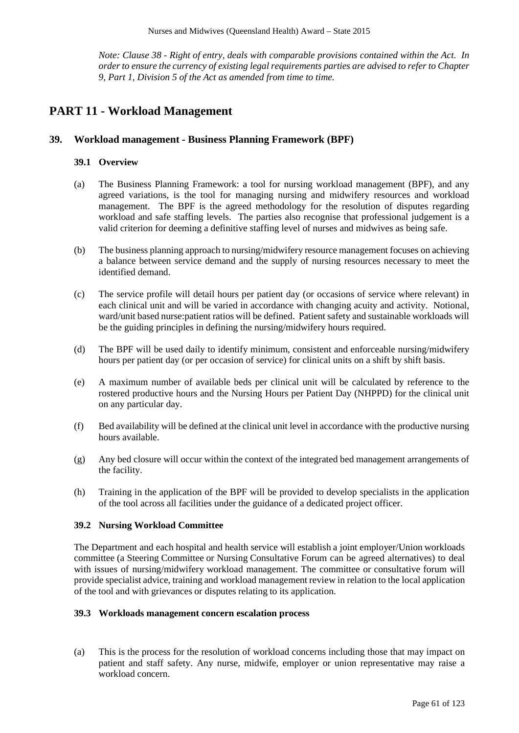*Note: Clause 38 - Right of entry, deals with comparable provisions contained within the Act. In order to ensure the currency of existing legal requirements parties are advised to refer to Chapter 9, Part 1, Division 5 of the Act as amended from time to time.*

# PART 11 - Workload Management

## 39. Workload management - Business Planning Framework (BPF)

### 39.1 Overview

(a) The Business Planning Framework: a tool for nursing workload management (BPF), and any agreed variations, is the tool for managing nursing and midwifery resources and workload management. The BPF is the agreed methodology for the resolution of disputes regarding workload and safe staffing levels. The parties also recognise that professional judgement is a valid criterion for deeming a definitive staffing level of nurses and midwives as being safe.

(b) The business planning approach to nursing/midwifery resource management focuses on achieving a balance between service demand and the supply of nursing resources necessary to meet the identified demand.

(c) The service profile will detail hours per patient day (or occasions of service where relevant) in each clinical unit and will be varied in accordance with changing acuity and activity. Notional, ward/unit based nurse:patient ratios will be defined. Patient safety and sustainable workloads will be the guiding principles in defining the nursing/midwifery hours required.

(d) The BPF will be used daily to identify minimum, consistent and enforceable nursing/midwifery hours per patient day (or per occasion of service) for clinical units on a shift by shift basis.

(e) A maximum number of available beds per clinical unit will be calculated by reference to the rostered productive hours and the Nursing Hours per Patient Day (NHPPD) for the clinical unit on any particular day.

(f) Bed availability will be defined at the clinical unit level in accordance with the productive nursing hours available.

(g) Any bed closure will occur within the context of the integrated bed management arrangements of the facility.

(h) Training in the application of the BPF will be provided to develop specialists in the application of the tool across all facilities under the guidance of a dedicated project officer.

### 39.2 Nursing Workload Committee

The Department and each hospital and health service will establish a joint employer/Union workloads committee (a Steering Committee or Nursing Consultative Forum can be agreed alternatives) to deal with issues of nursing/midwifery workload management. The committee or consultative forum will provide specialist advice, training and workload management review in relation to the local application of the tool and with grievances or disputes relating to its application.

### 39.3 Workloads management concern escalation process

(a) This is the process for the resolution of workload concerns including those that may impact on patient and staff safety. Any nurse, midwife, employer or union representative may raise a workload concern.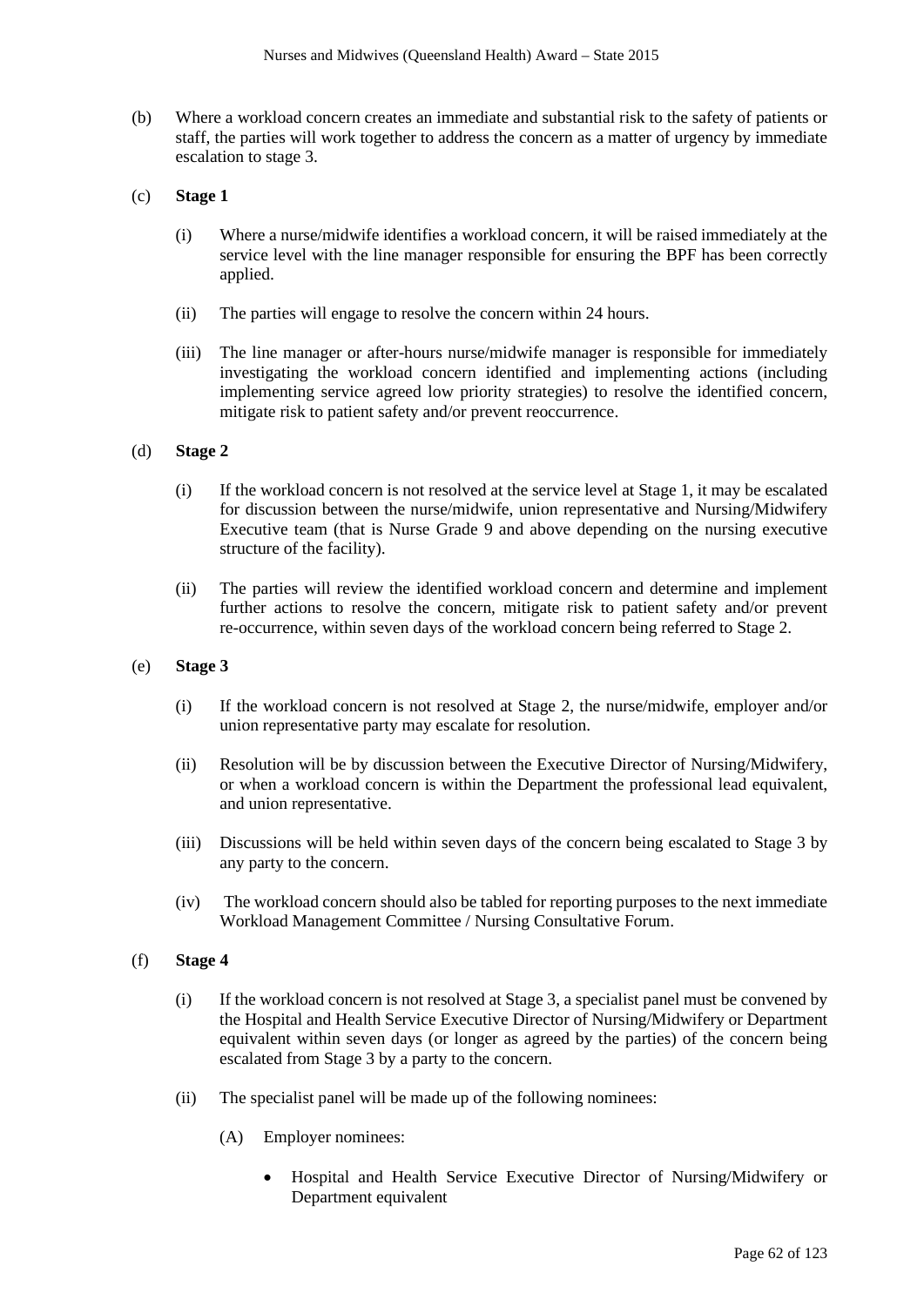(b) Where a workload concern creates an immediate and substantial risk to the safety of patients or staff, the parties will work together to address the concern as a matter of urgency by immediate escalation to stage 3.

(c) **Stage 1**

(i) Where a nurse/midwife identifies a workload concern, it will be raised immediately at the service level with the line manager responsible for ensuring the BPF has been correctly applied.

(ii) The parties will engage to resolve the concern within 24 hours.

(iii) The line manager or after-hours nurse/midwife manager is responsible for immediately investigating the workload concern identified and implementing actions (including implementing service agreed low priority strategies) to resolve the identified concern, mitigate risk to patient safety and/or prevent reoccurrence.

(d) **Stage 2**

(i) If the workload concern is not resolved at the service level at Stage 1, it may be escalated for discussion between the nurse/midwife, union representative and Nursing/Midwifery Executive team (that is Nurse Grade 9 and above depending on the nursing executive structure of the facility).

(ii) The parties will review the identified workload concern and determine and implement further actions to resolve the concern, mitigate risk to patient safety and/or prevent re-occurrence, within seven days of the workload concern being referred to Stage 2.

(e) **Stage 3**

(i) If the workload concern is not resolved at Stage 2, the nurse/midwife, employer and/or union representative party may escalate for resolution.

(ii) Resolution will be by discussion between the Executive Director of Nursing/Midwifery, or when a workload concern is within the Department the professional lead equivalent, and union representative.

(iii) Discussions will be held within seven days of the concern being escalated to Stage 3 by any party to the concern.

(iv) The workload concern should also be tabled for reporting purposes to the next immediate Workload Management Committee / Nursing Consultative Forum.

(f) **Stage 4**

(i) If the workload concern is not resolved at Stage 3, a specialist panel must be convened by the Hospital and Health Service Executive Director of Nursing/Midwifery or Department equivalent within seven days (or longer as agreed by the parties) of the concern being escalated from Stage 3 by a party to the concern.

(ii) The specialist panel will be made up of the following nominees:

(A) Employer nominees:

- Hospital and Health Service Executive Director of Nursing/Midwifery or Department equivalent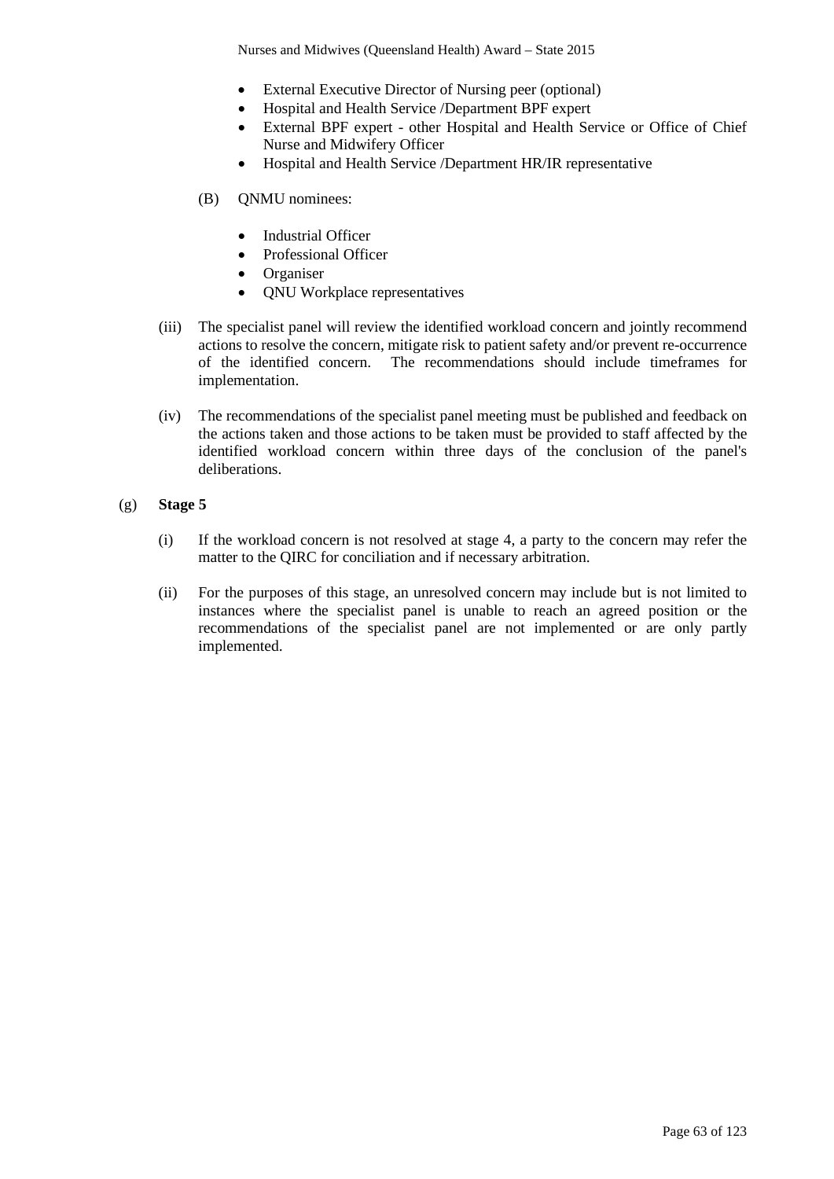- External Executive Director of Nursing peer (optional)
- Hospital and Health Service /Department BPF expert
- External BPF expert - other Hospital and Health Service or Office of Chief Nurse and Midwifery Officer
- Hospital and Health Service /Department HR/IR representative

(B) QNMU nominees:

- Industrial Officer
- Professional Officer
- Organiser
- QNU Workplace representatives

(iii) The specialist panel will review the identified workload concern and jointly recommend actions to resolve the concern, mitigate risk to patient safety and/or prevent re-occurrence of the identified concern. The recommendations should include timeframes for implementation.

(iv) The recommendations of the specialist panel meeting must be published and feedback on the actions taken and those actions to be taken must be provided to staff affected by the identified workload concern within three days of the conclusion of the panel's deliberations.

(g) **Stage 5**

(i) If the workload concern is not resolved at stage 4, a party to the concern may refer the matter to the QIRC for conciliation and if necessary arbitration.

(ii) For the purposes of this stage, an unresolved concern may include but is not limited to instances where the specialist panel is unable to reach an agreed position or the recommendations of the specialist panel are not implemented or are only partly implemented.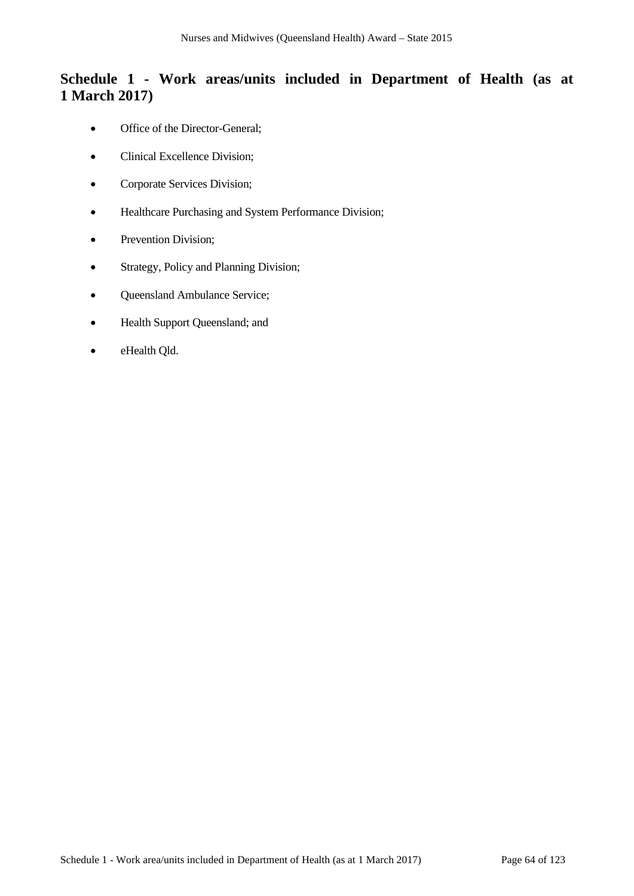## Schedule 1 - Work areas/units included in Department of Health (as at 1 March 2017)

- Office of the Director-General;
- Clinical Excellence Division;
- Corporate Services Division;
- Healthcare Purchasing and System Performance Division;
- Prevention Division;
- Strategy, Policy and Planning Division;
- Queensland Ambulance Service;
- Health Support Queensland; and
- eHealth Qld.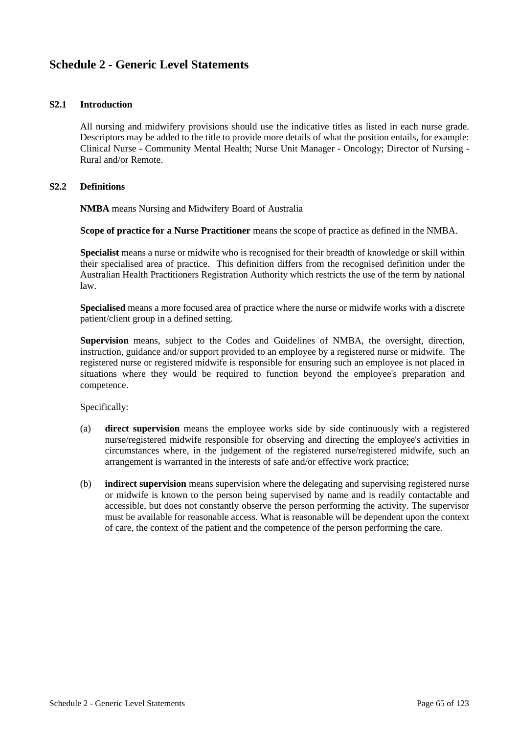# Schedule 2 - Generic Level Statements

## S2.1 Introduction

All nursing and midwifery provisions should use the indicative titles as listed in each nurse grade. Descriptors may be added to the title to provide more details of what the position entails, for example: Clinical Nurse - Community Mental Health; Nurse Unit Manager - Oncology; Director of Nursing - Rural and/or Remote.

## S2.2 Definitions

**NMBA** means Nursing and Midwifery Board of Australia

**Scope of practice for a Nurse Practitioner** means the scope of practice as defined in the NMBA.

**Specialist** means a nurse or midwife who is recognised for their breadth of knowledge or skill within their specialised area of practice. This definition differs from the recognised definition under the Australian Health Practitioners Registration Authority which restricts the use of the term by national law.

**Specialised** means a more focused area of practice where the nurse or midwife works with a discrete patient/client group in a defined setting.

**Supervision** means, subject to the Codes and Guidelines of NMBA, the oversight, direction, instruction, guidance and/or support provided to an employee by a registered nurse or midwife. The registered nurse or registered midwife is responsible for ensuring such an employee is not placed in situations where they would be required to function beyond the employee's preparation and competence.

Specifically:

(a) **direct supervision** means the employee works side by side continuously with a registered nurse/registered midwife responsible for observing and directing the employee's activities in circumstances where, in the judgement of the registered nurse/registered midwife, such an arrangement is warranted in the interests of safe and/or effective work practice;

(b) **indirect supervision** means supervision where the delegating and supervising registered nurse or midwife is known to the person being supervised by name and is readily contactable and accessible, but does not constantly observe the person performing the activity. The supervisor must be available for reasonable access. What is reasonable will be dependent upon the context of care, the context of the patient and the competence of the person performing the care.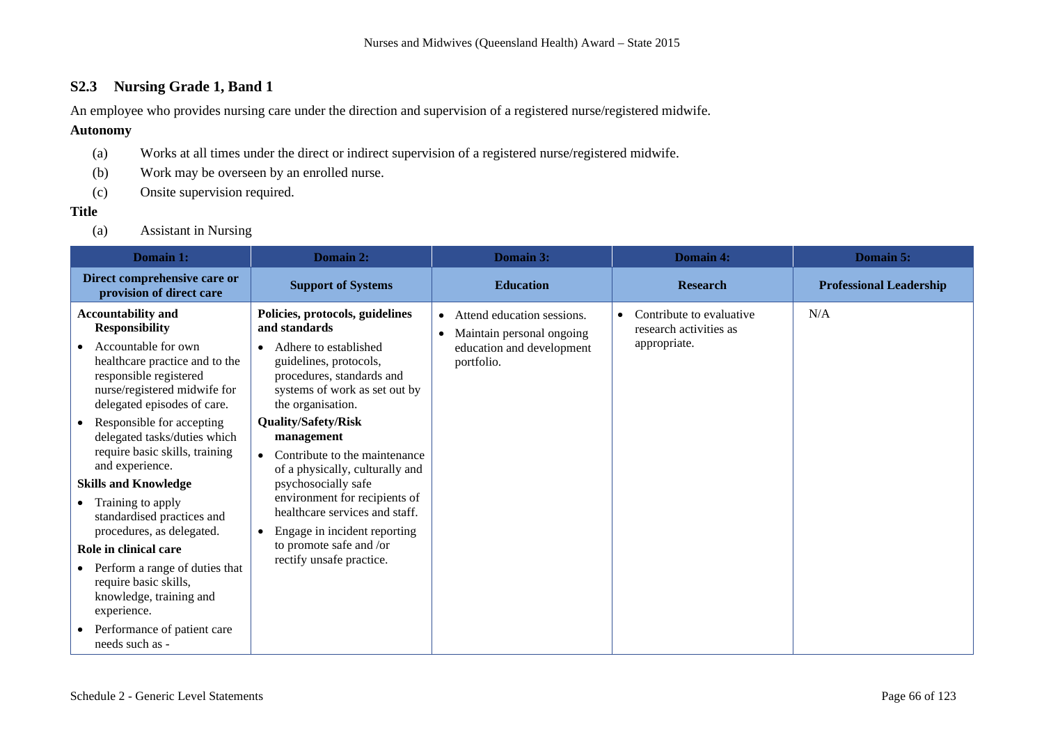### S2.3 Nursing Grade 1, Band 1

An employee who provides nursing care under the direction and supervision of a registered nurse/registered midwife.

**Autonomy**

(a) Works at all times under the direct or indirect supervision of a registered nurse/registered midwife.

(b) Work may be overseen by an enrolled nurse.

(c) Onsite supervision required.

**Title**

(a) Assistant in Nursing

| Domain 1: | Domain 2: | Domain 3: | Domain 4: | Domain 5: |
|---|---|---|---|---|
| **Direct comprehensive care or provision of direct care** | **Support of Systems** | **Education** | **Research** | **Professional Leadership** |
| **Accountability and Responsibility**<br>• Accountable for own healthcare practice and to the responsible registered nurse/registered midwife for delegated episodes of care.<br>• Responsible for accepting delegated tasks/duties which require basic skills, training and experience.<br>**Skills and Knowledge**<br>• Training to apply standardised practices and procedures, as delegated.<br>**Role in clinical care**<br>• Perform a range of duties that require basic skills, knowledge, training and experience.<br>• Performance of patient care needs such as - | **Policies, protocols, guidelines and standards**<br>• Adhere to established guidelines, protocols, procedures, standards and systems of work as set out by the organisation.<br>**Quality/Safety/Risk management**<br>• Contribute to the maintenance of a physically, culturally and psychosocially safe environment for recipients of healthcare services and staff.<br>• Engage in incident reporting to promote safe and /or rectify unsafe practice. | • Attend education sessions.<br>• Maintain personal ongoing education and development portfolio. | • Contribute to evaluative research activities as appropriate. | N/A |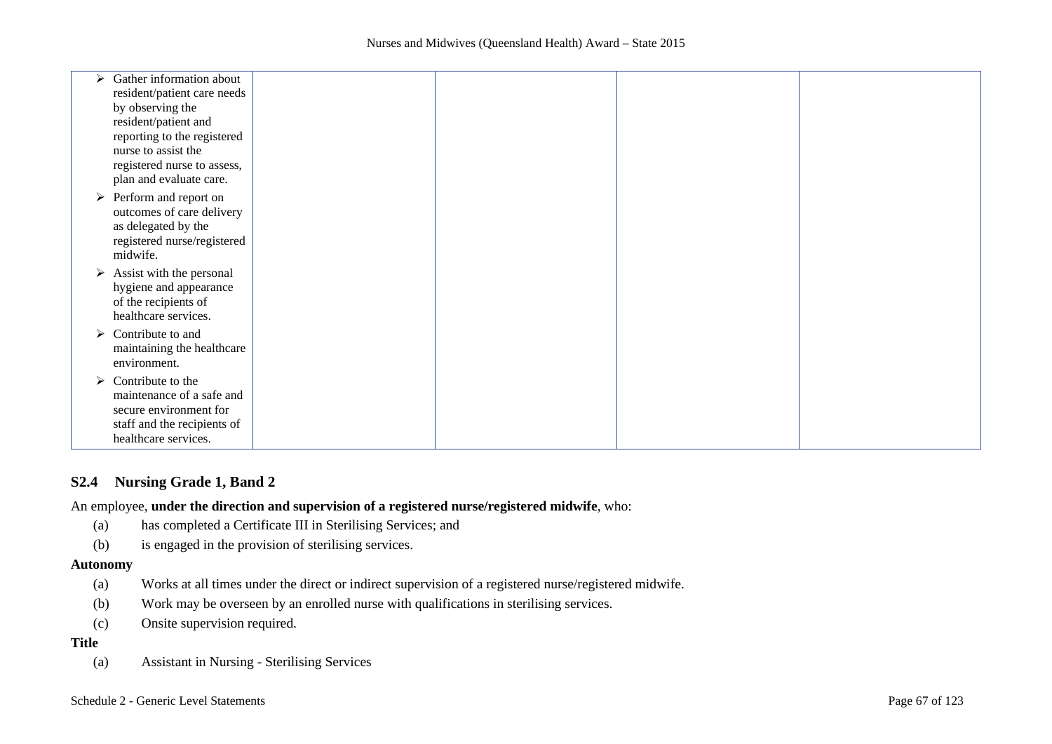| | | | | |
|---|---|---|---|---|
| ➢ Gather information about resident/patient care needs by observing the resident/patient and reporting to the registered nurse to assist the registered nurse to assess, plan and evaluate care.<br>➢ Perform and report on outcomes of care delivery as delegated by the registered nurse/registered midwife.<br>➢ Assist with the personal hygiene and appearance of the recipients of healthcare services.<br>➢ Contribute to and maintaining the healthcare environment.<br>➢ Contribute to the maintenance of a safe and secure environment for staff and the recipients of healthcare services. | | | | |

## S2.4 Nursing Grade 1, Band 2

An employee, **under the direction and supervision of a registered nurse/registered midwife**, who:

(a) has completed a Certificate III in Sterilising Services; and

(b) is engaged in the provision of sterilising services.

**Autonomy**

(a) Works at all times under the direct or indirect supervision of a registered nurse/registered midwife.

(b) Work may be overseen by an enrolled nurse with qualifications in sterilising services.

(c) Onsite supervision required.

**Title**

(a) Assistant in Nursing - Sterilising Services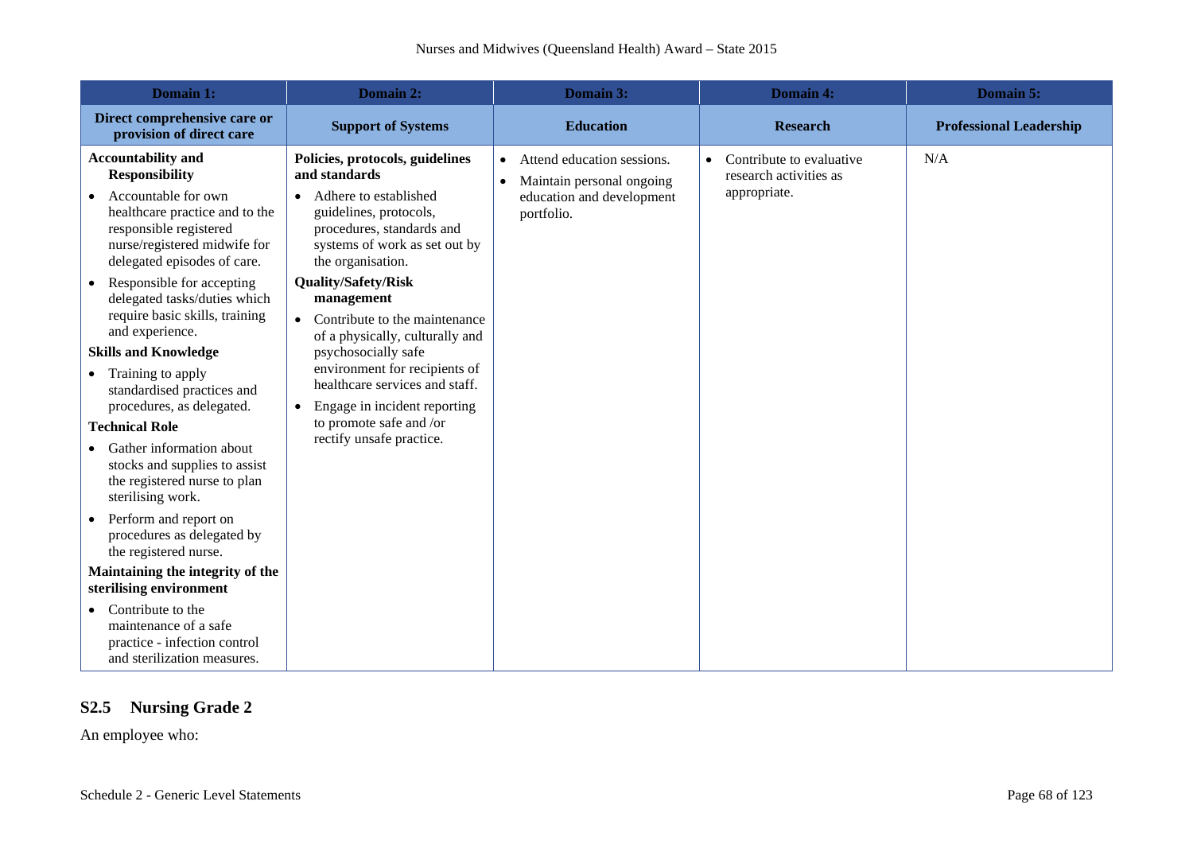| Domain 1: | Domain 2: | Domain 3: | Domain 4: | Domain 5: |
|---|---|---|---|---|
| **Direct comprehensive care or provision of direct care** | **Support of Systems** | **Education** | **Research** | **Professional Leadership** |
| **Accountability and Responsibility**<br>• Accountable for own healthcare practice and to the responsible registered nurse/registered midwife for delegated episodes of care.<br>• Responsible for accepting delegated tasks/duties which require basic skills, training and experience.<br>**Skills and Knowledge**<br>• Training to apply standardised practices and procedures, as delegated.<br>**Technical Role**<br>• Gather information about stocks and supplies to assist the registered nurse to plan sterilising work.<br>• Perform and report on procedures as delegated by the registered nurse.<br>**Maintaining the integrity of the sterilising environment**<br>• Contribute to the maintenance of a safe practice - infection control and sterilization measures. | **Policies, protocols, guidelines and standards**<br>• Adhere to established guidelines, protocols, procedures, standards and systems of work as set out by the organisation.<br>**Quality/Safety/Risk management**<br>• Contribute to the maintenance of a physically, culturally and psychosocially safe environment for recipients of healthcare services and staff.<br>• Engage in incident reporting to promote safe and /or rectify unsafe practice. | • Attend education sessions.<br>• Maintain personal ongoing education and development portfolio. | • Contribute to evaluative research activities as appropriate. | N/A |

## S2.5 Nursing Grade 2

An employee who: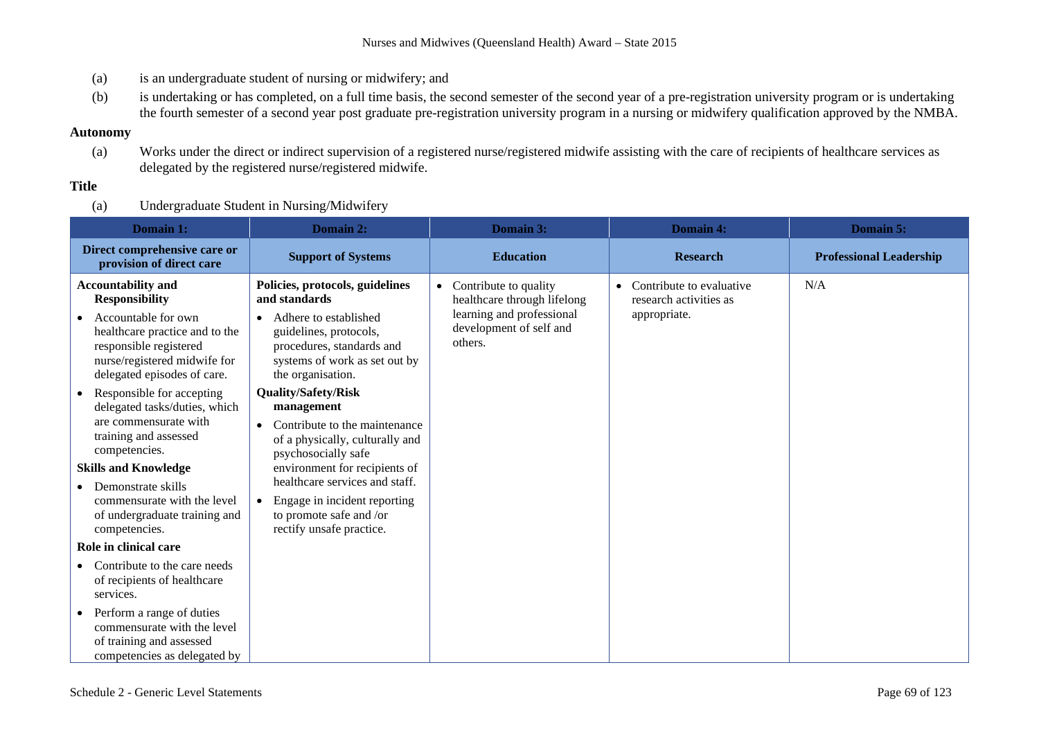(a) is an undergraduate student of nursing or midwifery; and

(b) is undertaking or has completed, on a full time basis, the second semester of the second year of a pre-registration university program or is undertaking the fourth semester of a second year post graduate pre-registration university program in a nursing or midwifery qualification approved by the NMBA.

**Autonomy**

(a) Works under the direct or indirect supervision of a registered nurse/registered midwife assisting with the care of recipients of healthcare services as delegated by the registered nurse/registered midwife.

**Title**

(a) Undergraduate Student in Nursing/Midwifery

| Domain 1: | Domain 2: | Domain 3: | Domain 4: | Domain 5: |
|---|---|---|---|---|
| **Direct comprehensive care or provision of direct care** | **Support of Systems** | **Education** | **Research** | **Professional Leadership** |
| **Accountability and Responsibility**<br>• Accountable for own healthcare practice and to the responsible registered nurse/registered midwife for delegated episodes of care.<br>• Responsible for accepting delegated tasks/duties, which are commensurate with training and assessed competencies.<br>**Skills and Knowledge**<br>• Demonstrate skills commensurate with the level of undergraduate training and competencies.<br>**Role in clinical care**<br>• Contribute to the care needs of recipients of healthcare services.<br>• Perform a range of duties commensurate with the level of training and assessed competencies as delegated by | **Policies, protocols, guidelines and standards**<br>• Adhere to established guidelines, protocols, procedures, standards and systems of work as set out by the organisation.<br>**Quality/Safety/Risk management**<br>• Contribute to the maintenance of a physically, culturally and psychosocially safe environment for recipients of healthcare services and staff.<br>• Engage in incident reporting to promote safe and /or rectify unsafe practice. | • Contribute to quality healthcare through lifelong learning and professional development of self and others. | • Contribute to evaluative research activities as appropriate. | N/A |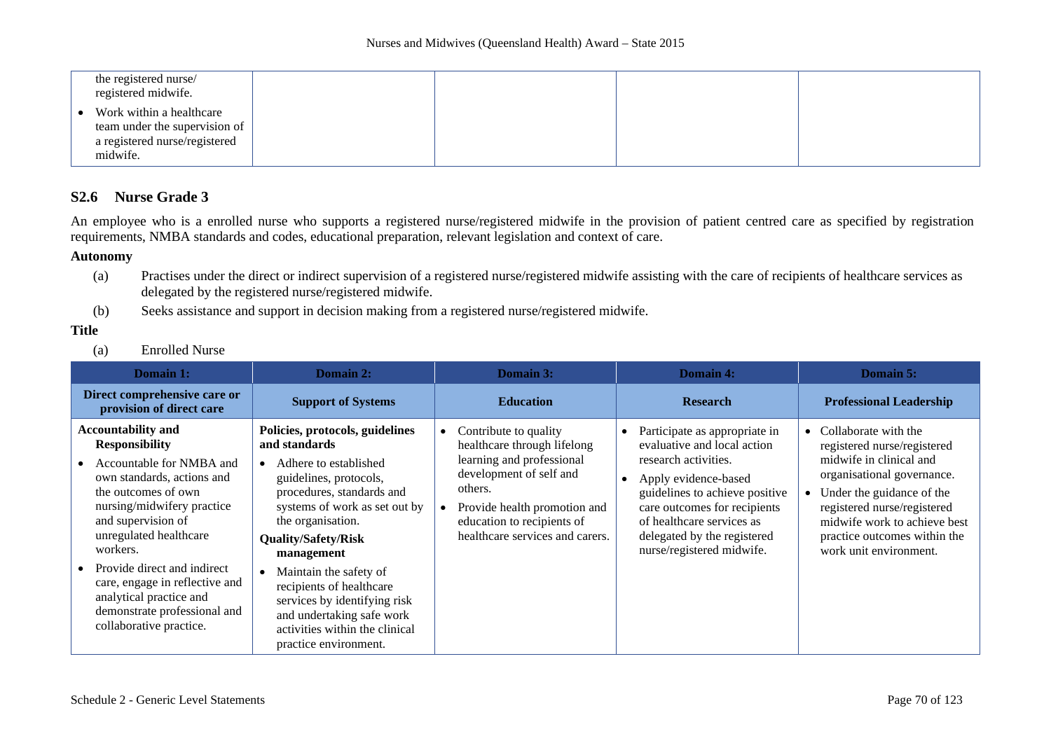| | | | | |
|---|---|---|---|---|
| the registered nurse/ registered midwife.<br>• Work within a healthcare team under the supervision of a registered nurse/registered midwife. | | | | |

## S2.6 Nurse Grade 3

An employee who is a enrolled nurse who supports a registered nurse/registered midwife in the provision of patient centred care as specified by registration requirements, NMBA standards and codes, educational preparation, relevant legislation and context of care.

**Autonomy**

(a) Practises under the direct or indirect supervision of a registered nurse/registered midwife assisting with the care of recipients of healthcare services as delegated by the registered nurse/registered midwife.

(b) Seeks assistance and support in decision making from a registered nurse/registered midwife.

**Title**

(a) Enrolled Nurse

| Domain 1: | Domain 2: | Domain 3: | Domain 4: | Domain 5: |
|---|---|---|---|---|
| **Direct comprehensive care or provision of direct care** | **Support of Systems** | **Education** | **Research** | **Professional Leadership** |
| **Accountability and Responsibility**<br>• Accountable for NMBA and own standards, actions and the outcomes of own nursing/midwifery practice and supervision of unregulated healthcare workers.<br>• Provide direct and indirect care, engage in reflective and analytical practice and demonstrate professional and collaborative practice. | **Policies, protocols, guidelines and standards**<br>• Adhere to established guidelines, protocols, procedures, standards and systems of work as set out by the organisation.<br>**Quality/Safety/Risk management**<br>• Maintain the safety of recipients of healthcare services by identifying risk and undertaking safe work activities within the clinical practice environment. | • Contribute to quality healthcare through lifelong learning and professional development of self and others.<br>• Provide health promotion and education to recipients of healthcare services and carers. | • Participate as appropriate in evaluative and local action research activities.<br>• Apply evidence-based guidelines to achieve positive care outcomes for recipients of healthcare services as delegated by the registered nurse/registered midwife. | • Collaborate with the registered nurse/registered midwife in clinical and organisational governance.<br>• Under the guidance of the registered nurse/registered midwife work to achieve best practice outcomes within the work unit environment. |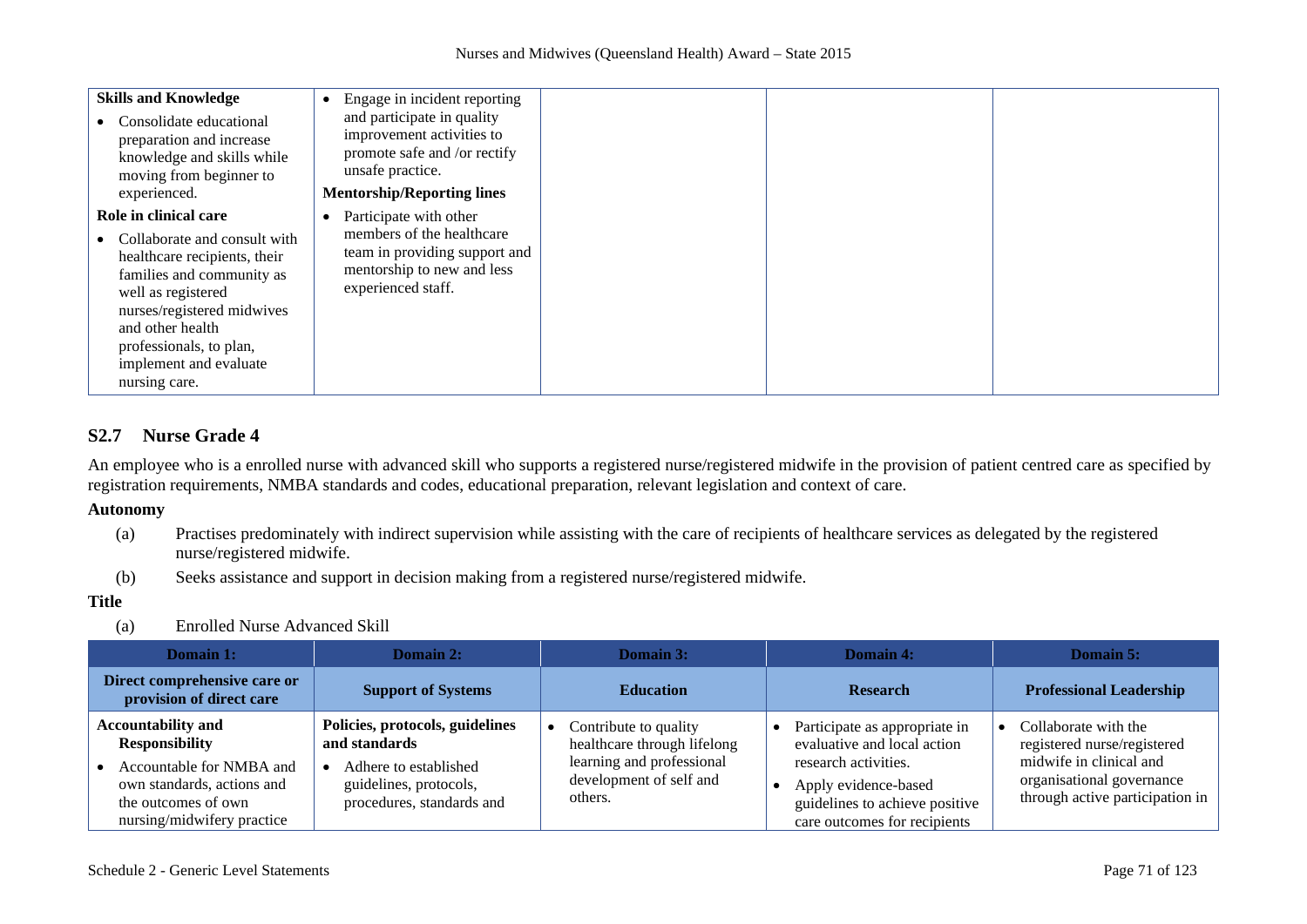| | | | | |
|---|---|---|---|---|
| **Skills and Knowledge**<br>• Consolidate educational preparation and increase knowledge and skills while moving from beginner to experienced.<br>**Role in clinical care**<br>• Collaborate and consult with healthcare recipients, their families and community as well as registered nurses/registered midwives and other health professionals, to plan, implement and evaluate nursing care. | • Engage in incident reporting and participate in quality improvement activities to promote safe and /or rectify unsafe practice.<br>**Mentorship/Reporting lines**<br>• Participate with other members of the healthcare team in providing support and mentorship to new and less experienced staff. | | | |

## S2.7 Nurse Grade 4

An employee who is a enrolled nurse with advanced skill who supports a registered nurse/registered midwife in the provision of patient centred care as specified by registration requirements, NMBA standards and codes, educational preparation, relevant legislation and context of care.

**Autonomy**

(a) Practises predominately with indirect supervision while assisting with the care of recipients of healthcare services as delegated by the registered nurse/registered midwife.

(b) Seeks assistance and support in decision making from a registered nurse/registered midwife.

**Title**

(a) Enrolled Nurse Advanced Skill

| Domain 1: | Domain 2: | Domain 3: | Domain 4: | Domain 5: |
|---|---|---|---|---|
| **Direct comprehensive care or provision of direct care** | **Support of Systems** | **Education** | **Research** | **Professional Leadership** |
| **Accountability and Responsibility**<br>• Accountable for NMBA and own standards, actions and the outcomes of own nursing/midwifery practice | **Policies, protocols, guidelines and standards**<br>• Adhere to established guidelines, protocols, procedures, standards and | • Contribute to quality healthcare through lifelong learning and professional development of self and others. | • Participate as appropriate in evaluative and local action research activities.<br>• Apply evidence-based guidelines to achieve positive care outcomes for recipients | • Collaborate with the registered nurse/registered midwife in clinical and organisational governance through active participation in |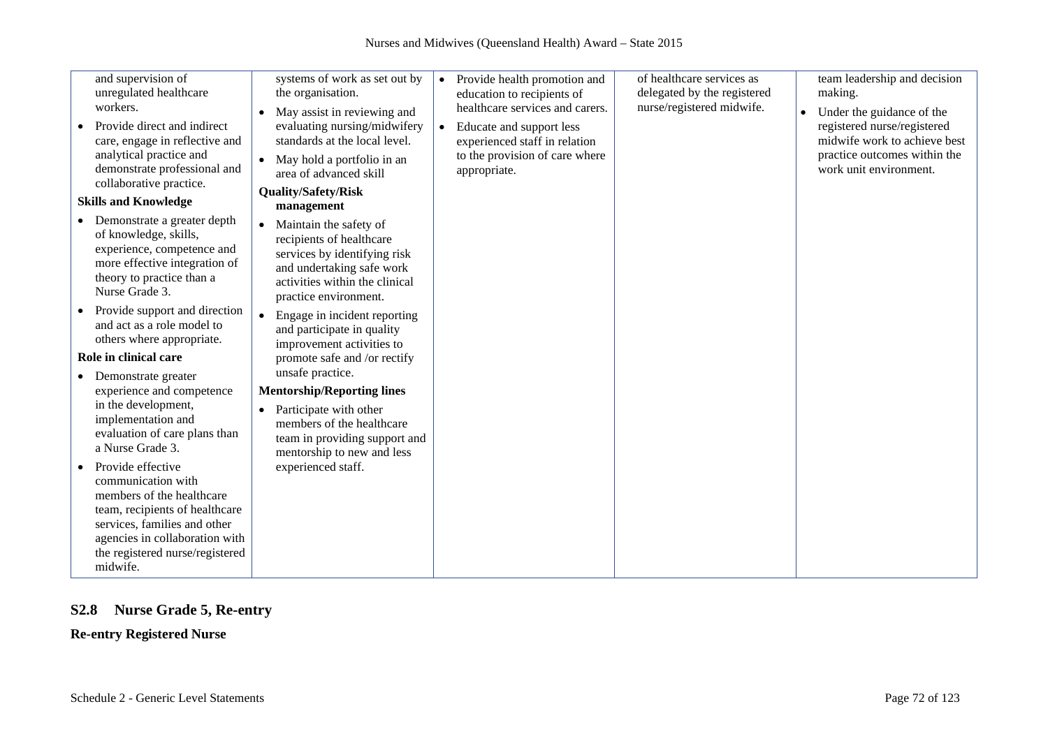| | | | | |
|---|---|---|---|---|
| and supervision of unregulated healthcare workers.<br>• Provide direct and indirect care, engage in reflective and analytical practice and demonstrate professional and collaborative practice.<br>**Skills and Knowledge**<br>• Demonstrate a greater depth of knowledge, skills, experience, competence and more effective integration of theory to practice than a Nurse Grade 3.<br>• Provide support and direction and act as a role model to others where appropriate.<br>**Role in clinical care**<br>• Demonstrate greater experience and competence in the development, implementation and evaluation of care plans than a Nurse Grade 3.<br>• Provide effective communication with members of the healthcare team, recipients of healthcare services, families and other agencies in collaboration with the registered nurse/registered midwife. | systems of work as set out by the organisation.<br>• May assist in reviewing and evaluating nursing/midwifery standards at the local level.<br>• May hold a portfolio in an area of advanced skill<br>**Quality/Safety/Risk management**<br>• Maintain the safety of recipients of healthcare services by identifying risk and undertaking safe work activities within the clinical practice environment.<br>• Engage in incident reporting and participate in quality improvement activities to promote safe and /or rectify unsafe practice.<br>**Mentorship/Reporting lines**<br>• Participate with other members of the healthcare team in providing support and mentorship to new and less experienced staff. | • Provide health promotion and education to recipients of healthcare services and carers.<br>• Educate and support less experienced staff in relation to the provision of care where appropriate. | of healthcare services as delegated by the registered nurse/registered midwife. | team leadership and decision making.<br>• Under the guidance of the registered nurse/registered midwife work to achieve best practice outcomes within the work unit environment. |

## S2.8 Nurse Grade 5, Re-entry

**Re-entry Registered Nurse**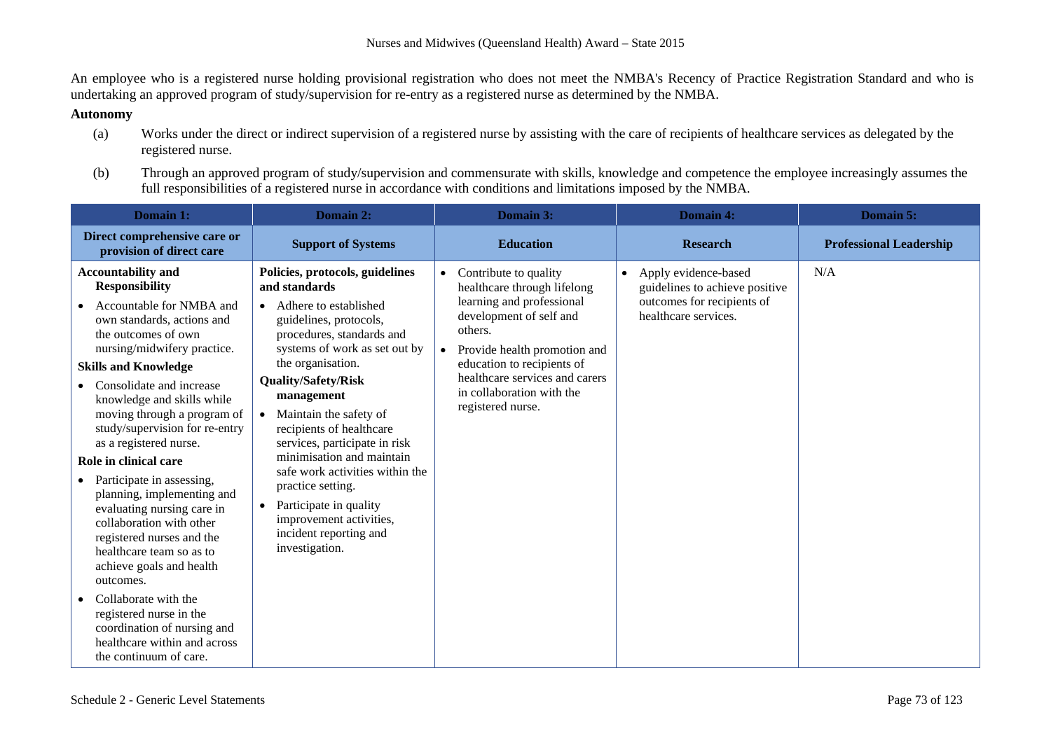An employee who is a registered nurse holding provisional registration who does not meet the NMBA's Recency of Practice Registration Standard and who is undertaking an approved program of study/supervision for re-entry as a registered nurse as determined by the NMBA.

**Autonomy**

(a) Works under the direct or indirect supervision of a registered nurse by assisting with the care of recipients of healthcare services as delegated by the registered nurse.

(b) Through an approved program of study/supervision and commensurate with skills, knowledge and competence the employee increasingly assumes the full responsibilities of a registered nurse in accordance with conditions and limitations imposed by the NMBA.

| Domain 1: | Domain 2: | Domain 3: | Domain 4: | Domain 5: |
|---|---|---|---|---|
| **Direct comprehensive care or provision of direct care** | **Support of Systems** | **Education** | **Research** | **Professional Leadership** |
| **Accountability and Responsibility**<br>• Accountable for NMBA and own standards, actions and the outcomes of own nursing/midwifery practice.<br>**Skills and Knowledge**<br>• Consolidate and increase knowledge and skills while moving through a program of study/supervision for re-entry as a registered nurse.<br>**Role in clinical care**<br>• Participate in assessing, planning, implementing and evaluating nursing care in collaboration with other registered nurses and the healthcare team so as to achieve goals and health outcomes.<br>• Collaborate with the registered nurse in the coordination of nursing and healthcare within and across the continuum of care. | **Policies, protocols, guidelines and standards**<br>• Adhere to established guidelines, protocols, procedures, standards and systems of work as set out by the organisation.<br>**Quality/Safety/Risk management**<br>• Maintain the safety of recipients of healthcare services, participate in risk minimisation and maintain safe work activities within the practice setting.<br>• Participate in quality improvement activities, incident reporting and investigation. | • Contribute to quality healthcare through lifelong learning and professional development of self and others.<br>• Provide health promotion and education to recipients of healthcare services and carers in collaboration with the registered nurse. | • Apply evidence-based guidelines to achieve positive outcomes for recipients of healthcare services. | N/A |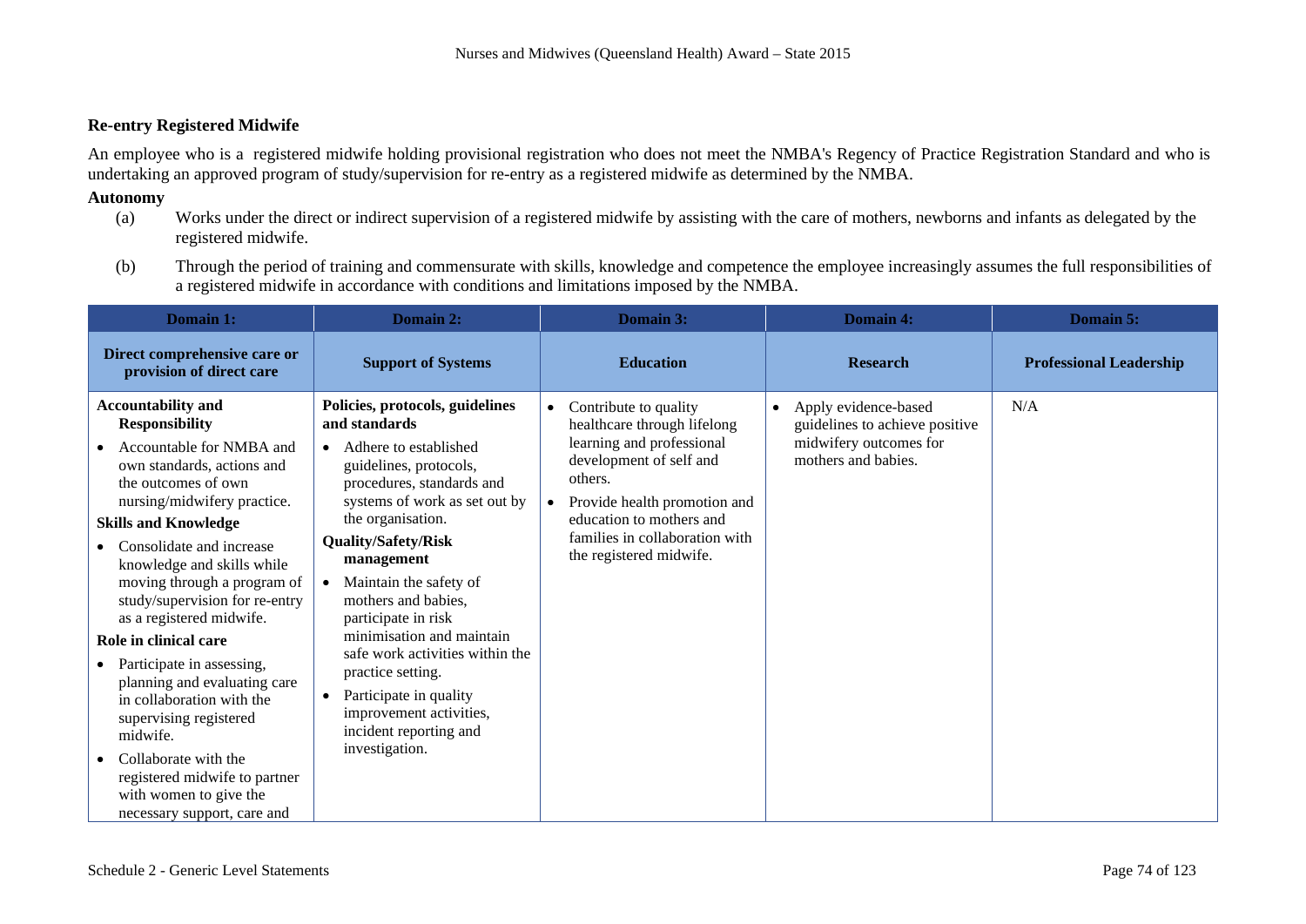**Re-entry Registered Midwife**

An employee who is a registered midwife holding provisional registration who does not meet the NMBA's Regency of Practice Registration Standard and who is undertaking an approved program of study/supervision for re-entry as a registered midwife as determined by the NMBA.

**Autonomy**

(a) Works under the direct or indirect supervision of a registered midwife by assisting with the care of mothers, newborns and infants as delegated by the registered midwife.

(b) Through the period of training and commensurate with skills, knowledge and competence the employee increasingly assumes the full responsibilities of a registered midwife in accordance with conditions and limitations imposed by the NMBA.

| Domain 1: | Domain 2: | Domain 3: | Domain 4: | Domain 5: |
|---|---|---|---|---|
| **Direct comprehensive care or provision of direct care** | **Support of Systems** | **Education** | **Research** | **Professional Leadership** |
| **Accountability and Responsibility**<br>• Accountable for NMBA and own standards, actions and the outcomes of own nursing/midwifery practice.<br>**Skills and Knowledge**<br>• Consolidate and increase knowledge and skills while moving through a program of study/supervision for re-entry as a registered midwife.<br>**Role in clinical care**<br>• Participate in assessing, planning and evaluating care in collaboration with the supervising registered midwife.<br>• Collaborate with the registered midwife to partner with women to give the necessary support, care and | **Policies, protocols, guidelines and standards**<br>• Adhere to established guidelines, protocols, procedures, standards and systems of work as set out by the organisation.<br>**Quality/Safety/Risk management**<br>• Maintain the safety of mothers and babies, participate in risk minimisation and maintain safe work activities within the practice setting.<br>• Participate in quality improvement activities, incident reporting and investigation. | • Contribute to quality healthcare through lifelong learning and professional development of self and others.<br>• Provide health promotion and education to mothers and families in collaboration with the registered midwife. | • Apply evidence-based guidelines to achieve positive midwifery outcomes for mothers and babies. | N/A |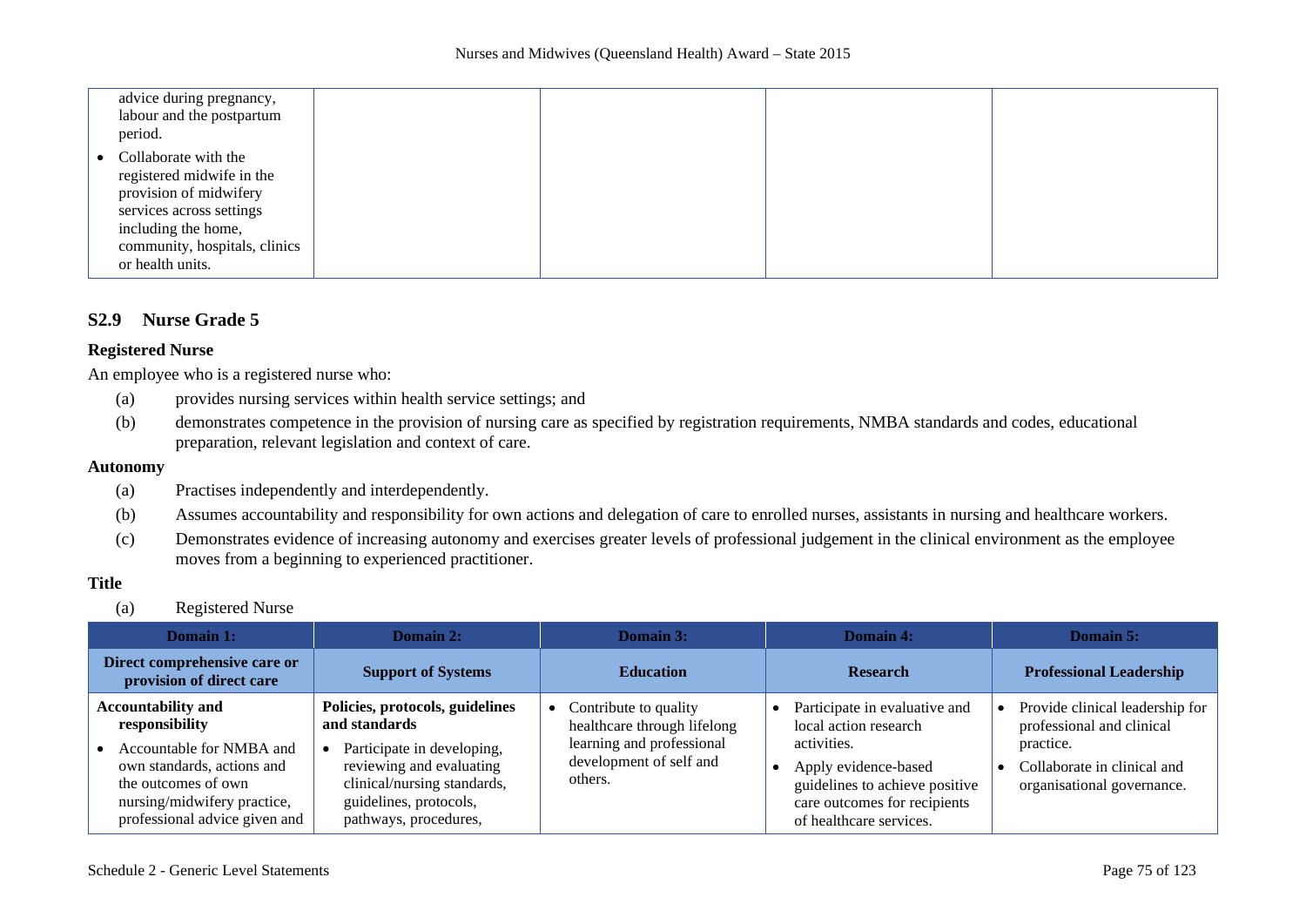| | | | | |
|---|---|---|---|---|
| advice during pregnancy, labour and the postpartum period.<br>• Collaborate with the registered midwife in the provision of midwifery services across settings including the home, community, hospitals, clinics or health units. | | | | |

### S2.9 Nurse Grade 5

**Registered Nurse**

An employee who is a registered nurse who:

(a) provides nursing services within health service settings; and

(b) demonstrates competence in the provision of nursing care as specified by registration requirements, NMBA standards and codes, educational preparation, relevant legislation and context of care.

**Autonomy**

(a) Practises independently and interdependently.

(b) Assumes accountability and responsibility for own actions and delegation of care to enrolled nurses, assistants in nursing and healthcare workers.

(c) Demonstrates evidence of increasing autonomy and exercises greater levels of professional judgement in the clinical environment as the employee moves from a beginning to experienced practitioner.

**Title**

(a) Registered Nurse

| Domain 1: | Domain 2: | Domain 3: | Domain 4: | Domain 5: |
|---|---|---|---|---|
| **Direct comprehensive care or provision of direct care** | **Support of Systems** | **Education** | **Research** | **Professional Leadership** |
| **Accountability and responsibility**<br>• Accountable for NMBA and own standards, actions and the outcomes of own nursing/midwifery practice, professional advice given and | **Policies, protocols, guidelines and standards**<br>• Participate in developing, reviewing and evaluating clinical/nursing standards, guidelines, protocols, pathways, procedures, | • Contribute to quality healthcare through lifelong learning and professional development of self and others. | • Participate in evaluative and local action research activities.<br>• Apply evidence-based guidelines to achieve positive care outcomes for recipients of healthcare services. | • Provide clinical leadership for professional and clinical practice.<br>• Collaborate in clinical and organisational governance. |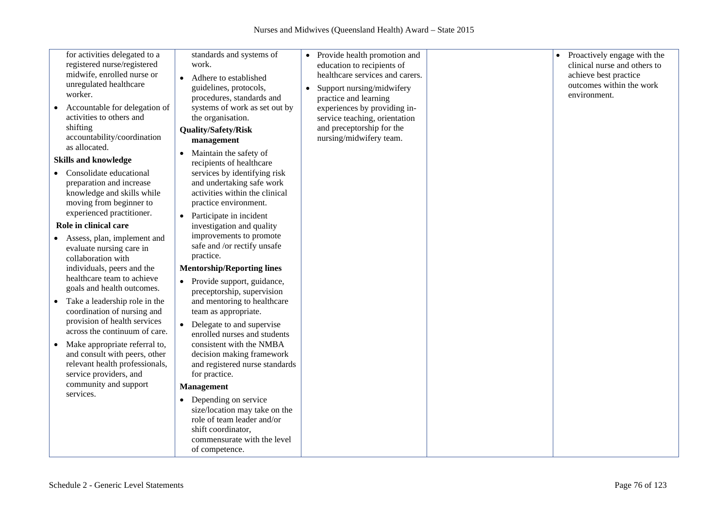| | | | | |
|---|---|---|---|---|
| for activities delegated to a registered nurse/registered midwife, enrolled nurse or unregulated healthcare worker.<br>• Accountable for delegation of activities to others and shifting accountability/coordination as allocated.<br>**Skills and knowledge**<br>• Consolidate educational preparation and increase knowledge and skills while moving from beginner to experienced practitioner.<br>**Role in clinical care**<br>• Assess, plan, implement and evaluate nursing care in collaboration with individuals, peers and the healthcare team to achieve goals and health outcomes.<br>• Take a leadership role in the coordination of nursing and provision of health services across the continuum of care.<br>• Make appropriate referral to, and consult with peers, other relevant health professionals, service providers, and community and support services. | standards and systems of work.<br>• Adhere to established guidelines, protocols, procedures, standards and systems of work as set out by the organisation.<br>**Quality/Safety/Risk management**<br>• Maintain the safety of recipients of healthcare services by identifying risk and undertaking safe work activities within the clinical practice environment.<br>• Participate in incident investigation and quality improvements to promote safe and /or rectify unsafe practice.<br>**Mentorship/Reporting lines**<br>• Provide support, guidance, preceptorship, supervision and mentoring to healthcare team as appropriate.<br>• Delegate to and supervise enrolled nurses and students consistent with the NMBA decision making framework and registered nurse standards for practice.<br>**Management**<br>• Depending on service size/location may take on the role of team leader and/or shift coordinator, commensurate with the level of competence. | • Provide health promotion and education to recipients of healthcare services and carers.<br>• Support nursing/midwifery practice and learning experiences by providing in-service teaching, orientation and preceptorship for the nursing/midwifery team. | | • Proactively engage with the clinical nurse and others to achieve best practice outcomes within the work environment. |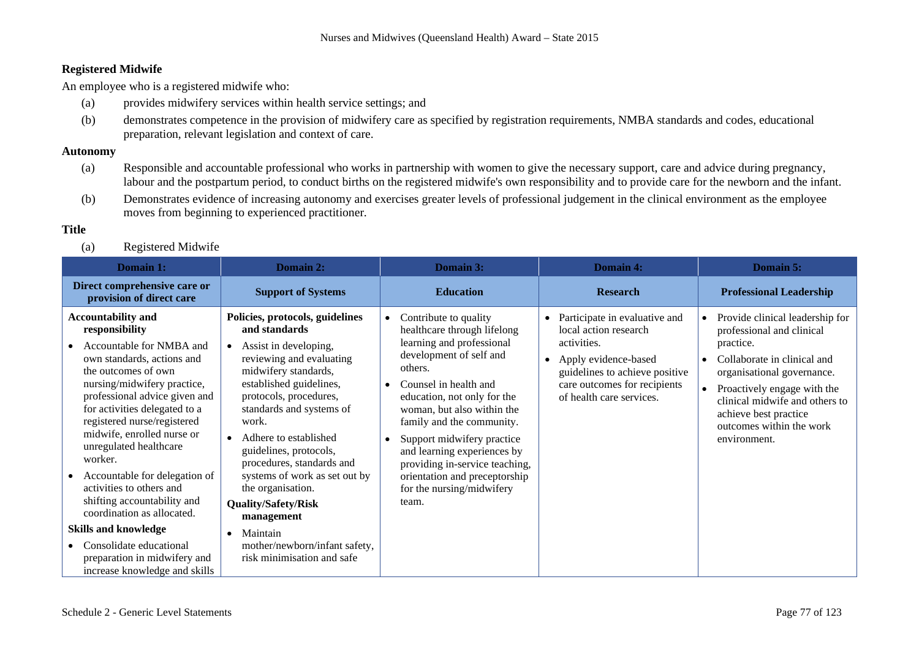**Registered Midwife**

An employee who is a registered midwife who:

(a) provides midwifery services within health service settings; and

(b) demonstrates competence in the provision of midwifery care as specified by registration requirements, NMBA standards and codes, educational preparation, relevant legislation and context of care.

**Autonomy**

(a) Responsible and accountable professional who works in partnership with women to give the necessary support, care and advice during pregnancy, labour and the postpartum period, to conduct births on the registered midwife's own responsibility and to provide care for the newborn and the infant.

(b) Demonstrates evidence of increasing autonomy and exercises greater levels of professional judgement in the clinical environment as the employee moves from beginning to experienced practitioner.

**Title**

(a) Registered Midwife

| Domain 1: | Domain 2: | Domain 3: | Domain 4: | Domain 5: |
|---|---|---|---|---|
| **Direct comprehensive care or provision of direct care** | **Support of Systems** | **Education** | **Research** | **Professional Leadership** |
| **Accountability and responsibility**<br>• Accountable for NMBA and own standards, actions and the outcomes of own nursing/midwifery practice, professional advice given and for activities delegated to a registered nurse/registered midwife, enrolled nurse or unregulated healthcare worker.<br>• Accountable for delegation of activities to others and shifting accountability and coordination as allocated.<br>**Skills and knowledge**<br>• Consolidate educational preparation in midwifery and increase knowledge and skills | **Policies, protocols, guidelines and standards**<br>• Assist in developing, reviewing and evaluating midwifery standards, established guidelines, protocols, procedures, standards and systems of work.<br>• Adhere to established guidelines, protocols, procedures, standards and systems of work as set out by the organisation.<br>**Quality/Safety/Risk management**<br>• Maintain mother/newborn/infant safety, risk minimisation and safe | • Contribute to quality healthcare through lifelong learning and professional development of self and others.<br>• Counsel in health and education, not only for the woman, but also within the family and the community.<br>• Support midwifery practice and learning experiences by providing in-service teaching, orientation and preceptorship for the nursing/midwifery team. | • Participate in evaluative and local action research activities.<br>• Apply evidence-based guidelines to achieve positive care outcomes for recipients of health care services. | • Provide clinical leadership for professional and clinical practice.<br>• Collaborate in clinical and organisational governance.<br>• Proactively engage with the clinical midwife and others to achieve best practice outcomes within the work environment. |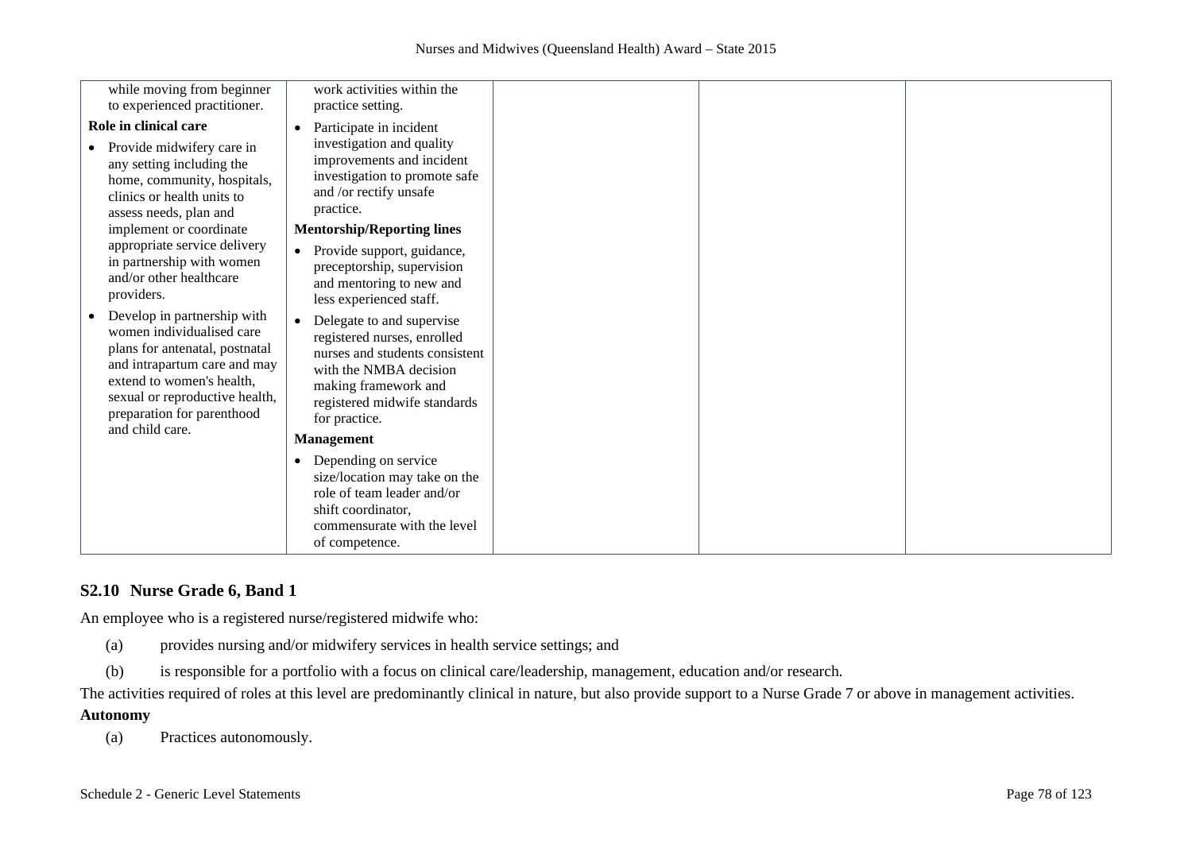| | | | | |
|---|---|---|---|---|
| while moving from beginner to experienced practitioner.<br>**Role in clinical care**<br>• Provide midwifery care in any setting including the home, community, hospitals, clinics or health units to assess needs, plan and implement or coordinate appropriate service delivery in partnership with women and/or other healthcare providers.<br>• Develop in partnership with women individualised care plans for antenatal, postnatal and intrapartum care and may extend to women's health, sexual or reproductive health, preparation for parenthood and child care. | work activities within the practice setting.<br>• Participate in incident investigation and quality improvements and incident investigation to promote safe and /or rectify unsafe practice.<br>**Mentorship/Reporting lines**<br>• Provide support, guidance, preceptorship, supervision and mentoring to new and less experienced staff.<br>• Delegate to and supervise registered nurses, enrolled nurses and students consistent with the NMBA decision making framework and registered midwife standards for practice.<br>**Management**<br>• Depending on service size/location may take on the role of team leader and/or shift coordinator, commensurate with the level of competence. | | | |

## S2.10 Nurse Grade 6, Band 1

An employee who is a registered nurse/registered midwife who:

(a) provides nursing and/or midwifery services in health service settings; and

(b) is responsible for a portfolio with a focus on clinical care/leadership, management, education and/or research.

The activities required of roles at this level are predominantly clinical in nature, but also provide support to a Nurse Grade 7 or above in management activities.

**Autonomy**

(a) Practices autonomously.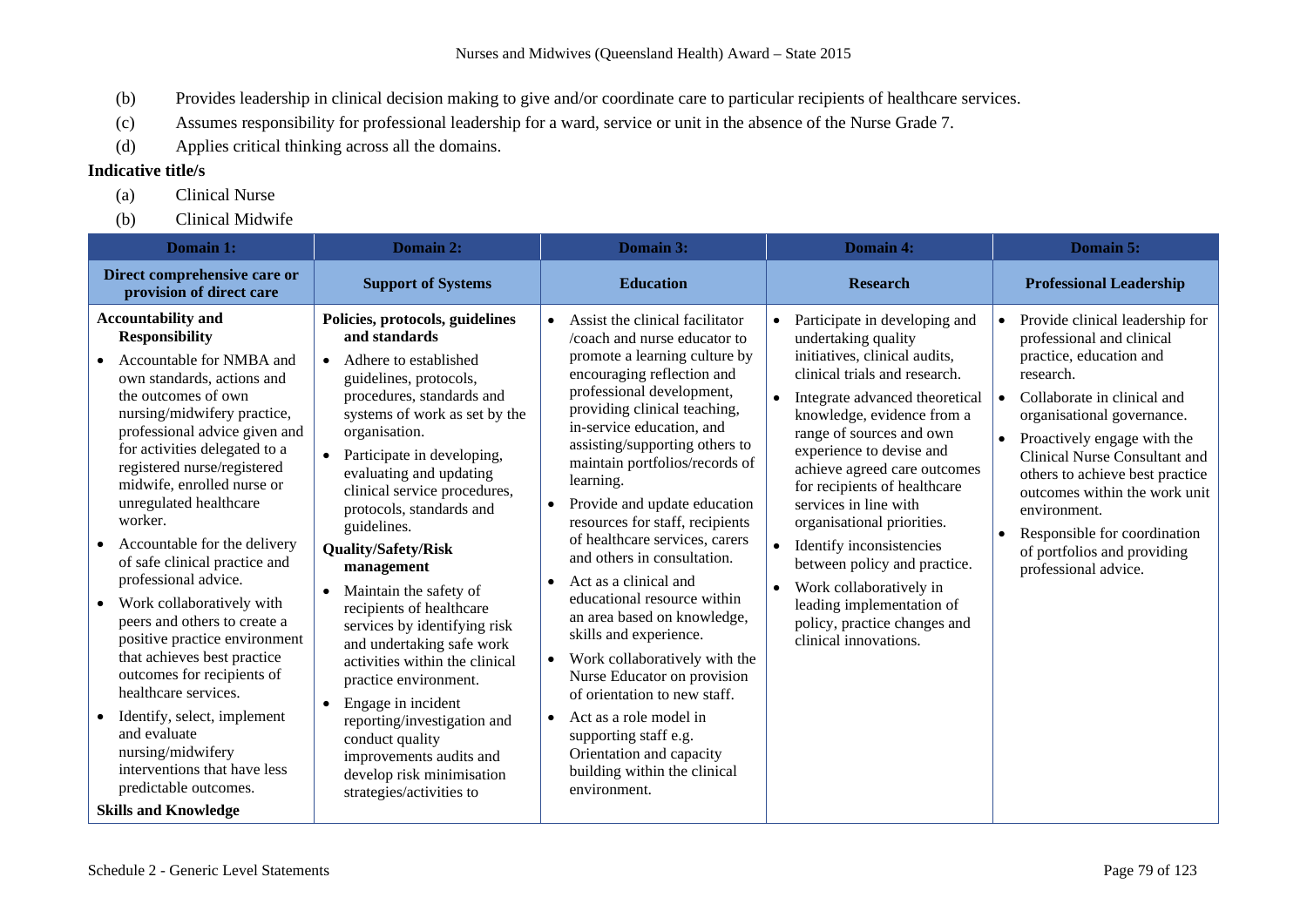(b) Provides leadership in clinical decision making to give and/or coordinate care to particular recipients of healthcare services.

(c) Assumes responsibility for professional leadership for a ward, service or unit in the absence of the Nurse Grade 7.

(d) Applies critical thinking across all the domains.

**Indicative title/s**

(a) Clinical Nurse

(b) Clinical Midwife

| Domain 1: | Domain 2: | Domain 3: | Domain 4: | Domain 5: |
|---|---|---|---|---|
| **Direct comprehensive care or provision of direct care** | **Support of Systems** | **Education** | **Research** | **Professional Leadership** |
| **Accountability and Responsibility**<br>• Accountable for NMBA and own standards, actions and the outcomes of own nursing/midwifery practice, professional advice given and for activities delegated to a registered nurse/registered midwife, enrolled nurse or unregulated healthcare worker.<br>• Accountable for the delivery of safe clinical practice and professional advice.<br>• Work collaboratively with peers and others to create a positive practice environment that achieves best practice outcomes for recipients of healthcare services.<br>• Identify, select, implement and evaluate nursing/midwifery interventions that have less predictable outcomes.<br>**Skills and Knowledge** | **Policies, protocols, guidelines and standards**<br>• Adhere to established guidelines, protocols, procedures, standards and systems of work as set by the organisation.<br>• Participate in developing, evaluating and updating clinical service procedures, protocols, standards and guidelines.<br>**Quality/Safety/Risk management**<br>• Maintain the safety of recipients of healthcare services by identifying risk and undertaking safe work activities within the clinical practice environment.<br>• Engage in incident reporting/investigation and conduct quality improvements audits and develop risk minimisation strategies/activities to | • Assist the clinical facilitator /coach and nurse educator to promote a learning culture by encouraging reflection and professional development, providing clinical teaching, in-service education, and assisting/supporting others to maintain portfolios/records of learning.<br>• Provide and update education resources for staff, recipients of healthcare services, carers and others in consultation.<br>• Act as a clinical and educational resource within an area based on knowledge, skills and experience.<br>• Work collaboratively with the Nurse Educator on provision of orientation to new staff.<br>• Act as a role model in supporting staff e.g. Orientation and capacity building within the clinical environment. | • Participate in developing and undertaking quality initiatives, clinical audits, clinical trials and research.<br>• Integrate advanced theoretical knowledge, evidence from a range of sources and own experience to devise and achieve agreed care outcomes for recipients of healthcare services in line with organisational priorities.<br>• Identify inconsistencies between policy and practice.<br>• Work collaboratively in leading implementation of policy, practice changes and clinical innovations. | • Provide clinical leadership for professional and clinical practice, education and research.<br>• Collaborate in clinical and organisational governance.<br>• Proactively engage with the Clinical Nurse Consultant and others to achieve best practice outcomes within the work unit environment.<br>• Responsible for coordination of portfolios and providing professional advice. |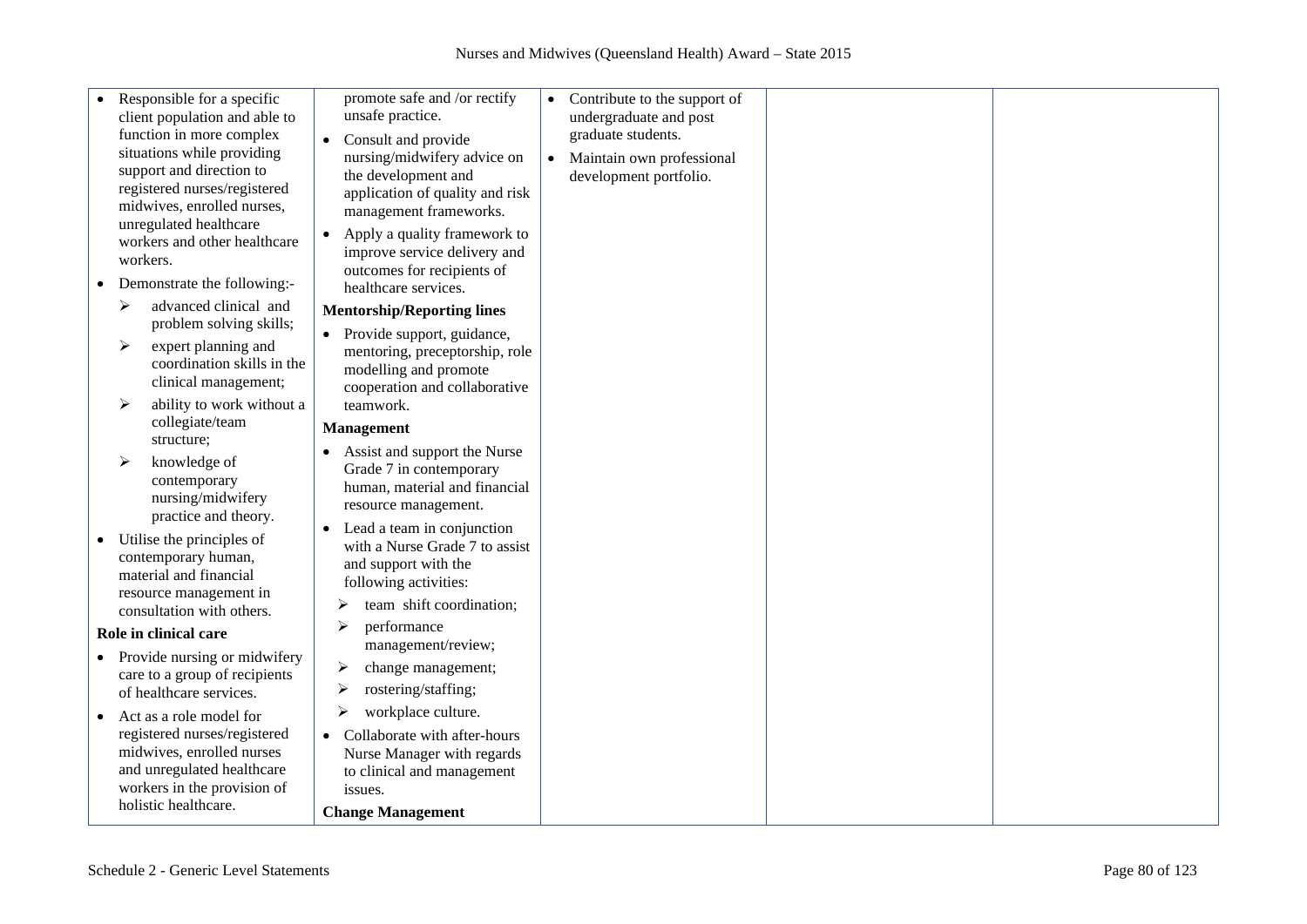| | | | | |
|---|---|---|---|---|
| • Responsible for a specific client population and able to function in more complex situations while providing support and direction to registered nurses/registered midwives, enrolled nurses, unregulated healthcare workers and other healthcare workers.<br>• Demonstrate the following:-<br>➢ advanced clinical and problem solving skills;<br>➢ expert planning and coordination skills in the clinical management;<br>➢ ability to work without a collegiate/team structure;<br>➢ knowledge of contemporary nursing/midwifery practice and theory.<br>• Utilise the principles of contemporary human, material and financial resource management in consultation with others.<br>**Role in clinical care**<br>• Provide nursing or midwifery care to a group of recipients of healthcare services.<br>• Act as a role model for registered nurses/registered midwives, enrolled nurses and unregulated healthcare workers in the provision of holistic healthcare. | promote safe and /or rectify unsafe practice.<br>• Consult and provide nursing/midwifery advice on the development and application of quality and risk management frameworks.<br>• Apply a quality framework to improve service delivery and outcomes for recipients of healthcare services.<br>**Mentorship/Reporting lines**<br>• Provide support, guidance, mentoring, preceptorship, role modelling and promote cooperation and collaborative teamwork.<br>**Management**<br>• Assist and support the Nurse Grade 7 in contemporary human, material and financial resource management.<br>• Lead a team in conjunction with a Nurse Grade 7 to assist and support with the following activities:<br>➢ team shift coordination;<br>➢ performance management/review;<br>➢ change management;<br>➢ rostering/staffing;<br>➢ workplace culture.<br>• Collaborate with after-hours Nurse Manager with regards to clinical and management issues.<br>**Change Management** | • Contribute to the support of undergraduate and post graduate students.<br>• Maintain own professional development portfolio. | | |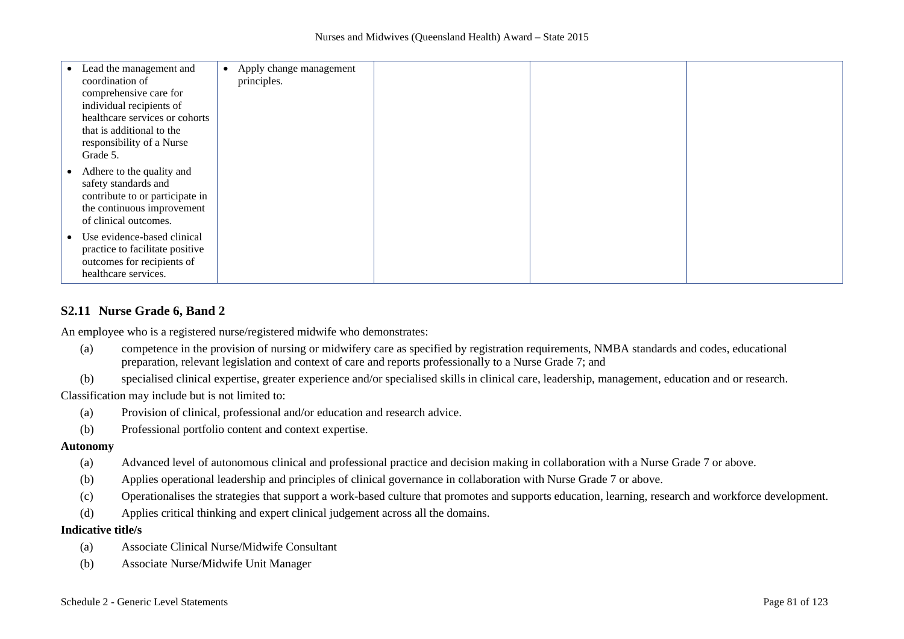| | | | | |
|---|---|---|---|---|
| • Lead the management and coordination of comprehensive care for individual recipients of healthcare services or cohorts that is additional to the responsibility of a Nurse Grade 5.<br>• Adhere to the quality and safety standards and contribute to or participate in the continuous improvement of clinical outcomes.<br>• Use evidence-based clinical practice to facilitate positive outcomes for recipients of healthcare services. | • Apply change management principles. | | | |

## S2.11 Nurse Grade 6, Band 2

An employee who is a registered nurse/registered midwife who demonstrates:

(a) competence in the provision of nursing or midwifery care as specified by registration requirements, NMBA standards and codes, educational preparation, relevant legislation and context of care and reports professionally to a Nurse Grade 7; and

(b) specialised clinical expertise, greater experience and/or specialised skills in clinical care, leadership, management, education and or research.

Classification may include but is not limited to:

(a) Provision of clinical, professional and/or education and research advice.

(b) Professional portfolio content and context expertise.

**Autonomy**

(a) Advanced level of autonomous clinical and professional practice and decision making in collaboration with a Nurse Grade 7 or above.

(b) Applies operational leadership and principles of clinical governance in collaboration with Nurse Grade 7 or above.

(c) Operationalises the strategies that support a work-based culture that promotes and supports education, learning, research and workforce development.

(d) Applies critical thinking and expert clinical judgement across all the domains.

**Indicative title/s**

(a) Associate Clinical Nurse/Midwife Consultant

(b) Associate Nurse/Midwife Unit Manager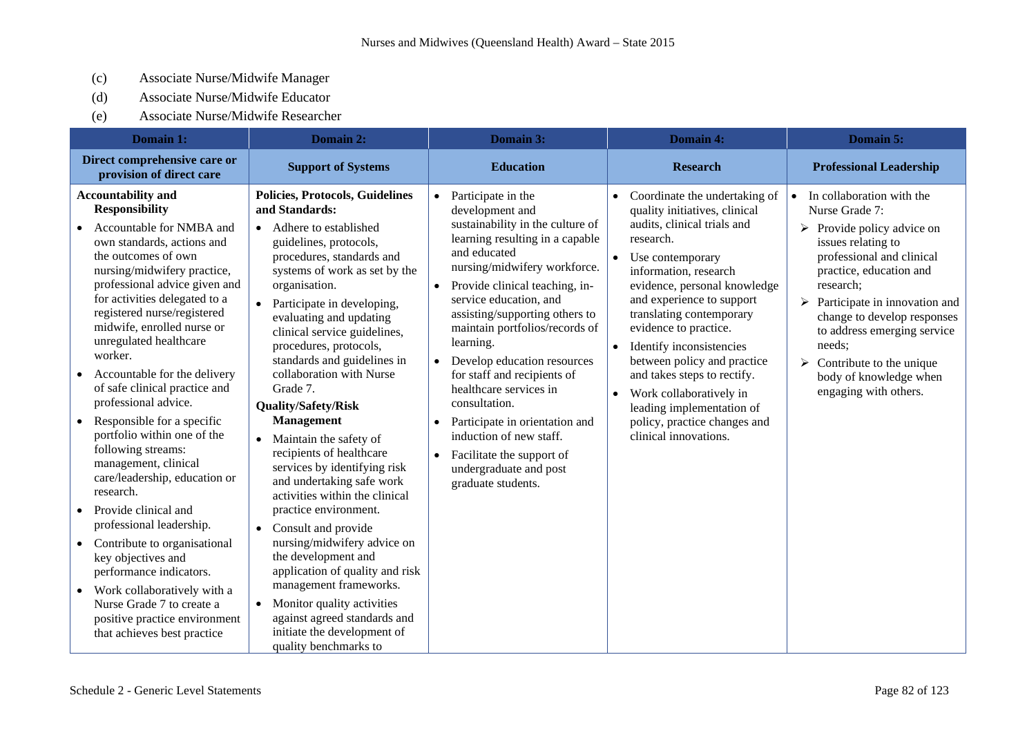(c) Associate Nurse/Midwife Manager

(d) Associate Nurse/Midwife Educator

(e) Associate Nurse/Midwife Researcher

| Domain 1: | Domain 2: | Domain 3: | Domain 4: | Domain 5: |
|---|---|---|---|---|
| **Direct comprehensive care or provision of direct care** | **Support of Systems** | **Education** | **Research** | **Professional Leadership** |
| **Accountability and Responsibility**<br>• Accountable for NMBA and own standards, actions and the outcomes of own nursing/midwifery practice, professional advice given and for activities delegated to a registered nurse/registered midwife, enrolled nurse or unregulated healthcare worker.<br>• Accountable for the delivery of safe clinical practice and professional advice.<br>• Responsible for a specific portfolio within one of the following streams: management, clinical care/leadership, education or research.<br>• Provide clinical and professional leadership.<br>• Contribute to organisational key objectives and performance indicators.<br>• Work collaboratively with a Nurse Grade 7 to create a positive practice environment that achieves best practice | **Policies, Protocols, Guidelines and Standards:**<br>• Adhere to established guidelines, protocols, procedures, standards and systems of work as set by the organisation.<br>• Participate in developing, evaluating and updating clinical service guidelines, procedures, protocols, standards and guidelines in collaboration with Nurse Grade 7.<br>**Quality/Safety/Risk Management**<br>• Maintain the safety of recipients of healthcare services by identifying risk and undertaking safe work activities within the clinical practice environment.<br>• Consult and provide nursing/midwifery advice on the development and application of quality and risk management frameworks.<br>• Monitor quality activities against agreed standards and initiate the development of quality benchmarks to | • Participate in the development and sustainability in the culture of learning resulting in a capable and educated nursing/midwifery workforce.<br>• Provide clinical teaching, in-service education, and assisting/supporting others to maintain portfolios/records of learning.<br>• Develop education resources for staff and recipients of healthcare services in consultation.<br>• Participate in orientation and induction of new staff.<br>• Facilitate the support of undergraduate and post graduate students. | • Coordinate the undertaking of quality initiatives, clinical audits, clinical trials and research.<br>• Use contemporary information, research evidence, personal knowledge and experience to support translating contemporary evidence to practice.<br>• Identify inconsistencies between policy and practice and takes steps to rectify.<br>• Work collaboratively in leading implementation of policy, practice changes and clinical innovations. | • In collaboration with the Nurse Grade 7:<br>➢ Provide policy advice on issues relating to professional and clinical practice, education and research;<br>➢ Participate in innovation and change to develop responses to address emerging service needs;<br>➢ Contribute to the unique body of knowledge when engaging with others. |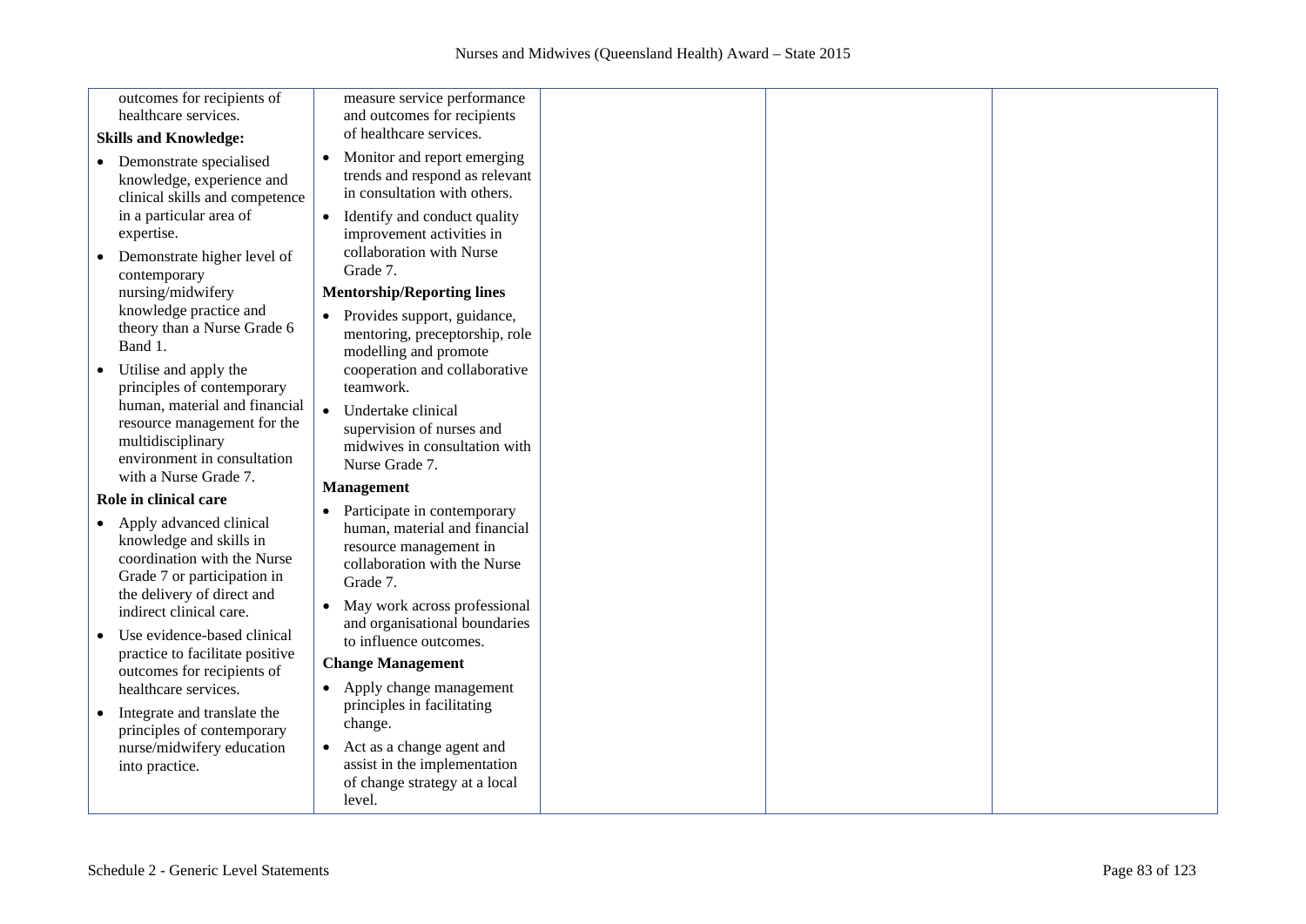| | | | | |
|---|---|---|---|---|
| outcomes for recipients of healthcare services.<br><br>**Skills and Knowledge:**<br><br>• Demonstrate specialised knowledge, experience and clinical skills and competence in a particular area of expertise.<br><br>• Demonstrate higher level of contemporary nursing/midwifery knowledge practice and theory than a Nurse Grade 6 Band 1.<br><br>• Utilise and apply the principles of contemporary human, material and financial resource management for the multidisciplinary environment in consultation with a Nurse Grade 7.<br><br>**Role in clinical care**<br><br>• Apply advanced clinical knowledge and skills in coordination with the Nurse Grade 7 or participation in the delivery of direct and indirect clinical care.<br><br>• Use evidence-based clinical practice to facilitate positive outcomes for recipients of healthcare services.<br><br>• Integrate and translate the principles of contemporary nurse/midwifery education into practice. | measure service performance and outcomes for recipients of healthcare services.<br><br>• Monitor and report emerging trends and respond as relevant in consultation with others.<br><br>• Identify and conduct quality improvement activities in collaboration with Nurse Grade 7.<br><br>**Mentorship/Reporting lines**<br><br>• Provides support, guidance, mentoring, preceptorship, role modelling and promote cooperation and collaborative teamwork.<br><br>• Undertake clinical supervision of nurses and midwives in consultation with Nurse Grade 7.<br><br>**Management**<br><br>• Participate in contemporary human, material and financial resource management in collaboration with the Nurse Grade 7.<br><br>• May work across professional and organisational boundaries to influence outcomes.<br><br>**Change Management**<br><br>• Apply change management principles in facilitating change.<br><br>• Act as a change agent and assist in the implementation of change strategy at a local level. | | | |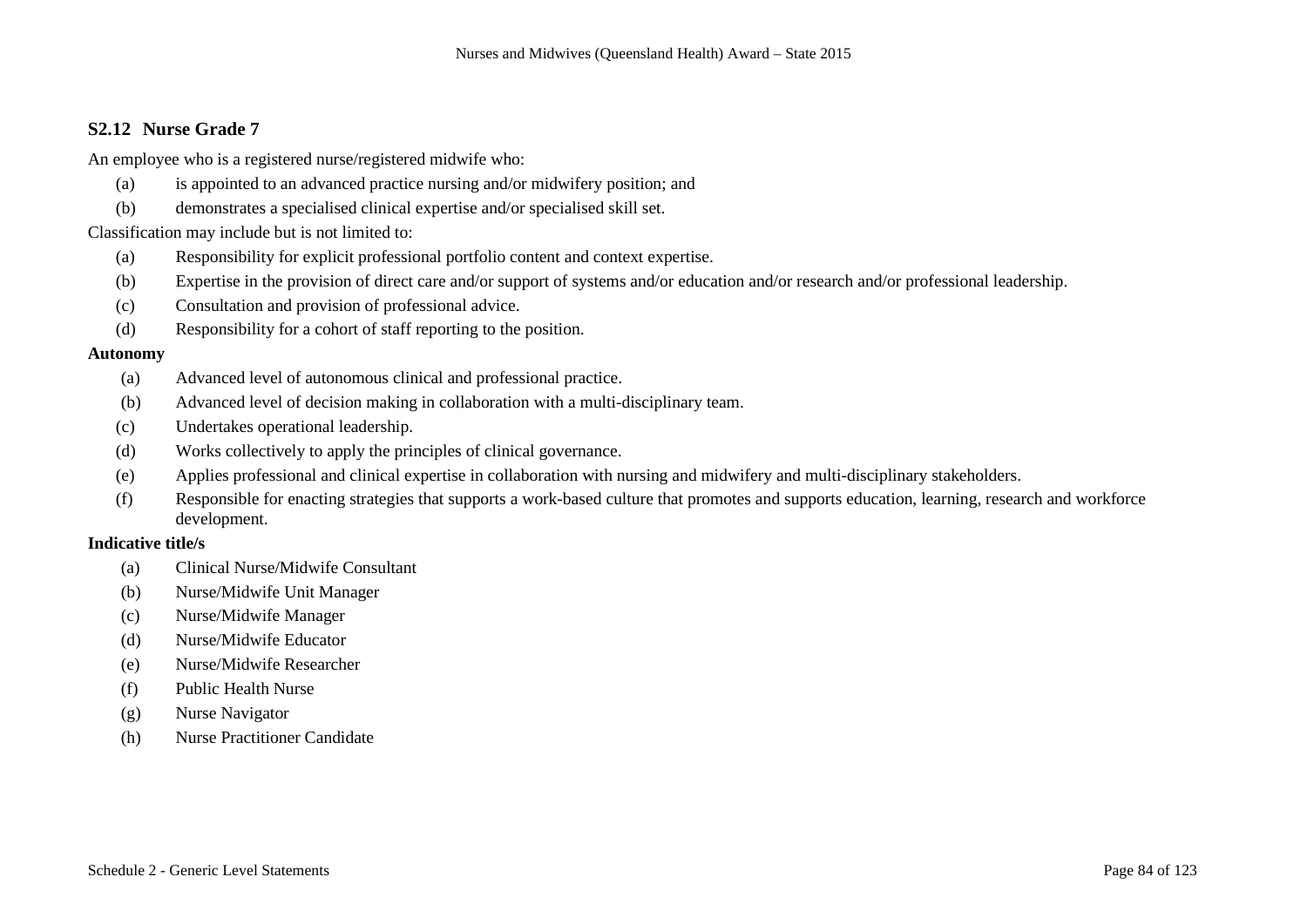### S2.12 Nurse Grade 7

An employee who is a registered nurse/registered midwife who:

(a) is appointed to an advanced practice nursing and/or midwifery position; and

(b) demonstrates a specialised clinical expertise and/or specialised skill set.

Classification may include but is not limited to:

(a) Responsibility for explicit professional portfolio content and context expertise.

(b) Expertise in the provision of direct care and/or support of systems and/or education and/or research and/or professional leadership.

(c) Consultation and provision of professional advice.

(d) Responsibility for a cohort of staff reporting to the position.

**Autonomy**

(a) Advanced level of autonomous clinical and professional practice.

(b) Advanced level of decision making in collaboration with a multi-disciplinary team.

(c) Undertakes operational leadership.

(d) Works collectively to apply the principles of clinical governance.

(e) Applies professional and clinical expertise in collaboration with nursing and midwifery and multi-disciplinary stakeholders.

(f) Responsible for enacting strategies that supports a work-based culture that promotes and supports education, learning, research and workforce development.

**Indicative title/s**

(a) Clinical Nurse/Midwife Consultant

(b) Nurse/Midwife Unit Manager

(c) Nurse/Midwife Manager

(d) Nurse/Midwife Educator

(e) Nurse/Midwife Researcher

(f) Public Health Nurse

(g) Nurse Navigator

(h) Nurse Practitioner Candidate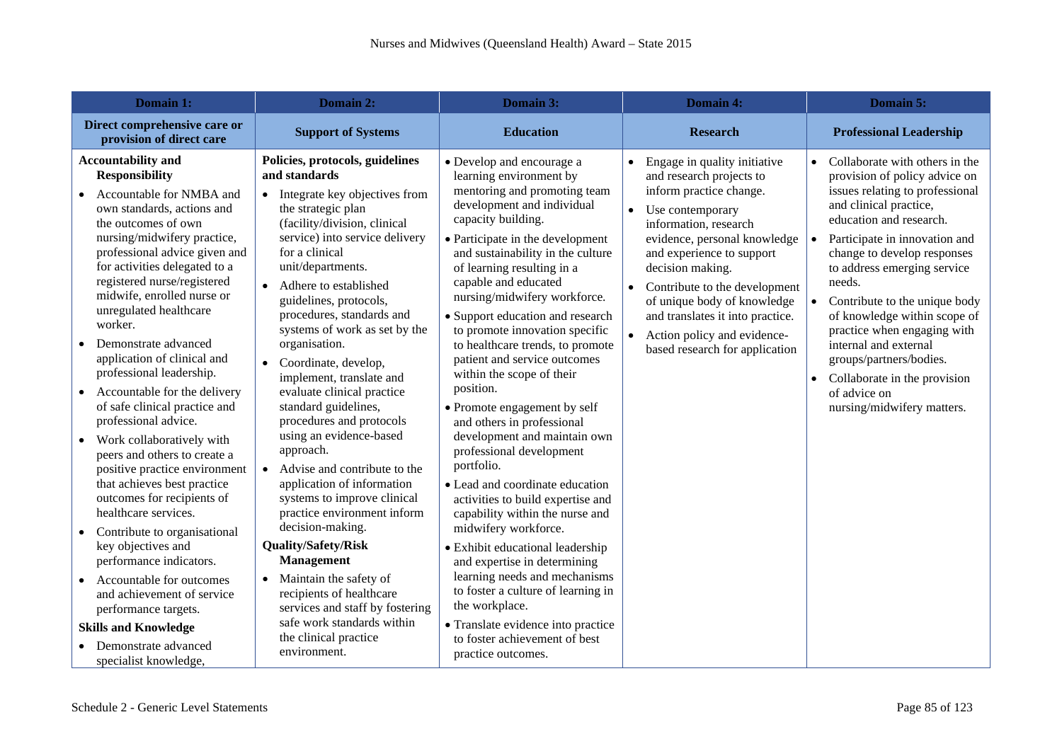| Domain 1: | Domain 2: | Domain 3: | Domain 4: | Domain 5: |
|---|---|---|---|---|
| **Direct comprehensive care or provision of direct care** | **Support of Systems** | **Education** | **Research** | **Professional Leadership** |
| **Accountability and Responsibility**<br>• Accountable for NMBA and own standards, actions and the outcomes of own nursing/midwifery practice, professional advice given and for activities delegated to a registered nurse/registered midwife, enrolled nurse or unregulated healthcare worker.<br>• Demonstrate advanced application of clinical and professional leadership.<br>• Accountable for the delivery of safe clinical practice and professional advice.<br>• Work collaboratively with peers and others to create a positive practice environment that achieves best practice outcomes for recipients of healthcare services.<br>• Contribute to organisational key objectives and performance indicators.<br>• Accountable for outcomes and achievement of service performance targets.<br>**Skills and Knowledge**<br>• Demonstrate advanced specialist knowledge, | **Policies, protocols, guidelines and standards**<br>• Integrate key objectives from the strategic plan (facility/division, clinical service) into service delivery for a clinical unit/departments.<br>• Adhere to established guidelines, protocols, procedures, standards and systems of work as set by the organisation.<br>• Coordinate, develop, implement, translate and evaluate clinical practice standard guidelines, procedures and protocols using an evidence-based approach.<br>• Advise and contribute to the application of information systems to improve clinical practice environment inform decision-making.<br>**Quality/Safety/Risk Management**<br>• Maintain the safety of recipients of healthcare services and staff by fostering safe work standards within the clinical practice environment. | • Develop and encourage a learning environment by mentoring and promoting team development and individual capacity building.<br>• Participate in the development and sustainability in the culture of learning resulting in a capable and educated nursing/midwifery workforce.<br>• Support education and research to promote innovation specific to healthcare trends, to promote patient and service outcomes within the scope of their position.<br>• Promote engagement by self and others in professional development and maintain own professional development portfolio.<br>• Lead and coordinate education activities to build expertise and capability within the nurse and midwifery workforce.<br>• Exhibit educational leadership and expertise in determining learning needs and mechanisms to foster a culture of learning in the workplace.<br>• Translate evidence into practice to foster achievement of best practice outcomes. | • Engage in quality initiative and research projects to inform practice change.<br>• Use contemporary information, research evidence, personal knowledge and experience to support decision making.<br>• Contribute to the development of unique body of knowledge and translates it into practice.<br>• Action policy and evidence-based research for application | • Collaborate with others in the provision of policy advice on issues relating to professional and clinical practice, education and research.<br>• Participate in innovation and change to develop responses to address emerging service needs.<br>• Contribute to the unique body of knowledge within scope of practice when engaging with internal and external groups/partners/bodies.<br>• Collaborate in the provision of advice on nursing/midwifery matters. |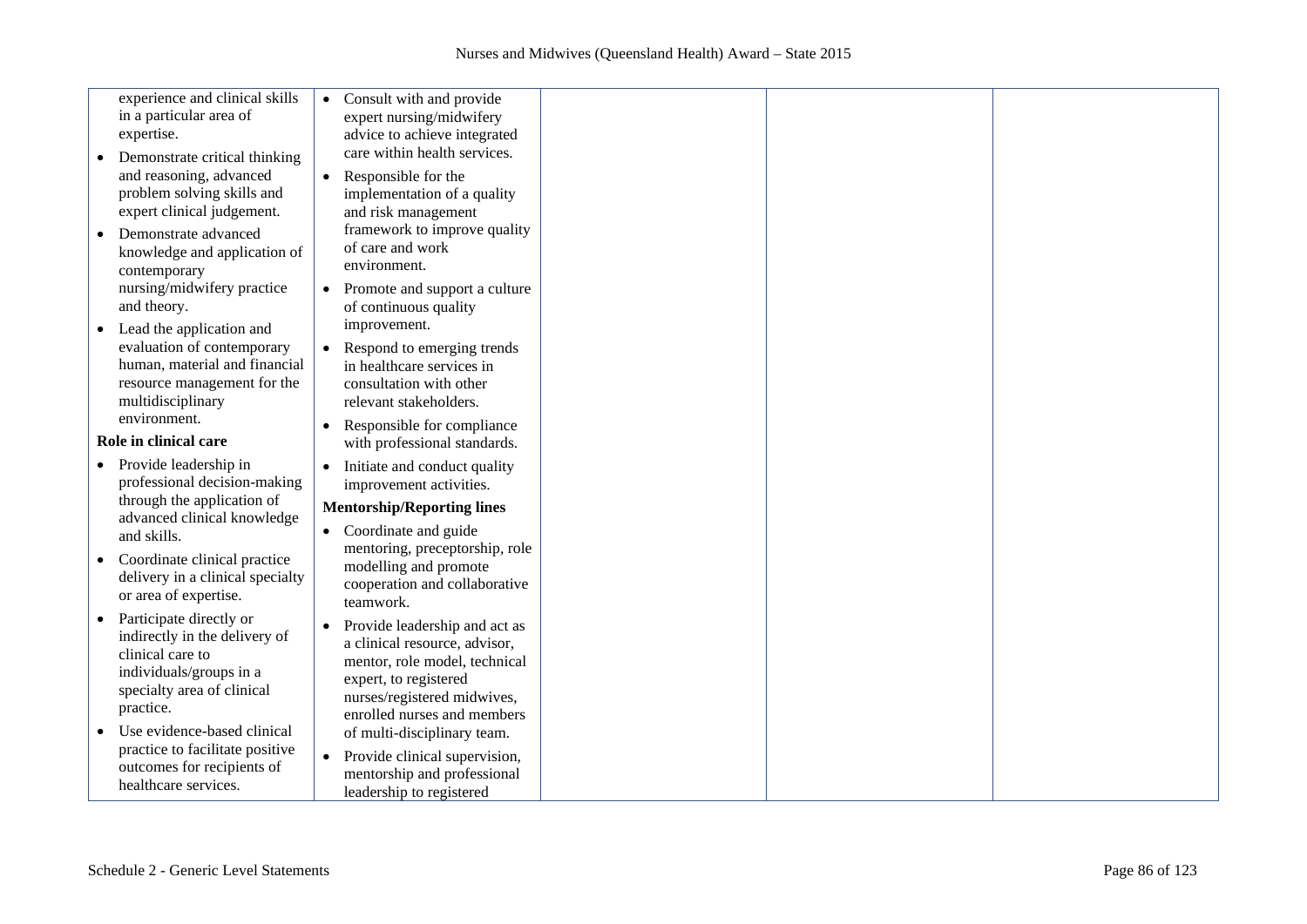| | | | | |
|---|---|---|---|---|
| experience and clinical skills in a particular area of expertise.<br>• Demonstrate critical thinking and reasoning, advanced problem solving skills and expert clinical judgement.<br>• Demonstrate advanced knowledge and application of contemporary nursing/midwifery practice and theory.<br>• Lead the application and evaluation of contemporary human, material and financial resource management for the multidisciplinary environment.<br>**Role in clinical care**<br>• Provide leadership in professional decision-making through the application of advanced clinical knowledge and skills.<br>• Coordinate clinical practice delivery in a clinical specialty or area of expertise.<br>• Participate directly or indirectly in the delivery of clinical care to individuals/groups in a specialty area of clinical practice.<br>• Use evidence-based clinical practice to facilitate positive outcomes for recipients of healthcare services. | • Consult with and provide expert nursing/midwifery advice to achieve integrated care within health services.<br>• Responsible for the implementation of a quality and risk management framework to improve quality of care and work environment.<br>• Promote and support a culture of continuous quality improvement.<br>• Respond to emerging trends in healthcare services in consultation with other relevant stakeholders.<br>• Responsible for compliance with professional standards.<br>• Initiate and conduct quality improvement activities.<br>**Mentorship/Reporting lines**<br>• Coordinate and guide mentoring, preceptorship, role modelling and promote cooperation and collaborative teamwork.<br>• Provide leadership and act as a clinical resource, advisor, mentor, role model, technical expert, to registered nurses/registered midwives, enrolled nurses and members of multi-disciplinary team.<br>• Provide clinical supervision, mentorship and professional leadership to registered | | | |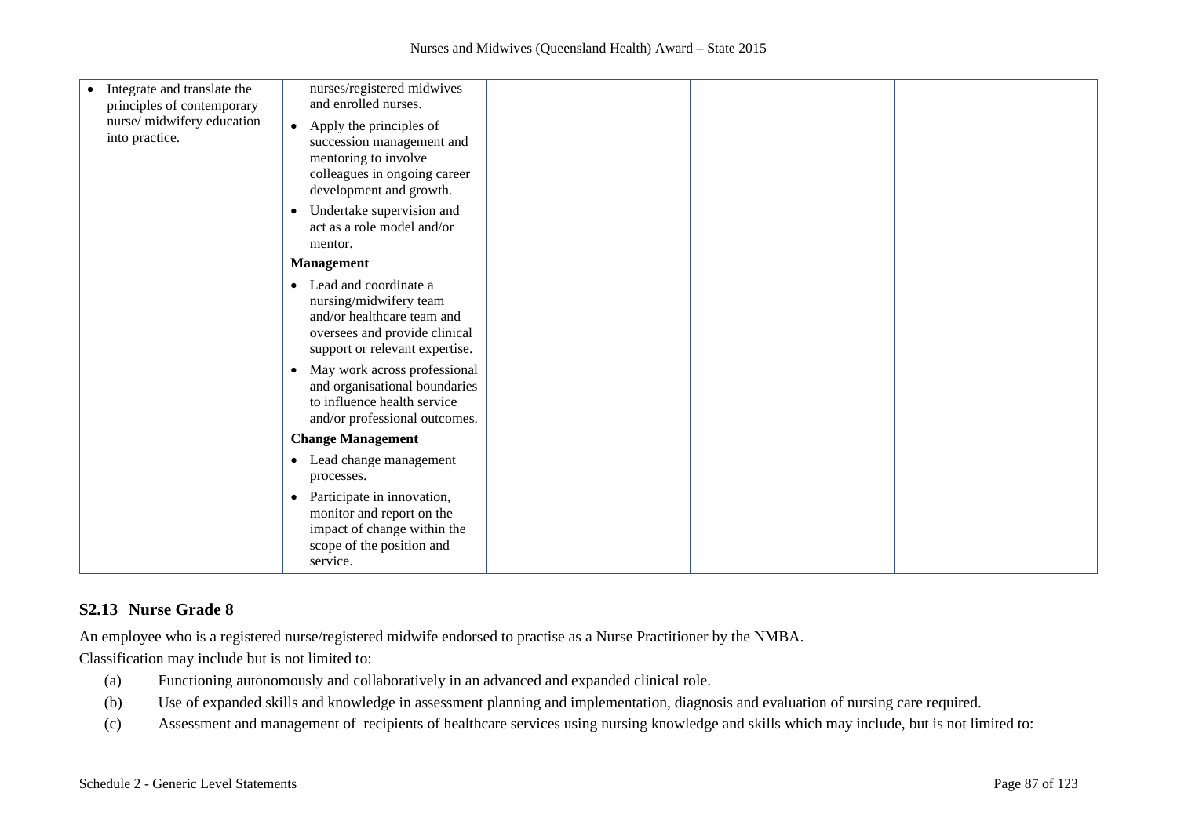| | | | | |
|---|---|---|---|---|
| • Integrate and translate the principles of contemporary nurse/ midwifery education into practice. | nurses/registered midwives and enrolled nurses.<br>• Apply the principles of succession management and mentoring to involve colleagues in ongoing career development and growth.<br>• Undertake supervision and act as a role model and/or mentor.<br>**Management**<br>• Lead and coordinate a nursing/midwifery team and/or healthcare team and oversees and provide clinical support or relevant expertise.<br>• May work across professional and organisational boundaries to influence health service and/or professional outcomes.<br>**Change Management**<br>• Lead change management processes.<br>• Participate in innovation, monitor and report on the impact of change within the scope of the position and service. | | | |

## S2.13 Nurse Grade 8

An employee who is a registered nurse/registered midwife endorsed to practise as a Nurse Practitioner by the NMBA.

Classification may include but is not limited to:

(a) Functioning autonomously and collaboratively in an advanced and expanded clinical role.

(b) Use of expanded skills and knowledge in assessment planning and implementation, diagnosis and evaluation of nursing care required.

(c) Assessment and management of recipients of healthcare services using nursing knowledge and skills which may include, but is not limited to: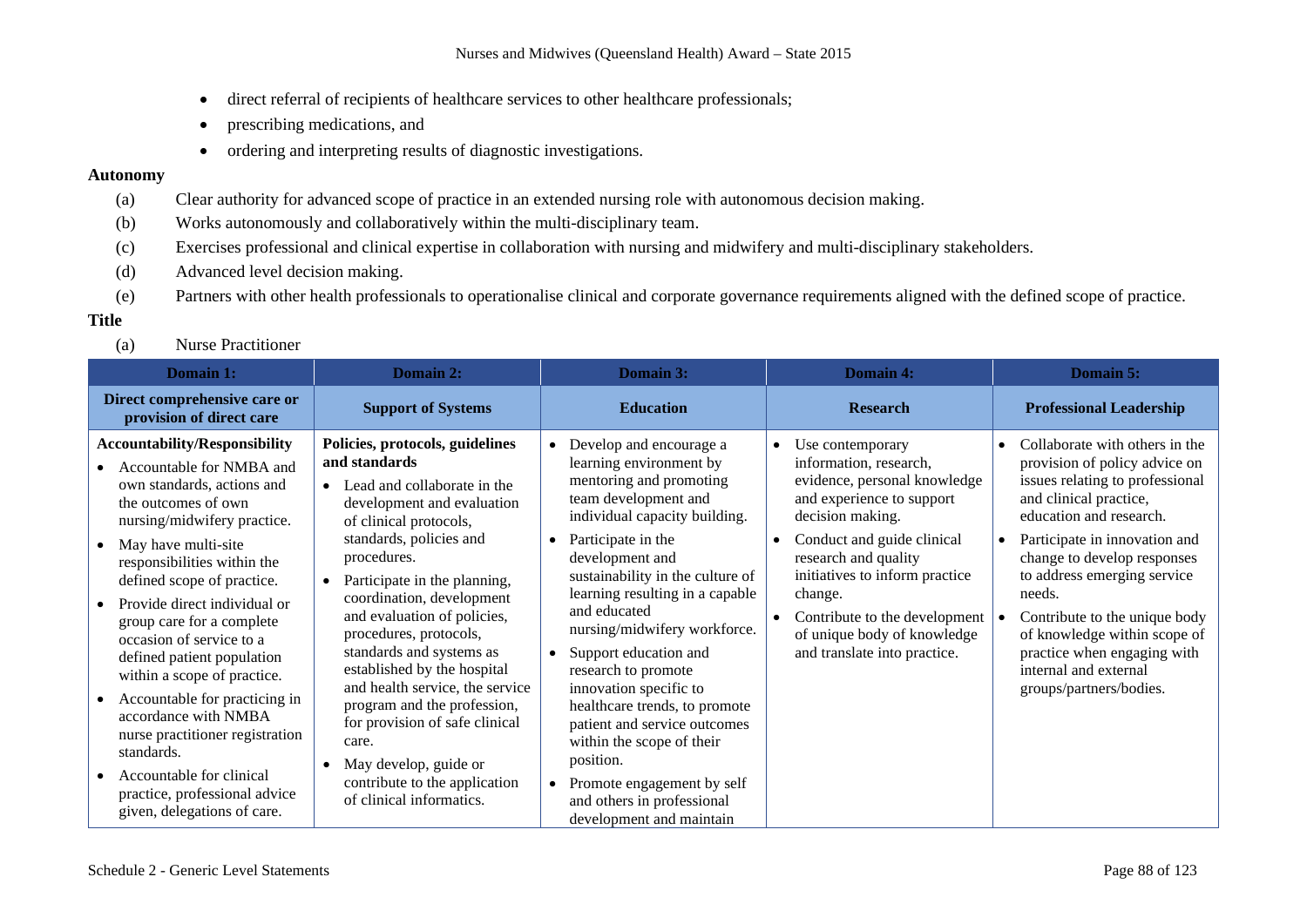- direct referral of recipients of healthcare services to other healthcare professionals;
- prescribing medications, and
- ordering and interpreting results of diagnostic investigations.

**Autonomy**

(a) Clear authority for advanced scope of practice in an extended nursing role with autonomous decision making.

(b) Works autonomously and collaboratively within the multi-disciplinary team.

(c) Exercises professional and clinical expertise in collaboration with nursing and midwifery and multi-disciplinary stakeholders.

(d) Advanced level decision making.

(e) Partners with other health professionals to operationalise clinical and corporate governance requirements aligned with the defined scope of practice.

**Title**

(a) Nurse Practitioner

| Domain 1: | Domain 2: | Domain 3: | Domain 4: | Domain 5: |
|---|---|---|---|---|
| **Direct comprehensive care or provision of direct care** | **Support of Systems** | **Education** | **Research** | **Professional Leadership** |
| **Accountability/Responsibility**<br>• Accountable for NMBA and own standards, actions and the outcomes of own nursing/midwifery practice.<br>• May have multi-site responsibilities within the defined scope of practice.<br>• Provide direct individual or group care for a complete occasion of service to a defined patient population within a scope of practice.<br>• Accountable for practicing in accordance with NMBA nurse practitioner registration standards.<br>• Accountable for clinical practice, professional advice given, delegations of care. | **Policies, protocols, guidelines and standards**<br>• Lead and collaborate in the development and evaluation of clinical protocols, standards, policies and procedures.<br>• Participate in the planning, coordination, development and evaluation of policies, procedures, protocols, standards and systems as established by the hospital and health service, the service program and the profession, for provision of safe clinical care.<br>• May develop, guide or contribute to the application of clinical informatics. | • Develop and encourage a learning environment by mentoring and promoting team development and individual capacity building.<br>• Participate in the development and sustainability in the culture of learning resulting in a capable and educated nursing/midwifery workforce.<br>• Support education and research to promote innovation specific to healthcare trends, to promote patient and service outcomes within the scope of their position.<br>• Promote engagement by self and others in professional development and maintain | • Use contemporary information, research, evidence, personal knowledge and experience to support decision making.<br>• Conduct and guide clinical research and quality initiatives to inform practice change.<br>• Contribute to the development of unique body of knowledge and translate into practice. | • Collaborate with others in the provision of policy advice on issues relating to professional and clinical practice, education and research.<br>• Participate in innovation and change to develop responses to address emerging service needs.<br>• Contribute to the unique body of knowledge within scope of practice when engaging with internal and external groups/partners/bodies. |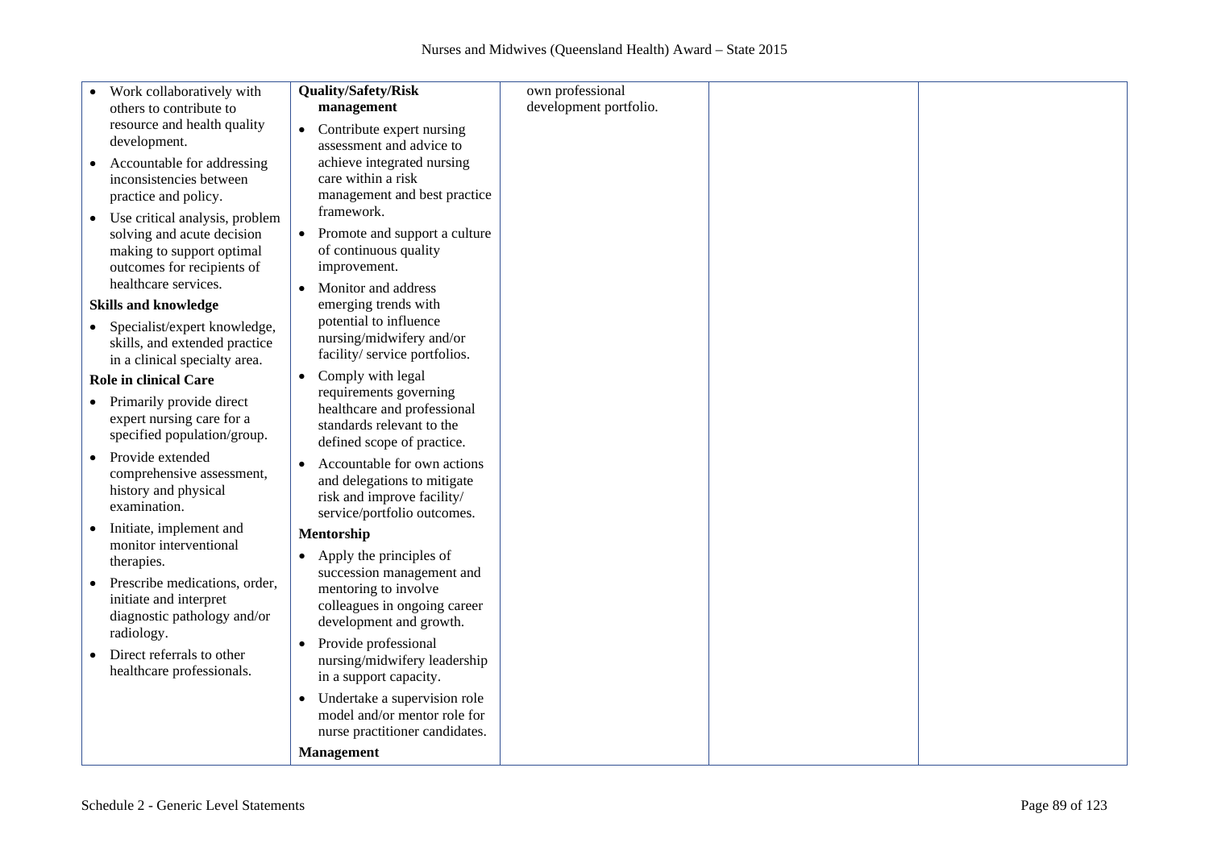| | | | | |
|---|---|---|---|---|
| • Work collaboratively with others to contribute to resource and health quality development.<br>• Accountable for addressing inconsistencies between practice and policy.<br>• Use critical analysis, problem solving and acute decision making to support optimal outcomes for recipients of healthcare services.<br>**Skills and knowledge**<br>• Specialist/expert knowledge, skills, and extended practice in a clinical specialty area.<br>**Role in clinical Care**<br>• Primarily provide direct expert nursing care for a specified population/group.<br>• Provide extended comprehensive assessment, history and physical examination.<br>• Initiate, implement and monitor interventional therapies.<br>• Prescribe medications, order, initiate and interpret diagnostic pathology and/or radiology.<br>• Direct referrals to other healthcare professionals. | **Quality/Safety/Risk management**<br>• Contribute expert nursing assessment and advice to achieve integrated nursing care within a risk management and best practice framework.<br>• Promote and support a culture of continuous quality improvement.<br>• Monitor and address emerging trends with potential to influence nursing/midwifery and/or facility/ service portfolios.<br>• Comply with legal requirements governing healthcare and professional standards relevant to the defined scope of practice.<br>• Accountable for own actions and delegations to mitigate risk and improve facility/ service/portfolio outcomes.<br>**Mentorship**<br>• Apply the principles of succession management and mentoring to involve colleagues in ongoing career development and growth.<br>• Provide professional nursing/midwifery leadership in a support capacity.<br>• Undertake a supervision role model and/or mentor role for nurse practitioner candidates.<br>**Management** | own professional development portfolio. | | |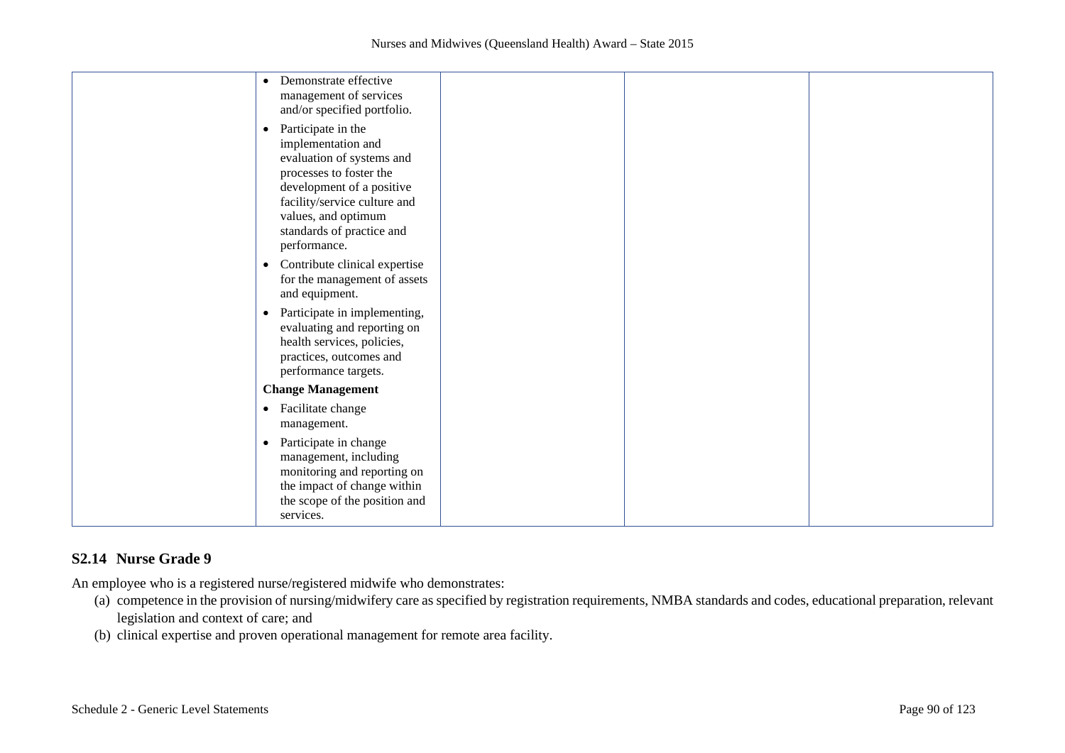| | | | | |
|---|---|---|---|---|
| | • Demonstrate effective management of services and/or specified portfolio.<br>• Participate in the implementation and evaluation of systems and processes to foster the development of a positive facility/service culture and values, and optimum standards of practice and performance.<br>• Contribute clinical expertise for the management of assets and equipment.<br>• Participate in implementing, evaluating and reporting on health services, policies, practices, outcomes and performance targets.<br>**Change Management**<br>• Facilitate change management.<br>• Participate in change management, including monitoring and reporting on the impact of change within the scope of the position and services. | | | |

## S2.14 Nurse Grade 9

An employee who is a registered nurse/registered midwife who demonstrates:

(a) competence in the provision of nursing/midwifery care as specified by registration requirements, NMBA standards and codes, educational preparation, relevant legislation and context of care; and

(b) clinical expertise and proven operational management for remote area facility.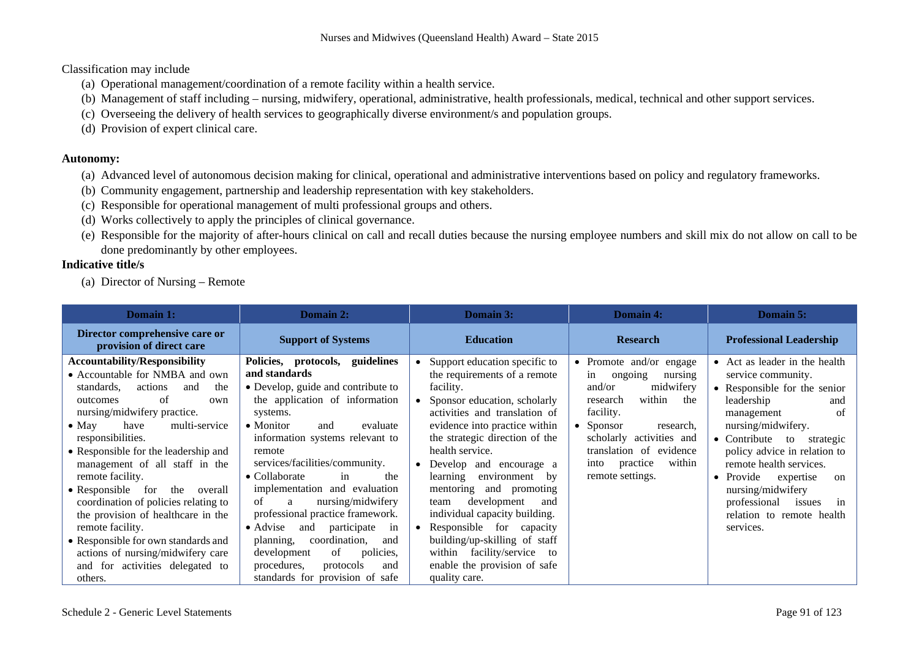Classification may include

(a) Operational management/coordination of a remote facility within a health service.
(b) Management of staff including – nursing, midwifery, operational, administrative, health professionals, medical, technical and other support services.
(c) Overseeing the delivery of health services to geographically diverse environment/s and population groups.
(d) Provision of expert clinical care.

**Autonomy:**

(a) Advanced level of autonomous decision making for clinical, operational and administrative interventions based on policy and regulatory frameworks.
(b) Community engagement, partnership and leadership representation with key stakeholders.
(c) Responsible for operational management of multi professional groups and others.
(d) Works collectively to apply the principles of clinical governance.
(e) Responsible for the majority of after-hours clinical on call and recall duties because the nursing employee numbers and skill mix do not allow on call to be done predominantly by other employees.

**Indicative title/s**

(a) Director of Nursing – Remote

| Domain 1: | Domain 2: | Domain 3: | Domain 4: | Domain 5: |
|---|---|---|---|---|
| **Director comprehensive care or provision of direct care** | **Support of Systems** | **Education** | **Research** | **Professional Leadership** |
| **Accountability/Responsibility**<br>• Accountable for NMBA and own standards, actions and the outcomes of own nursing/midwifery practice.<br>• May have multi-service responsibilities.<br>• Responsible for the leadership and management of all staff in the remote facility.<br>• Responsible for the overall coordination of policies relating to the provision of healthcare in the remote facility.<br>• Responsible for own standards and actions of nursing/midwifery care and for activities delegated to others. | **Policies, protocols, guidelines and standards**<br>• Develop, guide and contribute to the application of information systems.<br>• Monitor and evaluate information systems relevant to remote services/facilities/community.<br>• Collaborate in the implementation and evaluation of a nursing/midwifery professional practice framework.<br>• Advise and participate in planning, coordination, and development of policies, procedures, protocols and standards for provision of safe | • Support education specific to the requirements of a remote facility.<br>• Sponsor education, scholarly activities and translation of evidence into practice within the strategic direction of the health service.<br>• Develop and encourage a learning environment by mentoring and promoting team development and individual capacity building.<br>• Responsible for capacity building/up-skilling of staff within facility/service to enable the provision of safe quality care. | • Promote and/or engage in ongoing nursing and/or midwifery research within the facility.<br>• Sponsor research, scholarly activities and translation of evidence into practice within remote settings. | • Act as leader in the health service community.<br>• Responsible for the senior leadership and management of nursing/midwifery.<br>• Contribute to strategic policy advice in relation to remote health services.<br>• Provide expertise on nursing/midwifery professional issues in relation to remote health services. |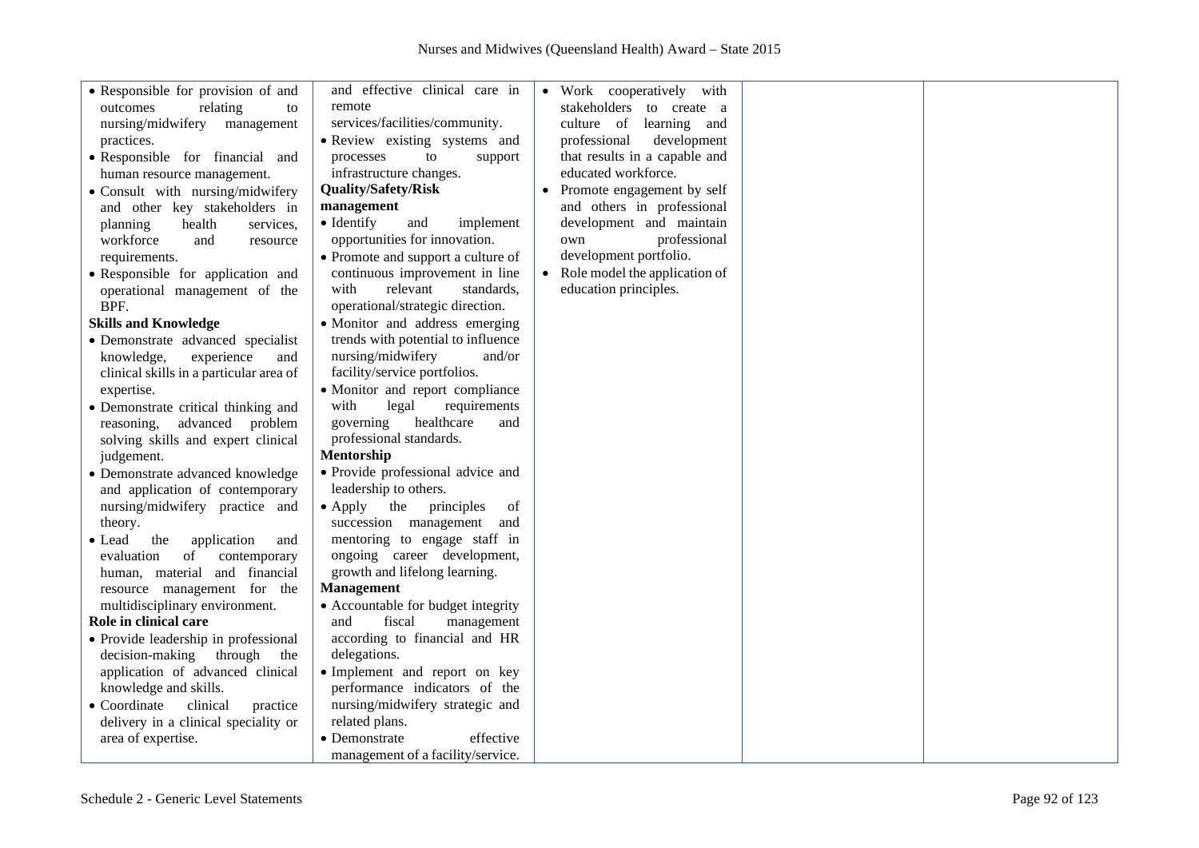| | | | | |
|---|---|---|---|---|
| • Responsible for provision of and outcomes relating to nursing/midwifery management practices.<br>• Responsible for financial and human resource management.<br>• Consult with nursing/midwifery and other key stakeholders in planning health services, workforce and resource requirements.<br>• Responsible for application and operational management of the BPF.<br>**Skills and Knowledge**<br>• Demonstrate advanced specialist knowledge, experience and clinical skills in a particular area of expertise.<br>• Demonstrate critical thinking and reasoning, advanced problem solving skills and expert clinical judgement.<br>• Demonstrate advanced knowledge and application of contemporary nursing/midwifery practice and theory.<br>• Lead the application and evaluation of contemporary human, material and financial resource management for the multidisciplinary environment.<br>**Role in clinical care**<br>• Provide leadership in professional decision-making through the application of advanced clinical knowledge and skills.<br>• Coordinate clinical practice delivery in a clinical speciality or area of expertise. | and effective clinical care in remote services/facilities/community.<br>• Review existing systems and processes to support infrastructure changes.<br>**Quality/Safety/Risk management**<br>• Identify and implement opportunities for innovation.<br>• Promote and support a culture of continuous improvement in line with relevant standards, operational/strategic direction.<br>• Monitor and address emerging trends with potential to influence nursing/midwifery and/or facility/service portfolios.<br>• Monitor and report compliance with legal requirements governing healthcare and professional standards.<br>**Mentorship**<br>• Provide professional advice and leadership to others.<br>• Apply the principles of succession management and mentoring to engage staff in ongoing career development, growth and lifelong learning.<br>**Management**<br>• Accountable for budget integrity and fiscal management according to financial and HR delegations.<br>• Implement and report on key performance indicators of the nursing/midwifery strategic and related plans.<br>• Demonstrate effective management of a facility/service. | • Work cooperatively with stakeholders to create a culture of learning and professional development that results in a capable and educated workforce.<br>• Promote engagement by self and others in professional development and maintain own professional development portfolio.<br>• Role model the application of education principles. | | |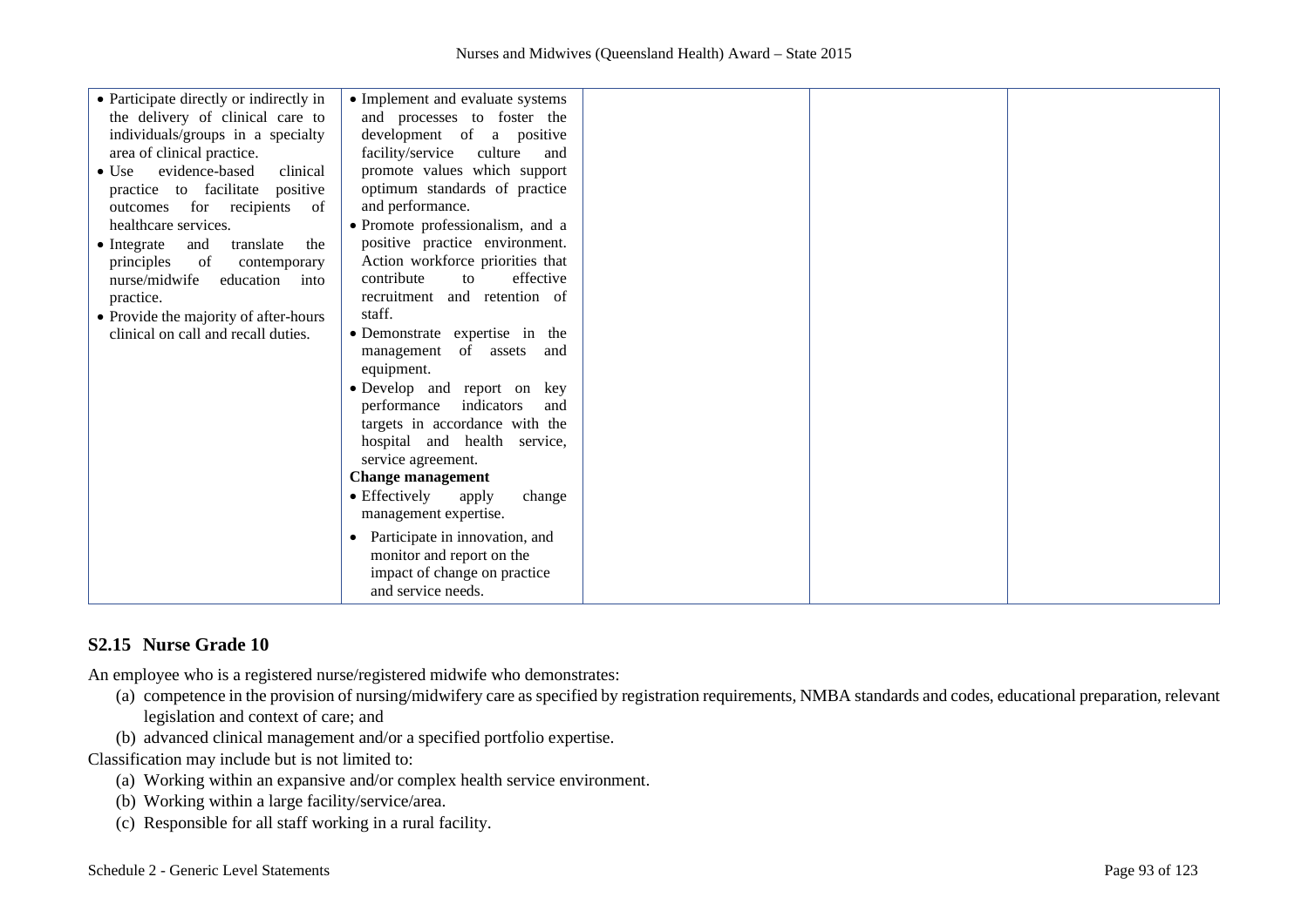| | | | | |
|---|---|---|---|---|
| • Participate directly or indirectly in the delivery of clinical care to individuals/groups in a specialty area of clinical practice.<br>• Use evidence-based clinical practice to facilitate positive outcomes for recipients of healthcare services.<br>• Integrate and translate the principles of contemporary nurse/midwife education into practice.<br>• Provide the majority of after-hours clinical on call and recall duties. | • Implement and evaluate systems and processes to foster the development of a positive facility/service culture and promote values which support optimum standards of practice and performance.<br>• Promote professionalism, and a positive practice environment. Action workforce priorities that contribute to effective recruitment and retention of staff.<br>• Demonstrate expertise in the management of assets and equipment.<br>• Develop and report on key performance indicators and targets in accordance with the hospital and health service, service agreement.<br>**Change management**<br>• Effectively apply change management expertise.<br>• Participate in innovation, and monitor and report on the impact of change on practice and service needs. | | | |

## S2.15 Nurse Grade 10

An employee who is a registered nurse/registered midwife who demonstrates:

(a) competence in the provision of nursing/midwifery care as specified by registration requirements, NMBA standards and codes, educational preparation, relevant legislation and context of care; and

(b) advanced clinical management and/or a specified portfolio expertise.

Classification may include but is not limited to:

(a) Working within an expansive and/or complex health service environment.

(b) Working within a large facility/service/area.

(c) Responsible for all staff working in a rural facility.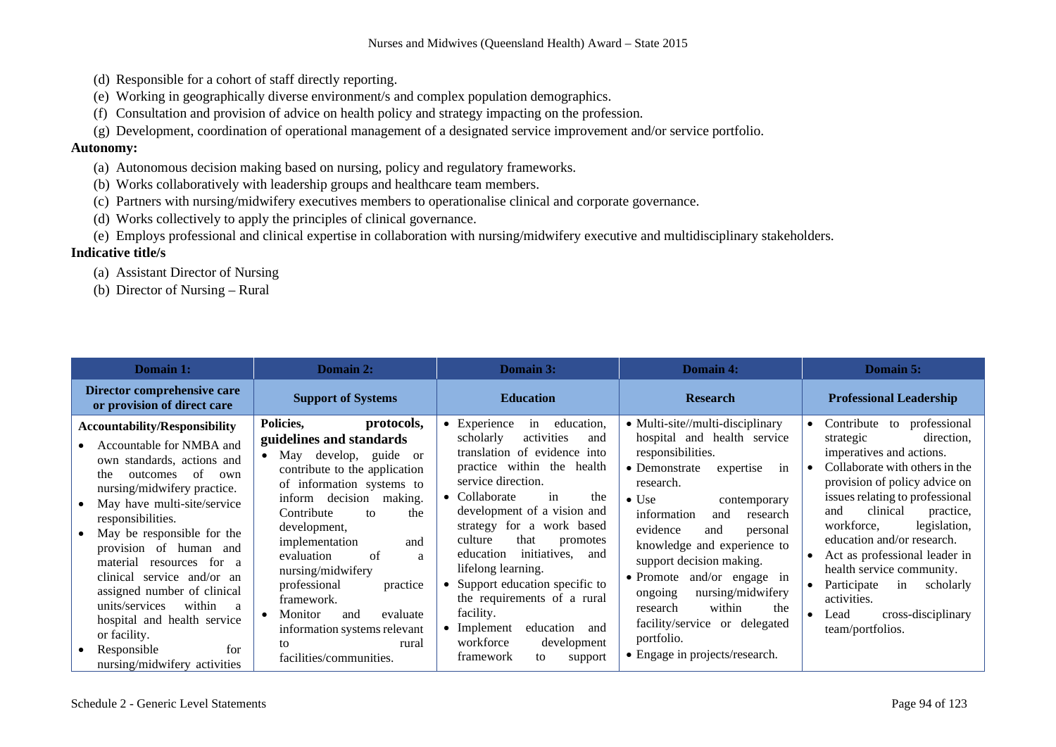(d) Responsible for a cohort of staff directly reporting.
(e) Working in geographically diverse environment/s and complex population demographics.
(f) Consultation and provision of advice on health policy and strategy impacting on the profession.
(g) Development, coordination of operational management of a designated service improvement and/or service portfolio.

**Autonomy:**

(a) Autonomous decision making based on nursing, policy and regulatory frameworks.
(b) Works collaboratively with leadership groups and healthcare team members.
(c) Partners with nursing/midwifery executives members to operationalise clinical and corporate governance.
(d) Works collectively to apply the principles of clinical governance.
(e) Employs professional and clinical expertise in collaboration with nursing/midwifery executive and multidisciplinary stakeholders.

**Indicative title/s**

(a) Assistant Director of Nursing
(b) Director of Nursing – Rural

| Domain 1: | Domain 2: | Domain 3: | Domain 4: | Domain 5: |
|---|---|---|---|---|
| **Director comprehensive care or provision of direct care** | **Support of Systems** | **Education** | **Research** | **Professional Leadership** |
| **Accountability/Responsibility**<br>• Accountable for NMBA and own standards, actions and the outcomes of own nursing/midwifery practice.<br>• May have multi-site/service responsibilities.<br>• May be responsible for the provision of human and material resources for a clinical service and/or an assigned number of clinical units/services within a hospital and health service or facility.<br>• Responsible for nursing/midwifery activities | **Policies, protocols, guidelines and standards**<br>• May develop, guide or contribute to the application of information systems to inform decision making. Contribute to the development, implementation and evaluation of a nursing/midwifery professional practice framework.<br>• Monitor and evaluate information systems relevant to rural facilities/communities. | • Experience in education, scholarly activities and translation of evidence into practice within the health service direction.<br>• Collaborate in the development of a vision and strategy for a work based culture that promotes education initiatives, and lifelong learning.<br>• Support education specific to the requirements of a rural facility.<br>• Implement education and workforce development framework to support | • Multi-site//multi-disciplinary hospital and health service responsibilities.<br>• Demonstrate expertise in research.<br>• Use contemporary information and research evidence and personal knowledge and experience to support decision making.<br>• Promote and/or engage in ongoing nursing/midwifery research within the facility/service or delegated portfolio.<br>• Engage in projects/research. | • Contribute to professional strategic direction, imperatives and actions.<br>• Collaborate with others in the provision of policy advice on issues relating to professional and clinical practice, workforce, legislation, education and/or research.<br>• Act as professional leader in health service community.<br>• Participate in scholarly activities.<br>• Lead cross-disciplinary team/portfolios. |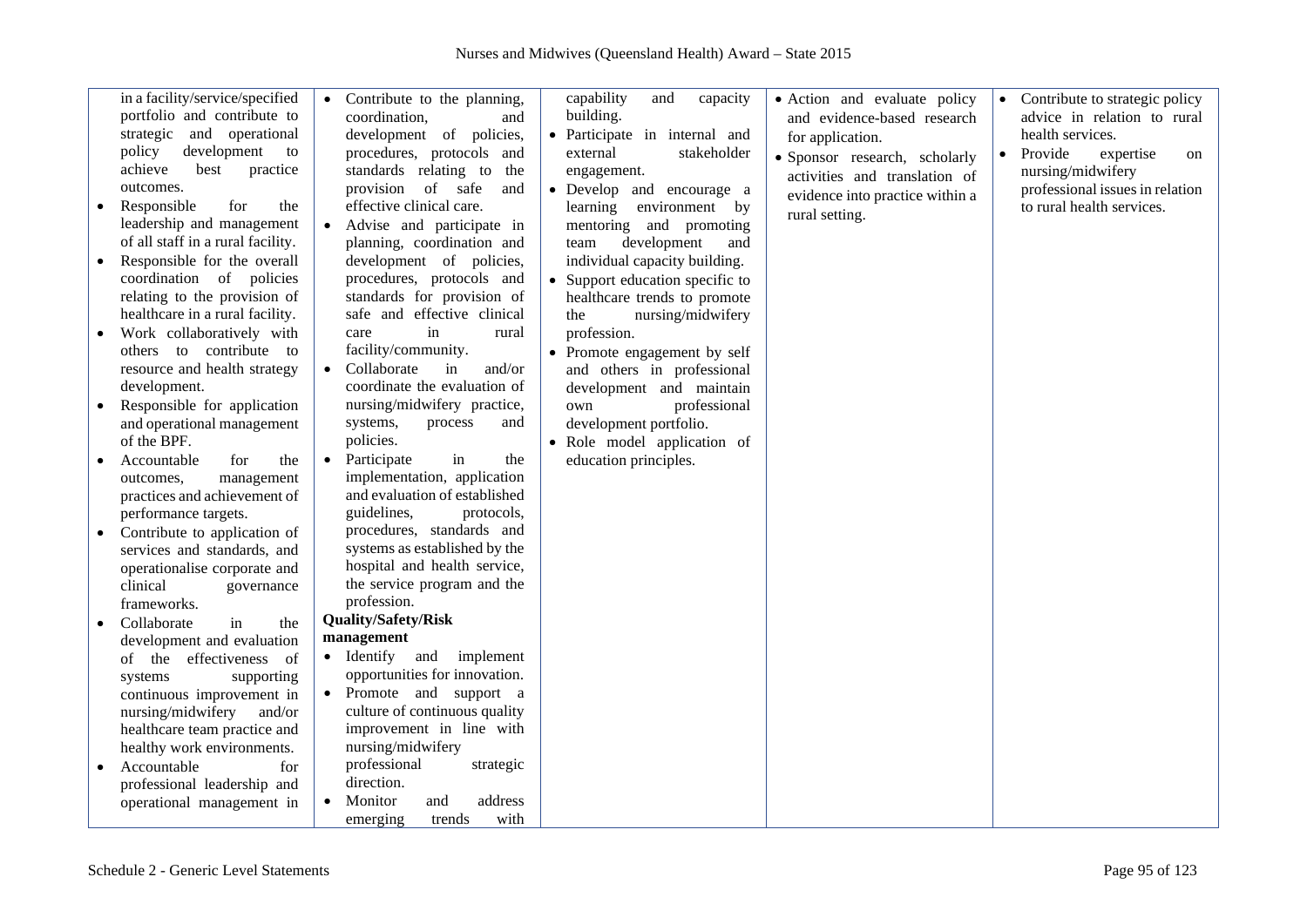| | | | | |
|---|---|---|---|---|
| in a facility/service/specified portfolio and contribute to strategic and operational policy development to achieve best practice outcomes.<br>• Responsible for the leadership and management of all staff in a rural facility.<br>• Responsible for the overall coordination of policies relating to the provision of healthcare in a rural facility.<br>• Work collaboratively with others to contribute to resource and health strategy development.<br>• Responsible for application and operational management of the BPF.<br>• Accountable for the outcomes, management practices and achievement of performance targets.<br>• Contribute to application of services and standards, and operationalise corporate and clinical governance frameworks.<br>• Collaborate in the development and evaluation of the effectiveness of systems supporting continuous improvement in nursing/midwifery and/or healthcare team practice and healthy work environments.<br>• Accountable for professional leadership and operational management in | • Contribute to the planning, coordination, and development of policies, procedures, protocols and standards relating to the provision of safe and effective clinical care.<br>• Advise and participate in planning, coordination and development of policies, procedures, protocols and standards for provision of safe and effective clinical care in rural facility/community.<br>• Collaborate in and/or coordinate the evaluation of nursing/midwifery practice, systems, process and policies.<br>• Participate in the implementation, application and evaluation of established guidelines, protocols, procedures, standards and systems as established by the hospital and health service, the service program and the profession.<br>**Quality/Safety/Risk management**<br>• Identify and implement opportunities for innovation.<br>• Promote and support a culture of continuous quality improvement in line with nursing/midwifery professional strategic direction.<br>• Monitor and address emerging trends with | capability and capacity building.<br>• Participate in internal and external stakeholder engagement.<br>• Develop and encourage a learning environment by mentoring and promoting team development and individual capacity building.<br>• Support education specific to healthcare trends to promote the nursing/midwifery profession.<br>• Promote engagement by self and others in professional development and maintain own professional development portfolio.<br>• Role model application of education principles. | • Action and evaluate policy and evidence-based research for application.<br>• Sponsor research, scholarly activities and translation of evidence into practice within a rural setting. | • Contribute to strategic policy advice in relation to rural health services.<br>• Provide expertise on nursing/midwifery professional issues in relation to rural health services. |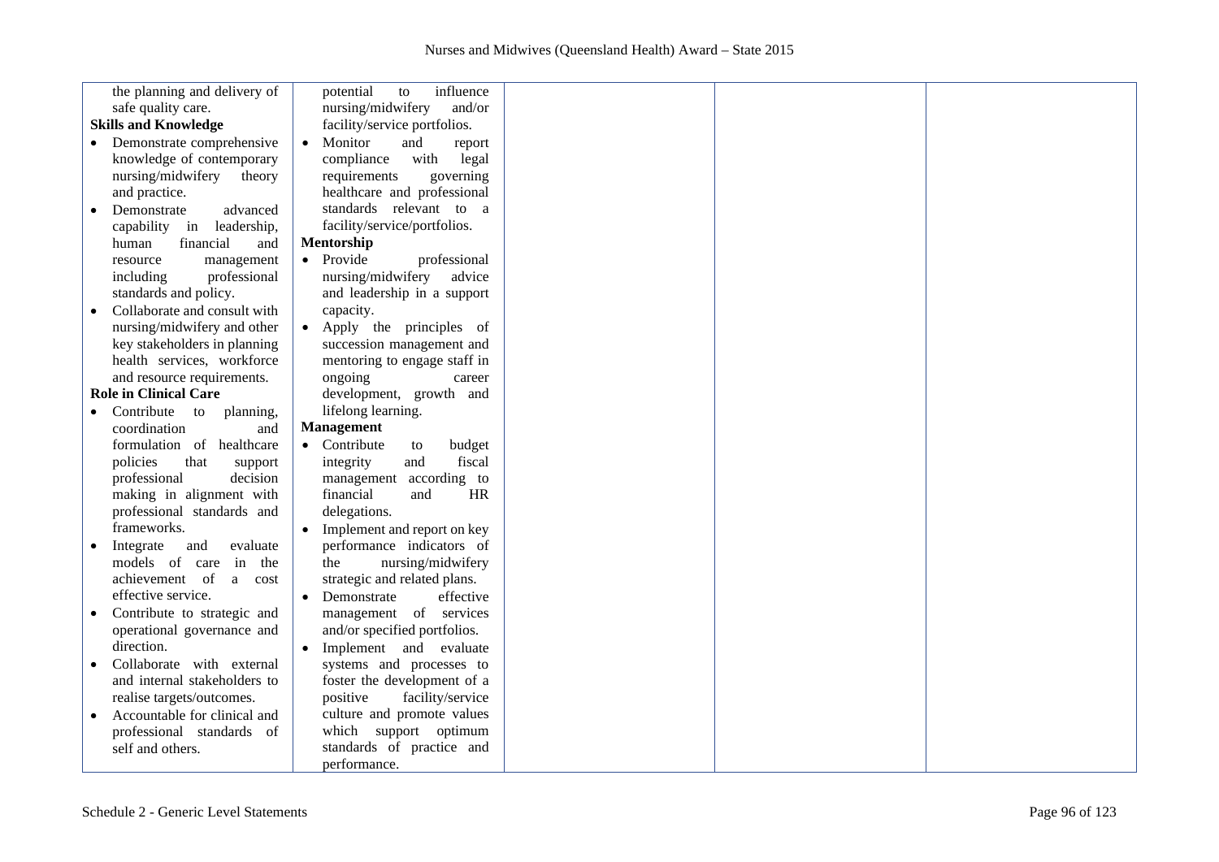| | | | | |
|---|---|---|---|---|
| the planning and delivery of safe quality care.<br>**Skills and Knowledge**<br>• Demonstrate comprehensive knowledge of contemporary nursing/midwifery theory and practice.<br>• Demonstrate advanced capability in leadership, human financial and resource management including professional standards and policy.<br>• Collaborate and consult with nursing/midwifery and other key stakeholders in planning health services, workforce and resource requirements.<br>**Role in Clinical Care**<br>• Contribute to planning, coordination and formulation of healthcare policies that support professional decision making in alignment with professional standards and frameworks.<br>• Integrate and evaluate models of care in the achievement of a cost effective service.<br>• Contribute to strategic and operational governance and direction.<br>• Collaborate with external and internal stakeholders to realise targets/outcomes.<br>• Accountable for clinical and professional standards of self and others. | potential to influence nursing/midwifery and/or facility/service portfolios.<br>• Monitor and report compliance with legal requirements governing healthcare and professional standards relevant to a facility/service/portfolios.<br>**Mentorship**<br>• Provide professional nursing/midwifery advice and leadership in a support capacity.<br>• Apply the principles of succession management and mentoring to engage staff in ongoing career development, growth and lifelong learning.<br>**Management**<br>• Contribute to budget integrity and fiscal management according to financial and HR delegations.<br>• Implement and report on key performance indicators of the nursing/midwifery strategic and related plans.<br>• Demonstrate effective management of services and/or specified portfolios.<br>• Implement and evaluate systems and processes to foster the development of a positive facility/service culture and promote values which support optimum standards of practice and performance. | | | |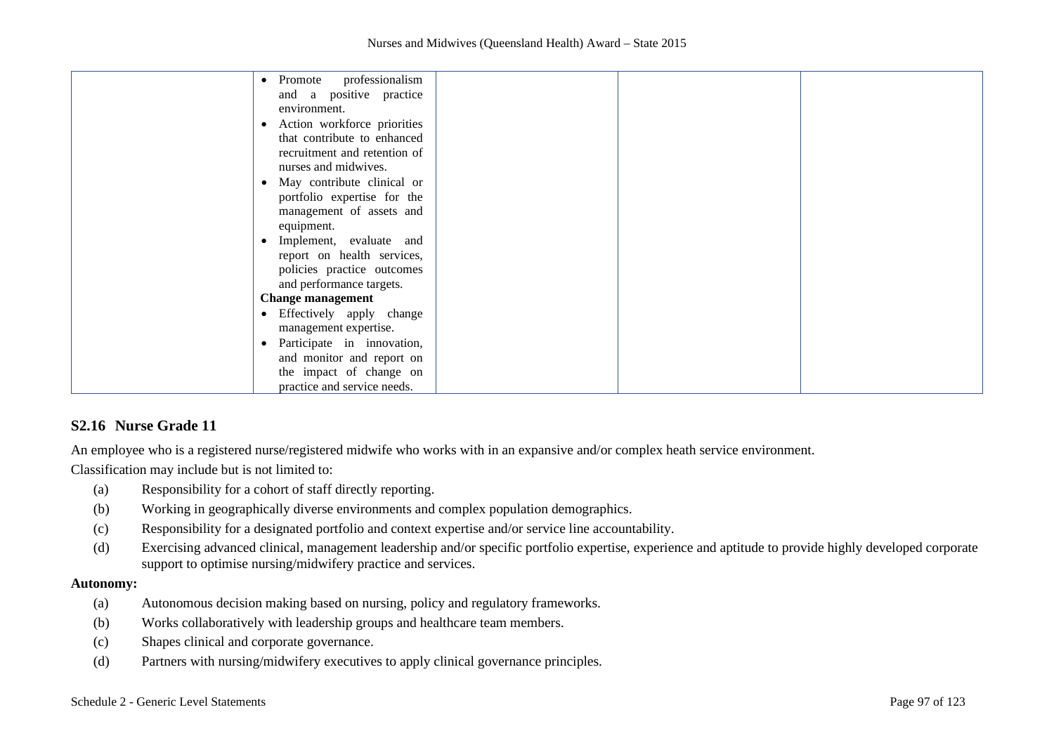|  |  |  |  |  |
|---|---|---|---|---|
|  | • Promote professionalism and a positive practice environment.<br>• Action workforce priorities that contribute to enhanced recruitment and retention of nurses and midwives.<br>• May contribute clinical or portfolio expertise for the management of assets and equipment.<br>• Implement, evaluate and report on health services, policies practice outcomes and performance targets.<br>**Change management**<br>• Effectively apply change management expertise.<br>• Participate in innovation, and monitor and report on the impact of change on practice and service needs. |  |  |  |

## S2.16 Nurse Grade 11

An employee who is a registered nurse/registered midwife who works with in an expansive and/or complex heath service environment.

Classification may include but is not limited to:

(a) Responsibility for a cohort of staff directly reporting.

(b) Working in geographically diverse environments and complex population demographics.

(c) Responsibility for a designated portfolio and context expertise and/or service line accountability.

(d) Exercising advanced clinical, management leadership and/or specific portfolio expertise, experience and aptitude to provide highly developed corporate support to optimise nursing/midwifery practice and services.

**Autonomy:**

(a) Autonomous decision making based on nursing, policy and regulatory frameworks.

(b) Works collaboratively with leadership groups and healthcare team members.

(c) Shapes clinical and corporate governance.

(d) Partners with nursing/midwifery executives to apply clinical governance principles.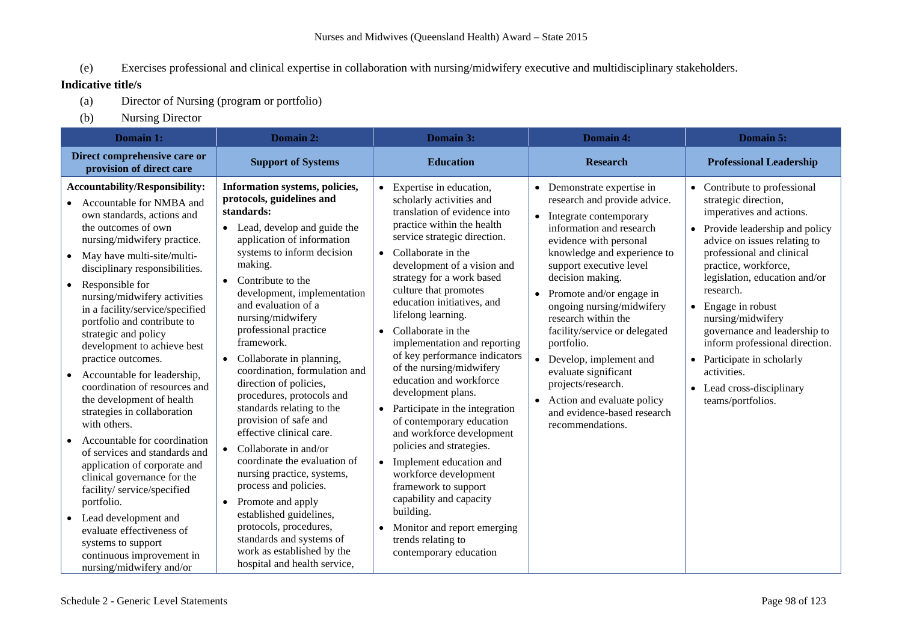(e) Exercises professional and clinical expertise in collaboration with nursing/midwifery executive and multidisciplinary stakeholders.

**Indicative title/s**

(a) Director of Nursing (program or portfolio)

(b) Nursing Director

| Domain 1: | Domain 2: | Domain 3: | Domain 4: | Domain 5: |
|---|---|---|---|---|
| **Direct comprehensive care or provision of direct care** | **Support of Systems** | **Education** | **Research** | **Professional Leadership** |
| **Accountability/Responsibility:**<br>• Accountable for NMBA and own standards, actions and the outcomes of own nursing/midwifery practice.<br>• May have multi-site/multi-disciplinary responsibilities.<br>• Responsible for nursing/midwifery activities in a facility/service/specified portfolio and contribute to strategic and policy development to achieve best practice outcomes.<br>• Accountable for leadership, coordination of resources and the development of health strategies in collaboration with others.<br>• Accountable for coordination of services and standards and application of corporate and clinical governance for the facility/ service/specified portfolio.<br>• Lead development and evaluate effectiveness of systems to support continuous improvement in nursing/midwifery and/or | **Information systems, policies, protocols, guidelines and standards:**<br>• Lead, develop and guide the application of information systems to inform decision making.<br>• Contribute to the development, implementation and evaluation of a nursing/midwifery professional practice framework.<br>• Collaborate in planning, coordination, formulation and direction of policies, procedures, protocols and standards relating to the provision of safe and effective clinical care.<br>• Collaborate in and/or coordinate the evaluation of nursing practice, systems, process and policies.<br>• Promote and apply established guidelines, protocols, procedures, standards and systems of work as established by the hospital and health service, | • Expertise in education, scholarly activities and translation of evidence into practice within the health service strategic direction.<br>• Collaborate in the development of a vision and strategy for a work based culture that promotes education initiatives, and lifelong learning.<br>• Collaborate in the implementation and reporting of key performance indicators of the nursing/midwifery education and workforce development plans.<br>• Participate in the integration of contemporary education and workforce development policies and strategies.<br>• Implement education and workforce development framework to support capability and capacity building.<br>• Monitor and report emerging trends relating to contemporary education | • Demonstrate expertise in research and provide advice.<br>• Integrate contemporary information and research evidence with personal knowledge and experience to support executive level decision making.<br>• Promote and/or engage in ongoing nursing/midwifery research within the facility/service or delegated portfolio.<br>• Develop, implement and evaluate significant projects/research.<br>• Action and evaluate policy and evidence-based research recommendations. | • Contribute to professional strategic direction, imperatives and actions.<br>• Provide leadership and policy advice on issues relating to professional and clinical practice, workforce, legislation, education and/or research.<br>• Engage in robust nursing/midwifery governance and leadership to inform professional direction.<br>• Participate in scholarly activities.<br>• Lead cross-disciplinary teams/portfolios. |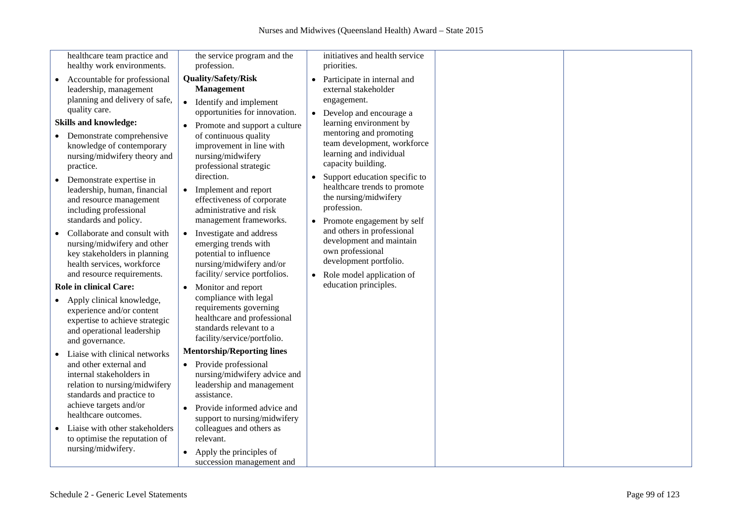| | | | | |
|---|---|---|---|---|
| healthcare team practice and healthy work environments.<br>• Accountable for professional leadership, management planning and delivery of safe, quality care.<br>**Skills and knowledge:**<br>• Demonstrate comprehensive knowledge of contemporary nursing/midwifery theory and practice.<br>• Demonstrate expertise in leadership, human, financial and resource management including professional standards and policy.<br>• Collaborate and consult with nursing/midwifery and other key stakeholders in planning health services, workforce and resource requirements.<br>**Role in clinical Care:**<br>• Apply clinical knowledge, experience and/or content expertise to achieve strategic and operational leadership and governance.<br>• Liaise with clinical networks and other external and internal stakeholders in relation to nursing/midwifery standards and practice to achieve targets and/or healthcare outcomes.<br>• Liaise with other stakeholders to optimise the reputation of nursing/midwifery. | the service program and the profession.<br>**Quality/Safety/Risk Management**<br>• Identify and implement opportunities for innovation.<br>• Promote and support a culture of continuous quality improvement in line with nursing/midwifery professional strategic direction.<br>• Implement and report effectiveness of corporate administrative and risk management frameworks.<br>• Investigate and address emerging trends with potential to influence nursing/midwifery and/or facility/ service portfolios.<br>• Monitor and report compliance with legal requirements governing healthcare and professional standards relevant to a facility/service/portfolio.<br>**Mentorship/Reporting lines**<br>• Provide professional nursing/midwifery advice and leadership and management assistance.<br>• Provide informed advice and support to nursing/midwifery colleagues and others as relevant.<br>• Apply the principles of succession management and | initiatives and health service priorities.<br>• Participate in internal and external stakeholder engagement.<br>• Develop and encourage a learning environment by mentoring and promoting team development, workforce learning and individual capacity building.<br>• Support education specific to healthcare trends to promote the nursing/midwifery profession.<br>• Promote engagement by self and others in professional development and maintain own professional development portfolio.<br>• Role model application of education principles. | | |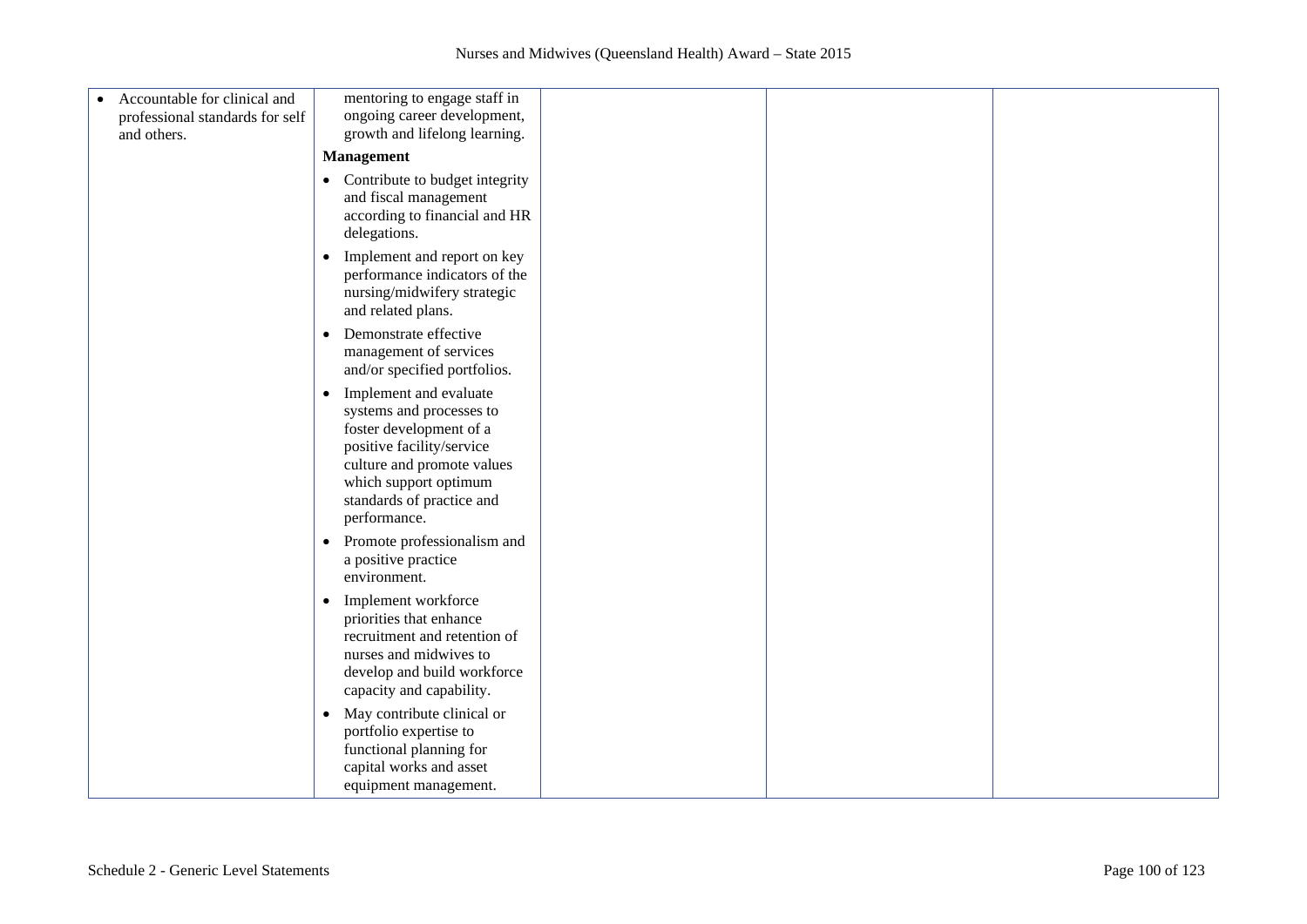| | | | | |
|---|---|---|---|---|
| • Accountable for clinical and professional standards for self and others. | mentoring to engage staff in ongoing career development, growth and lifelong learning.<br><br>**Management**<br><br>• Contribute to budget integrity and fiscal management according to financial and HR delegations.<br><br>• Implement and report on key performance indicators of the nursing/midwifery strategic and related plans.<br><br>• Demonstrate effective management of services and/or specified portfolios.<br><br>• Implement and evaluate systems and processes to foster development of a positive facility/service culture and promote values which support optimum standards of practice and performance.<br><br>• Promote professionalism and a positive practice environment.<br><br>• Implement workforce priorities that enhance recruitment and retention of nurses and midwives to develop and build workforce capacity and capability.<br><br>• May contribute clinical or portfolio expertise to functional planning for capital works and asset equipment management. | | | |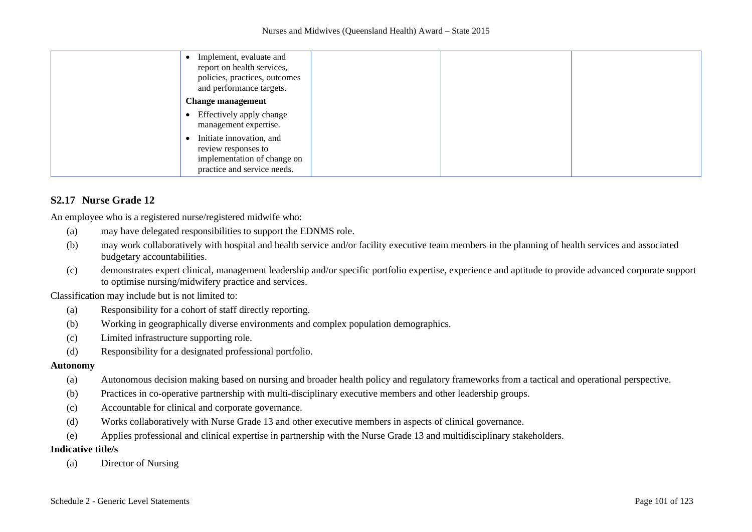|  | • Implement, evaluate and report on health services, policies, practices, outcomes and performance targets.<br>**Change management**<br>• Effectively apply change management expertise.<br>• Initiate innovation, and review responses to implementation of change on practice and service needs. |  |  |  |
|---|---|---|---|---|

## S2.17 Nurse Grade 12

An employee who is a registered nurse/registered midwife who:

(a) may have delegated responsibilities to support the EDNMS role.

(b) may work collaboratively with hospital and health service and/or facility executive team members in the planning of health services and associated budgetary accountabilities.

(c) demonstrates expert clinical, management leadership and/or specific portfolio expertise, experience and aptitude to provide advanced corporate support to optimise nursing/midwifery practice and services.

Classification may include but is not limited to:

(a) Responsibility for a cohort of staff directly reporting.

(b) Working in geographically diverse environments and complex population demographics.

(c) Limited infrastructure supporting role.

(d) Responsibility for a designated professional portfolio.

**Autonomy**

(a) Autonomous decision making based on nursing and broader health policy and regulatory frameworks from a tactical and operational perspective.

(b) Practices in co-operative partnership with multi-disciplinary executive members and other leadership groups.

(c) Accountable for clinical and corporate governance.

(d) Works collaboratively with Nurse Grade 13 and other executive members in aspects of clinical governance.

(e) Applies professional and clinical expertise in partnership with the Nurse Grade 13 and multidisciplinary stakeholders.

**Indicative title/s**

(a) Director of Nursing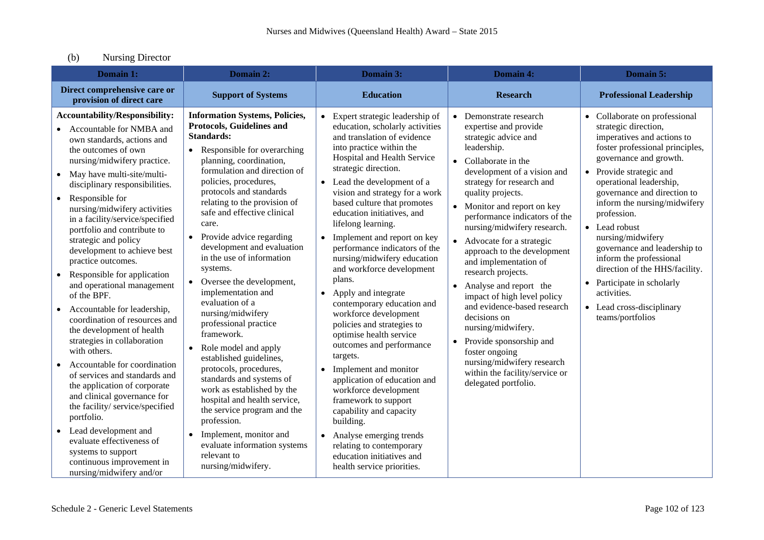(b) Nursing Director

| Domain 1: | Domain 2: | Domain 3: | Domain 4: | Domain 5: |
|---|---|---|---|---|
| **Direct comprehensive care or provision of direct care** | **Support of Systems** | **Education** | **Research** | **Professional Leadership** |
| **Accountability/Responsibility:** <br>• Accountable for NMBA and own standards, actions and the outcomes of own nursing/midwifery practice. <br>• May have multi-site/multi-disciplinary responsibilities. <br>• Responsible for nursing/midwifery activities in a facility/service/specified portfolio and contribute to strategic and policy development to achieve best practice outcomes. <br>• Responsible for application and operational management of the BPF. <br>• Accountable for leadership, coordination of resources and the development of health strategies in collaboration with others. <br>• Accountable for coordination of services and standards and the application of corporate and clinical governance for the facility/ service/specified portfolio. <br>• Lead development and evaluate effectiveness of systems to support continuous improvement in nursing/midwifery and/or | **Information Systems, Policies, Protocols, Guidelines and Standards:** <br>• Responsible for overarching planning, coordination, formulation and direction of policies, procedures, protocols and standards relating to the provision of safe and effective clinical care. <br>• Provide advice regarding development and evaluation in the use of information systems. <br>• Oversee the development, implementation and evaluation of a nursing/midwifery professional practice framework. <br>• Role model and apply established guidelines, protocols, procedures, standards and systems of work as established by the hospital and health service, the service program and the profession. <br>• Implement, monitor and evaluate information systems relevant to nursing/midwifery. | • Expert strategic leadership of education, scholarly activities and translation of evidence into practice within the Hospital and Health Service strategic direction. <br>• Lead the development of a vision and strategy for a work based culture that promotes education initiatives, and lifelong learning. <br>• Implement and report on key performance indicators of the nursing/midwifery education and workforce development plans. <br>• Apply and integrate contemporary education and workforce development policies and strategies to optimise health service outcomes and performance targets. <br>• Implement and monitor application of education and workforce development framework to support capability and capacity building. <br>• Analyse emerging trends relating to contemporary education initiatives and health service priorities. | • Demonstrate research expertise and provide strategic advice and leadership. <br>• Collaborate in the development of a vision and strategy for research and quality projects. <br>• Monitor and report on key performance indicators of the nursing/midwifery research. <br>• Advocate for a strategic approach to the development and implementation of research projects. <br>• Analyse and report the impact of high level policy and evidence-based research decisions on nursing/midwifery. <br>• Provide sponsorship and foster ongoing nursing/midwifery research within the facility/service or delegated portfolio. | • Collaborate on professional strategic direction, imperatives and actions to foster professional principles, governance and growth. <br>• Provide strategic and operational leadership, governance and direction to inform the nursing/midwifery profession. <br>• Lead robust nursing/midwifery governance and leadership to inform the professional direction of the HHS/facility. <br>• Participate in scholarly activities. <br>• Lead cross-disciplinary teams/portfolios |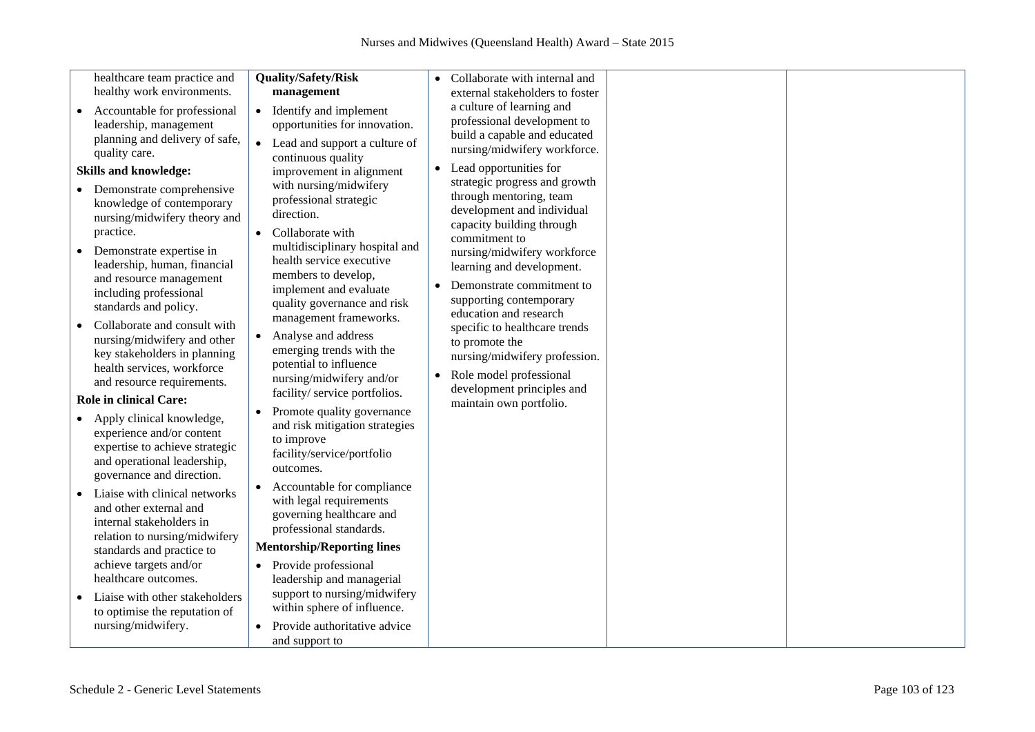| | | | | |
|---|---|---|---|---|
| healthcare team practice and healthy work environments.<br>• Accountable for professional leadership, management planning and delivery of safe, quality care.<br>**Skills and knowledge:**<br>• Demonstrate comprehensive knowledge of contemporary nursing/midwifery theory and practice.<br>• Demonstrate expertise in leadership, human, financial and resource management including professional standards and policy.<br>• Collaborate and consult with nursing/midwifery and other key stakeholders in planning health services, workforce and resource requirements.<br>**Role in clinical Care:**<br>• Apply clinical knowledge, experience and/or content expertise to achieve strategic and operational leadership, governance and direction.<br>• Liaise with clinical networks and other external and internal stakeholders in relation to nursing/midwifery standards and practice to achieve targets and/or healthcare outcomes.<br>• Liaise with other stakeholders to optimise the reputation of nursing/midwifery. | **Quality/Safety/Risk management**<br>• Identify and implement opportunities for innovation.<br>• Lead and support a culture of continuous quality improvement in alignment with nursing/midwifery professional strategic direction.<br>• Collaborate with multidisciplinary hospital and health service executive members to develop, implement and evaluate quality governance and risk management frameworks.<br>• Analyse and address emerging trends with the potential to influence nursing/midwifery and/or facility/ service portfolios.<br>• Promote quality governance and risk mitigation strategies to improve facility/service/portfolio outcomes.<br>• Accountable for compliance with legal requirements governing healthcare and professional standards.<br>**Mentorship/Reporting lines**<br>• Provide professional leadership and managerial support to nursing/midwifery within sphere of influence.<br>• Provide authoritative advice and support to | • Collaborate with internal and external stakeholders to foster a culture of learning and professional development to build a capable and educated nursing/midwifery workforce.<br>• Lead opportunities for strategic progress and growth through mentoring, team development and individual capacity building through commitment to nursing/midwifery workforce learning and development.<br>• Demonstrate commitment to supporting contemporary education and research specific to healthcare trends to promote the nursing/midwifery profession.<br>• Role model professional development principles and maintain own portfolio. | | |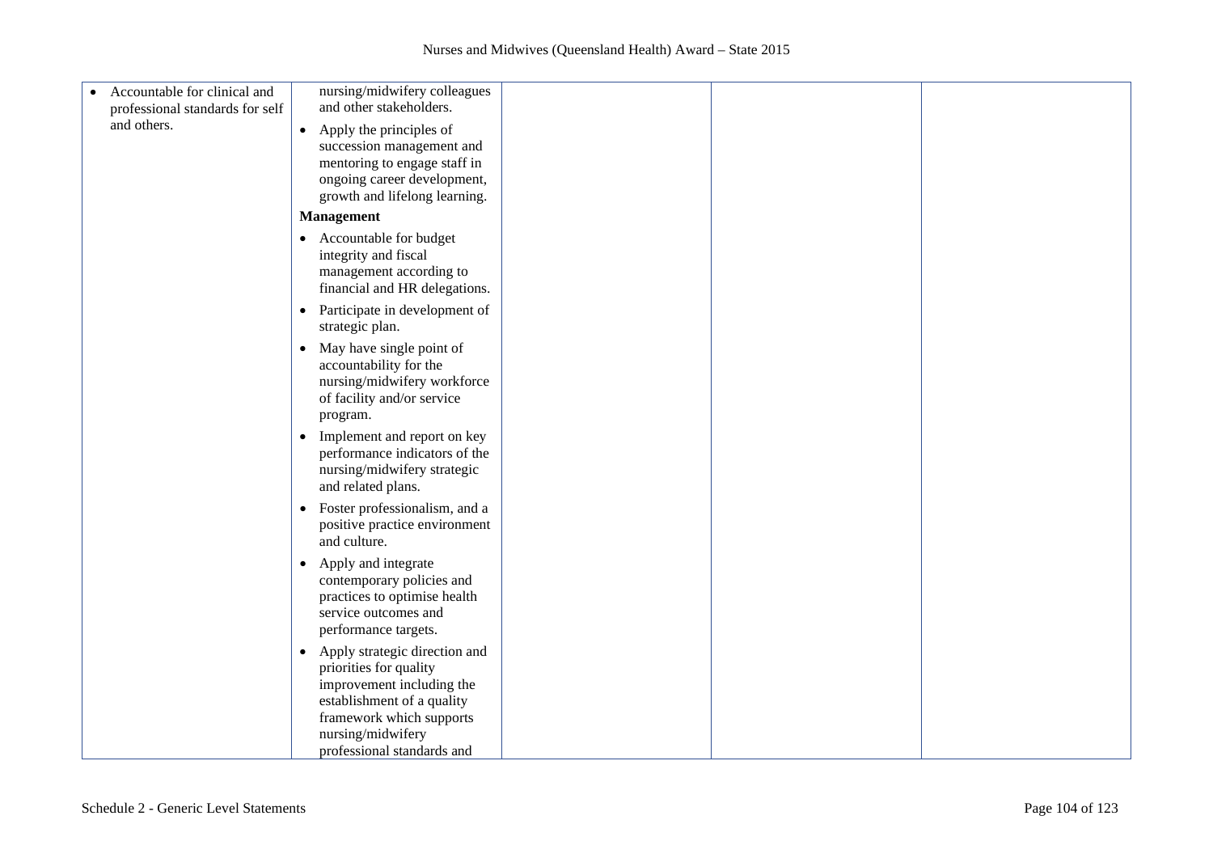| | | | | |
|---|---|---|---|---|
| • Accountable for clinical and professional standards for self and others. | nursing/midwifery colleagues and other stakeholders.<br>• Apply the principles of succession management and mentoring to engage staff in ongoing career development, growth and lifelong learning.<br>**Management**<br>• Accountable for budget integrity and fiscal management according to financial and HR delegations.<br>• Participate in development of strategic plan.<br>• May have single point of accountability for the nursing/midwifery workforce of facility and/or service program.<br>• Implement and report on key performance indicators of the nursing/midwifery strategic and related plans.<br>• Foster professionalism, and a positive practice environment and culture.<br>• Apply and integrate contemporary policies and practices to optimise health service outcomes and performance targets.<br>• Apply strategic direction and priorities for quality improvement including the establishment of a quality framework which supports nursing/midwifery professional standards and | | | |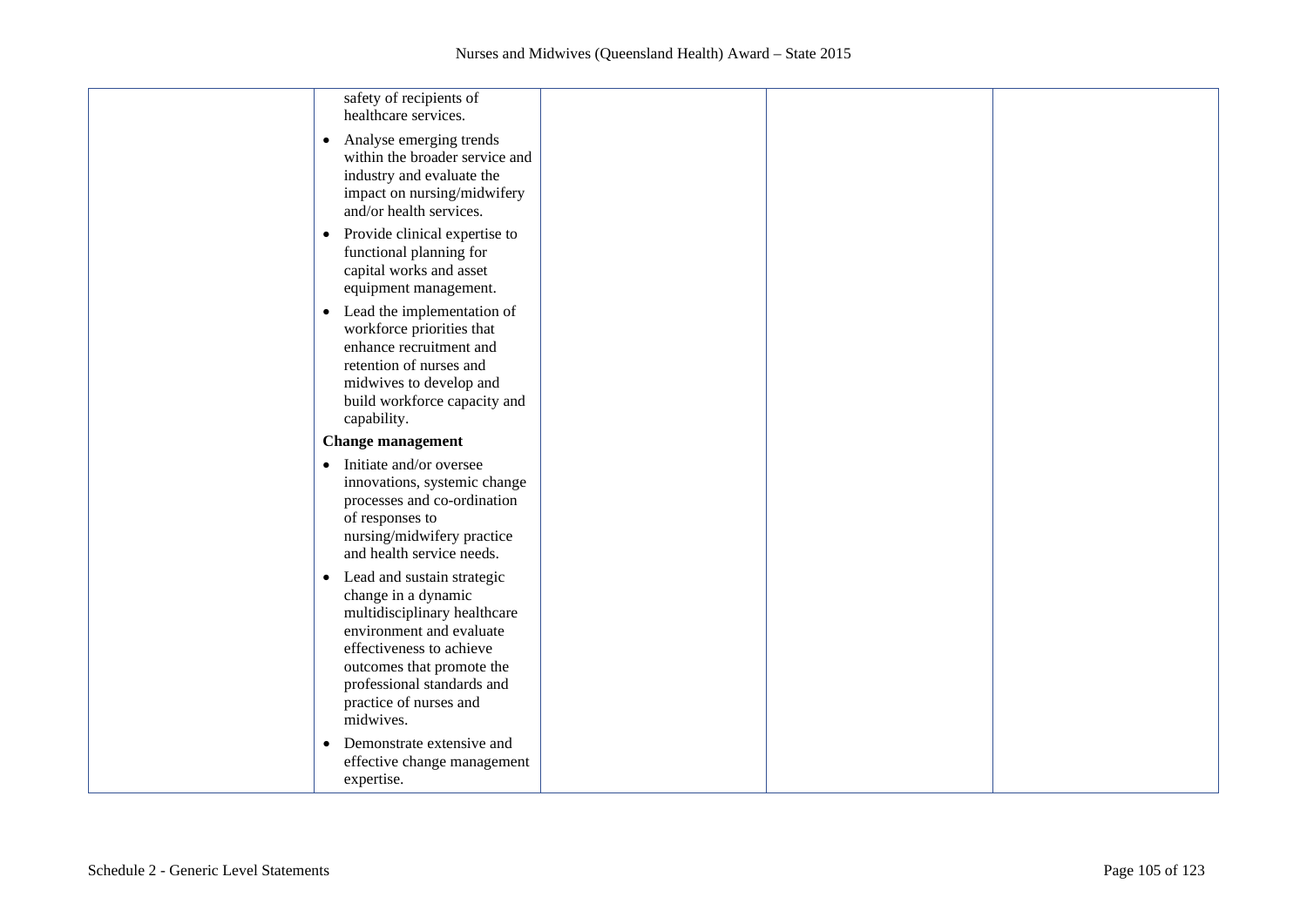|  | safety of recipients of healthcare services.<br>• Analyse emerging trends within the broader service and industry and evaluate the impact on nursing/midwifery and/or health services.<br>• Provide clinical expertise to functional planning for capital works and asset equipment management.<br>• Lead the implementation of workforce priorities that enhance recruitment and retention of nurses and midwives to develop and build workforce capacity and capability.<br>**Change management**<br>• Initiate and/or oversee innovations, systemic change processes and co-ordination of responses to nursing/midwifery practice and health service needs.<br>• Lead and sustain strategic change in a dynamic multidisciplinary healthcare environment and evaluate effectiveness to achieve outcomes that promote the professional standards and practice of nurses and midwives.<br>• Demonstrate extensive and effective change management expertise. |  |  |  |
|---|---|---|---|---|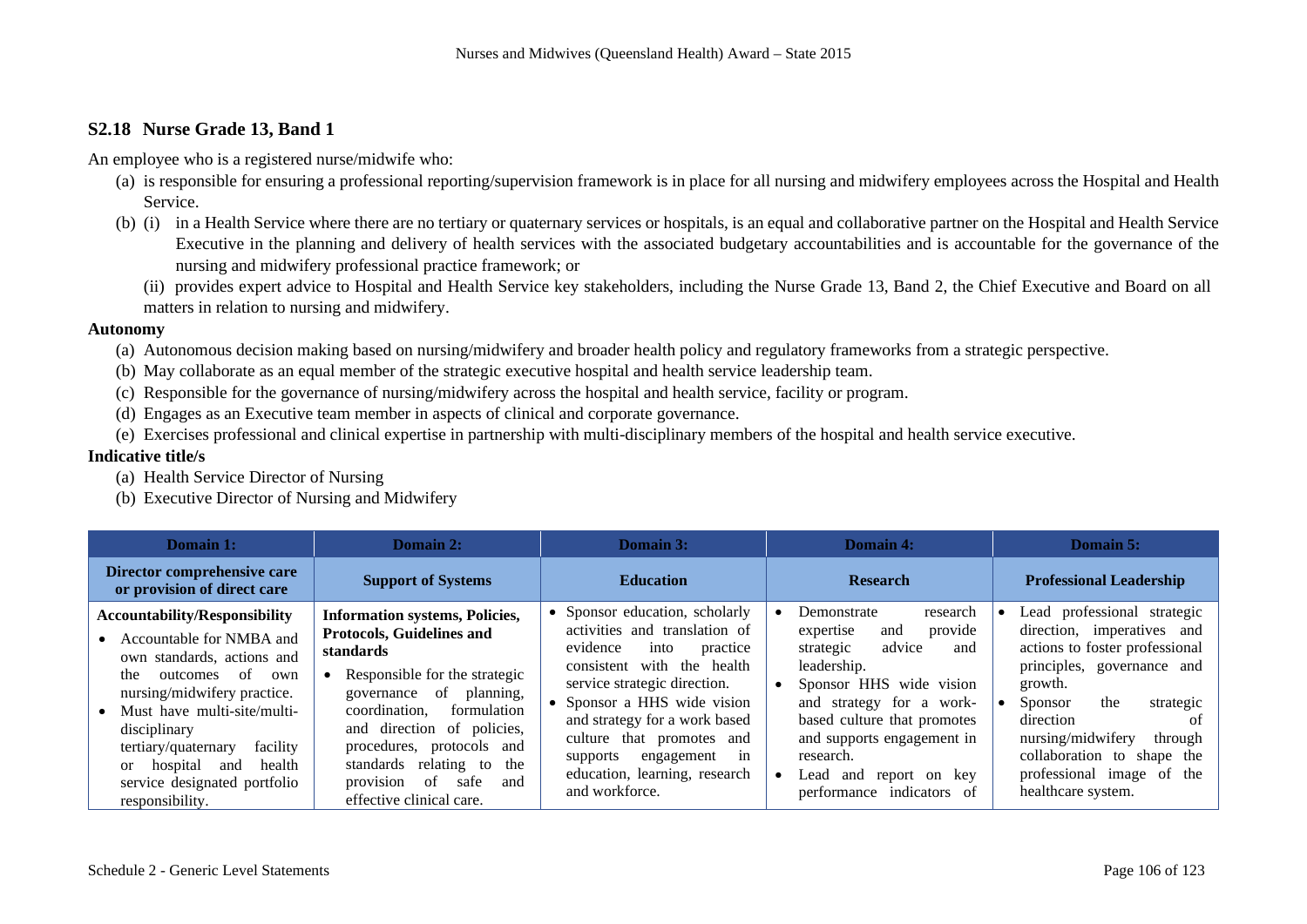## S2.18 Nurse Grade 13, Band 1

An employee who is a registered nurse/midwife who:

(a) is responsible for ensuring a professional reporting/supervision framework is in place for all nursing and midwifery employees across the Hospital and Health Service.

(b) (i) in a Health Service where there are no tertiary or quaternary services or hospitals, is an equal and collaborative partner on the Hospital and Health Service Executive in the planning and delivery of health services with the associated budgetary accountabilities and is accountable for the governance of the nursing and midwifery professional practice framework; or

(ii) provides expert advice to Hospital and Health Service key stakeholders, including the Nurse Grade 13, Band 2, the Chief Executive and Board on all matters in relation to nursing and midwifery.

**Autonomy**

(a) Autonomous decision making based on nursing/midwifery and broader health policy and regulatory frameworks from a strategic perspective.

(b) May collaborate as an equal member of the strategic executive hospital and health service leadership team.

(c) Responsible for the governance of nursing/midwifery across the hospital and health service, facility or program.

(d) Engages as an Executive team member in aspects of clinical and corporate governance.

(e) Exercises professional and clinical expertise in partnership with multi-disciplinary members of the hospital and health service executive.

**Indicative title/s**

(a) Health Service Director of Nursing

(b) Executive Director of Nursing and Midwifery

| Domain 1: | Domain 2: | Domain 3: | Domain 4: | Domain 5: |
|---|---|---|---|---|
| **Director comprehensive care or provision of direct care** | **Support of Systems** | **Education** | **Research** | **Professional Leadership** |
| **Accountability/Responsibility**<br>• Accountable for NMBA and own standards, actions and the outcomes of own nursing/midwifery practice.<br>• Must have multi-site/multi-disciplinary tertiary/quaternary facility or hospital and health service designated portfolio responsibility. | **Information systems, Policies, Protocols, Guidelines and standards**<br>• Responsible for the strategic governance of planning, coordination, formulation and direction of policies, procedures, protocols and standards relating to the provision of safe and effective clinical care. | • Sponsor education, scholarly activities and translation of evidence into practice consistent with the health service strategic direction.<br>• Sponsor a HHS wide vision and strategy for a work based culture that promotes and supports engagement in education, learning, research and workforce. | • Demonstrate research expertise and provide strategic advice and leadership.<br>• Sponsor HHS wide vision and strategy for a work-based culture that promotes and supports engagement in research.<br>• Lead and report on key performance indicators of | • Lead professional strategic direction, imperatives and actions to foster professional principles, governance and growth.<br>• Sponsor the strategic direction of nursing/midwifery through collaboration to shape the professional image of the healthcare system. |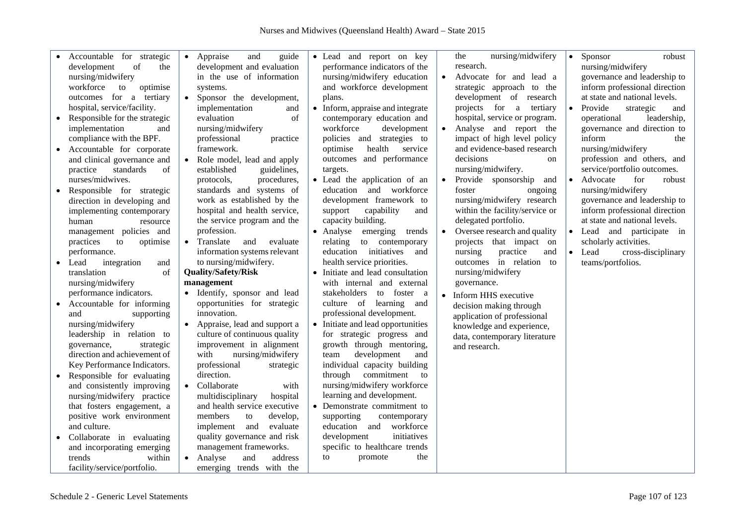| | | | | |
|---|---|---|---|---|
| • Accountable for strategic development of the nursing/midwifery workforce to optimise outcomes for a tertiary hospital, service/facility.<br>• Responsible for the strategic implementation and compliance with the BPF.<br>• Accountable for corporate and clinical governance and practice standards of nurses/midwives.<br>• Responsible for strategic direction in developing and implementing contemporary human resource management policies and practices to optimise performance.<br>• Lead integration and translation of nursing/midwifery performance indicators.<br>• Accountable for informing and supporting nursing/midwifery leadership in relation to governance, strategic direction and achievement of Key Performance Indicators.<br>• Responsible for evaluating and consistently improving nursing/midwifery practice that fosters engagement, a positive work environment and culture.<br>• Collaborate in evaluating and incorporating emerging trends within facility/service/portfolio. | • Appraise and guide development and evaluation in the use of information systems.<br>• Sponsor the development, implementation and evaluation of nursing/midwifery professional practice framework.<br>• Role model, lead and apply established guidelines, protocols, procedures, standards and systems of work as established by the hospital and health service, the service program and the profession.<br>• Translate and evaluate information systems relevant to nursing/midwifery.<br>**Quality/Safety/Risk management**<br>• Identify, sponsor and lead opportunities for strategic innovation.<br>• Appraise, lead and support a culture of continuous quality improvement in alignment with nursing/midwifery professional strategic direction.<br>• Collaborate with multidisciplinary hospital and health service executive members to develop, implement and evaluate quality governance and risk management frameworks.<br>• Analyse and address emerging trends with the | • Lead and report on key performance indicators of the nursing/midwifery education and workforce development plans.<br>• Inform, appraise and integrate contemporary education and workforce development policies and strategies to optimise health service outcomes and performance targets.<br>• Lead the application of an education and workforce development framework to support capability and capacity building.<br>• Analyse emerging trends relating to contemporary education initiatives and health service priorities.<br>• Initiate and lead consultation with internal and external stakeholders to foster a culture of learning and professional development.<br>• Initiate and lead opportunities for strategic progress and growth through mentoring, team development and individual capacity building through commitment to nursing/midwifery workforce learning and development.<br>• Demonstrate commitment to supporting contemporary education and workforce development initiatives specific to healthcare trends to promote the | the nursing/midwifery research.<br>• Advocate for and lead a strategic approach to the development of research projects for a tertiary hospital, service or program.<br>• Analyse and report the impact of high level policy and evidence-based research decisions on nursing/midwifery.<br>• Provide sponsorship and foster ongoing nursing/midwifery research within the facility/service or delegated portfolio.<br>• Oversee research and quality projects that impact on nursing practice and outcomes in relation to nursing/midwifery governance.<br>• Inform HHS executive decision making through application of professional knowledge and experience, data, contemporary literature and research. | • Sponsor robust nursing/midwifery governance and leadership to inform professional direction at state and national levels.<br>• Provide strategic and operational leadership, governance and direction to inform the nursing/midwifery profession and others, and service/portfolio outcomes.<br>• Advocate for robust nursing/midwifery governance and leadership to inform professional direction at state and national levels.<br>• Lead and participate in scholarly activities.<br>• Lead cross-disciplinary teams/portfolios. |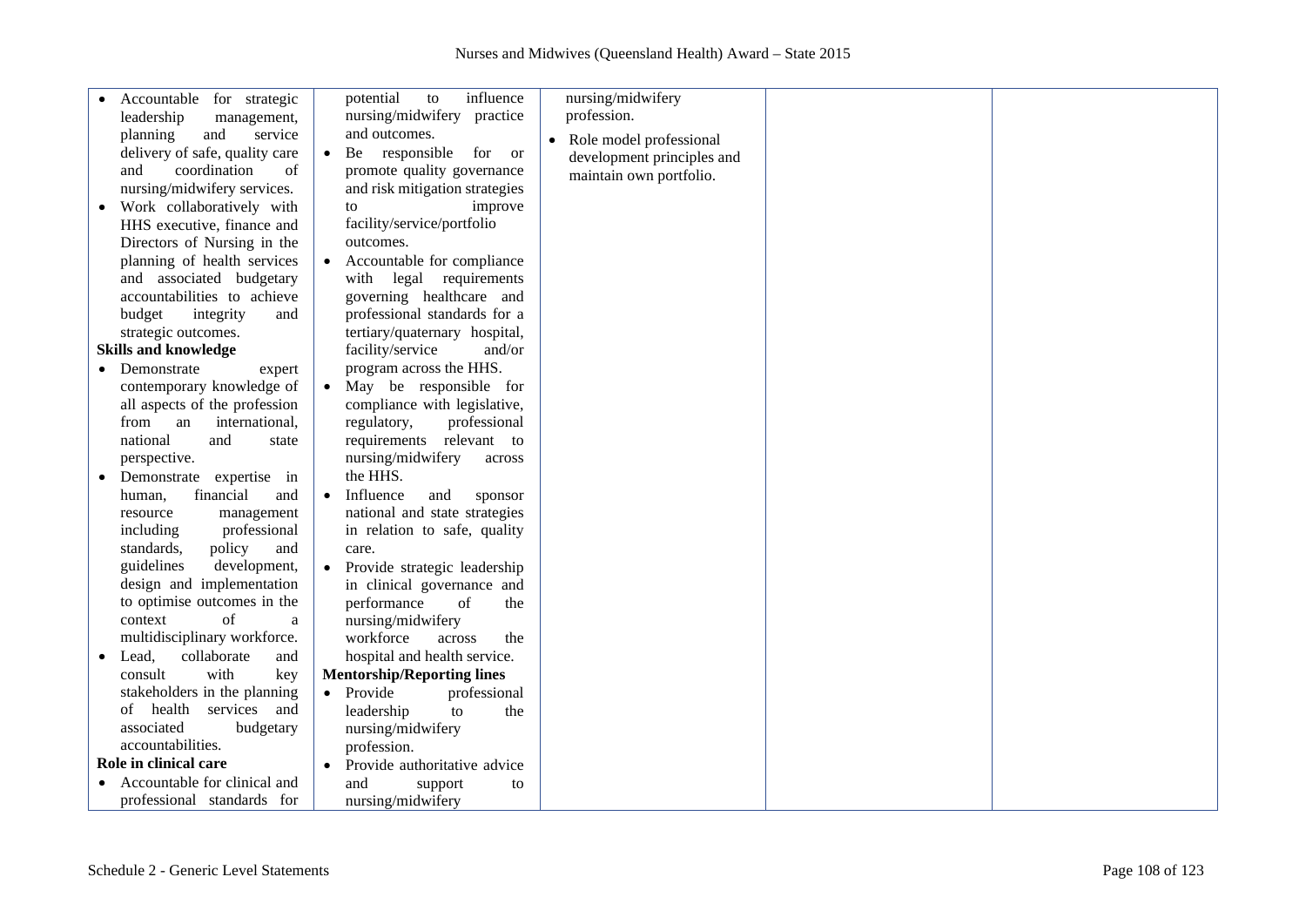| | | | | |
|---|---|---|---|---|
| • Accountable for strategic leadership management, planning and service delivery of safe, quality care and coordination of nursing/midwifery services.<br>• Work collaboratively with HHS executive, finance and Directors of Nursing in the planning of health services and associated budgetary accountabilities to achieve budget integrity and strategic outcomes.<br>**Skills and knowledge**<br>• Demonstrate expert contemporary knowledge of all aspects of the profession from an international, national and state perspective.<br>• Demonstrate expertise in human, financial and resource management including professional standards, policy and guidelines development, design and implementation to optimise outcomes in the context of a multidisciplinary workforce.<br>• Lead, collaborate and consult with key stakeholders in the planning of health services and associated budgetary accountabilities.<br>**Role in clinical care**<br>• Accountable for clinical and professional standards for | potential to influence nursing/midwifery practice and outcomes.<br>• Be responsible for or promote quality governance and risk mitigation strategies to improve facility/service/portfolio outcomes.<br>• Accountable for compliance with legal requirements governing healthcare and professional standards for a tertiary/quaternary hospital, facility/service and/or program across the HHS.<br>• May be responsible for compliance with legislative, regulatory, professional requirements relevant to nursing/midwifery across the HHS.<br>• Influence and sponsor national and state strategies in relation to safe, quality care.<br>• Provide strategic leadership in clinical governance and performance of the nursing/midwifery workforce across the hospital and health service.<br>**Mentorship/Reporting lines**<br>• Provide professional leadership to the nursing/midwifery profession.<br>• Provide authoritative advice and support to nursing/midwifery | nursing/midwifery profession.<br>• Role model professional development principles and maintain own portfolio. | | |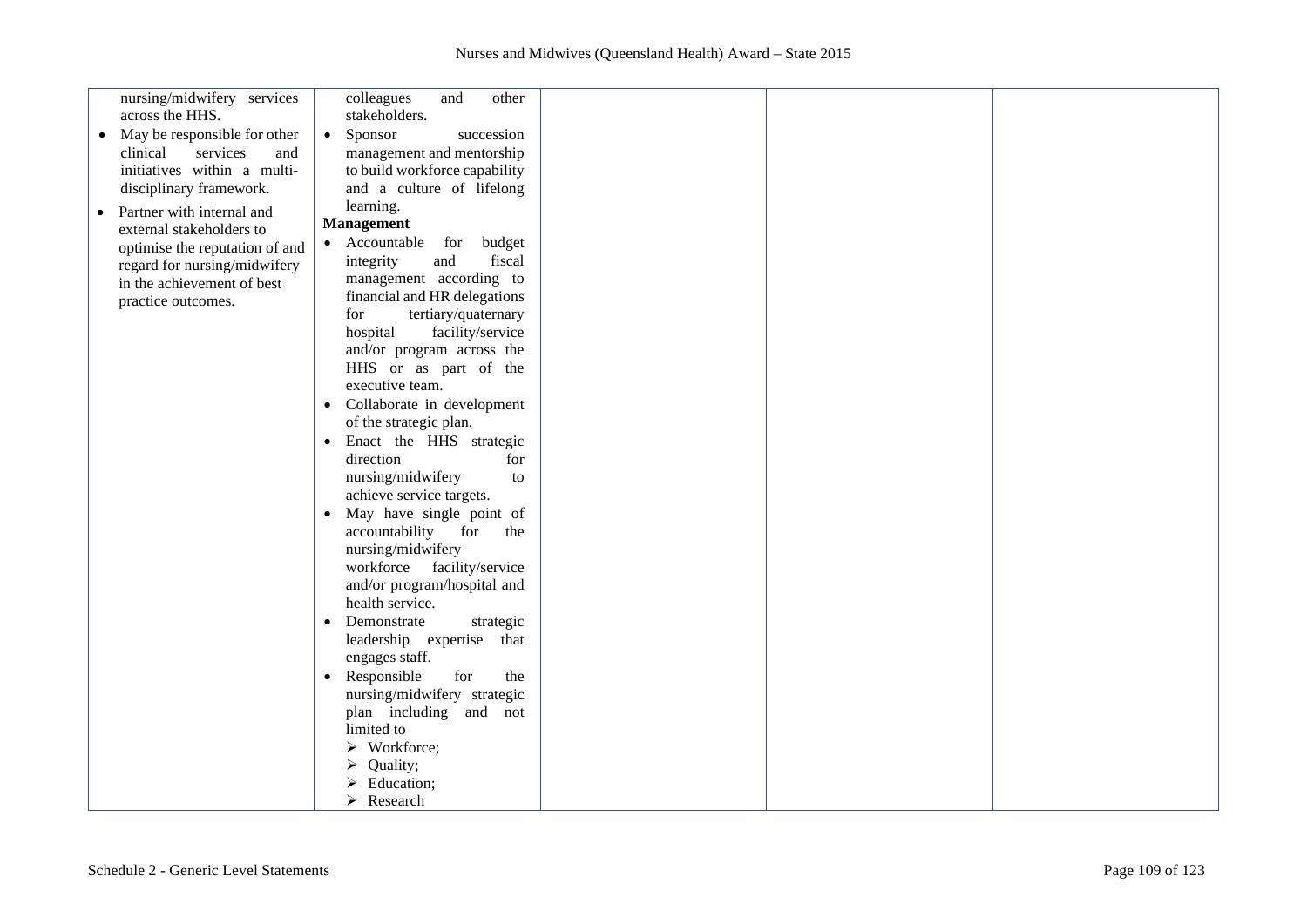| | | | | |
|---|---|---|---|---|
| nursing/midwifery services across the HHS.<br>• May be responsible for other clinical services and initiatives within a multi-disciplinary framework.<br>• Partner with internal and external stakeholders to optimise the reputation of and regard for nursing/midwifery in the achievement of best practice outcomes. | colleagues and other stakeholders.<br>• Sponsor succession management and mentorship to build workforce capability and a culture of lifelong learning.<br>**Management**<br>• Accountable for budget integrity and fiscal management according to financial and HR delegations for tertiary/quaternary hospital facility/service and/or program across the HHS or as part of the executive team.<br>• Collaborate in development of the strategic plan.<br>• Enact the HHS strategic direction for nursing/midwifery to achieve service targets.<br>• May have single point of accountability for the nursing/midwifery workforce facility/service and/or program/hospital and health service.<br>• Demonstrate strategic leadership expertise that engages staff.<br>• Responsible for the nursing/midwifery strategic plan including and not limited to<br>➢ Workforce;<br>➢ Quality;<br>➢ Education;<br>➢ Research | | | |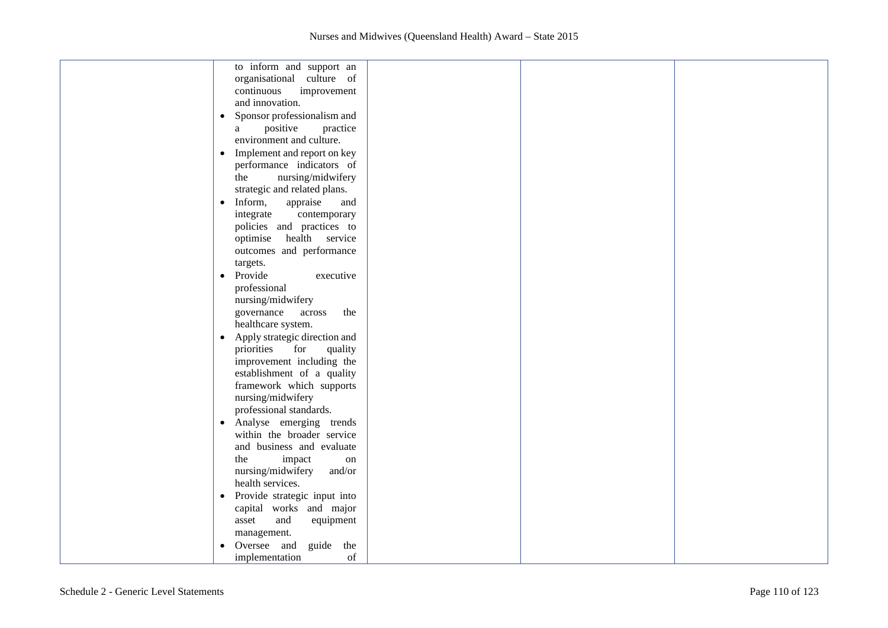|  |  |  |  |  |
|---|---|---|---|---|
|  | to inform and support an organisational culture of continuous improvement and innovation.<br>• Sponsor professionalism and a positive practice environment and culture.<br>• Implement and report on key performance indicators of the nursing/midwifery strategic and related plans.<br>• Inform, appraise and integrate contemporary policies and practices to optimise health service outcomes and performance targets.<br>• Provide executive professional nursing/midwifery governance across the healthcare system.<br>• Apply strategic direction and priorities for quality improvement including the establishment of a quality framework which supports nursing/midwifery professional standards.<br>• Analyse emerging trends within the broader service and business and evaluate the impact on nursing/midwifery and/or health services.<br>• Provide strategic input into capital works and major asset and equipment management.<br>• Oversee and guide the implementation of |  |  |  |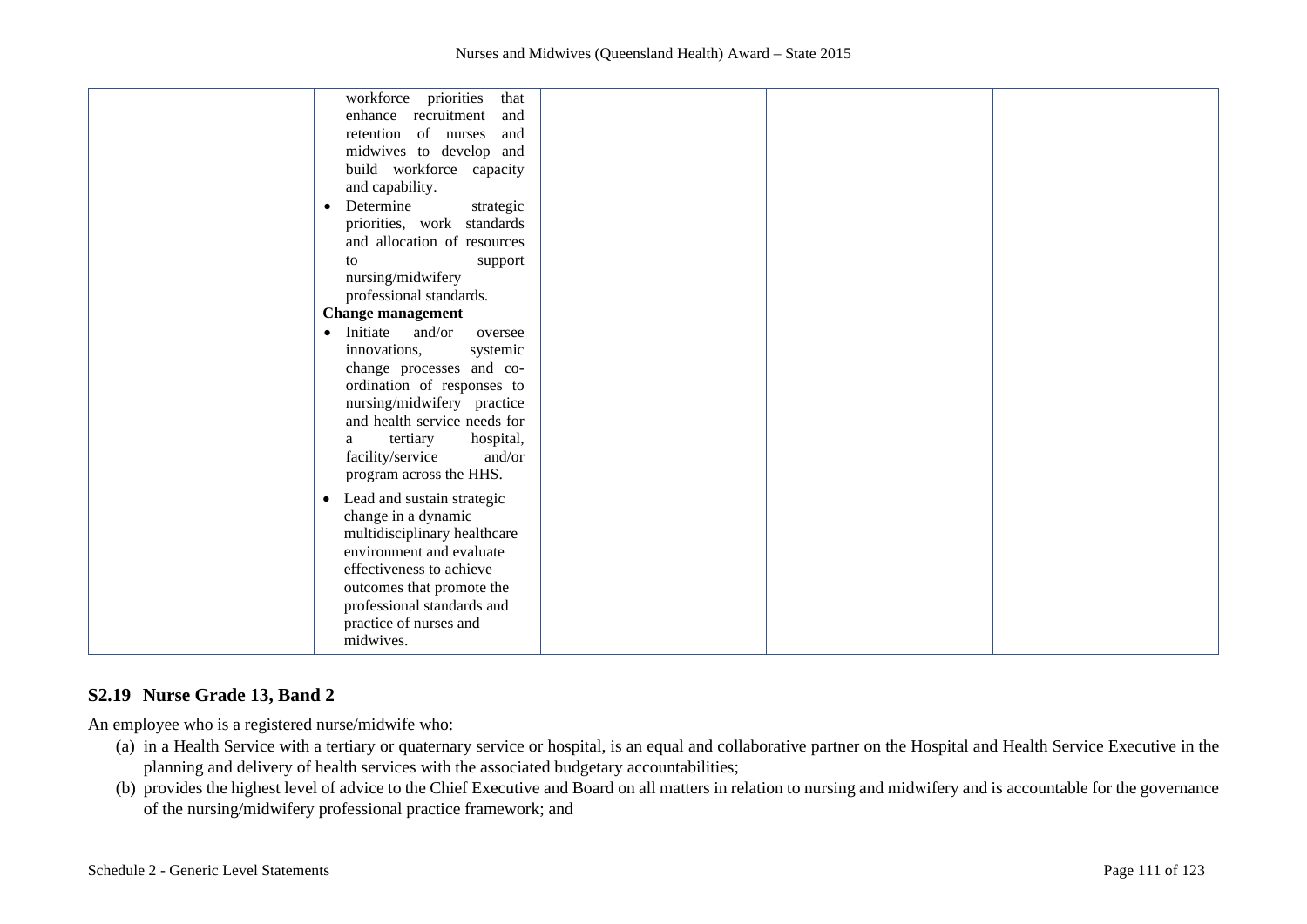| | | | | |
|---|---|---|---|---|
| | workforce priorities that enhance recruitment and retention of nurses and midwives to develop and build workforce capacity and capability.<br>• Determine strategic priorities, work standards and allocation of resources to support nursing/midwifery professional standards.<br>**Change management**<br>• Initiate and/or oversee innovations, systemic change processes and co-ordination of responses to nursing/midwifery practice and health service needs for a tertiary hospital, facility/service and/or program across the HHS.<br>• Lead and sustain strategic change in a dynamic multidisciplinary healthcare environment and evaluate effectiveness to achieve outcomes that promote the professional standards and practice of nurses and midwives. | | | |

### S2.19 Nurse Grade 13, Band 2

An employee who is a registered nurse/midwife who:

(a) in a Health Service with a tertiary or quaternary service or hospital, is an equal and collaborative partner on the Hospital and Health Service Executive in the planning and delivery of health services with the associated budgetary accountabilities;

(b) provides the highest level of advice to the Chief Executive and Board on all matters in relation to nursing and midwifery and is accountable for the governance of the nursing/midwifery professional practice framework; and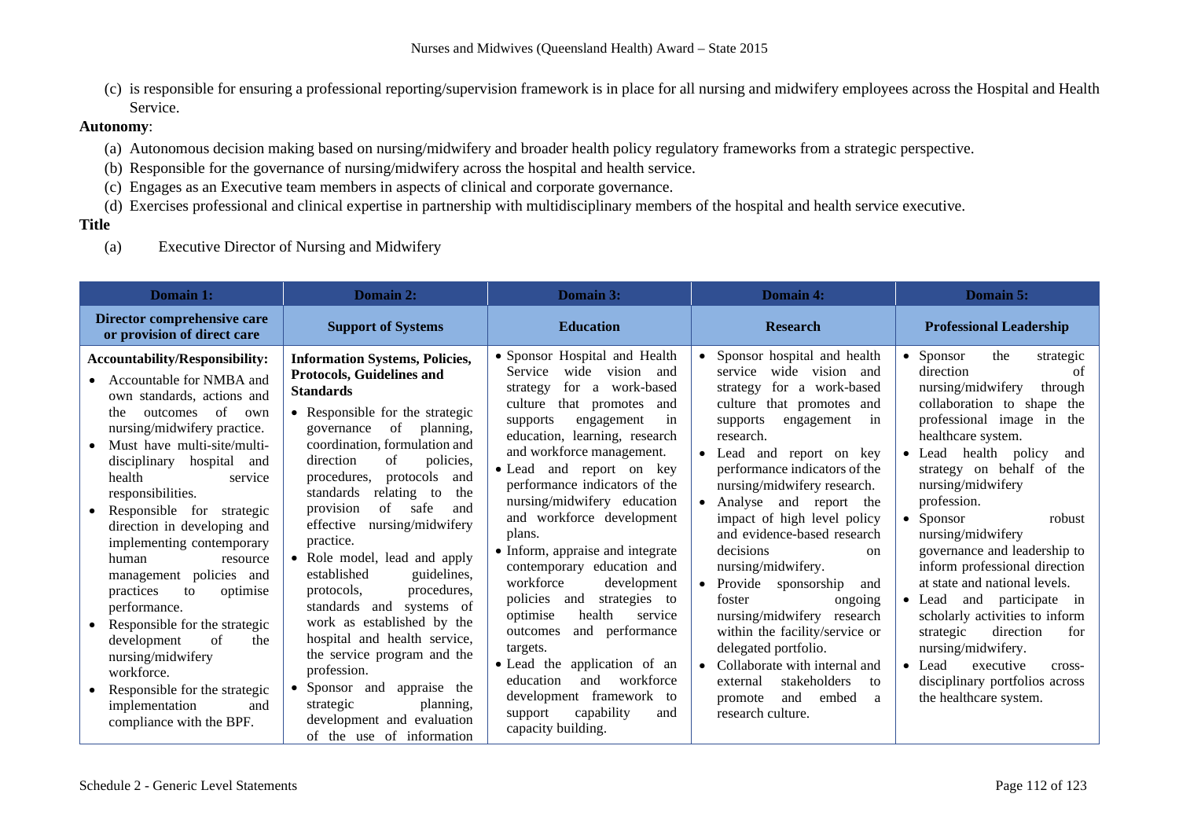(c) is responsible for ensuring a professional reporting/supervision framework is in place for all nursing and midwifery employees across the Hospital and Health Service.

**Autonomy**:

(a) Autonomous decision making based on nursing/midwifery and broader health policy regulatory frameworks from a strategic perspective.

(b) Responsible for the governance of nursing/midwifery across the hospital and health service.

(c) Engages as an Executive team members in aspects of clinical and corporate governance.

(d) Exercises professional and clinical expertise in partnership with multidisciplinary members of the hospital and health service executive.

**Title**

(a) Executive Director of Nursing and Midwifery

| Domain 1: | Domain 2: | Domain 3: | Domain 4: | Domain 5: |
|---|---|---|---|---|
| **Director comprehensive care or provision of direct care** | **Support of Systems** | **Education** | **Research** | **Professional Leadership** |
| **Accountability/Responsibility:**<br>• Accountable for NMBA and own standards, actions and the outcomes of own nursing/midwifery practice.<br>• Must have multi-site/multi-disciplinary hospital and health service responsibilities.<br>• Responsible for strategic direction in developing and implementing contemporary human resource management policies and practices to optimise performance.<br>• Responsible for the strategic development of the nursing/midwifery workforce.<br>• Responsible for the strategic implementation and compliance with the BPF. | **Information Systems, Policies, Protocols, Guidelines and Standards**<br>• Responsible for the strategic governance of planning, coordination, formulation and direction of policies, procedures, protocols and standards relating to the provision of safe and effective nursing/midwifery practice.<br>• Role model, lead and apply established guidelines, protocols, procedures, standards and systems of work as established by the hospital and health service, the service program and the profession.<br>• Sponsor and appraise the strategic planning, development and evaluation of the use of information | • Sponsor Hospital and Health Service wide vision and strategy for a work-based culture that promotes and supports engagement in education, learning, research and workforce management.<br>• Lead and report on key performance indicators of the nursing/midwifery education and workforce development plans.<br>• Inform, appraise and integrate contemporary education and workforce development policies and strategies to optimise health service outcomes and performance targets.<br>• Lead the application of an education and workforce development framework to support capability and capacity building. | • Sponsor hospital and health service wide vision and strategy for a work-based culture that promotes and supports engagement in research.<br>• Lead and report on key performance indicators of the nursing/midwifery research.<br>• Analyse and report the impact of high level policy and evidence-based research decisions on nursing/midwifery.<br>• Provide sponsorship and foster ongoing nursing/midwifery research within the facility/service or delegated portfolio.<br>• Collaborate with internal and external stakeholders to promote and embed a research culture. | • Sponsor the strategic direction of nursing/midwifery through collaboration to shape the professional image in the healthcare system.<br>• Lead health policy and strategy on behalf of the nursing/midwifery profession.<br>• Sponsor robust nursing/midwifery governance and leadership to inform professional direction at state and national levels.<br>• Lead and participate in scholarly activities to inform strategic direction for nursing/midwifery.<br>• Lead executive cross-disciplinary portfolios across the healthcare system. |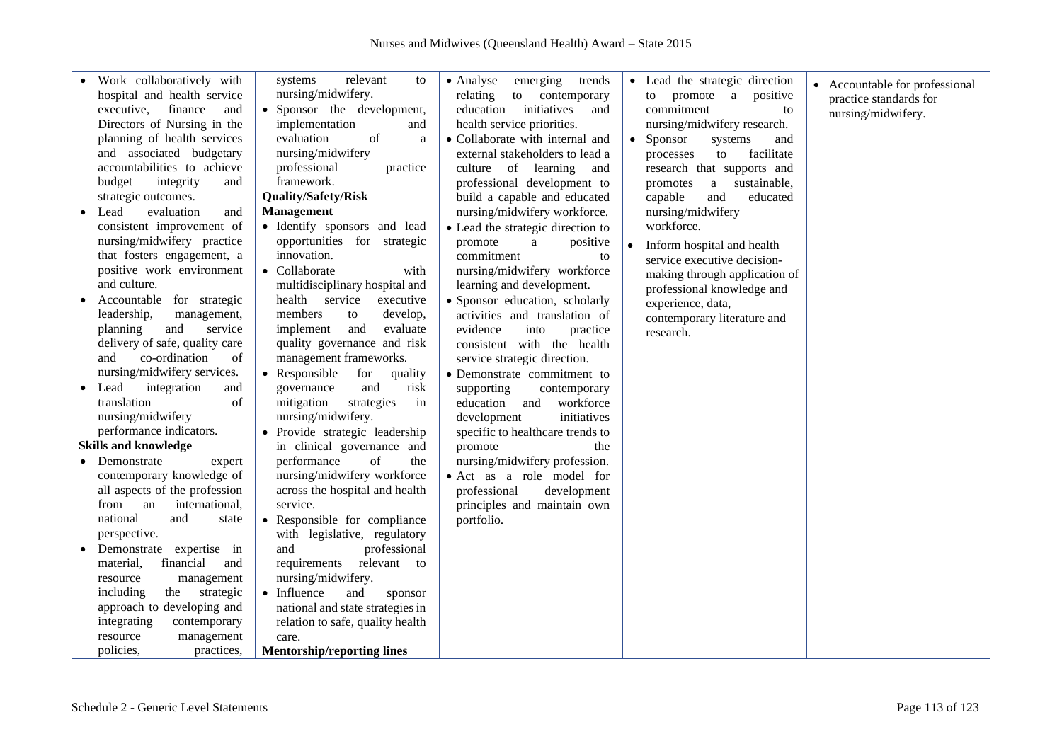| | | | | |
|---|---|---|---|---|
| • Work collaboratively with hospital and health service executive, finance and Directors of Nursing in the planning of health services and associated budgetary accountabilities to achieve budget integrity and strategic outcomes.<br>• Lead evaluation and consistent improvement of nursing/midwifery practice that fosters engagement, a positive work environment and culture.<br>• Accountable for strategic leadership, management, planning and service delivery of safe, quality care and co-ordination of nursing/midwifery services.<br>• Lead integration and translation of nursing/midwifery performance indicators.<br>**Skills and knowledge**<br>• Demonstrate expert contemporary knowledge of all aspects of the profession from an international, national and state perspective.<br>• Demonstrate expertise in material, financial and resource management including the strategic approach to developing and integrating contemporary resource management policies, practices, | systems relevant to nursing/midwifery.<br>• Sponsor the development, implementation and evaluation of a nursing/midwifery professional practice framework.<br>**Quality/Safety/Risk Management**<br>• Identify sponsors and lead opportunities for strategic innovation.<br>• Collaborate with multidisciplinary hospital and health service executive members to develop, implement and evaluate quality governance and risk management frameworks.<br>• Responsible for quality governance and risk mitigation strategies in nursing/midwifery.<br>• Provide strategic leadership in clinical governance and performance of the nursing/midwifery workforce across the hospital and health service.<br>• Responsible for compliance with legislative, regulatory and professional requirements relevant to nursing/midwifery.<br>• Influence and sponsor national and state strategies in relation to safe, quality health care.<br>**Mentorship/reporting lines** | • Analyse emerging trends relating to contemporary education initiatives and health service priorities.<br>• Collaborate with internal and external stakeholders to lead a culture of learning and professional development to build a capable and educated nursing/midwifery workforce.<br>• Lead the strategic direction to promote a positive commitment to nursing/midwifery workforce learning and development.<br>• Sponsor education, scholarly activities and translation of evidence into practice consistent with the health service strategic direction.<br>• Demonstrate commitment to supporting contemporary education and workforce development initiatives specific to healthcare trends to promote the nursing/midwifery profession.<br>• Act as a role model for professional development principles and maintain own portfolio. | • Lead the strategic direction to promote a positive commitment to nursing/midwifery research.<br>• Sponsor systems and processes to facilitate research that supports and promotes a sustainable, capable and educated nursing/midwifery workforce.<br>• Inform hospital and health service executive decision-making through application of professional knowledge and experience, data, contemporary literature and research. | • Accountable for professional practice standards for nursing/midwifery. |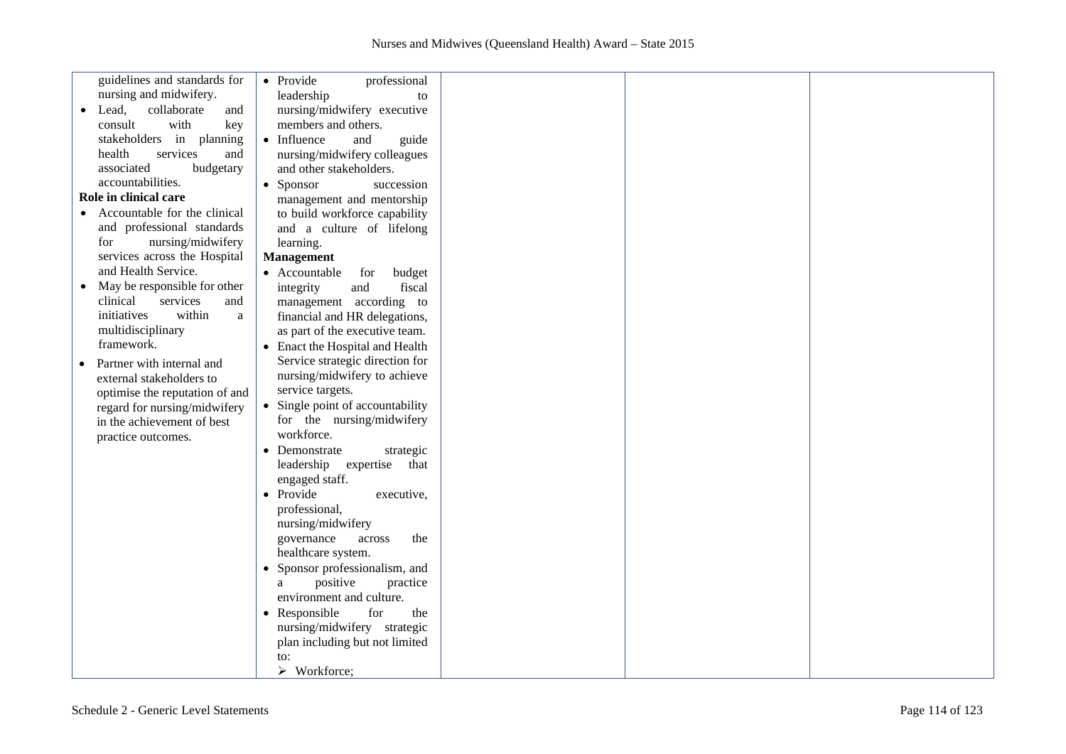| | | | | |
|---|---|---|---|---|
| guidelines and standards for nursing and midwifery.<br>• Lead, collaborate and consult with key stakeholders in planning health services and associated budgetary accountabilities.<br>**Role in clinical care**<br>• Accountable for the clinical and professional standards for nursing/midwifery services across the Hospital and Health Service.<br>• May be responsible for other clinical services and initiatives within a multidisciplinary framework.<br>• Partner with internal and external stakeholders to optimise the reputation of and regard for nursing/midwifery in the achievement of best practice outcomes. | • Provide professional leadership to nursing/midwifery executive members and others.<br>• Influence and guide nursing/midwifery colleagues and other stakeholders.<br>• Sponsor succession management and mentorship to build workforce capability and a culture of lifelong learning.<br>**Management**<br>• Accountable for budget integrity and fiscal management according to financial and HR delegations, as part of the executive team.<br>• Enact the Hospital and Health Service strategic direction for nursing/midwifery to achieve service targets.<br>• Single point of accountability for the nursing/midwifery workforce.<br>• Demonstrate strategic leadership expertise that engaged staff.<br>• Provide executive, professional, nursing/midwifery governance across the healthcare system.<br>• Sponsor professionalism, and a positive practice environment and culture.<br>• Responsible for the nursing/midwifery strategic plan including but not limited to:<br>➢ Workforce; | | | |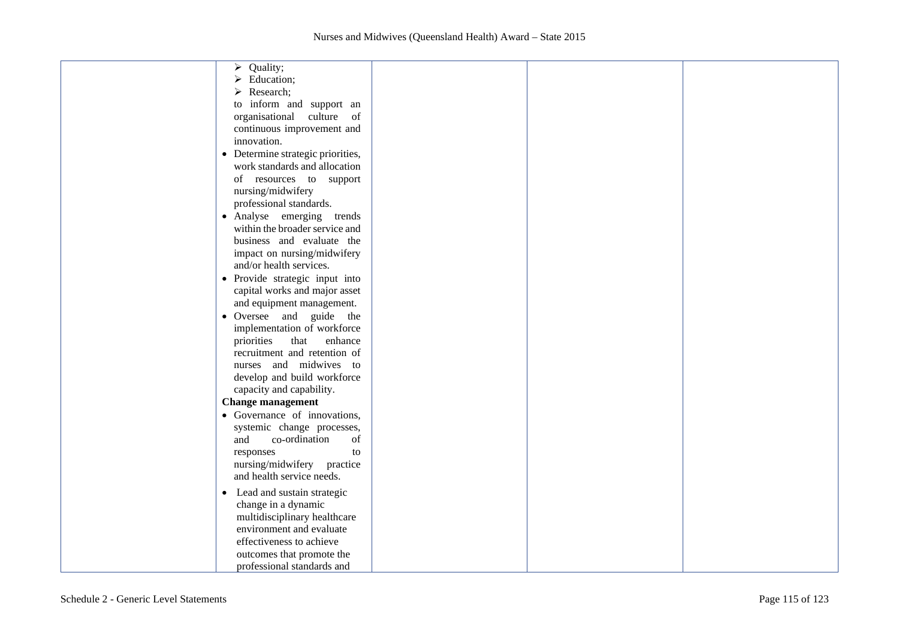| | | | | |
|---|---|---|---|---|
| | ➢ Quality;<br>➢ Education;<br>➢ Research;<br>to inform and support an organisational culture of continuous improvement and innovation.<br>• Determine strategic priorities, work standards and allocation of resources to support nursing/midwifery professional standards.<br>• Analyse emerging trends within the broader service and business and evaluate the impact on nursing/midwifery and/or health services.<br>• Provide strategic input into capital works and major asset and equipment management.<br>• Oversee and guide the implementation of workforce priorities that enhance recruitment and retention of nurses and midwives to develop and build workforce capacity and capability.<br>**Change management**<br>• Governance of innovations, systemic change processes, and co-ordination of responses to nursing/midwifery practice and health service needs.<br>• Lead and sustain strategic change in a dynamic multidisciplinary healthcare environment and evaluate effectiveness to achieve outcomes that promote the professional standards and | | | |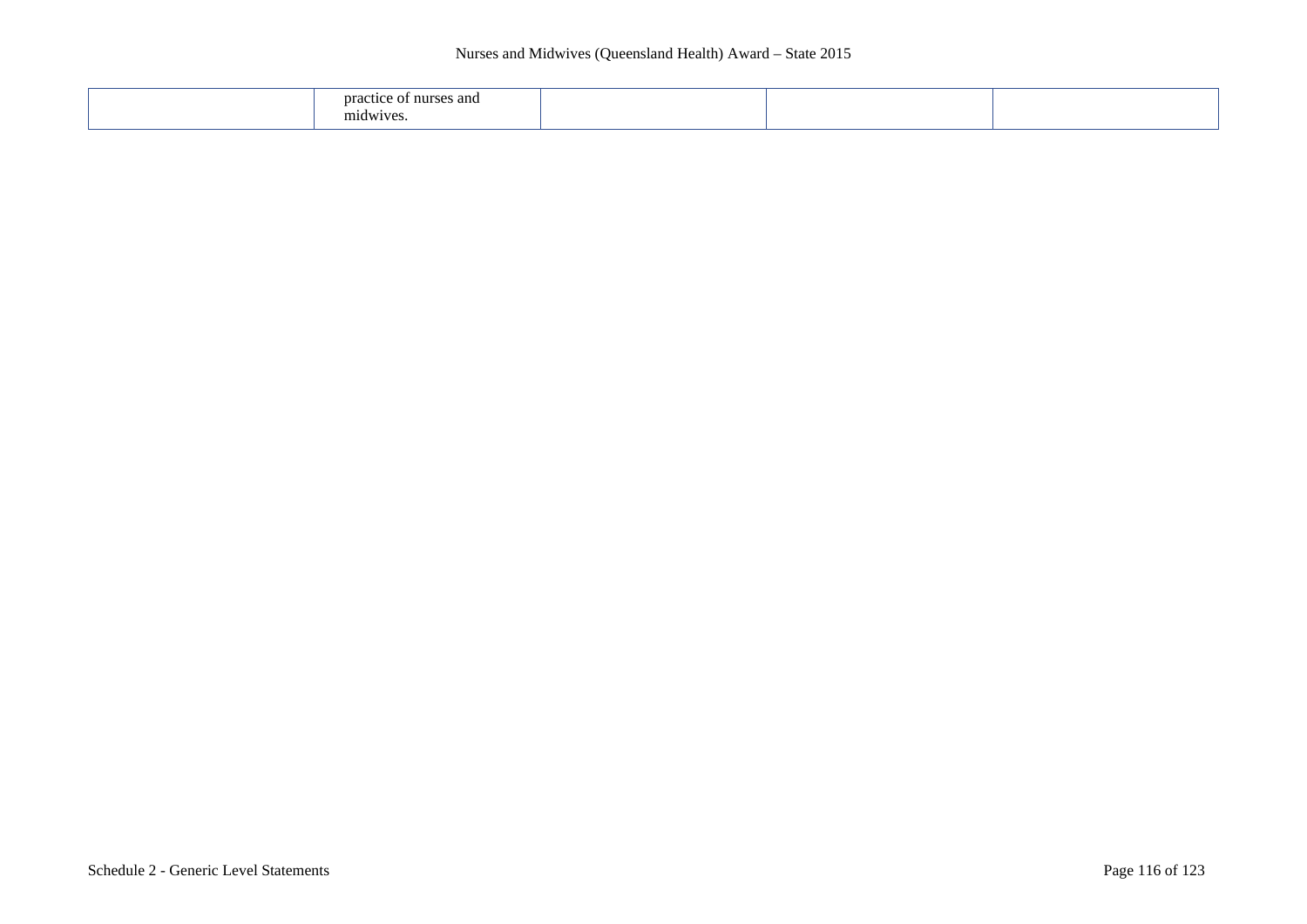|  | practice of nurses and midwives. |  |  |  |
|---|---|---|---|---|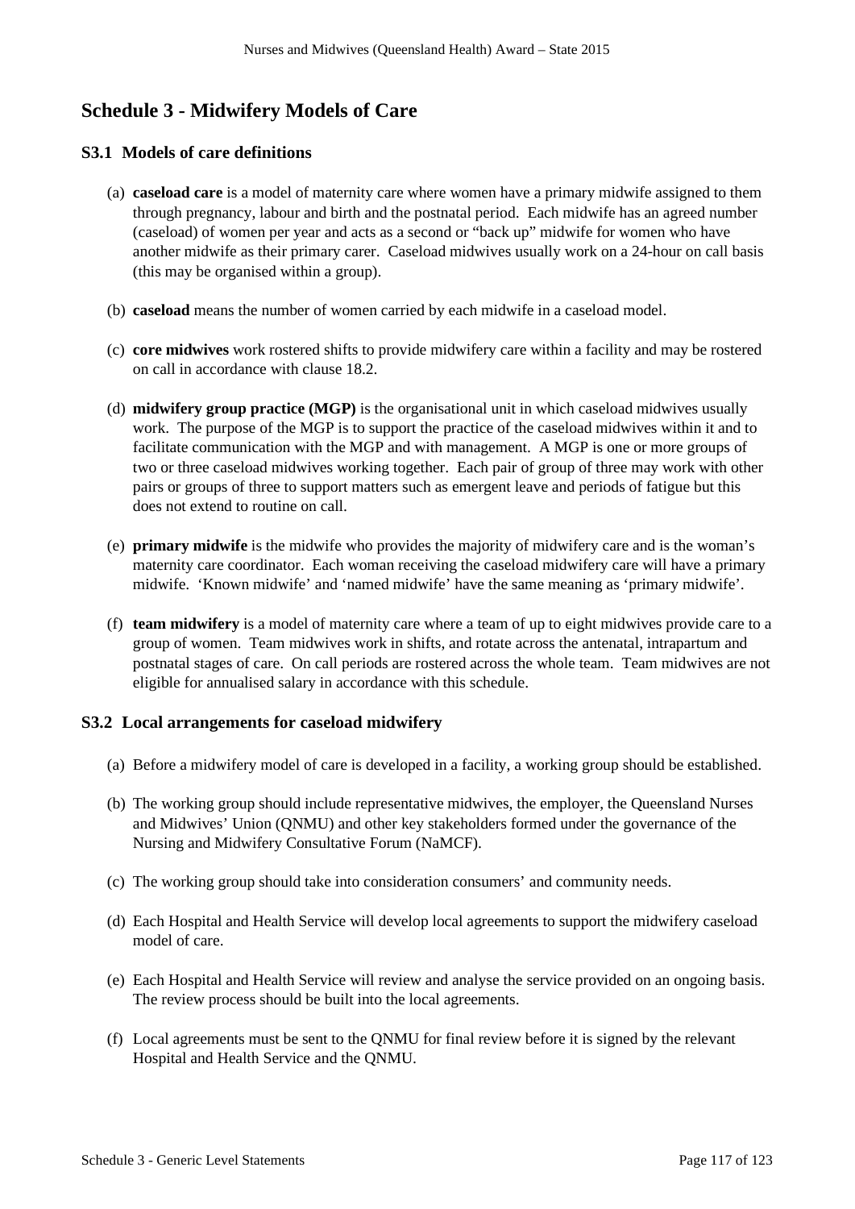## Schedule 3 - Midwifery Models of Care

### S3.1 Models of care definitions

(a) **caseload care** is a model of maternity care where women have a primary midwife assigned to them through pregnancy, labour and birth and the postnatal period. Each midwife has an agreed number (caseload) of women per year and acts as a second or "back up" midwife for women who have another midwife as their primary carer. Caseload midwives usually work on a 24-hour on call basis (this may be organised within a group).

(b) **caseload** means the number of women carried by each midwife in a caseload model.

(c) **core midwives** work rostered shifts to provide midwifery care within a facility and may be rostered on call in accordance with clause 18.2.

(d) **midwifery group practice (MGP)** is the organisational unit in which caseload midwives usually work. The purpose of the MGP is to support the practice of the caseload midwives within it and to facilitate communication with the MGP and with management. A MGP is one or more groups of two or three caseload midwives working together. Each pair of group of three may work with other pairs or groups of three to support matters such as emergent leave and periods of fatigue but this does not extend to routine on call.

(e) **primary midwife** is the midwife who provides the majority of midwifery care and is the woman's maternity care coordinator. Each woman receiving the caseload midwifery care will have a primary midwife. 'Known midwife' and 'named midwife' have the same meaning as 'primary midwife'.

(f) **team midwifery** is a model of maternity care where a team of up to eight midwives provide care to a group of women. Team midwives work in shifts, and rotate across the antenatal, intrapartum and postnatal stages of care. On call periods are rostered across the whole team. Team midwives are not eligible for annualised salary in accordance with this schedule.

### S3.2 Local arrangements for caseload midwifery

(a) Before a midwifery model of care is developed in a facility, a working group should be established.

(b) The working group should include representative midwives, the employer, the Queensland Nurses and Midwives' Union (QNMU) and other key stakeholders formed under the governance of the Nursing and Midwifery Consultative Forum (NaMCF).

(c) The working group should take into consideration consumers' and community needs.

(d) Each Hospital and Health Service will develop local agreements to support the midwifery caseload model of care.

(e) Each Hospital and Health Service will review and analyse the service provided on an ongoing basis. The review process should be built into the local agreements.

(f) Local agreements must be sent to the QNMU for final review before it is signed by the relevant Hospital and Health Service and the QNMU.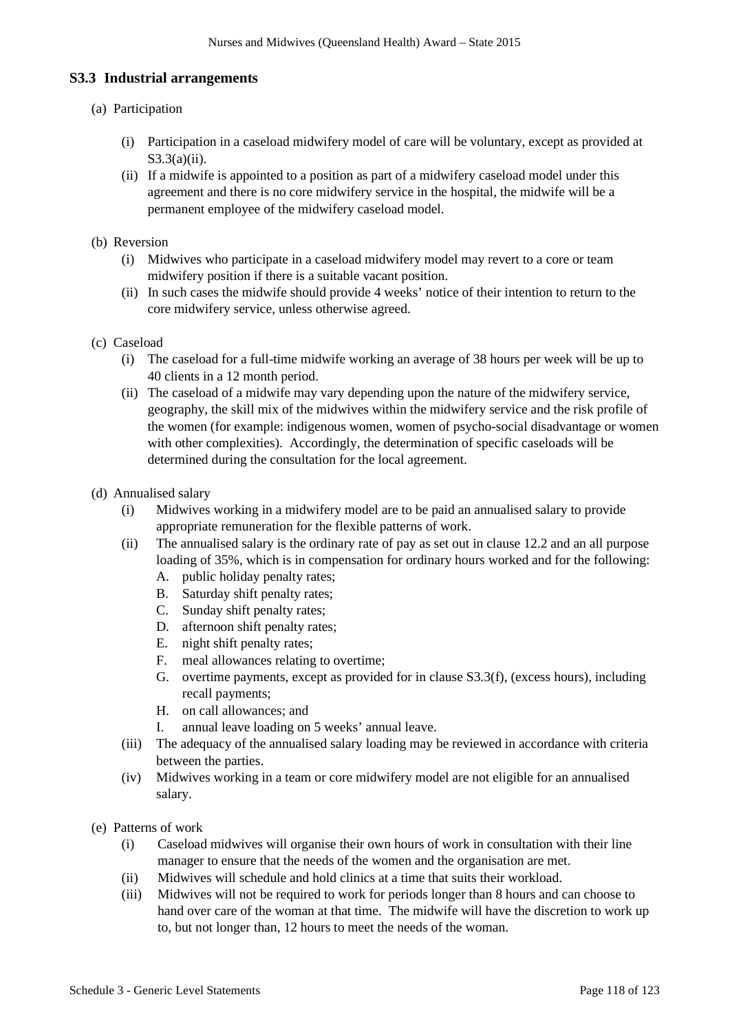### S3.3 Industrial arrangements

(a) Participation

- (i) Participation in a caseload midwifery model of care will be voluntary, except as provided at S3.3(a)(ii).
- (ii) If a midwife is appointed to a position as part of a midwifery caseload model under this agreement and there is no core midwifery service in the hospital, the midwife will be a permanent employee of the midwifery caseload model.

(b) Reversion

- (i) Midwives who participate in a caseload midwifery model may revert to a core or team midwifery position if there is a suitable vacant position.
- (ii) In such cases the midwife should provide 4 weeks' notice of their intention to return to the core midwifery service, unless otherwise agreed.

(c) Caseload

- (i) The caseload for a full-time midwife working an average of 38 hours per week will be up to 40 clients in a 12 month period.
- (ii) The caseload of a midwife may vary depending upon the nature of the midwifery service, geography, the skill mix of the midwives within the midwifery service and the risk profile of the women (for example: indigenous women, women of psycho-social disadvantage or women with other complexities). Accordingly, the determination of specific caseloads will be determined during the consultation for the local agreement.

(d) Annualised salary

- (i) Midwives working in a midwifery model are to be paid an annualised salary to provide appropriate remuneration for the flexible patterns of work.
- (ii) The annualised salary is the ordinary rate of pay as set out in clause 12.2 and an all purpose loading of 35%, which is in compensation for ordinary hours worked and for the following:
  - A. public holiday penalty rates;
  - B. Saturday shift penalty rates;
  - C. Sunday shift penalty rates;
  - D. afternoon shift penalty rates;
  - E. night shift penalty rates;
  - F. meal allowances relating to overtime;
  - G. overtime payments, except as provided for in clause S3.3(f), (excess hours), including recall payments;
  - H. on call allowances; and
  - I. annual leave loading on 5 weeks' annual leave.
- (iii) The adequacy of the annualised salary loading may be reviewed in accordance with criteria between the parties.
- (iv) Midwives working in a team or core midwifery model are not eligible for an annualised salary.

(e) Patterns of work

- (i) Caseload midwives will organise their own hours of work in consultation with their line manager to ensure that the needs of the women and the organisation are met.
- (ii) Midwives will schedule and hold clinics at a time that suits their workload.
- (iii) Midwives will not be required to work for periods longer than 8 hours and can choose to hand over care of the woman at that time. The midwife will have the discretion to work up to, but not longer than, 12 hours to meet the needs of the woman.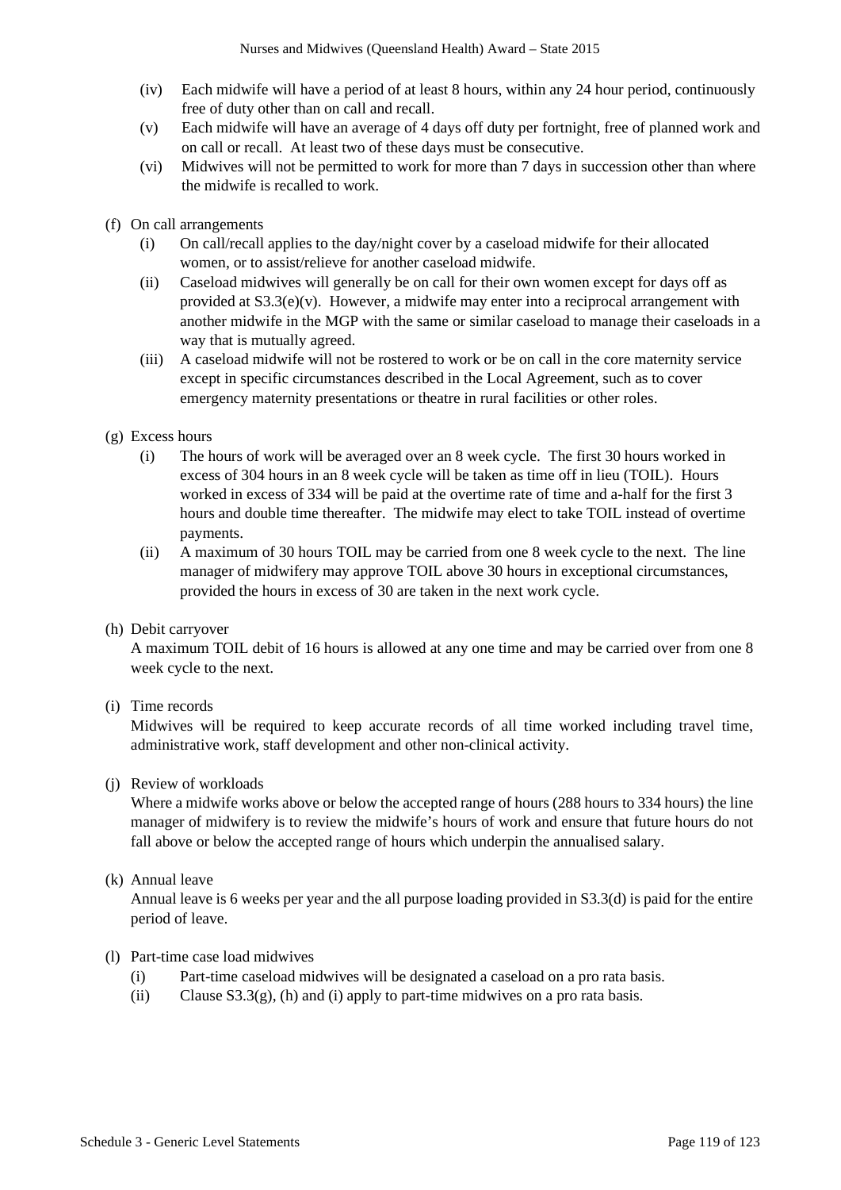(iv) Each midwife will have a period of at least 8 hours, within any 24 hour period, continuously free of duty other than on call and recall.

(v) Each midwife will have an average of 4 days off duty per fortnight, free of planned work and on call or recall. At least two of these days must be consecutive.

(vi) Midwives will not be permitted to work for more than 7 days in succession other than where the midwife is recalled to work.

(f) On call arrangements

(i) On call/recall applies to the day/night cover by a caseload midwife for their allocated women, or to assist/relieve for another caseload midwife.

(ii) Caseload midwives will generally be on call for their own women except for days off as provided at S3.3(e)(v). However, a midwife may enter into a reciprocal arrangement with another midwife in the MGP with the same or similar caseload to manage their caseloads in a way that is mutually agreed.

(iii) A caseload midwife will not be rostered to work or be on call in the core maternity service except in specific circumstances described in the Local Agreement, such as to cover emergency maternity presentations or theatre in rural facilities or other roles.

(g) Excess hours

(i) The hours of work will be averaged over an 8 week cycle. The first 30 hours worked in excess of 304 hours in an 8 week cycle will be taken as time off in lieu (TOIL). Hours worked in excess of 334 will be paid at the overtime rate of time and a-half for the first 3 hours and double time thereafter. The midwife may elect to take TOIL instead of overtime payments.

(ii) A maximum of 30 hours TOIL may be carried from one 8 week cycle to the next. The line manager of midwifery may approve TOIL above 30 hours in exceptional circumstances, provided the hours in excess of 30 are taken in the next work cycle.

(h) Debit carryover

A maximum TOIL debit of 16 hours is allowed at any one time and may be carried over from one 8 week cycle to the next.

(i) Time records

Midwives will be required to keep accurate records of all time worked including travel time, administrative work, staff development and other non-clinical activity.

(j) Review of workloads

Where a midwife works above or below the accepted range of hours (288 hours to 334 hours) the line manager of midwifery is to review the midwife's hours of work and ensure that future hours do not fall above or below the accepted range of hours which underpin the annualised salary.

(k) Annual leave

Annual leave is 6 weeks per year and the all purpose loading provided in S3.3(d) is paid for the entire period of leave.

(l) Part-time case load midwives

(i) Part-time caseload midwives will be designated a caseload on a pro rata basis.

(ii) Clause S3.3(g), (h) and (i) apply to part-time midwives on a pro rata basis.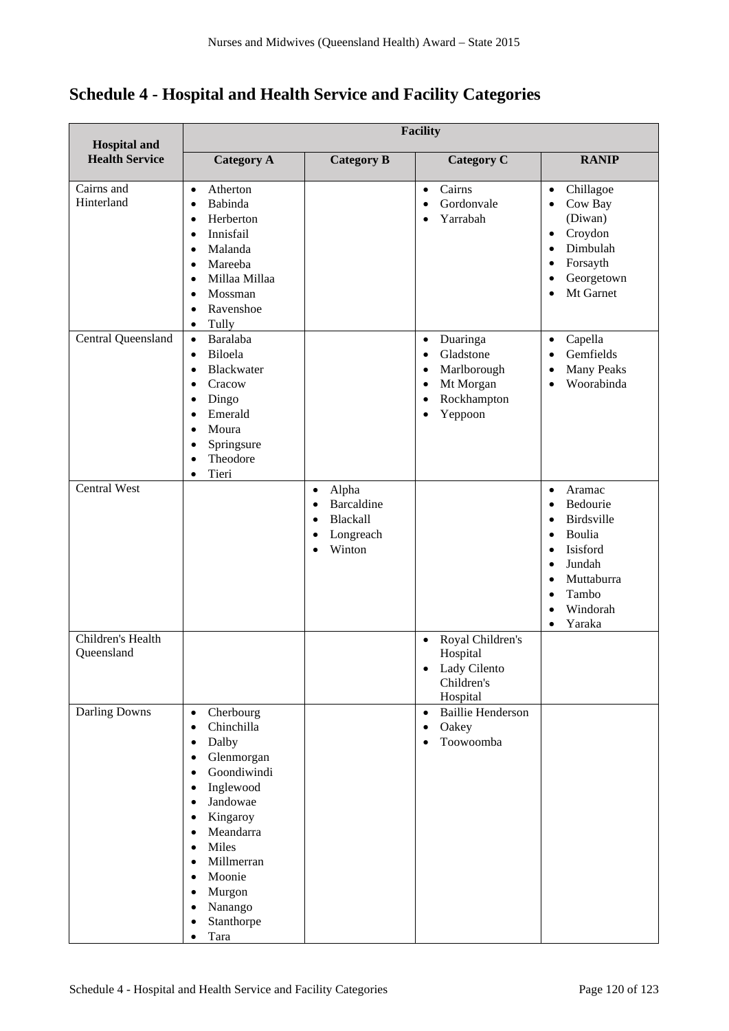## Schedule 4 - Hospital and Health Service and Facility Categories

| Hospital and Health Service | Facility | | | |
|---|---|---|---|---|
| | **Category A** | **Category B** | **Category C** | **RANIP** |
| Cairns and Hinterland | • Atherton<br>• Babinda<br>• Herberton<br>• Innisfail<br>• Malanda<br>• Mareeba<br>• Millaa Millaa<br>• Mossman<br>• Ravenshoe<br>• Tully | | • Cairns<br>• Gordonvale<br>• Yarrabah | • Chillagoe<br>• Cow Bay (Diwan)<br>• Croydon<br>• Dimbulah<br>• Forsayth<br>• Georgetown<br>• Mt Garnet |
| Central Queensland | • Baralaba<br>• Biloela<br>• Blackwater<br>• Cracow<br>• Dingo<br>• Emerald<br>• Moura<br>• Springsure<br>• Theodore<br>• Tieri | | • Duaringa<br>• Gladstone<br>• Marlborough<br>• Mt Morgan<br>• Rockhampton<br>• Yeppoon | • Capella<br>• Gemfields<br>• Many Peaks<br>• Woorabinda |
| Central West | | • Alpha<br>• Barcaldine<br>• Blackall<br>• Longreach<br>• Winton | | • Aramac<br>• Bedourie<br>• Birdsville<br>• Boulia<br>• Isisford<br>• Jundah<br>• Muttaburra<br>• Tambo<br>• Windorah<br>• Yaraka |
| Children's Health Queensland | | | • Royal Children's Hospital<br>• Lady Cilento Children's Hospital | |
| Darling Downs | • Cherbourg<br>• Chinchilla<br>• Dalby<br>• Glenmorgan<br>• Goondiwindi<br>• Inglewood<br>• Jandowae<br>• Kingaroy<br>• Meandarra<br>• Miles<br>• Millmerran<br>• Moonie<br>• Murgon<br>• Nanango<br>• Stanthorpe<br>• Tara | | • Baillie Henderson<br>• Oakey<br>• Toowoomba | |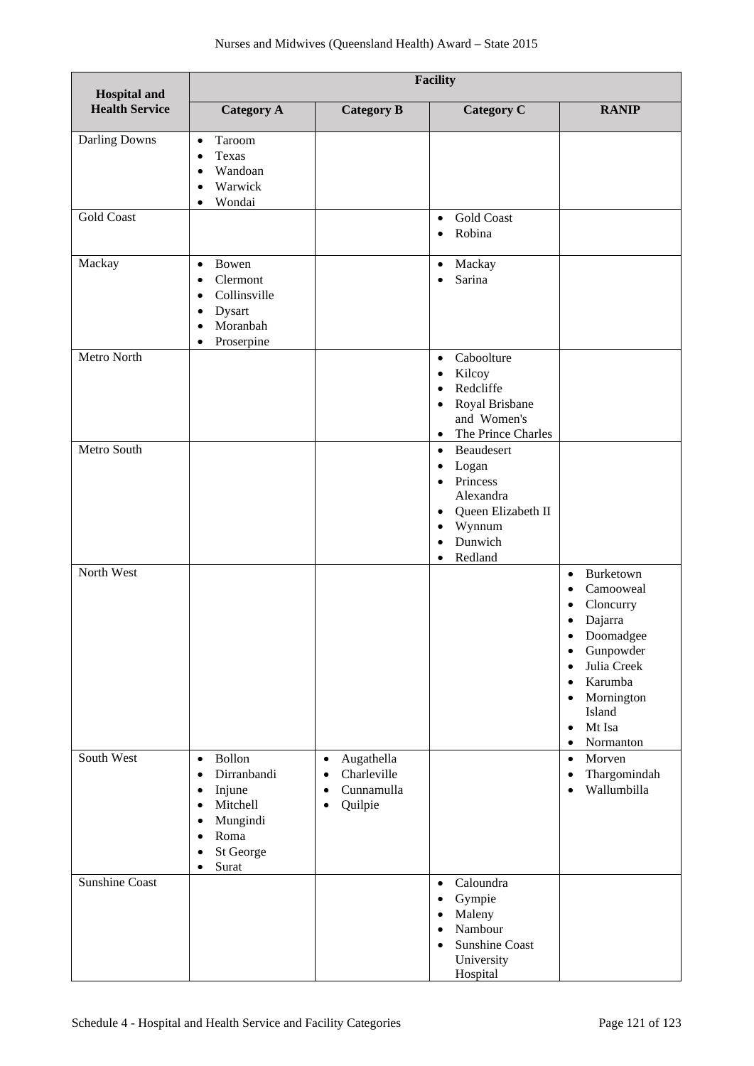| Hospital and Health Service | Facility | | | |
|---|---|---|---|---|
| | Category A | Category B | Category C | RANIP |
| Darling Downs | • Taroom<br>• Texas<br>• Wandoan<br>• Warwick<br>• Wondai | | | |
| Gold Coast | | | • Gold Coast<br>• Robina | |
| Mackay | • Bowen<br>• Clermont<br>• Collinsville<br>• Dysart<br>• Moranbah<br>• Proserpine | | • Mackay<br>• Sarina | |
| Metro North | | | • Caboolture<br>• Kilcoy<br>• Redcliffe<br>• Royal Brisbane and Women's<br>• The Prince Charles | |
| Metro South | | | • Beaudesert<br>• Logan<br>• Princess Alexandra<br>• Queen Elizabeth II<br>• Wynnum<br>• Dunwich<br>• Redland | |
| North West | | | | • Burketown<br>• Camooweal<br>• Cloncurry<br>• Dajarra<br>• Doomadgee<br>• Gunpowder<br>• Julia Creek<br>• Karumba<br>• Mornington Island<br>• Mt Isa<br>• Normanton |
| South West | • Bollon<br>• Dirranbandi<br>• Injune<br>• Mitchell<br>• Mungindi<br>• Roma<br>• St George<br>• Surat | • Augathella<br>• Charleville<br>• Cunnamulla<br>• Quilpie | | • Morven<br>• Thargomindah<br>• Wallumbilla |
| Sunshine Coast | | | • Caloundra<br>• Gympie<br>• Maleny<br>• Nambour<br>• Sunshine Coast University Hospital | |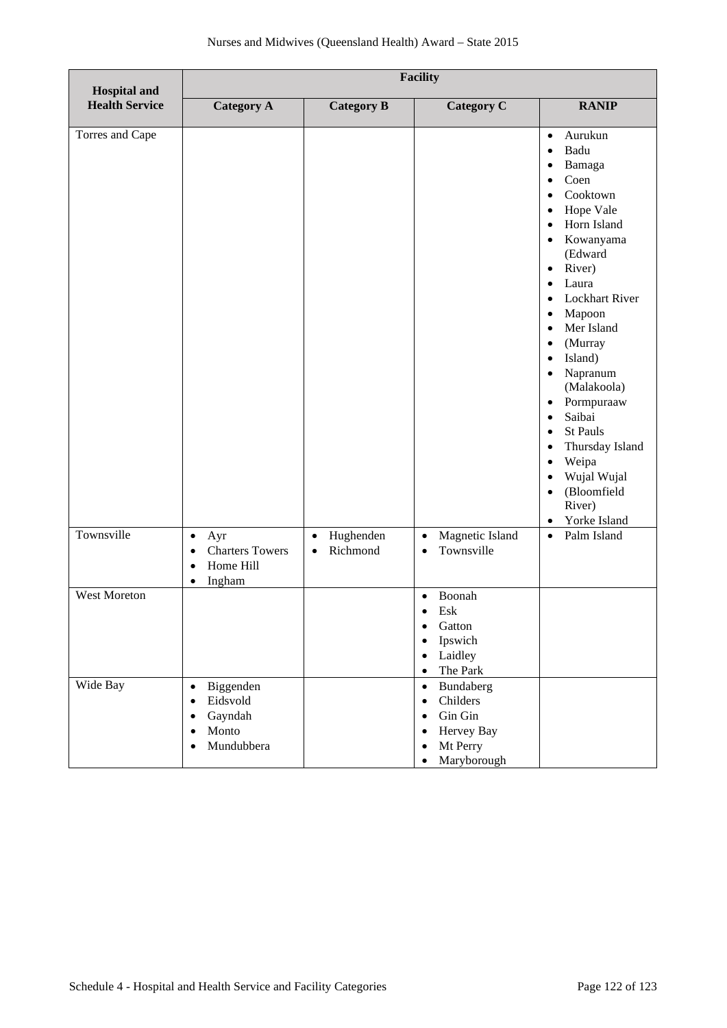| Hospital and Health Service | Facility | | | |
|---|---|---|---|---|
| | Category A | Category B | Category C | RANIP |
| Torres and Cape | | | | • Aurukun<br>• Badu<br>• Bamaga<br>• Coen<br>• Cooktown<br>• Hope Vale<br>• Horn Island<br>• Kowanyama (Edward<br>• River)<br>• Laura<br>• Lockhart River<br>• Mapoon<br>• Mer Island<br>• (Murray<br>• Island)<br>• Napranum (Malakoola)<br>• Pormpuraaw<br>• Saibai<br>• St Pauls<br>• Thursday Island<br>• Weipa<br>• Wujal Wujal<br>• (Bloomfield River)<br>• Yorke Island |
| Townsville | • Ayr<br>• Charters Towers<br>• Home Hill<br>• Ingham | • Hughenden<br>• Richmond | • Magnetic Island<br>• Townsville | • Palm Island |
| West Moreton | | | • Boonah<br>• Esk<br>• Gatton<br>• Ipswich<br>• Laidley<br>• The Park | |
| Wide Bay | • Biggenden<br>• Eidsvold<br>• Gayndah<br>• Monto<br>• Mundubbera | | • Bundaberg<br>• Childers<br>• Gin Gin<br>• Hervey Bay<br>• Mt Perry<br>• Maryborough | |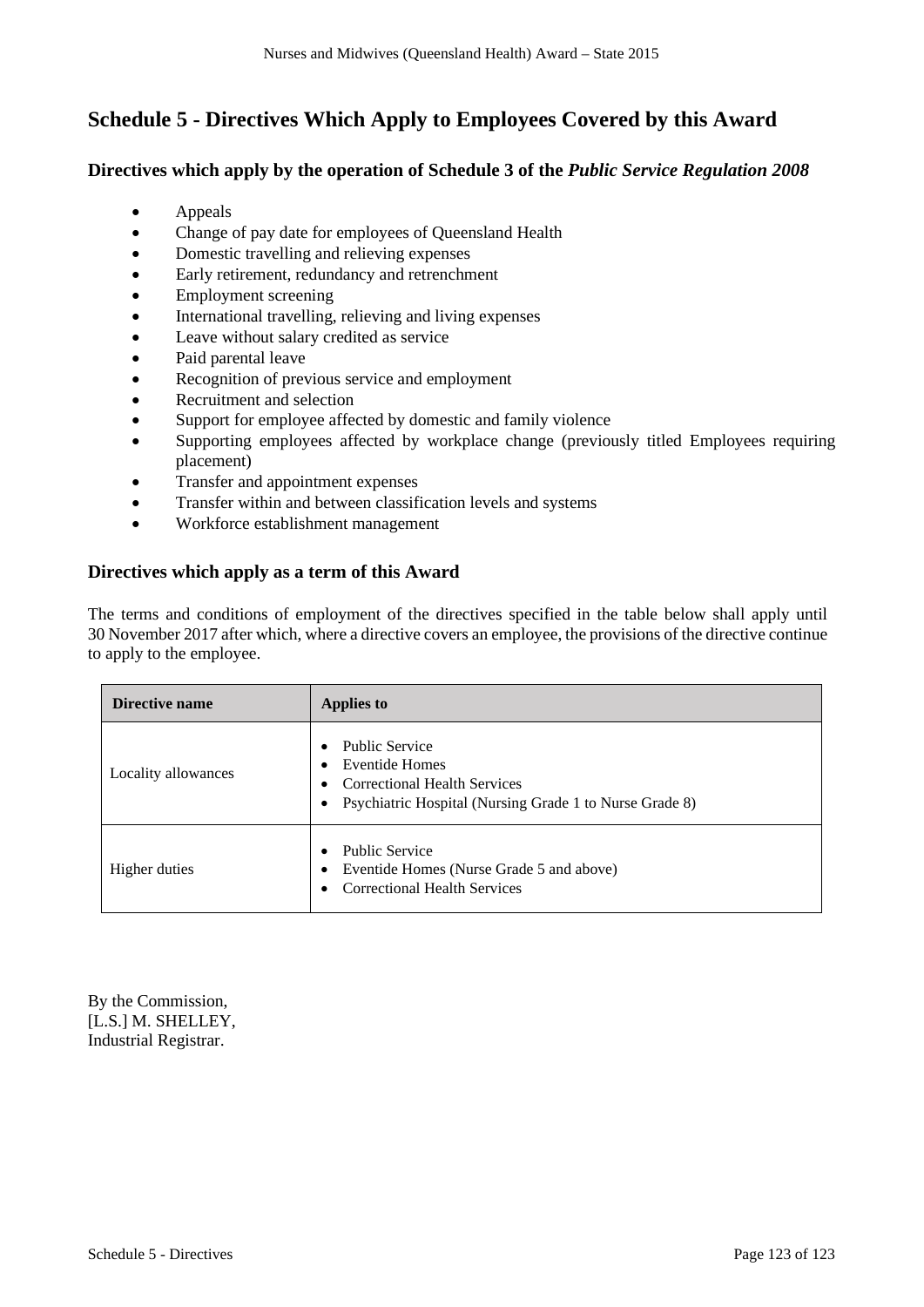## Schedule 5 - Directives Which Apply to Employees Covered by this Award

### Directives which apply by the operation of Schedule 3 of the *Public Service Regulation 2008*

- Appeals
- Change of pay date for employees of Queensland Health
- Domestic travelling and relieving expenses
- Early retirement, redundancy and retrenchment
- Employment screening
- International travelling, relieving and living expenses
- Leave without salary credited as service
- Paid parental leave
- Recognition of previous service and employment
- Recruitment and selection
- Support for employee affected by domestic and family violence
- Supporting employees affected by workplace change (previously titled Employees requiring placement)
- Transfer and appointment expenses
- Transfer within and between classification levels and systems
- Workforce establishment management

### Directives which apply as a term of this Award

The terms and conditions of employment of the directives specified in the table below shall apply until 30 November 2017 after which, where a directive covers an employee, the provisions of the directive continue to apply to the employee.

| Directive name | Applies to |
|---|---|
| Locality allowances | • Public Service<br>• Eventide Homes<br>• Correctional Health Services<br>• Psychiatric Hospital (Nursing Grade 1 to Nurse Grade 8) |
| Higher duties | • Public Service<br>• Eventide Homes (Nurse Grade 5 and above)<br>• Correctional Health Services |

By the Commission,
[L.S.] M. SHELLEY,
Industrial Registrar.